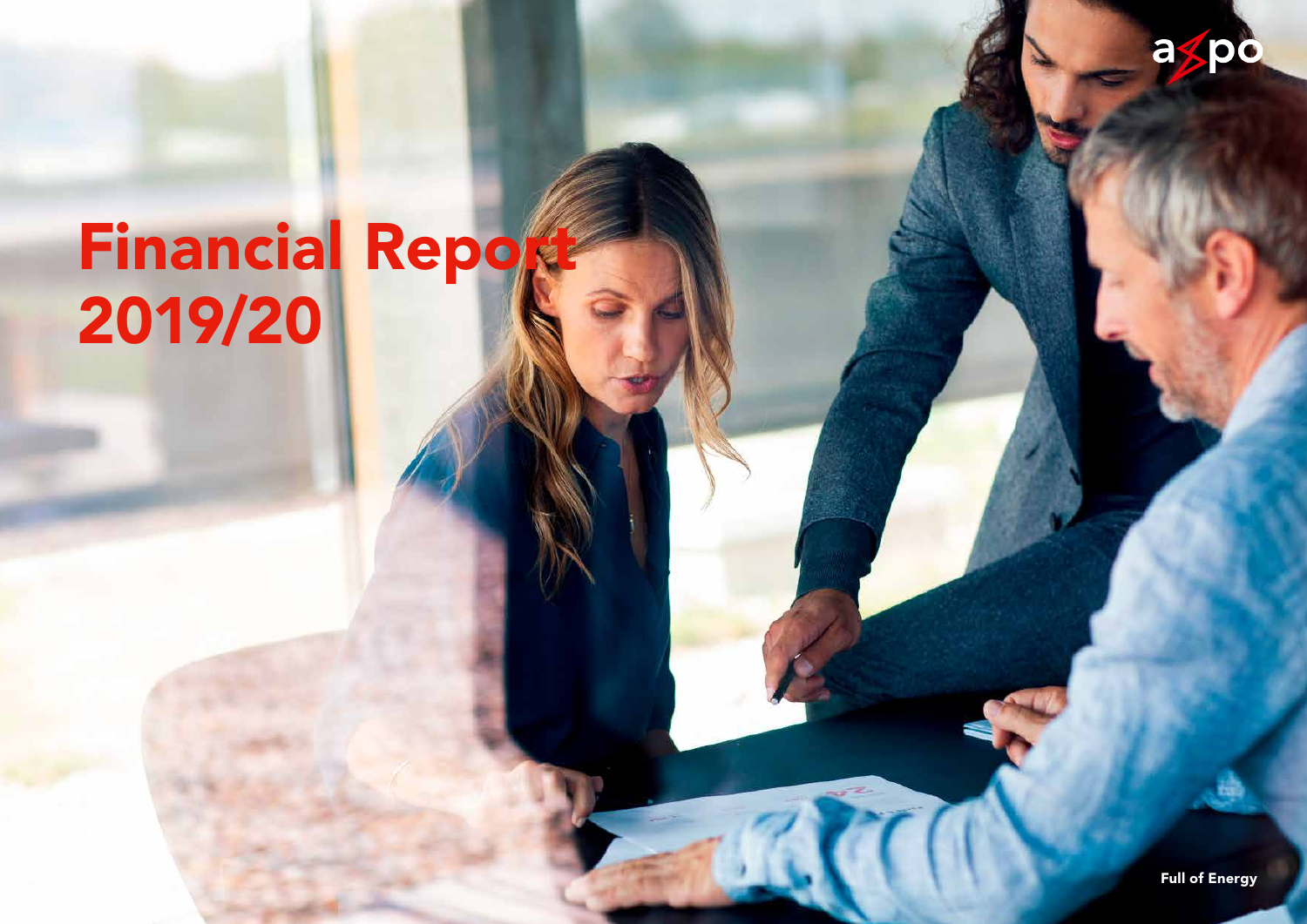axpo

# Financial Report 2019/20

Full of Energy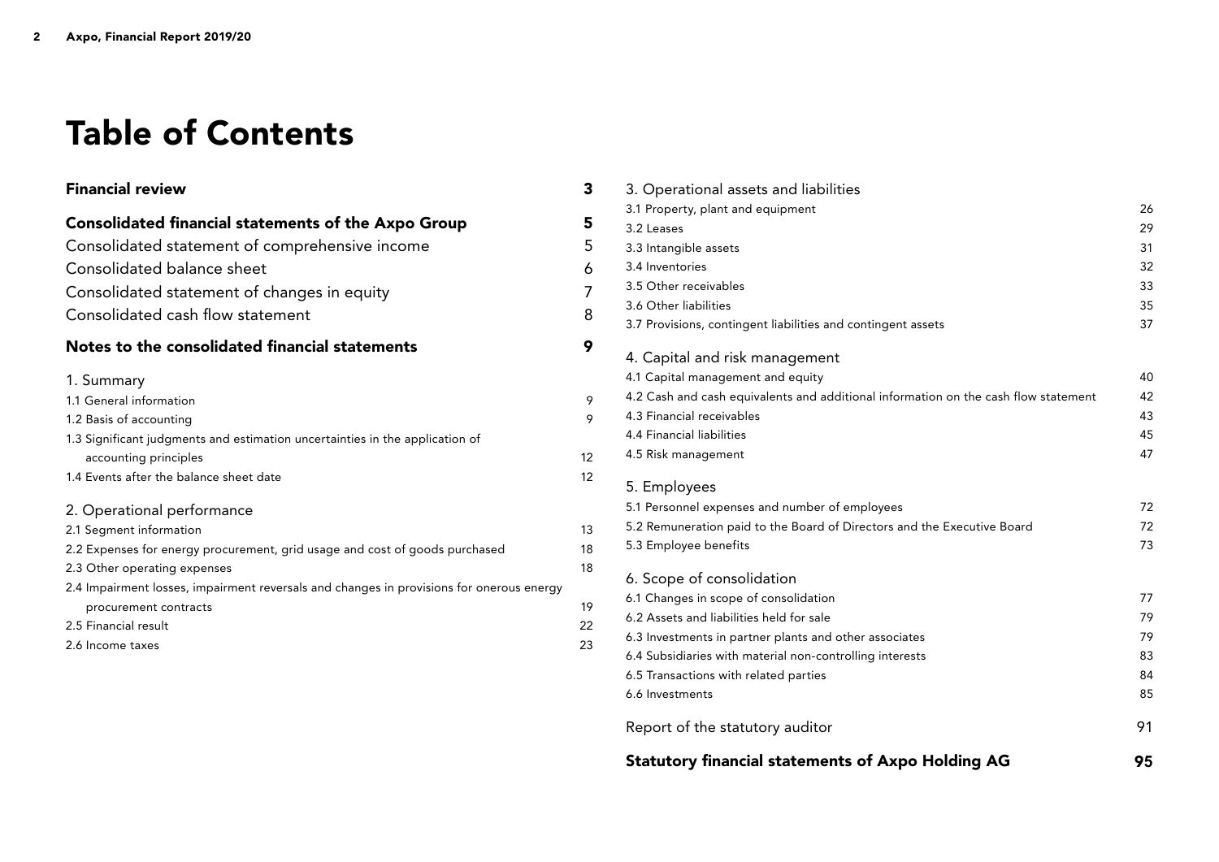# Table of Contents

| | |
|---|---|
| **Financial review** | **3** |
| **Consolidated financial statements of the Axpo Group** | **5** |
| Consolidated statement of comprehensive income | 5 |
| Consolidated balance sheet | 6 |
| Consolidated statement of changes in equity | 7 |
| Consolidated cash flow statement | 8 |
| **Notes to the consolidated financial statements** | **9** |
| 1. Summary | |
| 1.1 General information | 9 |
| 1.2 Basis of accounting | 9 |
| 1.3 Significant judgments and estimation uncertainties in the application of accounting principles | 12 |
| 1.4 Events after the balance sheet date | 12 |
| 2. Operational performance | |
| 2.1 Segment information | 13 |
| 2.2 Expenses for energy procurement, grid usage and cost of goods purchased | 18 |
| 2.3 Other operating expenses | 18 |
| 2.4 Impairment losses, impairment reversals and changes in provisions for onerous energy procurement contracts | 19 |
| 2.5 Financial result | 22 |
| 2.6 Income taxes | 23 |
| 3. Operational assets and liabilities | |
| 3.1 Property, plant and equipment | 26 |
| 3.2 Leases | 29 |
| 3.3 Intangible assets | 31 |
| 3.4 Inventories | 32 |
| 3.5 Other receivables | 33 |
| 3.6 Other liabilities | 35 |
| 3.7 Provisions, contingent liabilities and contingent assets | 37 |
| 4. Capital and risk management | |
| 4.1 Capital management and equity | 40 |
| 4.2 Cash and cash equivalents and additional information on the cash flow statement | 42 |
| 4.3 Financial receivables | 43 |
| 4.4 Financial liabilities | 45 |
| 4.5 Risk management | 47 |
| 5. Employees | |
| 5.1 Personnel expenses and number of employees | 72 |
| 5.2 Remuneration paid to the Board of Directors and the Executive Board | 72 |
| 5.3 Employee benefits | 73 |
| 6. Scope of consolidation | |
| 6.1 Changes in scope of consolidation | 77 |
| 6.2 Assets and liabilities held for sale | 79 |
| 6.3 Investments in partner plants and other associates | 79 |
| 6.4 Subsidiaries with material non-controlling interests | 83 |
| 6.5 Transactions with related parties | 84 |
| 6.6 Investments | 85 |
| Report of the statutory auditor | 91 |
| **Statutory financial statements of Axpo Holding AG** | **95** |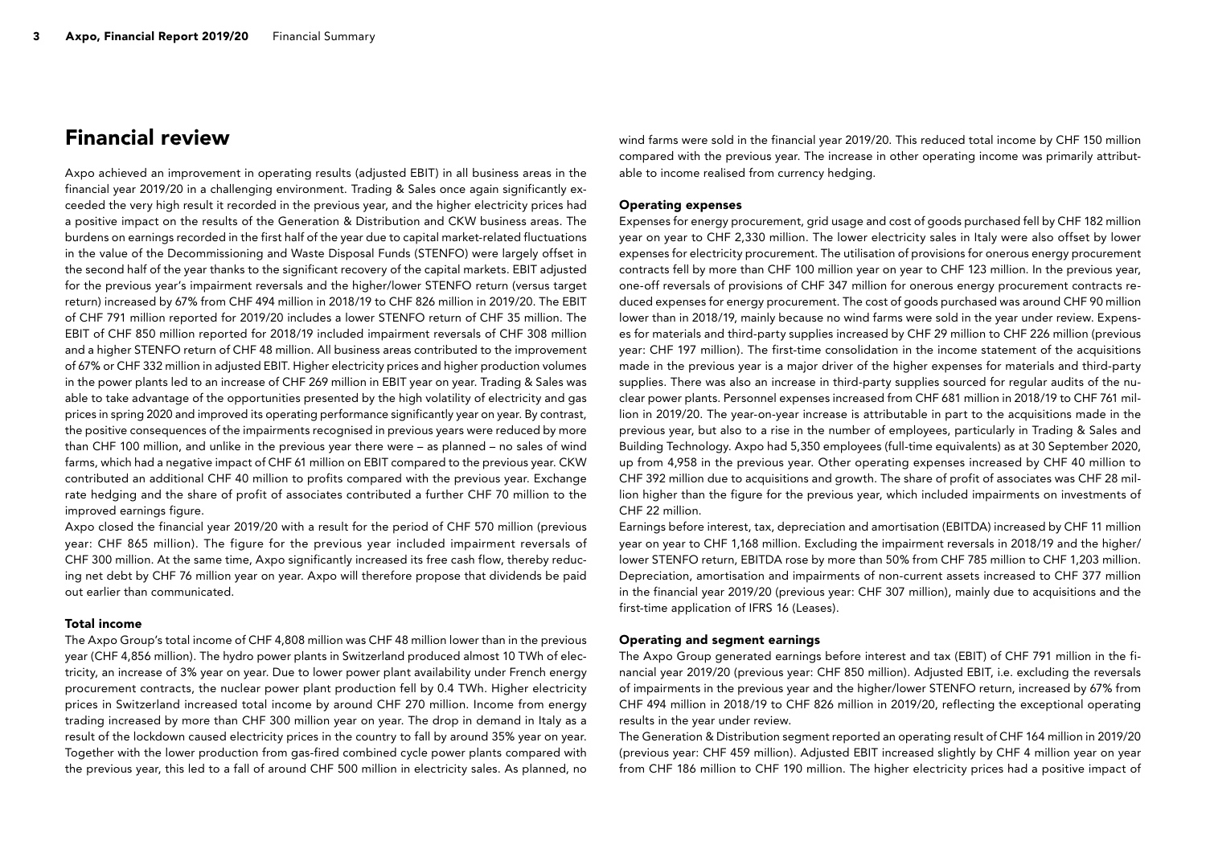# Financial review

Axpo achieved an improvement in operating results (adjusted EBIT) in all business areas in the financial year 2019/20 in a challenging environment. Trading & Sales once again significantly exceeded the very high result it recorded in the previous year, and the higher electricity prices had a positive impact on the results of the Generation & Distribution and CKW business areas. The burdens on earnings recorded in the first half of the year due to capital market-related fluctuations in the value of the Decommissioning and Waste Disposal Funds (STENFO) were largely offset in the second half of the year thanks to the significant recovery of the capital markets. EBIT adjusted for the previous year's impairment reversals and the higher/lower STENFO return (versus target return) increased by 67% from CHF 494 million in 2018/19 to CHF 826 million in 2019/20. The EBIT of CHF 791 million reported for 2019/20 includes a lower STENFO return of CHF 35 million. The EBIT of CHF 850 million reported for 2018/19 included impairment reversals of CHF 308 million and a higher STENFO return of CHF 48 million. All business areas contributed to the improvement of 67% or CHF 332 million in adjusted EBIT. Higher electricity prices and higher production volumes in the power plants led to an increase of CHF 269 million in EBIT year on year. Trading & Sales was able to take advantage of the opportunities presented by the high volatility of electricity and gas prices in spring 2020 and improved its operating performance significantly year on year. By contrast, the positive consequences of the impairments recognised in previous years were reduced by more than CHF 100 million, and unlike in the previous year there were – as planned – no sales of wind farms, which had a negative impact of CHF 61 million on EBIT compared to the previous year. CKW contributed an additional CHF 40 million to profits compared with the previous year. Exchange rate hedging and the share of profit of associates contributed a further CHF 70 million to the improved earnings figure.

Axpo closed the financial year 2019/20 with a result for the period of CHF 570 million (previous year: CHF 865 million). The figure for the previous year included impairment reversals of CHF 300 million. At the same time, Axpo significantly increased its free cash flow, thereby reducing net debt by CHF 76 million year on year. Axpo will therefore propose that dividends be paid out earlier than communicated.

### Total income

The Axpo Group's total income of CHF 4,808 million was CHF 48 million lower than in the previous year (CHF 4,856 million). The hydro power plants in Switzerland produced almost 10 TWh of electricity, an increase of 3% year on year. Due to lower power plant availability under French energy procurement contracts, the nuclear power plant production fell by 0.4 TWh. Higher electricity prices in Switzerland increased total income by around CHF 270 million. Income from energy trading increased by more than CHF 300 million year on year. The drop in demand in Italy as a result of the lockdown caused electricity prices in the country to fall by around 35% year on year. Together with the lower production from gas-fired combined cycle power plants compared with the previous year, this led to a fall of around CHF 500 million in electricity sales. As planned, no wind farms were sold in the financial year 2019/20. This reduced total income by CHF 150 million compared with the previous year. The increase in other operating income was primarily attributable to income realised from currency hedging.

### Operating expenses

Expenses for energy procurement, grid usage and cost of goods purchased fell by CHF 182 million year on year to CHF 2,330 million. The lower electricity sales in Italy were also offset by lower expenses for electricity procurement. The utilisation of provisions for onerous energy procurement contracts fell by more than CHF 100 million year on year to CHF 123 million. In the previous year, one-off reversals of provisions of CHF 347 million for onerous energy procurement contracts reduced expenses for energy procurement. The cost of goods purchased was around CHF 90 million lower than in 2018/19, mainly because no wind farms were sold in the year under review. Expenses for materials and third-party supplies increased by CHF 29 million to CHF 226 million (previous year: CHF 197 million). The first-time consolidation in the income statement of the acquisitions made in the previous year is a major driver of the higher expenses for materials and third-party supplies. There was also an increase in third-party supplies sourced for regular audits of the nuclear power plants. Personnel expenses increased from CHF 681 million in 2018/19 to CHF 761 million in 2019/20. The year-on-year increase is attributable in part to the acquisitions made in the previous year, but also to a rise in the number of employees, particularly in Trading & Sales and Building Technology. Axpo had 5,350 employees (full-time equivalents) as at 30 September 2020, up from 4,958 in the previous year. Other operating expenses increased by CHF 40 million to CHF 392 million due to acquisitions and growth. The share of profit of associates was CHF 28 million higher than the figure for the previous year, which included impairments on investments of CHF 22 million.

Earnings before interest, tax, depreciation and amortisation (EBITDA) increased by CHF 11 million year on year to CHF 1,168 million. Excluding the impairment reversals in 2018/19 and the higher/lower STENFO return, EBITDA rose by more than 50% from CHF 785 million to CHF 1,203 million. Depreciation, amortisation and impairments of non-current assets increased to CHF 377 million in the financial year 2019/20 (previous year: CHF 307 million), mainly due to acquisitions and the first-time application of IFRS 16 (Leases).

### Operating and segment earnings

The Axpo Group generated earnings before interest and tax (EBIT) of CHF 791 million in the financial year 2019/20 (previous year: CHF 850 million). Adjusted EBIT, i.e. excluding the reversals of impairments in the previous year and the higher/lower STENFO return, increased by 67% from CHF 494 million in 2018/19 to CHF 826 million in 2019/20, reflecting the exceptional operating results in the year under review.

The Generation & Distribution segment reported an operating result of CHF 164 million in 2019/20 (previous year: CHF 459 million). Adjusted EBIT increased slightly by CHF 4 million year on year from CHF 186 million to CHF 190 million. The higher electricity prices had a positive impact of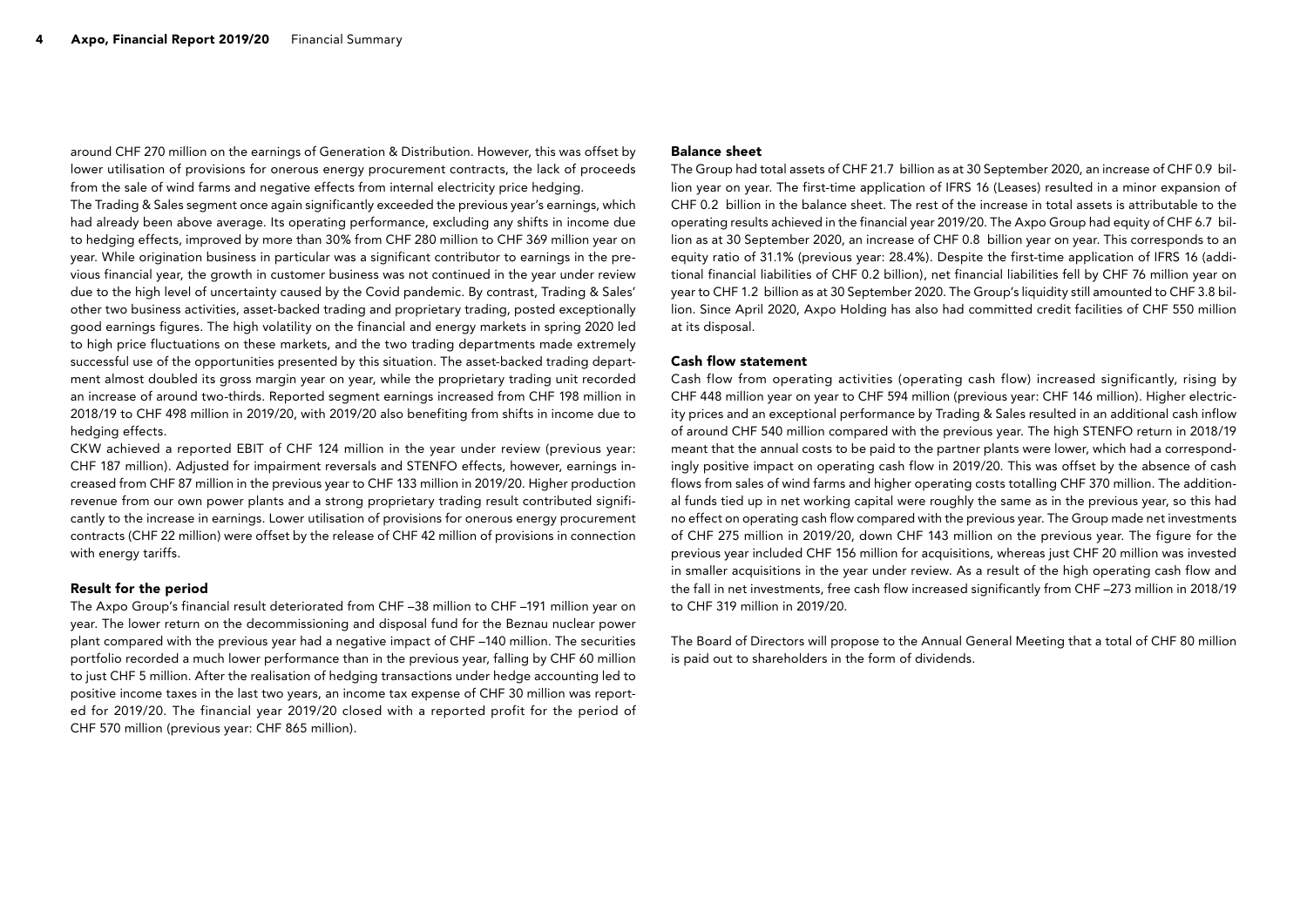around CHF 270 million on the earnings of Generation & Distribution. However, this was offset by lower utilisation of provisions for onerous energy procurement contracts, the lack of proceeds from the sale of wind farms and negative effects from internal electricity price hedging.

The Trading & Sales segment once again significantly exceeded the previous year's earnings, which had already been above average. Its operating performance, excluding any shifts in income due to hedging effects, improved by more than 30% from CHF 280 million to CHF 369 million year on year. While origination business in particular was a significant contributor to earnings in the previous financial year, the growth in customer business was not continued in the year under review due to the high level of uncertainty caused by the Covid pandemic. By contrast, Trading & Sales' other two business activities, asset-backed trading and proprietary trading, posted exceptionally good earnings figures. The high volatility on the financial and energy markets in spring 2020 led to high price fluctuations on these markets, and the two trading departments made extremely successful use of the opportunities presented by this situation. The asset-backed trading department almost doubled its gross margin year on year, while the proprietary trading unit recorded an increase of around two-thirds. Reported segment earnings increased from CHF 198 million in 2018/19 to CHF 498 million in 2019/20, with 2019/20 also benefiting from shifts in income due to hedging effects.

CKW achieved a reported EBIT of CHF 124 million in the year under review (previous year: CHF 187 million). Adjusted for impairment reversals and STENFO effects, however, earnings increased from CHF 87 million in the previous year to CHF 133 million in 2019/20. Higher production revenue from our own power plants and a strong proprietary trading result contributed significantly to the increase in earnings. Lower utilisation of provisions for onerous energy procurement contracts (CHF 22 million) were offset by the release of CHF 42 million of provisions in connection with energy tariffs.

### Result for the period

The Axpo Group's financial result deteriorated from CHF –38 million to CHF –191 million year on year. The lower return on the decommissioning and disposal fund for the Beznau nuclear power plant compared with the previous year had a negative impact of CHF –140 million. The securities portfolio recorded a much lower performance than in the previous year, falling by CHF 60 million to just CHF 5 million. After the realisation of hedging transactions under hedge accounting led to positive income taxes in the last two years, an income tax expense of CHF 30 million was reported for 2019/20. The financial year 2019/20 closed with a reported profit for the period of CHF 570 million (previous year: CHF 865 million).

### Balance sheet

The Group had total assets of CHF 21.7 billion as at 30 September 2020, an increase of CHF 0.9 billion year on year. The first-time application of IFRS 16 (Leases) resulted in a minor expansion of CHF 0.2 billion in the balance sheet. The rest of the increase in total assets is attributable to the operating results achieved in the financial year 2019/20. The Axpo Group had equity of CHF 6.7 billion as at 30 September 2020, an increase of CHF 0.8 billion year on year. This corresponds to an equity ratio of 31.1% (previous year: 28.4%). Despite the first-time application of IFRS 16 (additional financial liabilities of CHF 0.2 billion), net financial liabilities fell by CHF 76 million year on year to CHF 1.2 billion as at 30 September 2020. The Group's liquidity still amounted to CHF 3.8 billion. Since April 2020, Axpo Holding has also had committed credit facilities of CHF 550 million at its disposal.

### Cash flow statement

Cash flow from operating activities (operating cash flow) increased significantly, rising by CHF 448 million year on year to CHF 594 million (previous year: CHF 146 million). Higher electricity prices and an exceptional performance by Trading & Sales resulted in an additional cash inflow of around CHF 540 million compared with the previous year. The high STENFO return in 2018/19 meant that the annual costs to be paid to the partner plants were lower, which had a correspondingly positive impact on operating cash flow in 2019/20. This was offset by the absence of cash flows from sales of wind farms and higher operating costs totalling CHF 370 million. The additional funds tied up in net working capital were roughly the same as in the previous year, so this had no effect on operating cash flow compared with the previous year. The Group made net investments of CHF 275 million in 2019/20, down CHF 143 million on the previous year. The figure for the previous year included CHF 156 million for acquisitions, whereas just CHF 20 million was invested in smaller acquisitions in the year under review. As a result of the high operating cash flow and the fall in net investments, free cash flow increased significantly from CHF –273 million in 2018/19 to CHF 319 million in 2019/20.

The Board of Directors will propose to the Annual General Meeting that a total of CHF 80 million is paid out to shareholders in the form of dividends.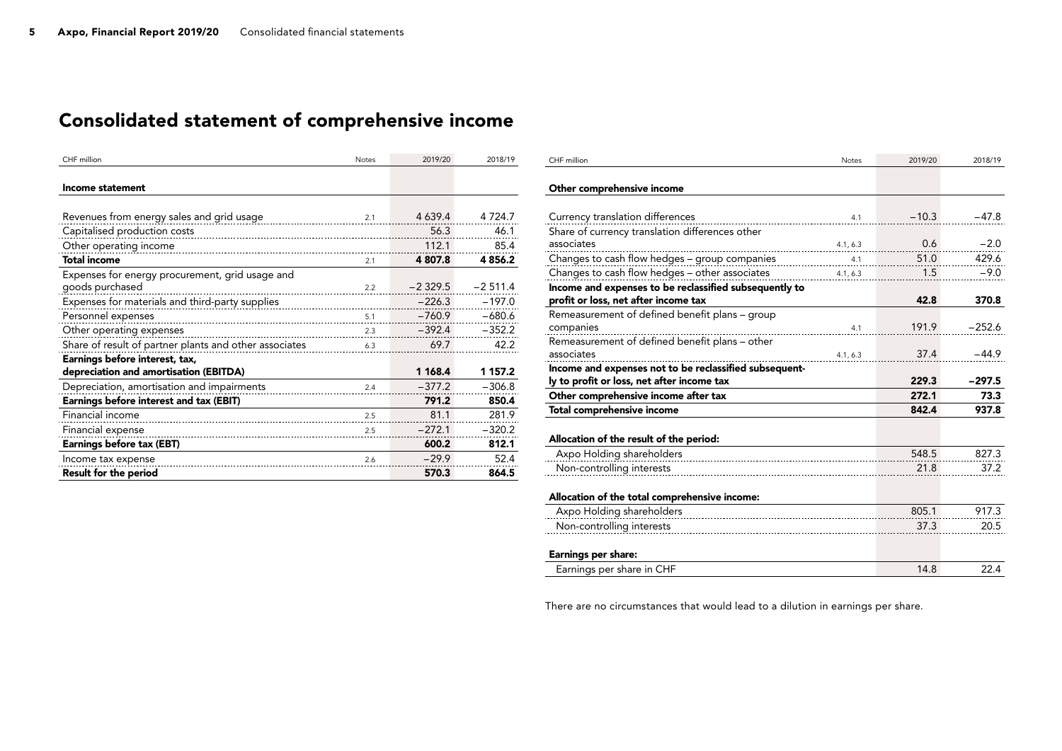# Consolidated statement of comprehensive income

| CHF million | Notes | 2019/20 | 2018/19 |
|---|---|---|---|
| **Income statement** | | | |
| Revenues from energy sales and grid usage | 2.1 | 4 639.4 | 4 724.7 |
| Capitalised production costs | | 56.3 | 46.1 |
| Other operating income | | 112.1 | 85.4 |
| **Total income** | 2.1 | **4 807.8** | **4 856.2** |
| Expenses for energy procurement, grid usage and goods purchased | 2.2 | −2 329.5 | −2 511.4 |
| Expenses for materials and third-party supplies | | −226.3 | −197.0 |
| Personnel expenses | 5.1 | −760.9 | −680.6 |
| Other operating expenses | 2.3 | −392.4 | −352.2 |
| Share of result of partner plants and other associates | 6.3 | 69.7 | 42.2 |
| **Earnings before interest, tax, depreciation and amortisation (EBITDA)** | | **1 168.4** | **1 157.2** |
| Depreciation, amortisation and impairments | 2.4 | −377.2 | −306.8 |
| **Earnings before interest and tax (EBIT)** | | **791.2** | **850.4** |
| Financial income | 2.5 | 81.1 | 281.9 |
| Financial expense | 2.5 | −272.1 | −320.2 |
| **Earnings before tax (EBT)** | | **600.2** | **812.1** |
| Income tax expense | 2.6 | −29.9 | 52.4 |
| **Result for the period** | | **570.3** | **864.5** |

| CHF million | Notes | 2019/20 | 2018/19 |
|---|---|---|---|
| **Other comprehensive income** | | | |
| Currency translation differences | 4.1 | −10.3 | −47.8 |
| Share of currency translation differences other associates | 4.1, 6.3 | 0.6 | −2.0 |
| Changes to cash flow hedges – group companies | 4.1 | 51.0 | 429.6 |
| Changes to cash flow hedges – other associates | 4.1, 6.3 | 1.5 | −9.0 |
| **Income and expenses to be reclassified subsequently to profit or loss, net after income tax** | | **42.8** | **370.8** |
| Remeasurement of defined benefit plans – group companies | 4.1 | 191.9 | −252.6 |
| Remeasurement of defined benefit plans – other associates | 4.1, 6.3 | 37.4 | −44.9 |
| **Income and expenses not to be reclassified subsequently to profit or loss, net after income tax** | | **229.3** | **−297.5** |
| **Other comprehensive income after tax** | | **272.1** | **73.3** |
| **Total comprehensive income** | | **842.4** | **937.8** |
| **Allocation of the result of the period:** | | | |
| Axpo Holding shareholders | | 548.5 | 827.3 |
| Non-controlling interests | | 21.8 | 37.2 |
| **Allocation of the total comprehensive income:** | | | |
| Axpo Holding shareholders | | 805.1 | 917.3 |
| Non-controlling interests | | 37.3 | 20.5 |
| **Earnings per share:** | | | |
| Earnings per share in CHF | | 14.8 | 22.4 |

There are no circumstances that would lead to a dilution in earnings per share.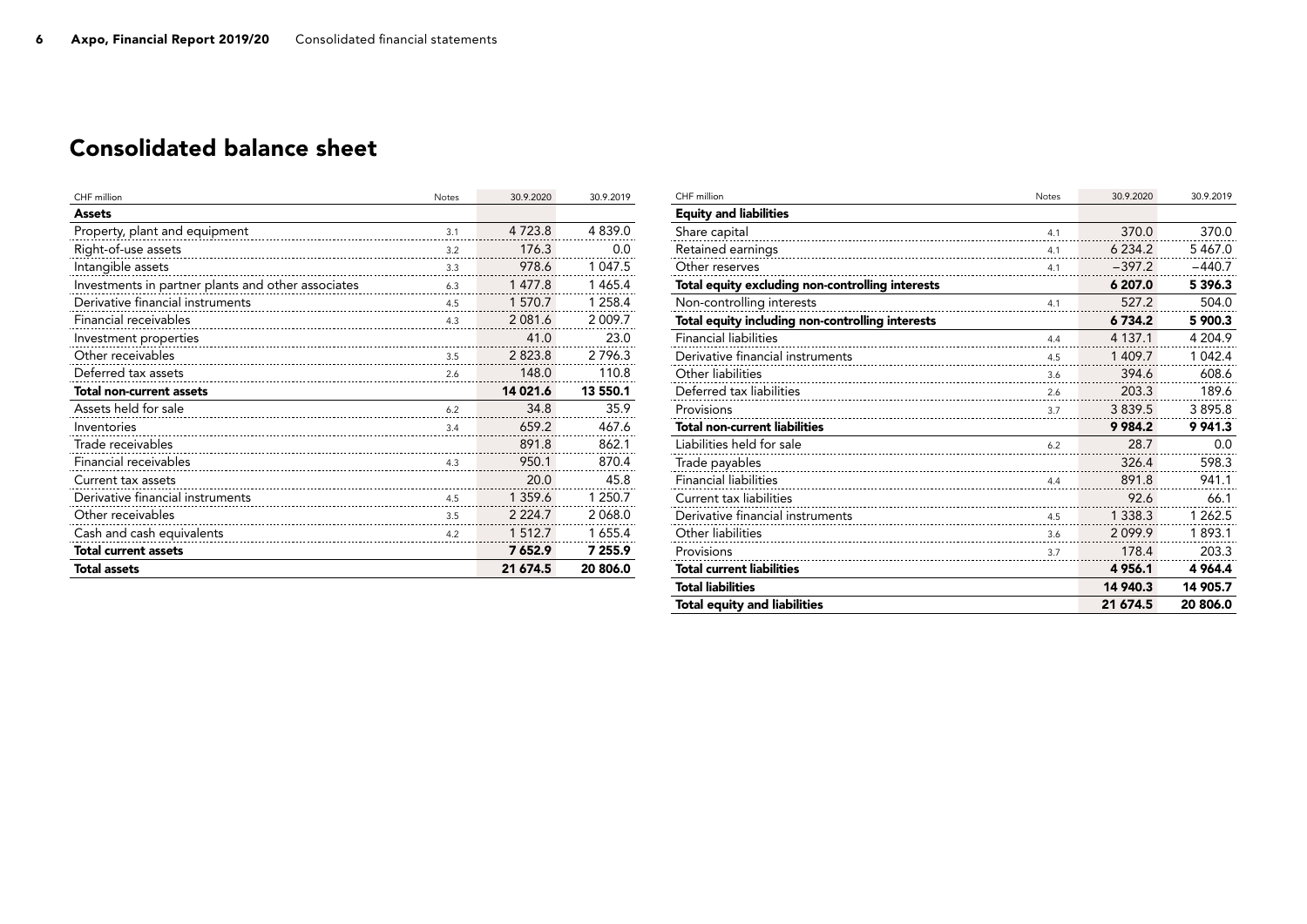# Consolidated balance sheet

| CHF million | Notes | 30.9.2020 | 30.9.2019 |
|---|---|---|---|
| **Assets** | | | |
| Property, plant and equipment | 3.1 | 4 723.8 | 4 839.0 |
| Right-of-use assets | 3.2 | 176.3 | 0.0 |
| Intangible assets | 3.3 | 978.6 | 1 047.5 |
| Investments in partner plants and other associates | 6.3 | 1 477.8 | 1 465.4 |
| Derivative financial instruments | 4.5 | 1 570.7 | 1 258.4 |
| Financial receivables | 4.3 | 2 081.6 | 2 009.7 |
| Investment properties | | 41.0 | 23.0 |
| Other receivables | 3.5 | 2 823.8 | 2 796.3 |
| Deferred tax assets | 2.6 | 148.0 | 110.8 |
| **Total non-current assets** | | **14 021.6** | **13 550.1** |
| Assets held for sale | 6.2 | 34.8 | 35.9 |
| Inventories | 3.4 | 659.2 | 467.6 |
| Trade receivables | | 891.8 | 862.1 |
| Financial receivables | 4.3 | 950.1 | 870.4 |
| Current tax assets | | 20.0 | 45.8 |
| Derivative financial instruments | 4.5 | 1 359.6 | 1 250.7 |
| Other receivables | 3.5 | 2 224.7 | 2 068.0 |
| Cash and cash equivalents | 4.2 | 1 512.7 | 1 655.4 |
| **Total current assets** | | **7 652.9** | **7 255.9** |
| **Total assets** | | **21 674.5** | **20 806.0** |

| CHF million | Notes | 30.9.2020 | 30.9.2019 |
|---|---|---|---|
| **Equity and liabilities** | | | |
| Share capital | 4.1 | 370.0 | 370.0 |
| Retained earnings | 4.1 | 6 234.2 | 5 467.0 |
| Other reserves | 4.1 | −397.2 | −440.7 |
| **Total equity excluding non-controlling interests** | | **6 207.0** | **5 396.3** |
| Non-controlling interests | 4.1 | 527.2 | 504.0 |
| **Total equity including non-controlling interests** | | **6 734.2** | **5 900.3** |
| Financial liabilities | 4.4 | 4 137.1 | 4 204.9 |
| Derivative financial instruments | 4.5 | 1 409.7 | 1 042.4 |
| Other liabilities | 3.6 | 394.6 | 608.6 |
| Deferred tax liabilities | 2.6 | 203.3 | 189.6 |
| Provisions | 3.7 | 3 839.5 | 3 895.8 |
| **Total non-current liabilities** | | **9 984.2** | **9 941.3** |
| Liabilities held for sale | 6.2 | 28.7 | 0.0 |
| Trade payables | | 326.4 | 598.3 |
| Financial liabilities | 4.4 | 891.8 | 941.1 |
| Current tax liabilities | | 92.6 | 66.1 |
| Derivative financial instruments | 4.5 | 1 338.3 | 1 262.5 |
| Other liabilities | 3.6 | 2 099.9 | 1 893.1 |
| Provisions | 3.7 | 178.4 | 203.3 |
| **Total current liabilities** | | **4 956.1** | **4 964.4** |
| **Total liabilities** | | **14 940.3** | **14 905.7** |
| **Total equity and liabilities** | | **21 674.5** | **20 806.0** |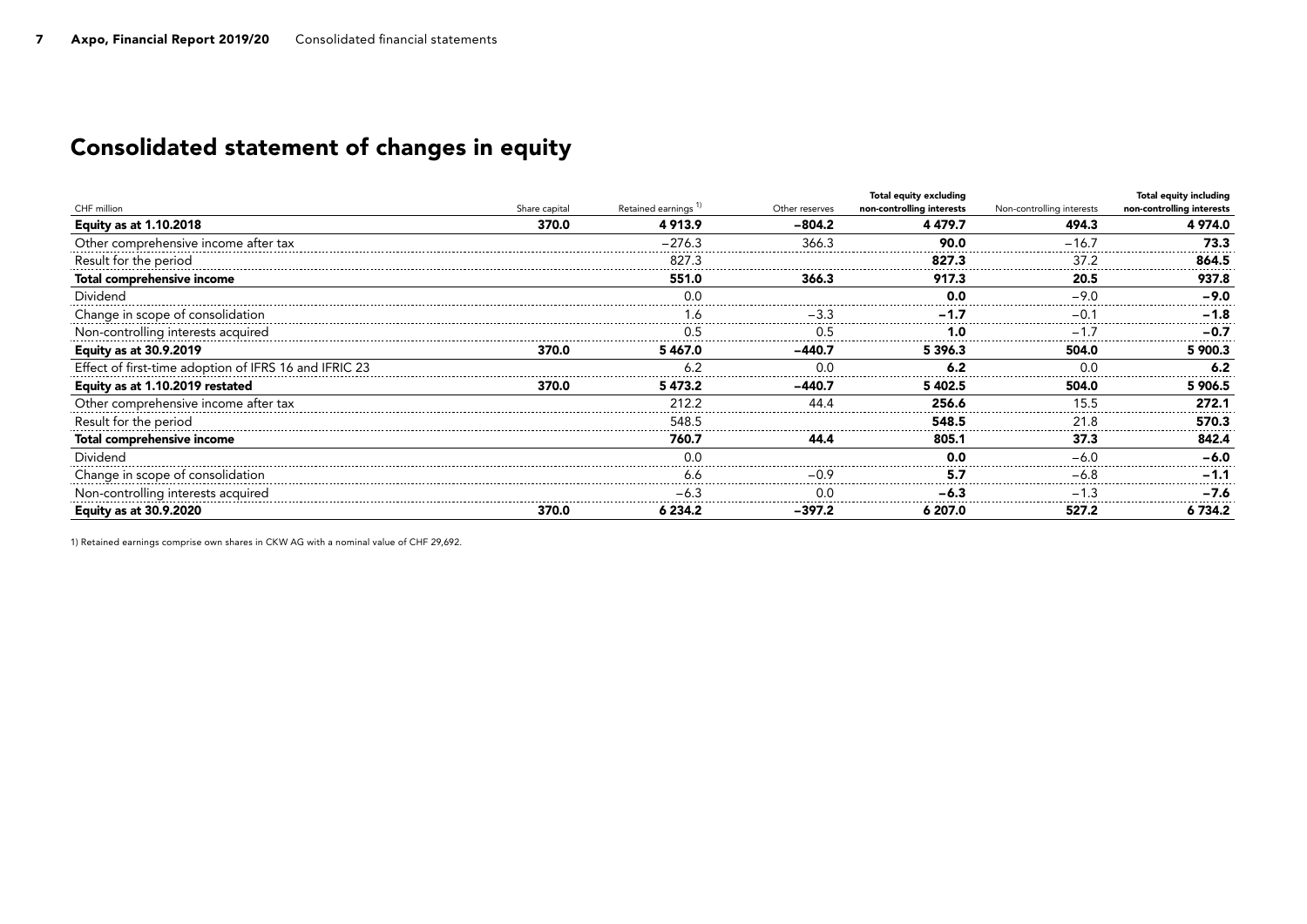# Consolidated statement of changes in equity

| CHF million | Share capital | Retained earnings [1] | Other reserves | **Total equity excluding non-controlling interests** | Non-controlling interests | **Total equity including non-controlling interests** |
|---|---|---|---|---|---|---|
| **Equity as at 1.10.2018** | **370.0** | **4 913.9** | **−804.2** | **4 479.7** | **494.3** | **4 974.0** |
| Other comprehensive income after tax | | −276.3 | 366.3 | **90.0** | −16.7 | **73.3** |
| Result for the period | | 827.3 | | **827.3** | 37.2 | **864.5** |
| **Total comprehensive income** | | **551.0** | **366.3** | **917.3** | **20.5** | **937.8** |
| Dividend | | 0.0 | | **0.0** | −9.0 | **−9.0** |
| Change in scope of consolidation | | 1.6 | −3.3 | **−1.7** | −0.1 | **−1.8** |
| Non-controlling interests acquired | | 0.5 | 0.5 | **1.0** | −1.7 | **−0.7** |
| **Equity as at 30.9.2019** | **370.0** | **5 467.0** | **−440.7** | **5 396.3** | **504.0** | **5 900.3** |
| Effect of first-time adoption of IFRS 16 and IFRIC 23 | | 6.2 | 0.0 | **6.2** | 0.0 | **6.2** |
| **Equity as at 1.10.2019 restated** | **370.0** | **5 473.2** | **−440.7** | **5 402.5** | **504.0** | **5 906.5** |
| Other comprehensive income after tax | | 212.2 | 44.4 | **256.6** | 15.5 | **272.1** |
| Result for the period | | 548.5 | | **548.5** | 21.8 | **570.3** |
| **Total comprehensive income** | | **760.7** | **44.4** | **805.1** | **37.3** | **842.4** |
| Dividend | | 0.0 | | **0.0** | −6.0 | **−6.0** |
| Change in scope of consolidation | | 6.6 | −0.9 | **5.7** | −6.8 | **−1.1** |
| Non-controlling interests acquired | | −6.3 | 0.0 | **−6.3** | −1.3 | **−7.6** |
| **Equity as at 30.9.2020** | **370.0** | **6 234.2** | **−397.2** | **6 207.0** | **527.2** | **6 734.2** |

1) Retained earnings comprise own shares in CKW AG with a nominal value of CHF 29,692.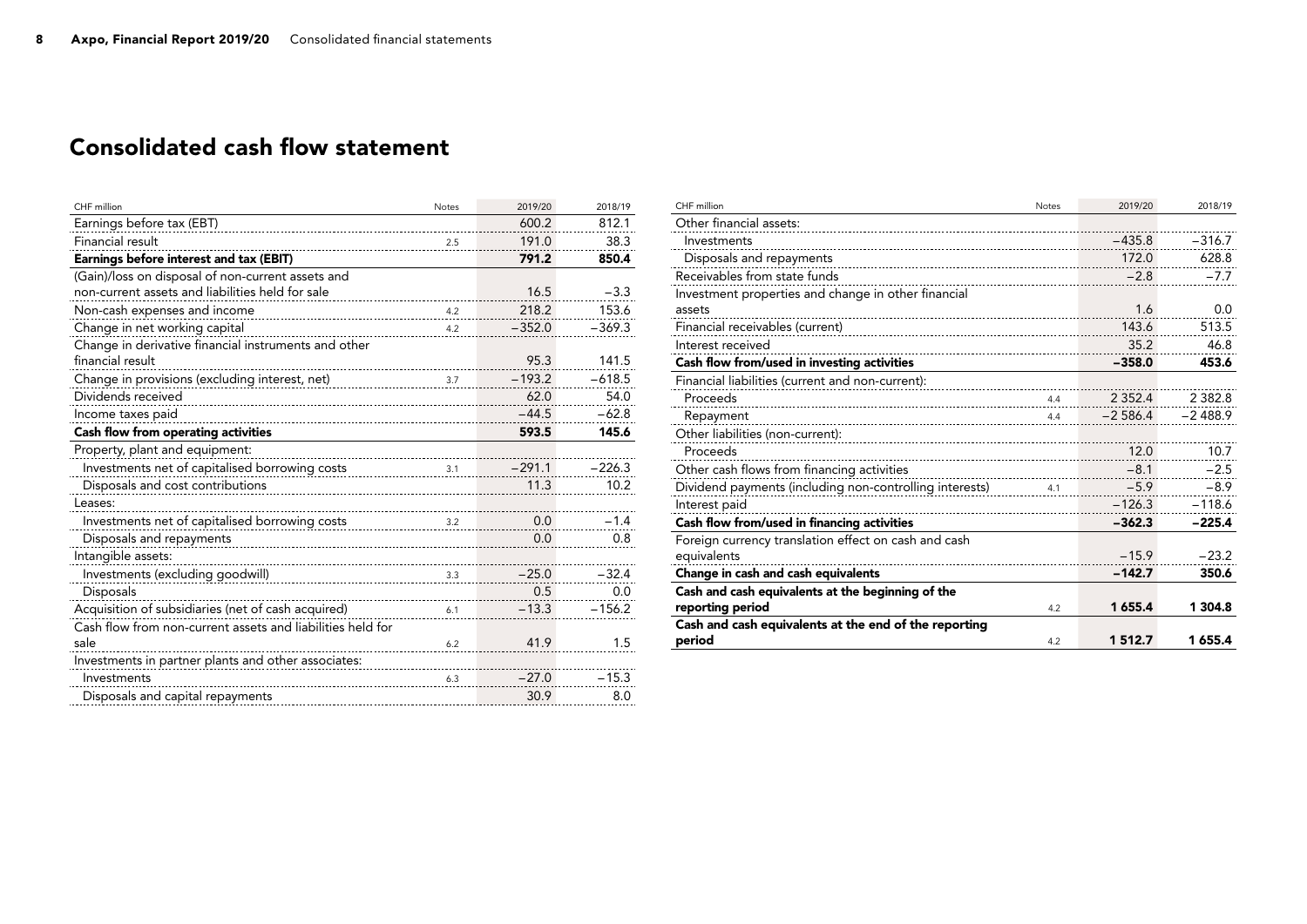# Consolidated cash flow statement

| CHF million | Notes | 2019/20 | 2018/19 |
|---|---|---|---|
| Earnings before tax (EBT) | | 600.2 | 812.1 |
| Financial result | 2.5 | 191.0 | 38.3 |
| **Earnings before interest and tax (EBIT)** | | **791.2** | **850.4** |
| (Gain)/loss on disposal of non-current assets and non-current assets and liabilities held for sale | | 16.5 | −3.3 |
| Non-cash expenses and income | 4.2 | 218.2 | 153.6 |
| Change in net working capital | 4.2 | −352.0 | −369.3 |
| Change in derivative financial instruments and other financial result | | 95.3 | 141.5 |
| Change in provisions (excluding interest, net) | 3.7 | −193.2 | −618.5 |
| Dividends received | | 62.0 | 54.0 |
| Income taxes paid | | −44.5 | −62.8 |
| **Cash flow from operating activities** | | **593.5** | **145.6** |
| Property, plant and equipment: | | | |
| Investments net of capitalised borrowing costs | 3.1 | −291.1 | −226.3 |
| Disposals and cost contributions | | 11.3 | 10.2 |
| Leases: | | | |
| Investments net of capitalised borrowing costs | 3.2 | 0.0 | −1.4 |
| Disposals and repayments | | 0.0 | 0.8 |
| Intangible assets: | | | |
| Investments (excluding goodwill) | 3.3 | −25.0 | −32.4 |
| Disposals | | 0.5 | 0.0 |
| Acquisition of subsidiaries (net of cash acquired) | 6.1 | −13.3 | −156.2 |
| Cash flow from non-current assets and liabilities held for sale | 6.2 | 41.9 | 1.5 |
| Investments in partner plants and other associates: | | | |
| Investments | 6.3 | −27.0 | −15.3 |
| Disposals and capital repayments | | 30.9 | 8.0 |
| Other financial assets: | | | |
| Investments | | −435.8 | −316.7 |
| Disposals and repayments | | 172.0 | 628.8 |
| Receivables from state funds | | −2.8 | −7.7 |
| Investment properties and change in other financial assets | | 1.6 | 0.0 |
| Financial receivables (current) | | 143.6 | 513.5 |
| Interest received | | 35.2 | 46.8 |
| **Cash flow from/used in investing activities** | | **−358.0** | **453.6** |
| Financial liabilities (current and non-current): | | | |
| Proceeds | 4.4 | 2 352.4 | 2 382.8 |
| Repayment | 4.4 | −2 586.4 | −2 488.9 |
| Other liabilities (non-current): | | | |
| Proceeds | | 12.0 | 10.7 |
| Other cash flows from financing activities | | −8.1 | −2.5 |
| Dividend payments (including non-controlling interests) | 4.1 | −5.9 | −8.9 |
| Interest paid | | −126.3 | −118.6 |
| **Cash flow from/used in financing activities** | | **−362.3** | **−225.4** |
| Foreign currency translation effect on cash and cash equivalents | | −15.9 | −23.2 |
| **Change in cash and cash equivalents** | | **−142.7** | **350.6** |
| **Cash and cash equivalents at the beginning of the reporting period** | 4.2 | **1 655.4** | **1 304.8** |
| **Cash and cash equivalents at the end of the reporting period** | 4.2 | **1 512.7** | **1 655.4** |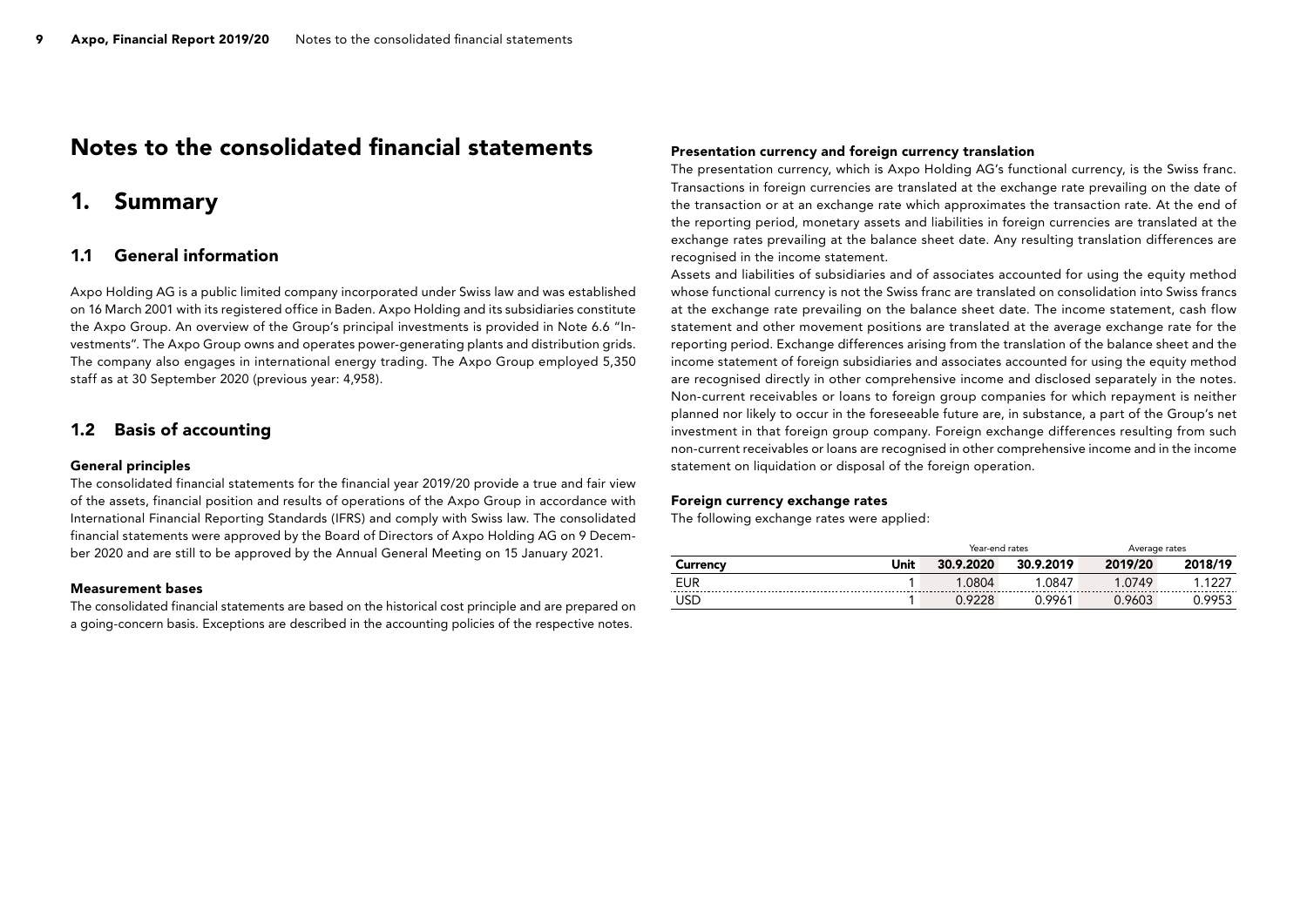# Notes to the consolidated financial statements

# 1. Summary

## 1.1 General information

Axpo Holding AG is a public limited company incorporated under Swiss law and was established on 16 March 2001 with its registered office in Baden. Axpo Holding and its subsidiaries constitute the Axpo Group. An overview of the Group's principal investments is provided in Note 6.6 "Investments". The Axpo Group owns and operates power-generating plants and distribution grids. The company also engages in international energy trading. The Axpo Group employed 5,350 staff as at 30 September 2020 (previous year: 4,958).

## 1.2 Basis of accounting

### General principles

The consolidated financial statements for the financial year 2019/20 provide a true and fair view of the assets, financial position and results of operations of the Axpo Group in accordance with International Financial Reporting Standards (IFRS) and comply with Swiss law. The consolidated financial statements were approved by the Board of Directors of Axpo Holding AG on 9 December 2020 and are still to be approved by the Annual General Meeting on 15 January 2021.

### Measurement bases

The consolidated financial statements are based on the historical cost principle and are prepared on a going-concern basis. Exceptions are described in the accounting policies of the respective notes.

### Presentation currency and foreign currency translation

The presentation currency, which is Axpo Holding AG's functional currency, is the Swiss franc. Transactions in foreign currencies are translated at the exchange rate prevailing on the date of the transaction or at an exchange rate which approximates the transaction rate. At the end of the reporting period, monetary assets and liabilities in foreign currencies are translated at the exchange rates prevailing at the balance sheet date. Any resulting translation differences are recognised in the income statement.

Assets and liabilities of subsidiaries and of associates accounted for using the equity method whose functional currency is not the Swiss franc are translated on consolidation into Swiss francs at the exchange rate prevailing on the balance sheet date. The income statement, cash flow statement and other movement positions are translated at the average exchange rate for the reporting period. Exchange differences arising from the translation of the balance sheet and the income statement of foreign subsidiaries and associates accounted for using the equity method are recognised directly in other comprehensive income and disclosed separately in the notes. Non-current receivables or loans to foreign group companies for which repayment is neither planned nor likely to occur in the foreseeable future are, in substance, a part of the Group's net investment in that foreign group company. Foreign exchange differences resulting from such non-current receivables or loans are recognised in other comprehensive income and in the income statement on liquidation or disposal of the foreign operation.

### Foreign currency exchange rates

The following exchange rates were applied:

| | | Year-end rates | | Average rates | |
|---|---|---|---|---|---|
| **Currency** | **Unit** | **30.9.2020** | **30.9.2019** | **2019/20** | **2018/19** |
| EUR | 1 | 1.0804 | 1.0847 | 1.0749 | 1.1227 |
| USD | 1 | 0.9228 | 0.9961 | 0.9603 | 0.9953 |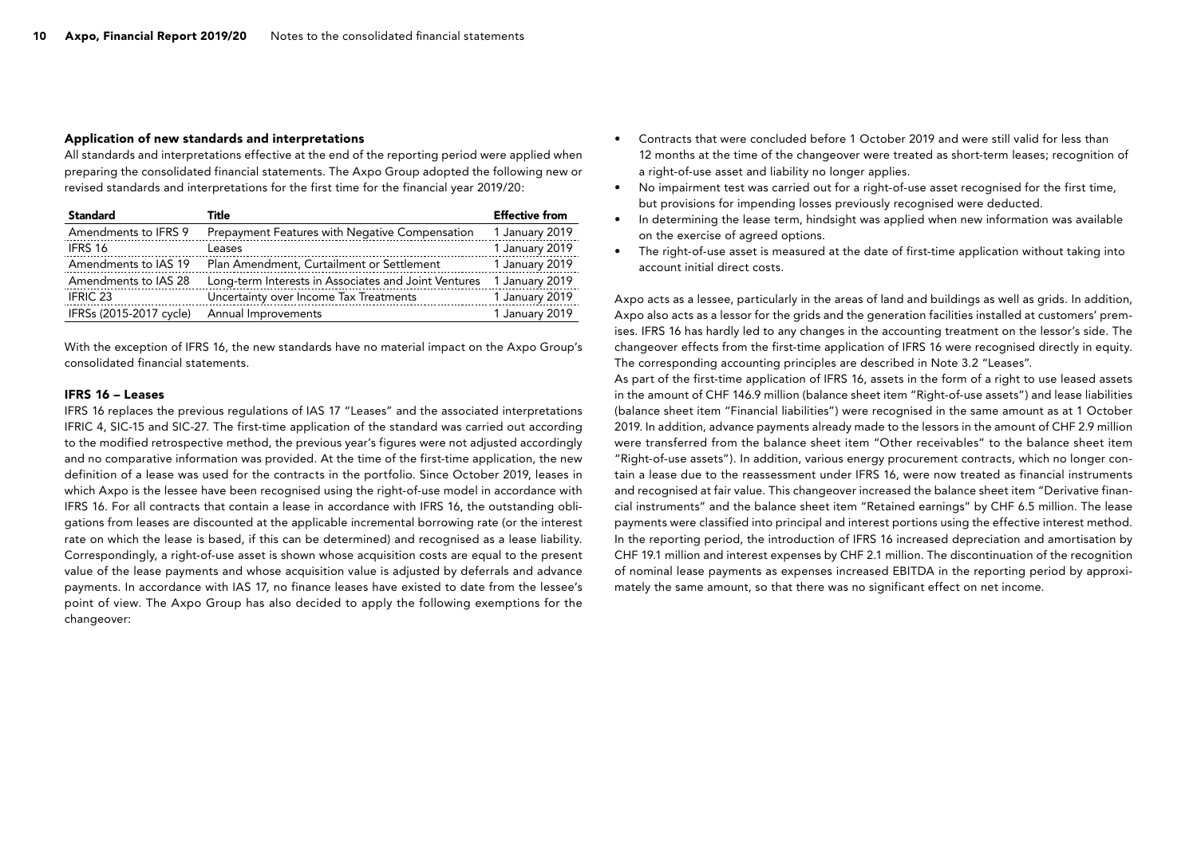### Application of new standards and interpretations

All standards and interpretations effective at the end of the reporting period were applied when preparing the consolidated financial statements. The Axpo Group adopted the following new or revised standards and interpretations for the first time for the financial year 2019/20:

| Standard | Title | Effective from |
| --- | --- | --- |
| Amendments to IFRS 9 | Prepayment Features with Negative Compensation | 1 January 2019 |
| IFRS 16 | Leases | 1 January 2019 |
| Amendments to IAS 19 | Plan Amendment, Curtailment or Settlement | 1 January 2019 |
| Amendments to IAS 28 | Long-term Interests in Associates and Joint Ventures | 1 January 2019 |
| IFRIC 23 | Uncertainty over Income Tax Treatments | 1 January 2019 |
| IFRSs (2015-2017 cycle) | Annual Improvements | 1 January 2019 |

With the exception of IFRS 16, the new standards have no material impact on the Axpo Group's consolidated financial statements.

### IFRS 16 – Leases

IFRS 16 replaces the previous regulations of IAS 17 "Leases" and the associated interpretations IFRIC 4, SIC-15 and SIC-27. The first-time application of the standard was carried out according to the modified retrospective method, the previous year's figures were not adjusted accordingly and no comparative information was provided. At the time of the first-time application, the new definition of a lease was used for the contracts in the portfolio. Since October 2019, leases in which Axpo is the lessee have been recognised using the right-of-use model in accordance with IFRS 16. For all contracts that contain a lease in accordance with IFRS 16, the outstanding obligations from leases are discounted at the applicable incremental borrowing rate (or the interest rate on which the lease is based, if this can be determined) and recognised as a lease liability. Correspondingly, a right-of-use asset is shown whose acquisition costs are equal to the present value of the lease payments and whose acquisition value is adjusted by deferrals and advance payments. In accordance with IAS 17, no finance leases have existed to date from the lessee's point of view. The Axpo Group has also decided to apply the following exemptions for the changeover:

- Contracts that were concluded before 1 October 2019 and were still valid for less than 12 months at the time of the changeover were treated as short-term leases; recognition of a right-of-use asset and liability no longer applies.
- No impairment test was carried out for a right-of-use asset recognised for the first time, but provisions for impending losses previously recognised were deducted.
- In determining the lease term, hindsight was applied when new information was available on the exercise of agreed options.
- The right-of-use asset is measured at the date of first-time application without taking into account initial direct costs.

Axpo acts as a lessee, particularly in the areas of land and buildings as well as grids. In addition, Axpo also acts as a lessor for the grids and the generation facilities installed at customers' premises. IFRS 16 has hardly led to any changes in the accounting treatment on the lessor's side. The changeover effects from the first-time application of IFRS 16 were recognised directly in equity. The corresponding accounting principles are described in Note 3.2 "Leases".

As part of the first-time application of IFRS 16, assets in the form of a right to use leased assets in the amount of CHF 146.9 million (balance sheet item "Right-of-use assets") and lease liabilities (balance sheet item "Financial liabilities") were recognised in the same amount as at 1 October 2019. In addition, advance payments already made to the lessors in the amount of CHF 2.9 million were transferred from the balance sheet item "Other receivables" to the balance sheet item "Right-of-use assets"). In addition, various energy procurement contracts, which no longer contain a lease due to the reassessment under IFRS 16, were now treated as financial instruments and recognised at fair value. This changeover increased the balance sheet item "Derivative financial instruments" and the balance sheet item "Retained earnings" by CHF 6.5 million. The lease payments were classified into principal and interest portions using the effective interest method. In the reporting period, the introduction of IFRS 16 increased depreciation and amortisation by CHF 19.1 million and interest expenses by CHF 2.1 million. The discontinuation of the recognition of nominal lease payments as expenses increased EBITDA in the reporting period by approximately the same amount, so that there was no significant effect on net income.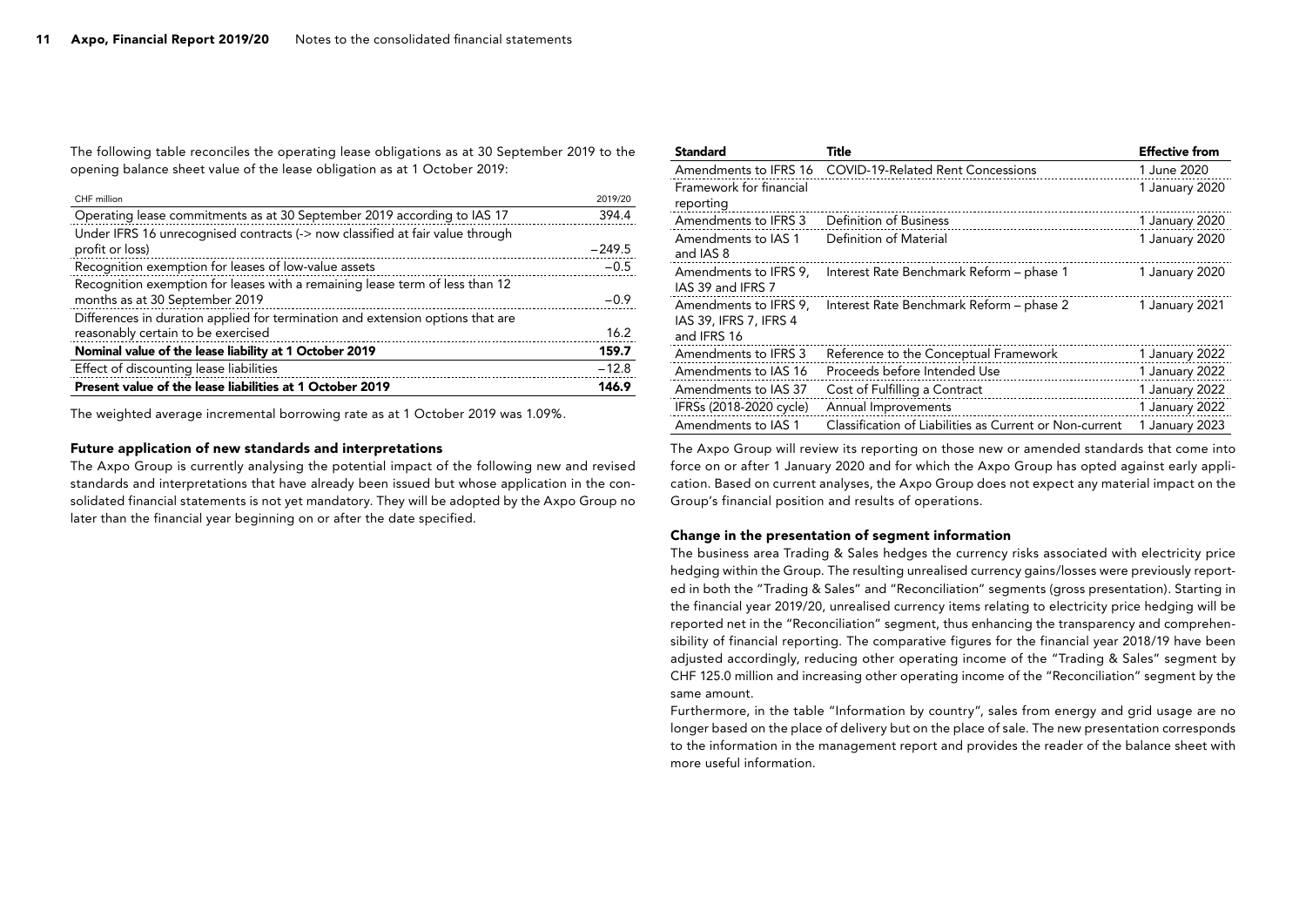The following table reconciles the operating lease obligations as at 30 September 2019 to the opening balance sheet value of the lease obligation as at 1 October 2019:

| CHF million | 2019/20 |
| --- | --- |
| Operating lease commitments as at 30 September 2019 according to IAS 17 | 394.4 |
| Under IFRS 16 unrecognised contracts (-> now classified at fair value through profit or loss) | −249.5 |
| Recognition exemption for leases of low-value assets | −0.5 |
| Recognition exemption for leases with a remaining lease term of less than 12 months as at 30 September 2019 | −0.9 |
| Differences in duration applied for termination and extension options that are reasonably certain to be exercised | 16.2 |
| **Nominal value of the lease liability at 1 October 2019** | **159.7** |
| Effect of discounting lease liabilities | −12.8 |
| **Present value of the lease liabilities at 1 October 2019** | **146.9** |

The weighted average incremental borrowing rate as at 1 October 2019 was 1.09%.

### Future application of new standards and interpretations

The Axpo Group is currently analysing the potential impact of the following new and revised standards and interpretations that have already been issued but whose application in the consolidated financial statements is not yet mandatory. They will be adopted by the Axpo Group no later than the financial year beginning on or after the date specified.

| Standard | Title | Effective from |
| --- | --- | --- |
| Amendments to IFRS 16 | COVID-19-Related Rent Concessions | 1 June 2020 |
| Framework for financial reporting | | 1 January 2020 |
| Amendments to IFRS 3 | Definition of Business | 1 January 2020 |
| Amendments to IAS 1 and IAS 8 | Definition of Material | 1 January 2020 |
| Amendments to IFRS 9, IAS 39 and IFRS 7 | Interest Rate Benchmark Reform – phase 1 | 1 January 2020 |
| Amendments to IFRS 9, IAS 39, IFRS 4 and IFRS 16 | Interest Rate Benchmark Reform – phase 2 | 1 January 2021 |
| Amendments to IFRS 3 | Reference to the Conceptual Framework | 1 January 2022 |
| Amendments to IAS 16 | Proceeds before Intended Use | 1 January 2022 |
| Amendments to IAS 37 | Cost of Fulfilling a Contract | 1 January 2022 |
| IFRSs (2018-2020 cycle) | Annual Improvements | 1 January 2022 |
| Amendments to IAS 1 | Classification of Liabilities as Current or Non-current | 1 January 2023 |

The Axpo Group will review its reporting on those new or amended standards that come into force on or after 1 January 2020 and for which the Axpo Group has opted against early application. Based on current analyses, the Axpo Group does not expect any material impact on the Group's financial position and results of operations.

### Change in the presentation of segment information

The business area Trading & Sales hedges the currency risks associated with electricity price hedging within the Group. The resulting unrealised currency gains/losses were previously reported in both the "Trading & Sales" and "Reconciliation" segments (gross presentation). Starting in the financial year 2019/20, unrealised currency items relating to electricity price hedging will be reported net in the "Reconciliation" segment, thus enhancing the transparency and comprehensibility of financial reporting. The comparative figures for the financial year 2018/19 have been adjusted accordingly, reducing other operating income of the "Trading & Sales" segment by CHF 125.0 million and increasing other operating income of the "Reconciliation" segment by the same amount.

Furthermore, in the table "Information by country", sales from energy and grid usage are no longer based on the place of delivery but on the place of sale. The new presentation corresponds to the information in the management report and provides the reader of the balance sheet with more useful information.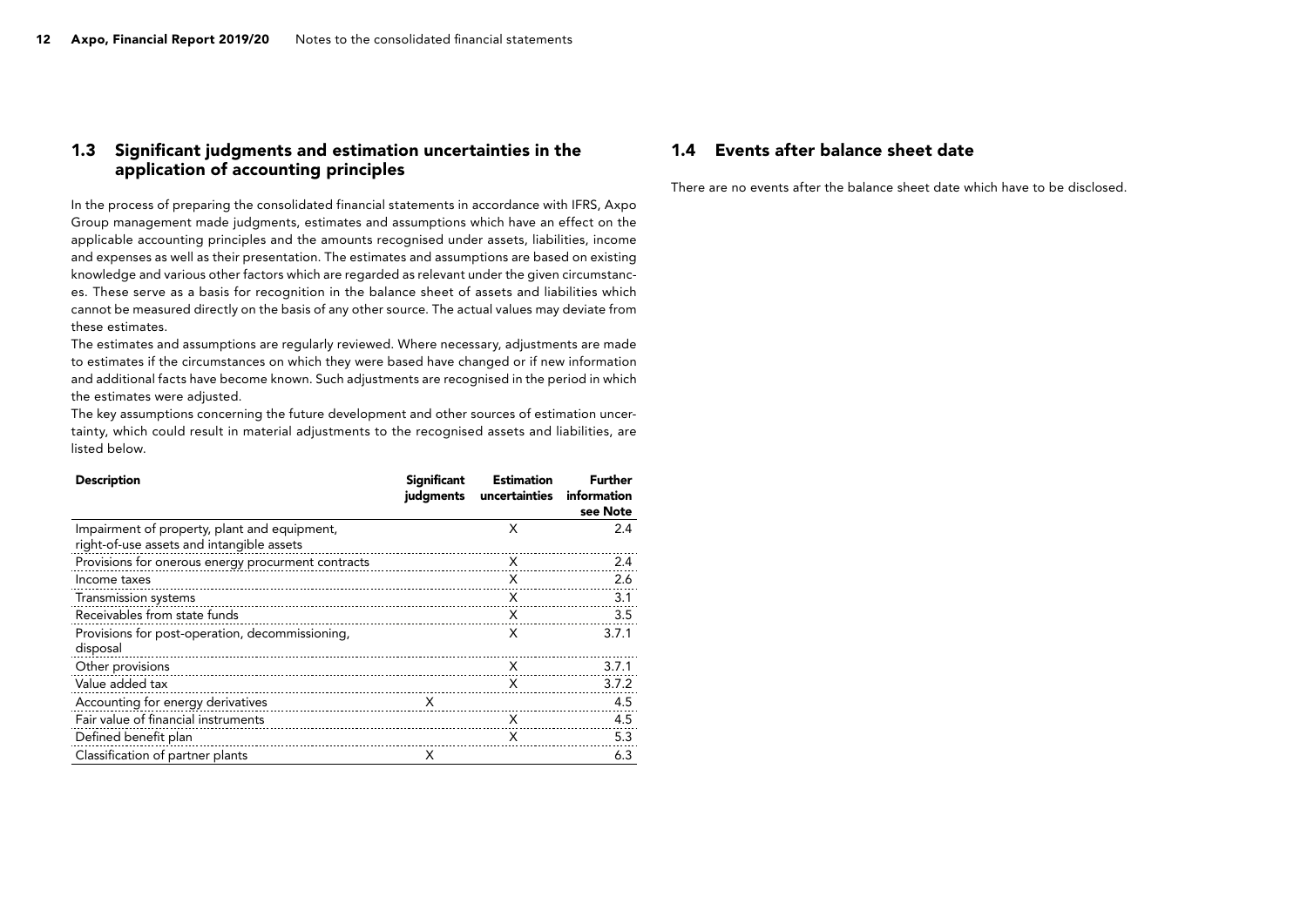## 1.3 Significant judgments and estimation uncertainties in the application of accounting principles

In the process of preparing the consolidated financial statements in accordance with IFRS, Axpo Group management made judgments, estimates and assumptions which have an effect on the applicable accounting principles and the amounts recognised under assets, liabilities, income and expenses as well as their presentation. The estimates and assumptions are based on existing knowledge and various other factors which are regarded as relevant under the given circumstances. These serve as a basis for recognition in the balance sheet of assets and liabilities which cannot be measured directly on the basis of any other source. The actual values may deviate from these estimates.

The estimates and assumptions are regularly reviewed. Where necessary, adjustments are made to estimates if the circumstances on which they were based have changed or if new information and additional facts have become known. Such adjustments are recognised in the period in which the estimates were adjusted.

The key assumptions concerning the future development and other sources of estimation uncertainty, which could result in material adjustments to the recognised assets and liabilities, are listed below.

| Description | Significant judgments | Estimation uncertainties | Further information see Note |
|---|---|---|---|
| Impairment of property, plant and equipment, right-of-use assets and intangible assets | | X | 2.4 |
| Provisions for onerous energy procurment contracts | | X | 2.4 |
| Income taxes | | X | 2.6 |
| Transmission systems | | X | 3.1 |
| Receivables from state funds | | X | 3.5 |
| Provisions for post-operation, decommissioning, disposal | | X | 3.7.1 |
| Other provisions | | X | 3.7.1 |
| Value added tax | | X | 3.7.2 |
| Accounting for energy derivatives | X | | 4.5 |
| Fair value of financial instruments | | X | 4.5 |
| Defined benefit plan | | X | 5.3 |
| Classification of partner plants | X | | 6.3 |

## 1.4 Events after balance sheet date

There are no events after the balance sheet date which have to be disclosed.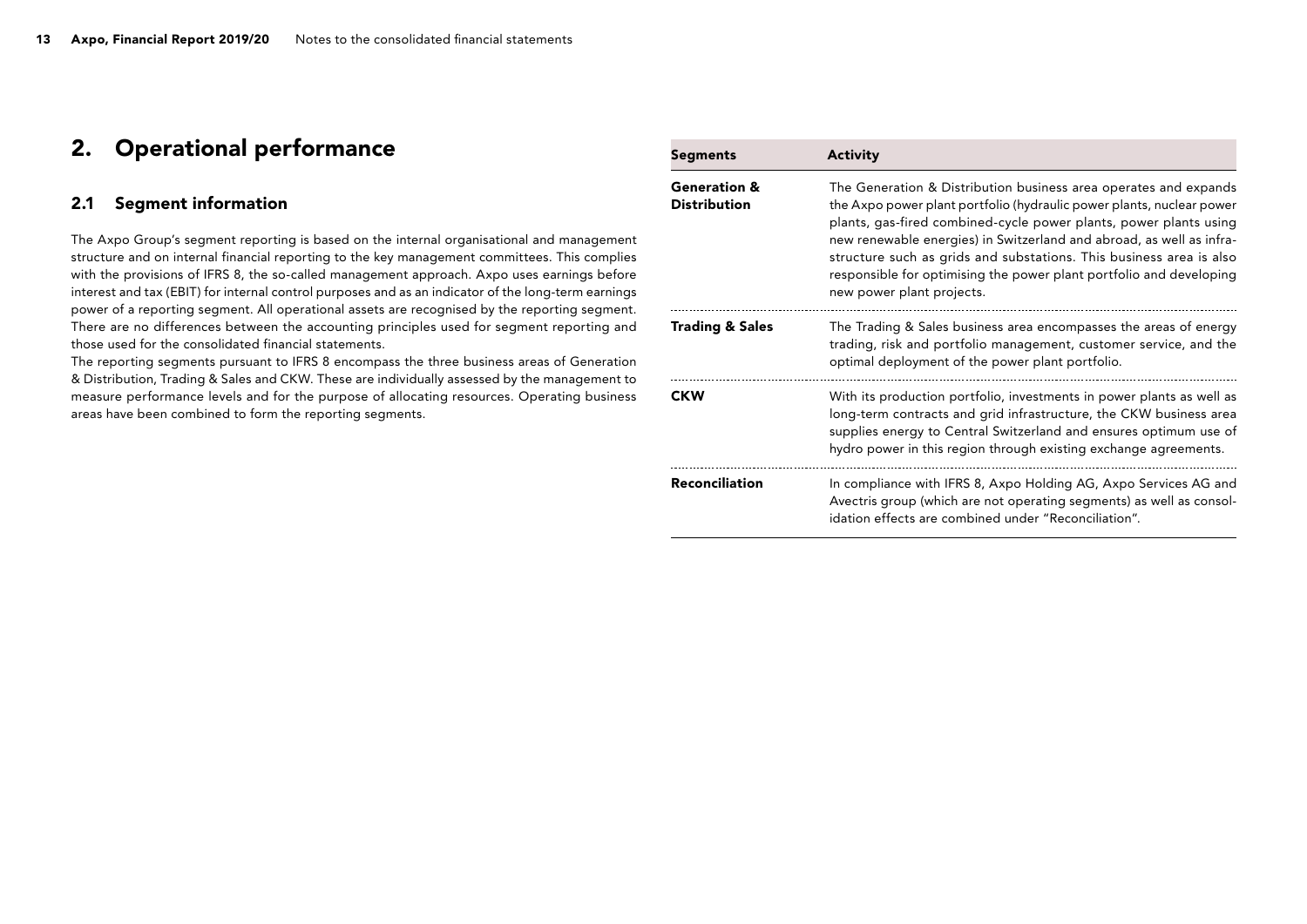# 2. Operational performance

## 2.1 Segment information

The Axpo Group's segment reporting is based on the internal organisational and management structure and on internal financial reporting to the key management committees. This complies with the provisions of IFRS 8, the so-called management approach. Axpo uses earnings before interest and tax (EBIT) for internal control purposes and as an indicator of the long-term earnings power of a reporting segment. All operational assets are recognised by the reporting segment. There are no differences between the accounting principles used for segment reporting and those used for the consolidated financial statements.

The reporting segments pursuant to IFRS 8 encompass the three business areas of Generation & Distribution, Trading & Sales and CKW. These are individually assessed by the management to measure performance levels and for the purpose of allocating resources. Operating business areas have been combined to form the reporting segments.

| Segments | Activity |
| --- | --- |
| **Generation & Distribution** | The Generation & Distribution business area operates and expands the Axpo power plant portfolio (hydraulic power plants, nuclear power plants, gas-fired combined-cycle power plants, power plants using new renewable energies) in Switzerland and abroad, as well as infrastructure such as grids and substations. This business area is also responsible for optimising the power plant portfolio and developing new power plant projects. |
| **Trading & Sales** | The Trading & Sales business area encompasses the areas of energy trading, risk and portfolio management, customer service, and the optimal deployment of the power plant portfolio. |
| **CKW** | With its production portfolio, investments in power plants as well as long-term contracts and grid infrastructure, the CKW business area supplies energy to Central Switzerland and ensures optimum use of hydro power in this region through existing exchange agreements. |
| **Reconciliation** | In compliance with IFRS 8, Axpo Holding AG, Axpo Services AG and Avectris group (which are not operating segments) as well as consolidation effects are combined under "Reconciliation". |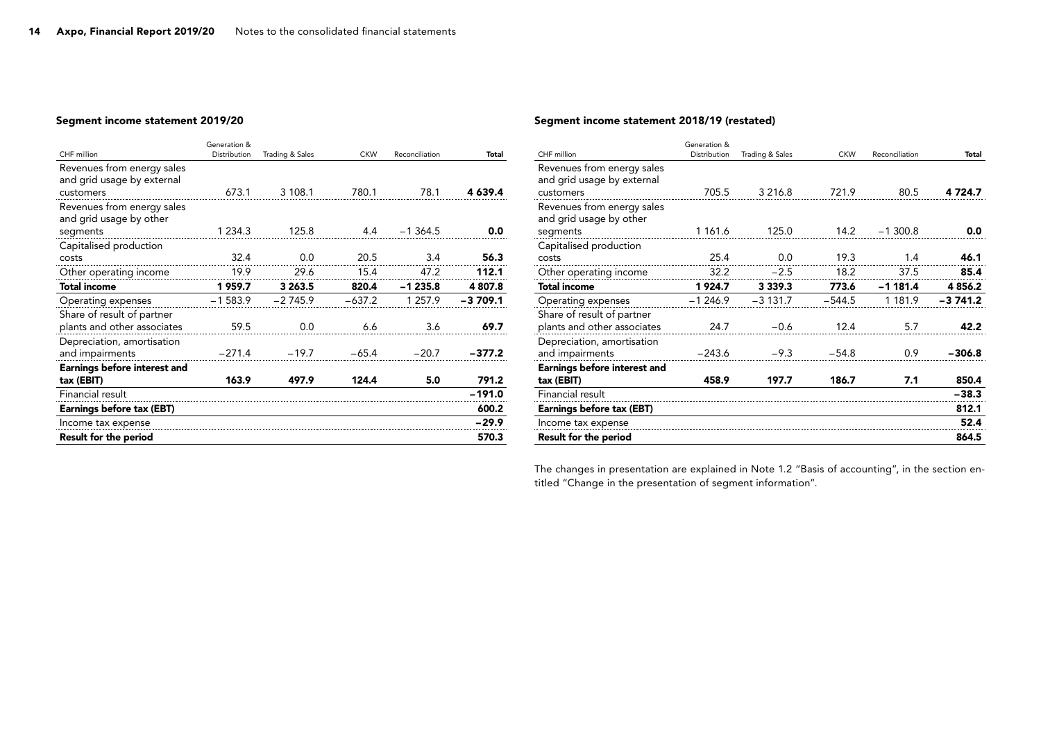### Segment income statement 2019/20

| CHF million | Generation & Distribution | Trading & Sales | CKW | Reconciliation | Total |
|---|---|---|---|---|---|
| Revenues from energy sales and grid usage by external customers | 673.1 | 3 108.1 | 780.1 | 78.1 | **4 639.4** |
| Revenues from energy sales and grid usage by other segments | 1 234.3 | 125.8 | 4.4 | –1 364.5 | **0.0** |
| Capitalised production costs | 32.4 | 0.0 | 20.5 | 3.4 | **56.3** |
| Other operating income | 19.9 | 29.6 | 15.4 | 47.2 | **112.1** |
| **Total income** | **1 959.7** | **3 263.5** | **820.4** | **–1 235.8** | **4 807.8** |
| Operating expenses | –1 583.9 | –2 745.9 | –637.2 | 1 257.9 | **–3 709.1** |
| Share of result of partner plants and other associates | 59.5 | 0.0 | 6.6 | 3.6 | **69.7** |
| Depreciation, amortisation and impairments | –271.4 | –19.7 | –65.4 | –20.7 | **–377.2** |
| **Earnings before interest and tax (EBIT)** | **163.9** | **497.9** | **124.4** | **5.0** | **791.2** |
| Financial result | | | | | **–191.0** |
| **Earnings before tax (EBT)** | | | | | **600.2** |
| Income tax expense | | | | | **–29.9** |
| **Result for the period** | | | | | **570.3** |

### Segment income statement 2018/19 (restated)

| CHF million | Generation & Distribution | Trading & Sales | CKW | Reconciliation | Total |
|---|---|---|---|---|---|
| Revenues from energy sales and grid usage by external customers | 705.5 | 3 216.8 | 721.9 | 80.5 | **4 724.7** |
| Revenues from energy sales and grid usage by other segments | 1 161.6 | 125.0 | 14.2 | –1 300.8 | **0.0** |
| Capitalised production costs | 25.4 | 0.0 | 19.3 | 1.4 | **46.1** |
| Other operating income | 32.2 | –2.5 | 18.2 | 37.5 | **85.4** |
| **Total income** | **1 924.7** | **3 339.3** | **773.6** | **–1 181.4** | **4 856.2** |
| Operating expenses | –1 246.9 | –3 131.7 | –544.5 | 1 181.9 | **–3 741.2** |
| Share of result of partner plants and other associates | 24.7 | –0.6 | 12.4 | 5.7 | **42.2** |
| Depreciation, amortisation and impairments | –243.6 | –9.3 | –54.8 | 0.9 | **–306.8** |
| **Earnings before interest and tax (EBIT)** | **458.9** | **197.7** | **186.7** | **7.1** | **850.4** |
| Financial result | | | | | **–38.3** |
| **Earnings before tax (EBT)** | | | | | **812.1** |
| Income tax expense | | | | | **52.4** |
| **Result for the period** | | | | | **864.5** |

The changes in presentation are explained in Note 1.2 "Basis of accounting", in the section entitled "Change in the presentation of segment information".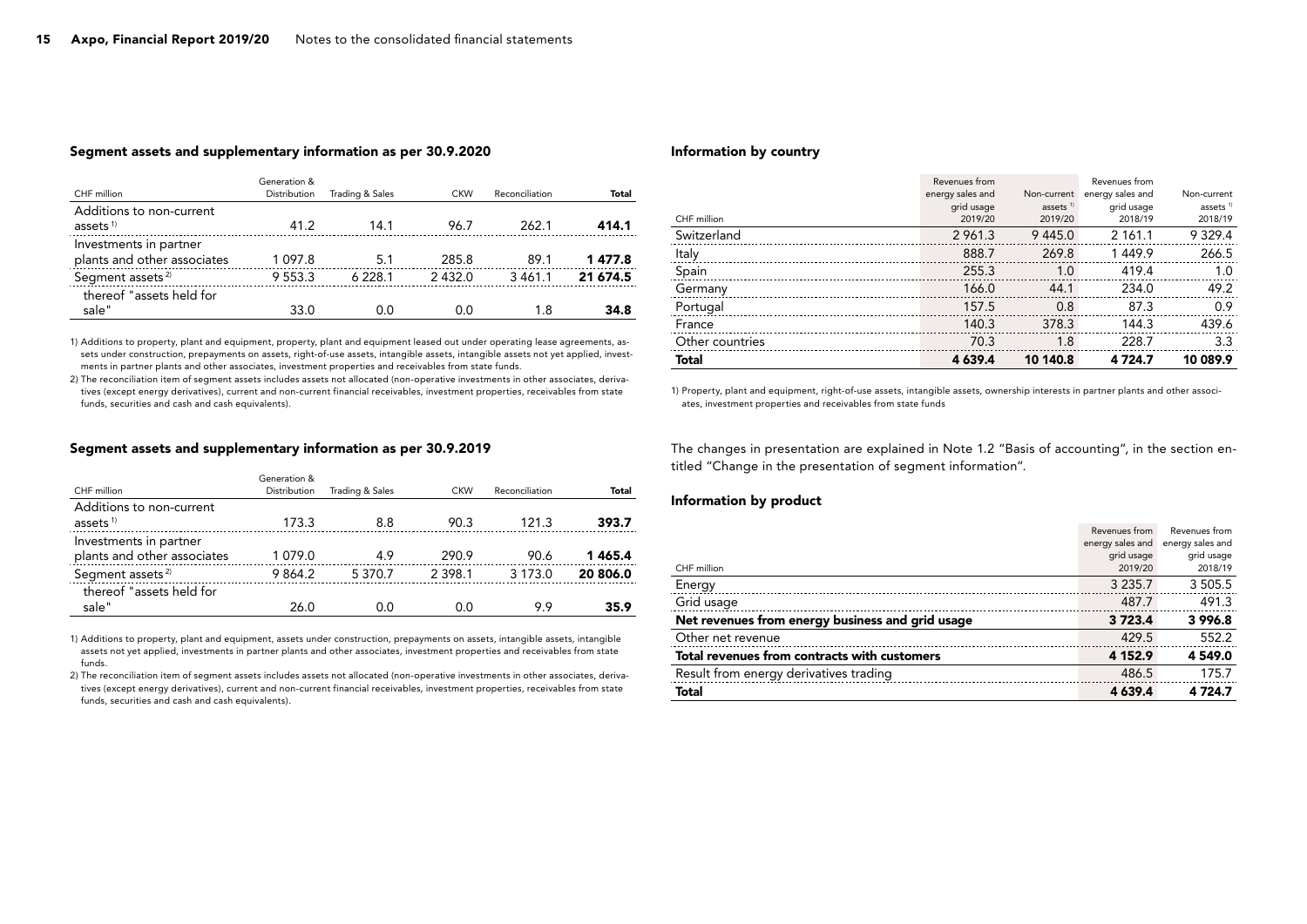### Segment assets and supplementary information as per 30.9.2020

| CHF million | Generation & Distribution | Trading & Sales | CKW | Reconciliation | Total |
|---|---|---|---|---|---|
| Additions to non-current assets [1] | 41.2 | 14.1 | 96.7 | 262.1 | **414.1** |
| Investments in partner plants and other associates | 1 097.8 | 5.1 | 285.8 | 89.1 | **1 477.8** |
| Segment assets [2] | 9 553.3 | 6 228.1 | 2 432.0 | 3 461.1 | **21 674.5** |
| thereof "assets held for sale" | 33.0 | 0.0 | 0.0 | 1.8 | **34.8** |

1) Additions to property, plant and equipment, property, plant and equipment leased out under operating lease agreements, assets under construction, prepayments on assets, right-of-use assets, intangible assets, intangible assets not yet applied, investments in partner plants and other associates, investment properties and receivables from state funds.

2) The reconciliation item of segment assets includes assets not allocated (non-operative investments in other associates, derivatives (except energy derivatives), current and non-current financial receivables, investment properties, receivables from state funds, securities and cash and cash equivalents).

### Segment assets and supplementary information as per 30.9.2019

| CHF million | Generation & Distribution | Trading & Sales | CKW | Reconciliation | Total |
|---|---|---|---|---|---|
| Additions to non-current assets [1] | 173.3 | 8.8 | 90.3 | 121.3 | **393.7** |
| Investments in partner plants and other associates | 1 079.0 | 4.9 | 290.9 | 90.6 | **1 465.4** |
| Segment assets [2] | 9 864.2 | 5 370.7 | 2 398.1 | 3 173.0 | **20 806.0** |
| thereof "assets held for sale" | 26.0 | 0.0 | 0.0 | 9.9 | **35.9** |

1) Additions to property, plant and equipment, assets under construction, prepayments on assets, intangible assets, intangible assets not yet applied, investments in partner plants and other associates, investment properties and receivables from state funds.

2) The reconciliation item of segment assets includes assets not allocated (non-operative investments in other associates, derivatives (except energy derivatives), current and non-current financial receivables, investment properties, receivables from state funds, securities and cash and cash equivalents).

### Information by country

| CHF million | Revenues from energy sales and grid usage 2019/20 | Non-current assets [1] 2019/20 | Revenues from energy sales and grid usage 2018/19 | Non-current assets [1] 2018/19 |
|---|---|---|---|---|
| Switzerland | 2 961.3 | 9 445.0 | 2 161.1 | 9 329.4 |
| Italy | 888.7 | 269.8 | 1 449.9 | 266.5 |
| Spain | 255.3 | 1.0 | 419.4 | 1.0 |
| Germany | 166.0 | 44.1 | 234.0 | 49.2 |
| Portugal | 157.5 | 0.8 | 87.3 | 0.9 |
| France | 140.3 | 378.3 | 144.3 | 439.6 |
| Other countries | 70.3 | 1.8 | 228.7 | 3.3 |
| **Total** | **4 639.4** | **10 140.8** | **4 724.7** | **10 089.9** |

1) Property, plant and equipment, right-of-use assets, intangible assets, ownership interests in partner plants and other associates, investment properties and receivables from state funds

The changes in presentation are explained in Note 1.2 "Basis of accounting", in the section entitled "Change in the presentation of segment information".

### Information by product

| CHF million | Revenues from energy sales and grid usage 2019/20 | Revenues from energy sales and grid usage 2018/19 |
|---|---|---|
| Energy | 3 235.7 | 3 505.5 |
| Grid usage | 487.7 | 491.3 |
| **Net revenues from energy business and grid usage** | **3 723.4** | **3 996.8** |
| Other net revenue | 429.5 | 552.2 |
| **Total revenues from contracts with customers** | **4 152.9** | **4 549.0** |
| Result from energy derivatives trading | 486.5 | 175.7 |
| **Total** | **4 639.4** | **4 724.7** |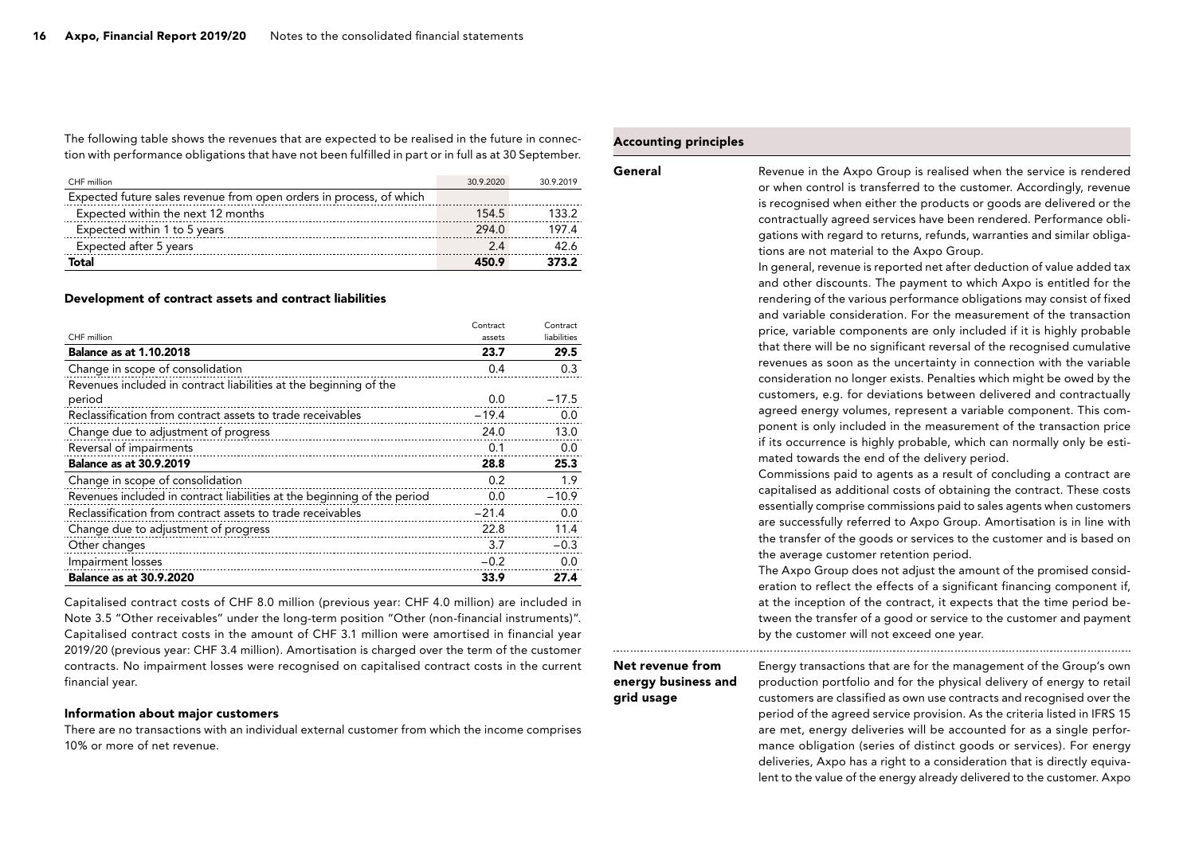The following table shows the revenues that are expected to be realised in the future in connection with performance obligations that have not been fulfilled in part or in full as at 30 September.

| CHF million | 30.9.2020 | 30.9.2019 |
|---|---|---|
| Expected future sales revenue from open orders in process, of which | | |
| Expected within the next 12 months | 154.5 | 133.2 |
| Expected within 1 to 5 years | 294.0 | 197.4 |
| Expected after 5 years | 2.4 | 42.6 |
| **Total** | **450.9** | **373.2** |

### Development of contract assets and contract liabilities

| CHF million | Contract assets | Contract liabilities |
|---|---|---|
| **Balance as at 1.10.2018** | **23.7** | **29.5** |
| Change in scope of consolidation | 0.4 | 0.3 |
| Revenues included in contract liabilities at the beginning of the period | 0.0 | −17.5 |
| Reclassification from contract assets to trade receivables | −19.4 | 0.0 |
| Change due to adjustment of progress | 24.0 | 13.0 |
| Reversal of impairments | 0.1 | 0.0 |
| **Balance as at 30.9.2019** | **28.8** | **25.3** |
| Change in scope of consolidation | 0.2 | 1.9 |
| Revenues included in contract liabilities at the beginning of the period | 0.0 | −10.9 |
| Reclassification from contract assets to trade receivables | −21.4 | 0.0 |
| Change due to adjustment of progress | 22.8 | 11.4 |
| Other changes | 3.7 | −0.3 |
| Impairment losses | −0.2 | 0.0 |
| **Balance as at 30.9.2020** | **33.9** | **27.4** |

Capitalised contract costs of CHF 8.0 million (previous year: CHF 4.0 million) are included in Note 3.5 "Other receivables" under the long-term position "Other (non-financial instruments)". Capitalised contract costs in the amount of CHF 3.1 million were amortised in financial year 2019/20 (previous year: CHF 3.4 million). Amortisation is charged over the term of the customer contracts. No impairment losses were recognised on capitalised contract costs in the current financial year.

### Information about major customers

There are no transactions with an individual external customer from which the income comprises 10% or more of net revenue.

### Accounting principles

**General**

Revenue in the Axpo Group is realised when the service is rendered or when control is transferred to the customer. Accordingly, revenue is recognised when either the products or goods are delivered or the contractually agreed services have been rendered. Performance obligations with regard to returns, refunds, warranties and similar obligations are not material to the Axpo Group.

In general, revenue is reported net after deduction of value added tax and other discounts. The payment to which Axpo is entitled for the rendering of the various performance obligations may consist of fixed and variable consideration. For the measurement of the transaction price, variable components are only included if it is highly probable that there will be no significant reversal of the recognised cumulative revenues as soon as the uncertainty in connection with the variable consideration no longer exists. Penalties which might be owed by the customers, e.g. for deviations between delivered and contractually agreed energy volumes, represent a variable component. This component is only included in the measurement of the transaction price if its occurrence is highly probable, which can normally only be estimated towards the end of the delivery period.

Commissions paid to agents as a result of concluding a contract are capitalised as additional costs of obtaining the contract. These costs essentially comprise commissions paid to sales agents when customers are successfully referred to Axpo Group. Amortisation is in line with the transfer of the goods or services to the customer and is based on the average customer retention period.

The Axpo Group does not adjust the amount of the promised consideration to reflect the effects of a significant financing component if, at the inception of the contract, it expects that the time period between the transfer of a good or service to the customer and payment by the customer will not exceed one year.

**Net revenue from energy business and grid usage**

Energy transactions that are for the management of the Group's own production portfolio and for the physical delivery of energy to retail customers are classified as own use contracts and recognised over the period of the agreed service provision. As the criteria listed in IFRS 15 are met, energy deliveries will be accounted for as a single performance obligation (series of distinct goods or services). For energy deliveries, Axpo has a right to a consideration that is directly equivalent to the value of the energy already delivered to the customer. Axpo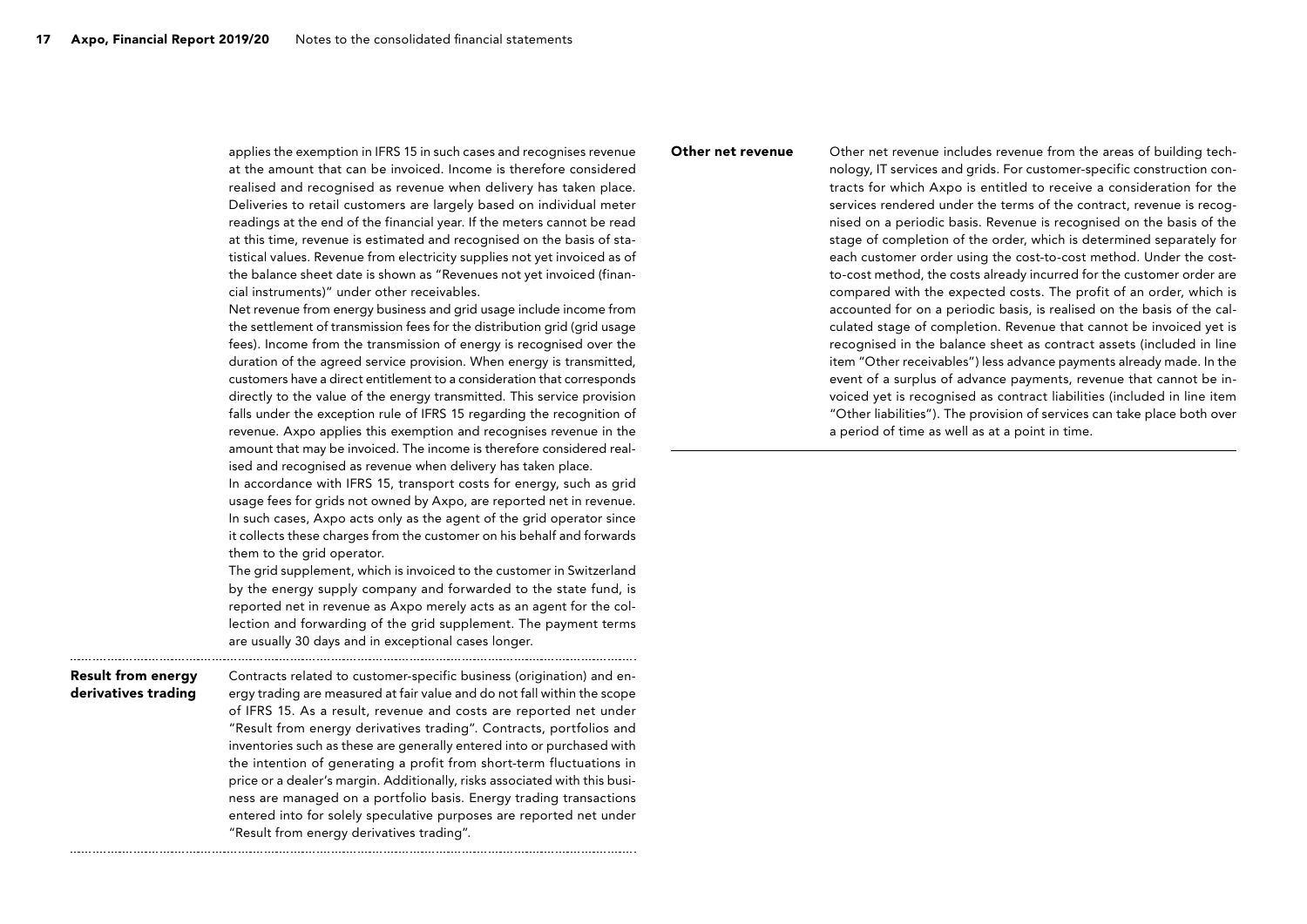applies the exemption in IFRS 15 in such cases and recognises revenue at the amount that can be invoiced. Income is therefore considered realised and recognised as revenue when delivery has taken place. Deliveries to retail customers are largely based on individual meter readings at the end of the financial year. If the meters cannot be read at this time, revenue is estimated and recognised on the basis of statistical values. Revenue from electricity supplies not yet invoiced as of the balance sheet date is shown as "Revenues not yet invoiced (financial instruments)" under other receivables.

Net revenue from energy business and grid usage include income from the settlement of transmission fees for the distribution grid (grid usage fees). Income from the transmission of energy is recognised over the duration of the agreed service provision. When energy is transmitted, customers have a direct entitlement to a consideration that corresponds directly to the value of the energy transmitted. This service provision falls under the exception rule of IFRS 15 regarding the recognition of revenue. Axpo applies this exemption and recognises revenue in the amount that may be invoiced. The income is therefore considered realised and recognised as revenue when delivery has taken place.

In accordance with IFRS 15, transport costs for energy, such as grid usage fees for grids not owned by Axpo, are reported net in revenue. In such cases, Axpo acts only as the agent of the grid operator since it collects these charges from the customer on his behalf and forwards them to the grid operator.

The grid supplement, which is invoiced to the customer in Switzerland by the energy supply company and forwarded to the state fund, is reported net in revenue as Axpo merely acts as an agent for the collection and forwarding of the grid supplement. The payment terms are usually 30 days and in exceptional cases longer.

**Result from energy derivatives trading**

Contracts related to customer-specific business (origination) and energy trading are measured at fair value and do not fall within the scope of IFRS 15. As a result, revenue and costs are reported net under "Result from energy derivatives trading". Contracts, portfolios and inventories such as these are generally entered into or purchased with the intention of generating a profit from short-term fluctuations in price or a dealer's margin. Additionally, risks associated with this business are managed on a portfolio basis. Energy trading transactions entered into for solely speculative purposes are reported net under "Result from energy derivatives trading".

**Other net revenue**

Other net revenue includes revenue from the areas of building technology, IT services and grids. For customer-specific construction contracts for which Axpo is entitled to receive a consideration for the services rendered under the terms of the contract, revenue is recognised on a periodic basis. Revenue is recognised on the basis of the stage of completion of the order, which is determined separately for each customer order using the cost-to-cost method. Under the cost-to-cost method, the costs already incurred for the customer order are compared with the expected costs. The profit of an order, which is accounted for on a periodic basis, is realised on the basis of the calculated stage of completion. Revenue that cannot be invoiced yet is recognised in the balance sheet as contract assets (included in line item "Other receivables") less advance payments already made. In the event of a surplus of advance payments, revenue that cannot be invoiced yet is recognised as contract liabilities (included in line item "Other liabilities"). The provision of services can take place both over a period of time as well as at a point in time.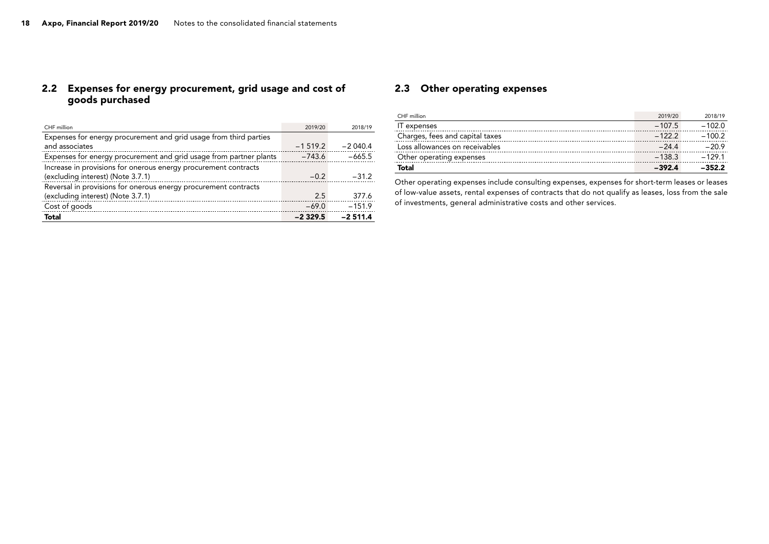## 2.2 Expenses for energy procurement, grid usage and cost of goods purchased

| CHF million | 2019/20 | 2018/19 |
|---|---|---|
| Expenses for energy procurement and grid usage from third parties and associates | −1 519.2 | −2 040.4 |
| Expenses for energy procurement and grid usage from partner plants | −743.6 | −665.5 |
| Increase in provisions for onerous energy procurement contracts (excluding interest) (Note 3.7.1) | −0.2 | −31.2 |
| Reversal in provisions for onerous energy procurement contracts (excluding interest) (Note 3.7.1) | 2.5 | 377.6 |
| Cost of goods | −69.0 | −151.9 |
| **Total** | **−2 329.5** | **−2 511.4** |

## 2.3 Other operating expenses

| CHF million | 2019/20 | 2018/19 |
|---|---|---|
| IT expenses | −107.5 | −102.0 |
| Charges, fees and capital taxes | −122.2 | −100.2 |
| Loss allowances on receivables | −24.4 | −20.9 |
| Other operating expenses | −138.3 | −129.1 |
| **Total** | **−392.4** | **−352.2** |

Other operating expenses include consulting expenses, expenses for short-term leases or leases of low-value assets, rental expenses of contracts that do not qualify as leases, loss from the sale of investments, general administrative costs and other services.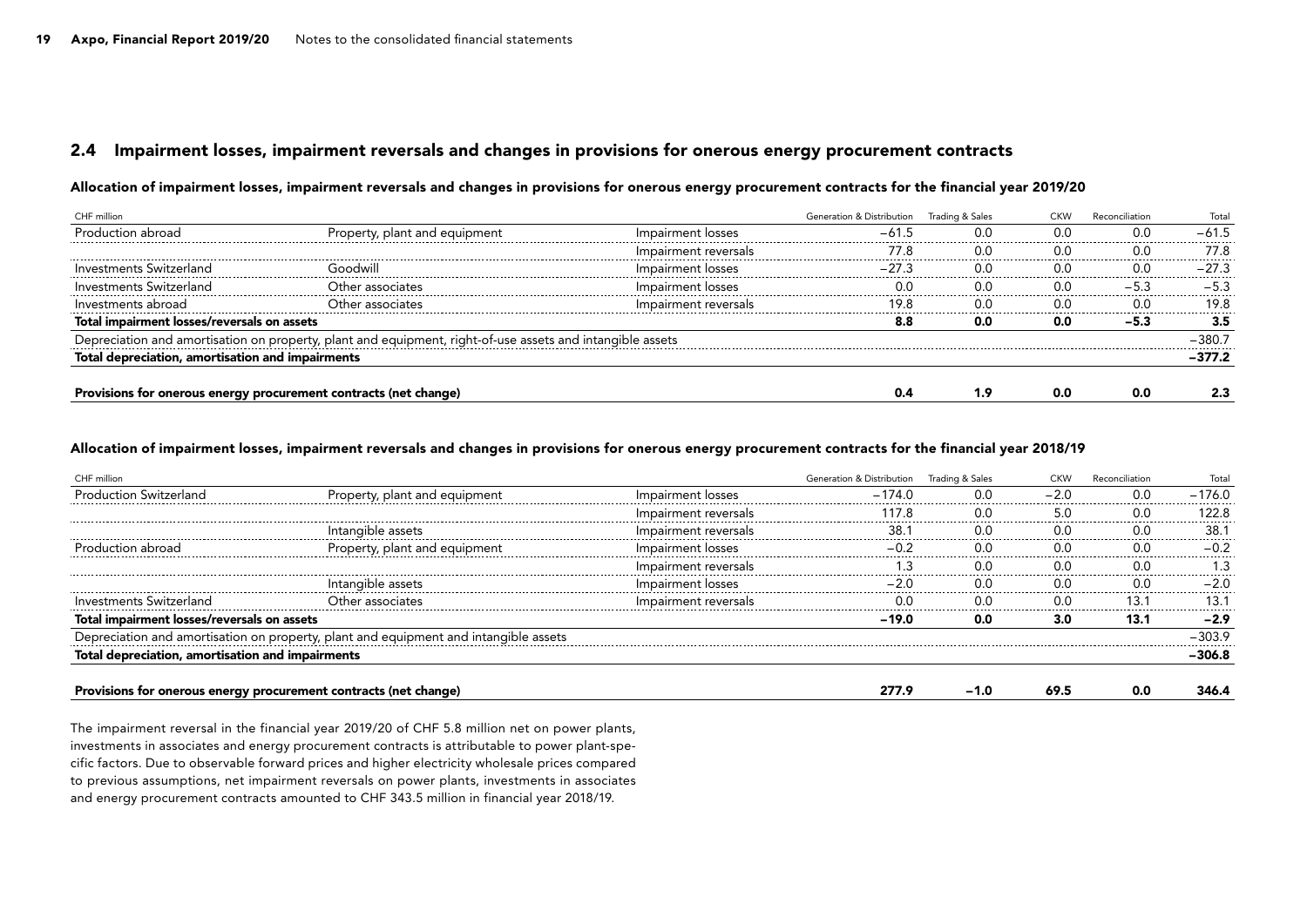## 2.4 Impairment losses, impairment reversals and changes in provisions for onerous energy procurement contracts

### Allocation of impairment losses, impairment reversals and changes in provisions for onerous energy procurement contracts for the financial year 2019/20

| CHF million | | | Generation & Distribution | Trading & Sales | CKW | Reconciliation | Total |
|---|---|---|---|---|---|---|---|
| Production abroad | Property, plant and equipment | Impairment losses | −61.5 | 0.0 | 0.0 | 0.0 | −61.5 |
| | | Impairment reversals | 77.8 | 0.0 | 0.0 | 0.0 | 77.8 |
| Investments Switzerland | Goodwill | Impairment losses | −27.3 | 0.0 | 0.0 | 0.0 | −27.3 |
| Investments Switzerland | Other associates | Impairment losses | 0.0 | 0.0 | 0.0 | −5.3 | −5.3 |
| Investments abroad | Other associates | Impairment reversals | 19.8 | 0.0 | 0.0 | 0.0 | 19.8 |
| **Total impairment losses/reversals on assets** | | | **8.8** | **0.0** | **0.0** | **−5.3** | **3.5** |
| Depreciation and amortisation on property, plant and equipment, right-of-use assets and intangible assets | | | | | | | −380.7 |
| **Total depreciation, amortisation and impairments** | | | | | | | **−377.2** |
| **Provisions for onerous energy procurement contracts (net change)** | | | **0.4** | **1.9** | **0.0** | **0.0** | **2.3** |

### Allocation of impairment losses, impairment reversals and changes in provisions for onerous energy procurement contracts for the financial year 2018/19

| CHF million | | | Generation & Distribution | Trading & Sales | CKW | Reconciliation | Total |
|---|---|---|---|---|---|---|---|
| Production Switzerland | Property, plant and equipment | Impairment losses | −174.0 | 0.0 | −2.0 | 0.0 | −176.0 |
| | | Impairment reversals | 117.8 | 0.0 | 5.0 | 0.0 | 122.8 |
| | Intangible assets | Impairment reversals | 38.1 | 0.0 | 0.0 | 0.0 | 38.1 |
| Production abroad | Property, plant and equipment | Impairment losses | −0.2 | 0.0 | 0.0 | 0.0 | −0.2 |
| | | Impairment reversals | 1.3 | 0.0 | 0.0 | 0.0 | 1.3 |
| | Intangible assets | Impairment losses | −2.0 | 0.0 | 0.0 | 0.0 | −2.0 |
| Investments Switzerland | Other associates | Impairment reversals | 0.0 | 0.0 | 0.0 | 13.1 | 13.1 |
| **Total impairment losses/reversals on assets** | | | **−19.0** | **0.0** | **3.0** | **13.1** | **−2.9** |
| Depreciation and amortisation on property, plant and equipment and intangible assets | | | | | | | −303.9 |
| **Total depreciation, amortisation and impairments** | | | | | | | **−306.8** |
| **Provisions for onerous energy procurement contracts (net change)** | | | **277.9** | **−1.0** | **69.5** | **0.0** | **346.4** |

The impairment reversal in the financial year 2019/20 of CHF 5.8 million net on power plants, investments in associates and energy procurement contracts is attributable to power plant-specific factors. Due to observable forward prices and higher electricity wholesale prices compared to previous assumptions, net impairment reversals on power plants, investments in associates and energy procurement contracts amounted to CHF 343.5 million in financial year 2018/19.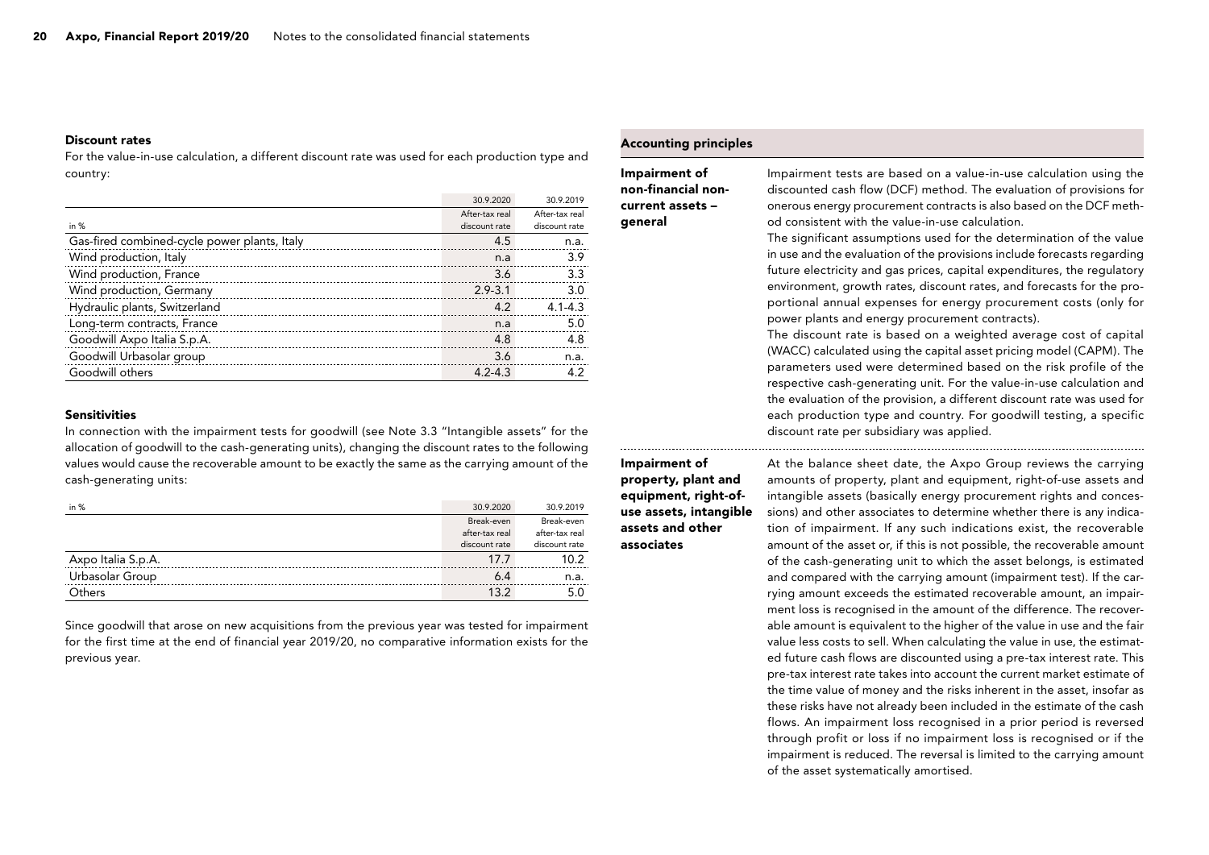### Discount rates

For the value-in-use calculation, a different discount rate was used for each production type and country:

| in % | 30.9.2020 After-tax real discount rate | 30.9.2019 After-tax real discount rate |
|---|---|---|
| Gas-fired combined-cycle power plants, Italy | 4.5 | n.a. |
| Wind production, Italy | n.a | 3.9 |
| Wind production, France | 3.6 | 3.3 |
| Wind production, Germany | 2.9-3.1 | 3.0 |
| Hydraulic plants, Switzerland | 4.2 | 4.1-4.3 |
| Long-term contracts, France | n.a | 5.0 |
| Goodwill Axpo Italia S.p.A. | 4.8 | 4.8 |
| Goodwill Urbasolar group | 3.6 | n.a. |
| Goodwill others | 4.2-4.3 | 4.2 |

### Sensitivities

In connection with the impairment tests for goodwill (see Note 3.3 "Intangible assets" for the allocation of goodwill to the cash-generating units), changing the discount rates to the following values would cause the recoverable amount to be exactly the same as the carrying amount of the cash-generating units:

| in % | 30.9.2020 Break-even after-tax real discount rate | 30.9.2019 Break-even after-tax real discount rate |
|---|---|---|
| Axpo Italia S.p.A. | 17.7 | 10.2 |
| Urbasolar Group | 6.4 | n.a. |
| Others | 13.2 | 5.0 |

Since goodwill that arose on new acquisitions from the previous year was tested for impairment for the first time at the end of financial year 2019/20, no comparative information exists for the previous year.

### Accounting principles

**Impairment of non-financial non-current assets – general**

Impairment tests are based on a value-in-use calculation using the discounted cash flow (DCF) method. The evaluation of provisions for onerous energy procurement contracts is also based on the DCF method consistent with the value-in-use calculation.

The significant assumptions used for the determination of the value in use and the evaluation of the provisions include forecasts regarding future electricity and gas prices, capital expenditures, the regulatory environment, growth rates, discount rates, and forecasts for the proportional annual expenses for energy procurement costs (only for power plants and energy procurement contracts).

The discount rate is based on a weighted average cost of capital (WACC) calculated using the capital asset pricing model (CAPM). The parameters used were determined based on the risk profile of the respective cash-generating unit. For the value-in-use calculation and the evaluation of the provision, a different discount rate was used for each production type and country. For goodwill testing, a specific discount rate per subsidiary was applied.

**Impairment of property, plant and equipment, right-of-use assets, intangible assets and other associates**

At the balance sheet date, the Axpo Group reviews the carrying amounts of property, plant and equipment, right-of-use assets and intangible assets (basically energy procurement rights and concessions) and other associates to determine whether there is any indication of impairment. If any such indications exist, the recoverable amount of the asset or, if this is not possible, the recoverable amount of the cash-generating unit to which the asset belongs, is estimated and compared with the carrying amount (impairment test). If the carrying amount exceeds the estimated recoverable amount, an impairment loss is recognised in the amount of the difference. The recoverable amount is equivalent to the higher of the value in use and the fair value less costs to sell. When calculating the value in use, the estimated future cash flows are discounted using a pre-tax interest rate. This pre-tax interest rate takes into account the current market estimate of the time value of money and the risks inherent in the asset, insofar as these risks have not already been included in the estimate of the cash flows. An impairment loss recognised in a prior period is reversed through profit or loss if no impairment loss is recognised or if the impairment is reduced. The reversal is limited to the carrying amount of the asset systematically amortised.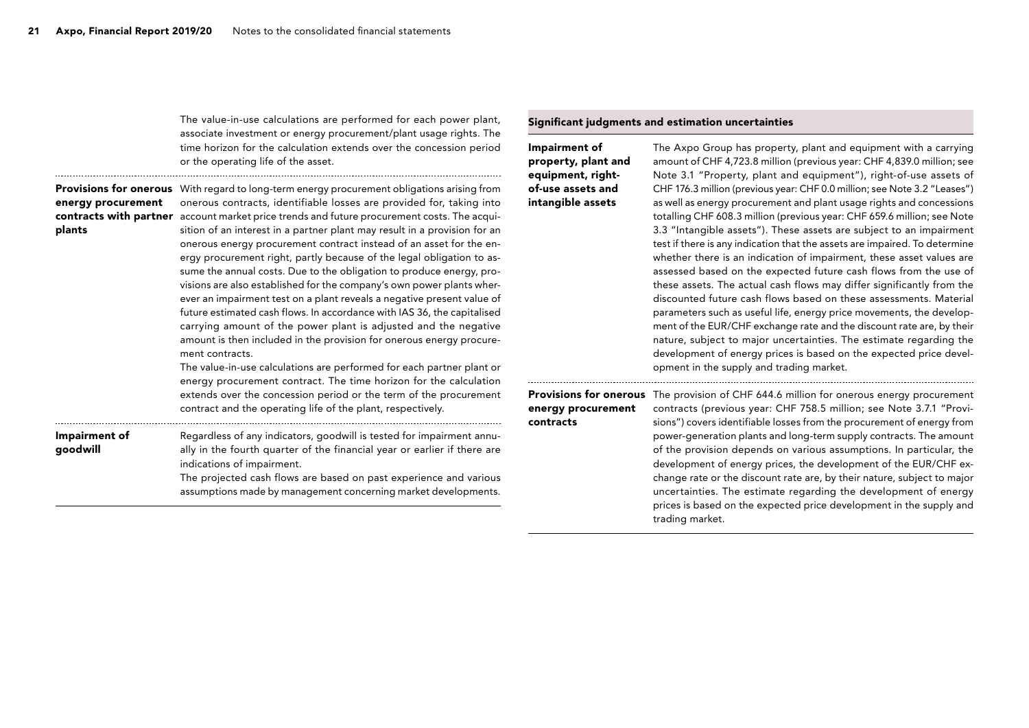The value-in-use calculations are performed for each power plant, associate investment or energy procurement/plant usage rights. The time horizon for the calculation extends over the concession period or the operating life of the asset.

**Provisions for onerous energy procurement contracts with partner plants**

With regard to long-term energy procurement obligations arising from onerous contracts, identifiable losses are provided for, taking into account market price trends and future procurement costs. The acquisition of an interest in a partner plant may result in a provision for an onerous energy procurement contract instead of an asset for the energy procurement right, partly because of the legal obligation to assume the annual costs. Due to the obligation to produce energy, provisions are also established for the company's own power plants wherever an impairment test on a plant reveals a negative present value of future estimated cash flows. In accordance with IAS 36, the capitalised carrying amount of the power plant is adjusted and the negative amount is then included in the provision for onerous energy procurement contracts.

The value-in-use calculations are performed for each partner plant or energy procurement contract. The time horizon for the calculation extends over the concession period or the term of the procurement contract and the operating life of the plant, respectively.

**Impairment of goodwill**

Regardless of any indicators, goodwill is tested for impairment annually in the fourth quarter of the financial year or earlier if there are indications of impairment.

The projected cash flows are based on past experience and various assumptions made by management concerning market developments.

## Significant judgments and estimation uncertainties

**Impairment of property, plant and equipment, right-of-use assets and intangible assets**

The Axpo Group has property, plant and equipment with a carrying amount of CHF 4,723.8 million (previous year: CHF 4,839.0 million; see Note 3.1 "Property, plant and equipment"), right-of-use assets of CHF 176.3 million (previous year: CHF 0.0 million; see Note 3.2 "Leases") as well as energy procurement and plant usage rights and concessions totalling CHF 608.3 million (previous year: CHF 659.6 million; see Note 3.3 "Intangible assets"). These assets are subject to an impairment test if there is any indication that the assets are impaired. To determine whether there is an indication of impairment, these asset values are assessed based on the expected future cash flows from the use of these assets. The actual cash flows may differ significantly from the discounted future cash flows based on these assessments. Material parameters such as useful life, energy price movements, the development of the EUR/CHF exchange rate and the discount rate are, by their nature, subject to major uncertainties. The estimate regarding the development of energy prices is based on the expected price development in the supply and trading market.

**Provisions for onerous energy procurement contracts**

The provision of CHF 644.6 million for onerous energy procurement contracts (previous year: CHF 758.5 million; see Note 3.7.1 "Provisions") covers identifiable losses from the procurement of energy from power-generation plants and long-term supply contracts. The amount of the provision depends on various assumptions. In particular, the development of energy prices, the development of the EUR/CHF exchange rate or the discount rate are, by their nature, subject to major uncertainties. The estimate regarding the development of energy prices is based on the expected price development in the supply and trading market.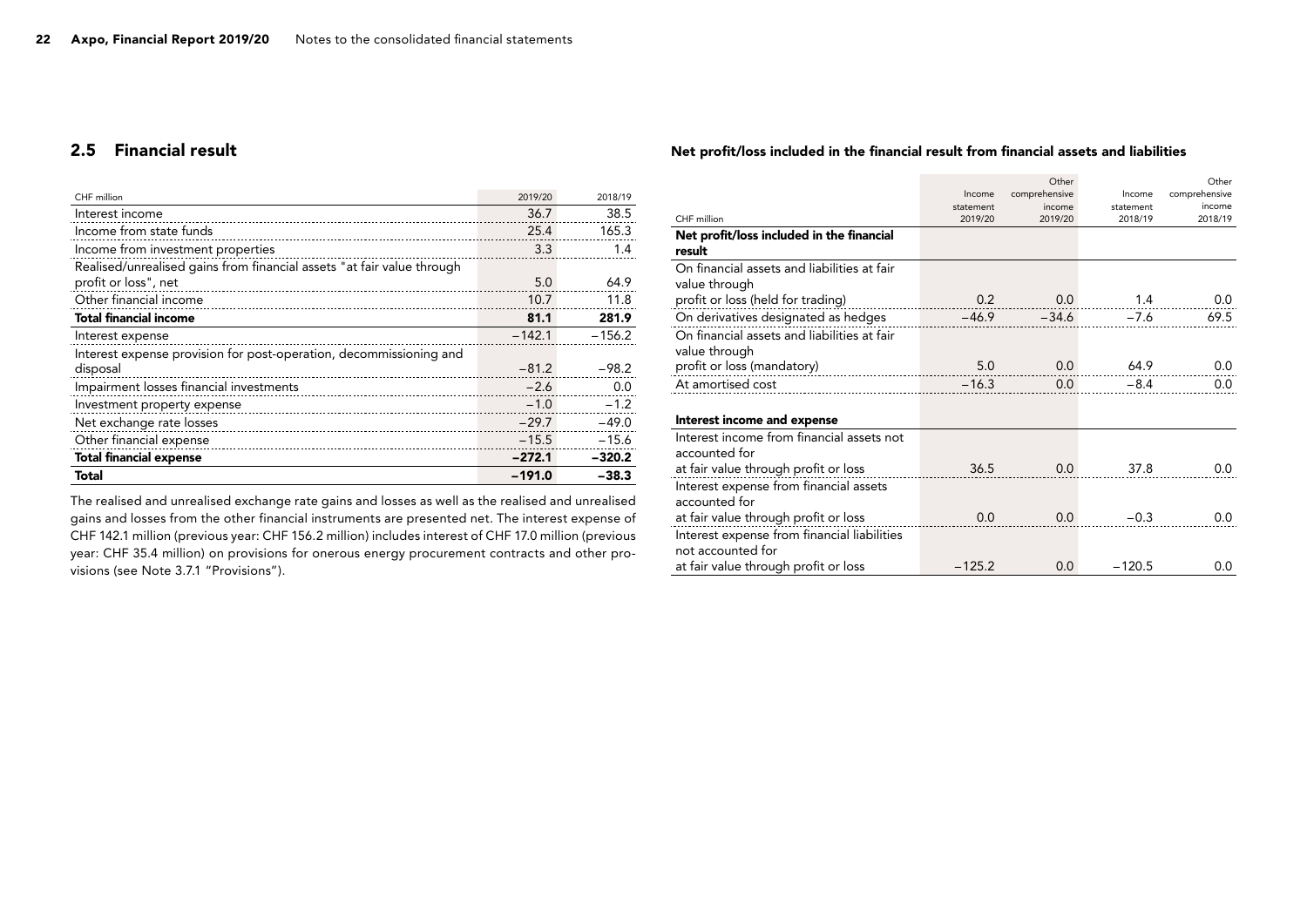## 2.5 Financial result

| CHF million | 2019/20 | 2018/19 |
|---|---|---|
| Interest income | 36.7 | 38.5 |
| Income from state funds | 25.4 | 165.3 |
| Income from investment properties | 3.3 | 1.4 |
| Realised/unrealised gains from financial assets "at fair value through profit or loss", net | 5.0 | 64.9 |
| Other financial income | 10.7 | 11.8 |
| **Total financial income** | **81.1** | **281.9** |
| Interest expense | –142.1 | –156.2 |
| Interest expense provision for post-operation, decommissioning and disposal | –81.2 | –98.2 |
| Impairment losses financial investments | –2.6 | 0.0 |
| Investment property expense | –1.0 | –1.2 |
| Net exchange rate losses | –29.7 | –49.0 |
| Other financial expense | –15.5 | –15.6 |
| **Total financial expense** | **–272.1** | **–320.2** |
| **Total** | **–191.0** | **–38.3** |

The realised and unrealised exchange rate gains and losses as well as the realised and unrealised gains and losses from the other financial instruments are presented net. The interest expense of CHF 142.1 million (previous year: CHF 156.2 million) includes interest of CHF 17.0 million (previous year: CHF 35.4 million) on provisions for onerous energy procurement contracts and other provisions (see Note 3.7.1 "Provisions").

### Net profit/loss included in the financial result from financial assets and liabilities

| CHF million | Income statement 2019/20 | Other comprehensive income 2019/20 | Income statement 2018/19 | Other comprehensive income 2018/19 |
|---|---|---|---|---|
| **Net profit/loss included in the financial result** | | | | |
| On financial assets and liabilities at fair value through profit or loss (held for trading) | 0.2 | 0.0 | 1.4 | 0.0 |
| On derivatives designated as hedges | –46.9 | –34.6 | –7.6 | 69.5 |
| On financial assets and liabilities at fair value through profit or loss (mandatory) | 5.0 | 0.0 | 64.9 | 0.0 |
| At amortised cost | –16.3 | 0.0 | –8.4 | 0.0 |
| | | | | |
| **Interest income and expense** | | | | |
| Interest income from financial assets not accounted for at fair value through profit or loss | 36.5 | 0.0 | 37.8 | 0.0 |
| Interest expense from financial assets accounted for at fair value through profit or loss | 0.0 | 0.0 | –0.3 | 0.0 |
| Interest expense from financial liabilities not accounted for at fair value through profit or loss | –125.2 | 0.0 | –120.5 | 0.0 |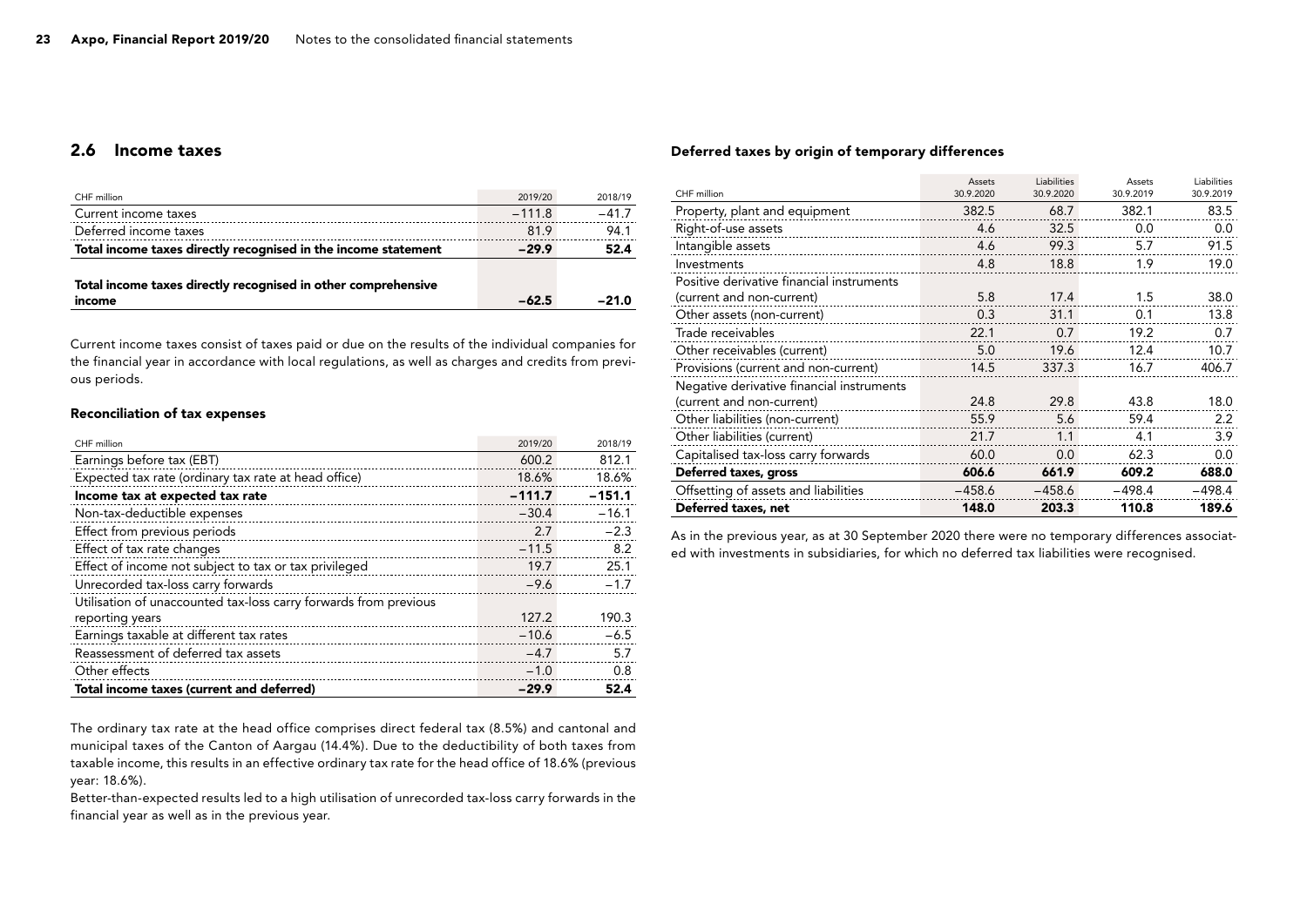## 2.6 Income taxes

| CHF million | 2019/20 | 2018/19 |
|---|---|---|
| Current income taxes | −111.8 | −41.7 |
| Deferred income taxes | 81.9 | 94.1 |
| **Total income taxes directly recognised in the income statement** | **−29.9** | **52.4** |
| | | |
| **Total income taxes directly recognised in other comprehensive income** | **−62.5** | **−21.0** |

Current income taxes consist of taxes paid or due on the results of the individual companies for the financial year in accordance with local regulations, as well as charges and credits from previous periods.

### Reconciliation of tax expenses

| CHF million | 2019/20 | 2018/19 |
|---|---|---|
| Earnings before tax (EBT) | 600.2 | 812.1 |
| Expected tax rate (ordinary tax rate at head office) | 18.6% | 18.6% |
| **Income tax at expected tax rate** | **−111.7** | **−151.1** |
| Non-tax-deductible expenses | −30.4 | −16.1 |
| Effect from previous periods | 2.7 | −2.3 |
| Effect of tax rate changes | −11.5 | 8.2 |
| Effect of income not subject to tax or tax privileged | 19.7 | 25.1 |
| Unrecorded tax-loss carry forwards | −9.6 | −1.7 |
| Utilisation of unaccounted tax-loss carry forwards from previous reporting years | 127.2 | 190.3 |
| Earnings taxable at different tax rates | −10.6 | −6.5 |
| Reassessment of deferred tax assets | −4.7 | 5.7 |
| Other effects | −1.0 | 0.8 |
| **Total income taxes (current and deferred)** | **−29.9** | **52.4** |

The ordinary tax rate at the head office comprises direct federal tax (8.5%) and cantonal and municipal taxes of the Canton of Aargau (14.4%). Due to the deductibility of both taxes from taxable income, this results in an effective ordinary tax rate for the head office of 18.6% (previous year: 18.6%).

Better-than-expected results led to a high utilisation of unrecorded tax-loss carry forwards in the financial year as well as in the previous year.

### Deferred taxes by origin of temporary differences

| CHF million | Assets 30.9.2020 | Liabilities 30.9.2020 | Assets 30.9.2019 | Liabilities 30.9.2019 |
|---|---|---|---|---|
| Property, plant and equipment | 382.5 | 68.7 | 382.1 | 83.5 |
| Right-of-use assets | 4.6 | 32.5 | 0.0 | 0.0 |
| Intangible assets | 4.6 | 99.3 | 5.7 | 91.5 |
| Investments | 4.8 | 18.8 | 1.9 | 19.0 |
| Positive derivative financial instruments (current and non-current) | 5.8 | 17.4 | 1.5 | 38.0 |
| Other assets (non-current) | 0.3 | 31.1 | 0.1 | 13.8 |
| Trade receivables | 22.1 | 0.7 | 19.2 | 0.7 |
| Other receivables (current) | 5.0 | 19.6 | 12.4 | 10.7 |
| Provisions (current and non-current) | 14.5 | 337.3 | 16.7 | 406.7 |
| Negative derivative financial instruments (current and non-current) | 24.8 | 29.8 | 43.8 | 18.0 |
| Other liabilities (non-current) | 55.9 | 5.6 | 59.4 | 2.2 |
| Other liabilities (current) | 21.7 | 1.1 | 4.1 | 3.9 |
| Capitalised tax-loss carry forwards | 60.0 | 0.0 | 62.3 | 0.0 |
| **Deferred taxes, gross** | **606.6** | **661.9** | **609.2** | **688.0** |
| Offsetting of assets and liabilities | −458.6 | −458.6 | −498.4 | −498.4 |
| **Deferred taxes, net** | **148.0** | **203.3** | **110.8** | **189.6** |

As in the previous year, as at 30 September 2020 there were no temporary differences associated with investments in subsidiaries, for which no deferred tax liabilities were recognised.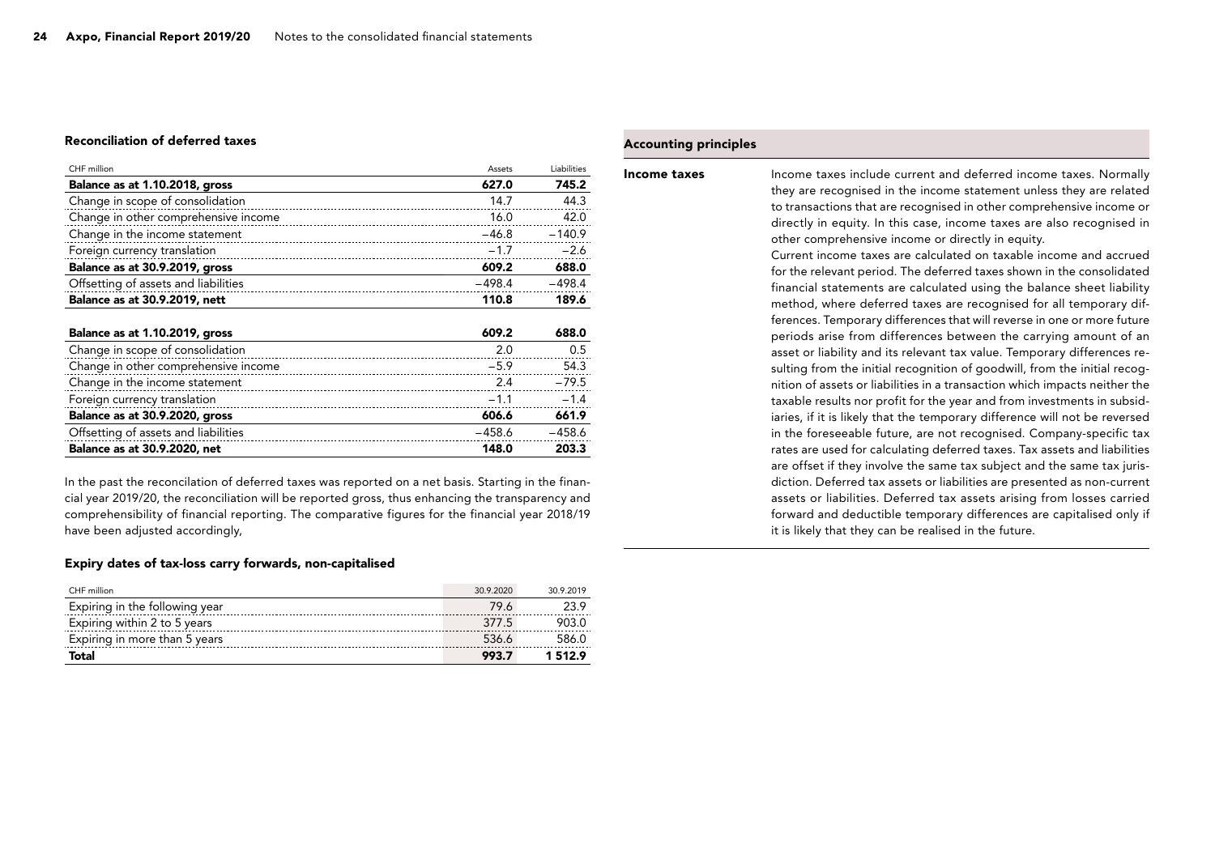### Reconciliation of deferred taxes

| CHF million | Assets | Liabilities |
|---|---|---|
| **Balance as at 1.10.2018, gross** | **627.0** | **745.2** |
| Change in scope of consolidation | 14.7 | 44.3 |
| Change in other comprehensive income | 16.0 | 42.0 |
| Change in the income statement | −46.8 | −140.9 |
| Foreign currency translation | −1.7 | −2.6 |
| **Balance as at 30.9.2019, gross** | **609.2** | **688.0** |
| Offsetting of assets and liabilities | −498.4 | −498.4 |
| **Balance as at 30.9.2019, nett** | **110.8** | **189.6** |
| | | |
| **Balance as at 1.10.2019, gross** | **609.2** | **688.0** |
| Change in scope of consolidation | 2.0 | 0.5 |
| Change in other comprehensive income | −5.9 | 54.3 |
| Change in the income statement | 2.4 | −79.5 |
| Foreign currency translation | −1.1 | −1.4 |
| **Balance as at 30.9.2020, gross** | **606.6** | **661.9** |
| Offsetting of assets and liabilities | −458.6 | −458.6 |
| **Balance as at 30.9.2020, net** | **148.0** | **203.3** |

In the past the reconcilation of deferred taxes was reported on a net basis. Starting in the financial year 2019/20, the reconciliation will be reported gross, thus enhancing the transparency and comprehensibility of financial reporting. The comparative figures for the financial year 2018/19 have been adjusted accordingly,

### Expiry dates of tax-loss carry forwards, non-capitalised

| CHF million | 30.9.2020 | 30.9.2019 |
|---|---|---|
| Expiring in the following year | 79.6 | 23.9 |
| Expiring within 2 to 5 years | 377.5 | 903.0 |
| Expiring in more than 5 years | 536.6 | 586.0 |
| **Total** | **993.7** | **1 512.9** |

### Accounting principles

**Income taxes**

Income taxes include current and deferred income taxes. Normally they are recognised in the income statement unless they are related to transactions that are recognised in other comprehensive income or directly in equity. In this case, income taxes are also recognised in other comprehensive income or directly in equity.

Current income taxes are calculated on taxable income and accrued for the relevant period. The deferred taxes shown in the consolidated financial statements are calculated using the balance sheet liability method, where deferred taxes are recognised for all temporary differences. Temporary differences that will reverse in one or more future periods arise from differences between the carrying amount of an asset or liability and its relevant tax value. Temporary differences resulting from the initial recognition of goodwill, from the initial recognition of assets or liabilities in a transaction which impacts neither the taxable results nor profit for the year and from investments in subsidiaries, if it is likely that the temporary difference will not be reversed in the foreseeable future, are not recognised. Company-specific tax rates are used for calculating deferred taxes. Tax assets and liabilities are offset if they involve the same tax subject and the same tax jurisdiction. Deferred tax assets or liabilities are presented as non-current assets or liabilities. Deferred tax assets arising from losses carried forward and deductible temporary differences are capitalised only if it is likely that they can be realised in the future.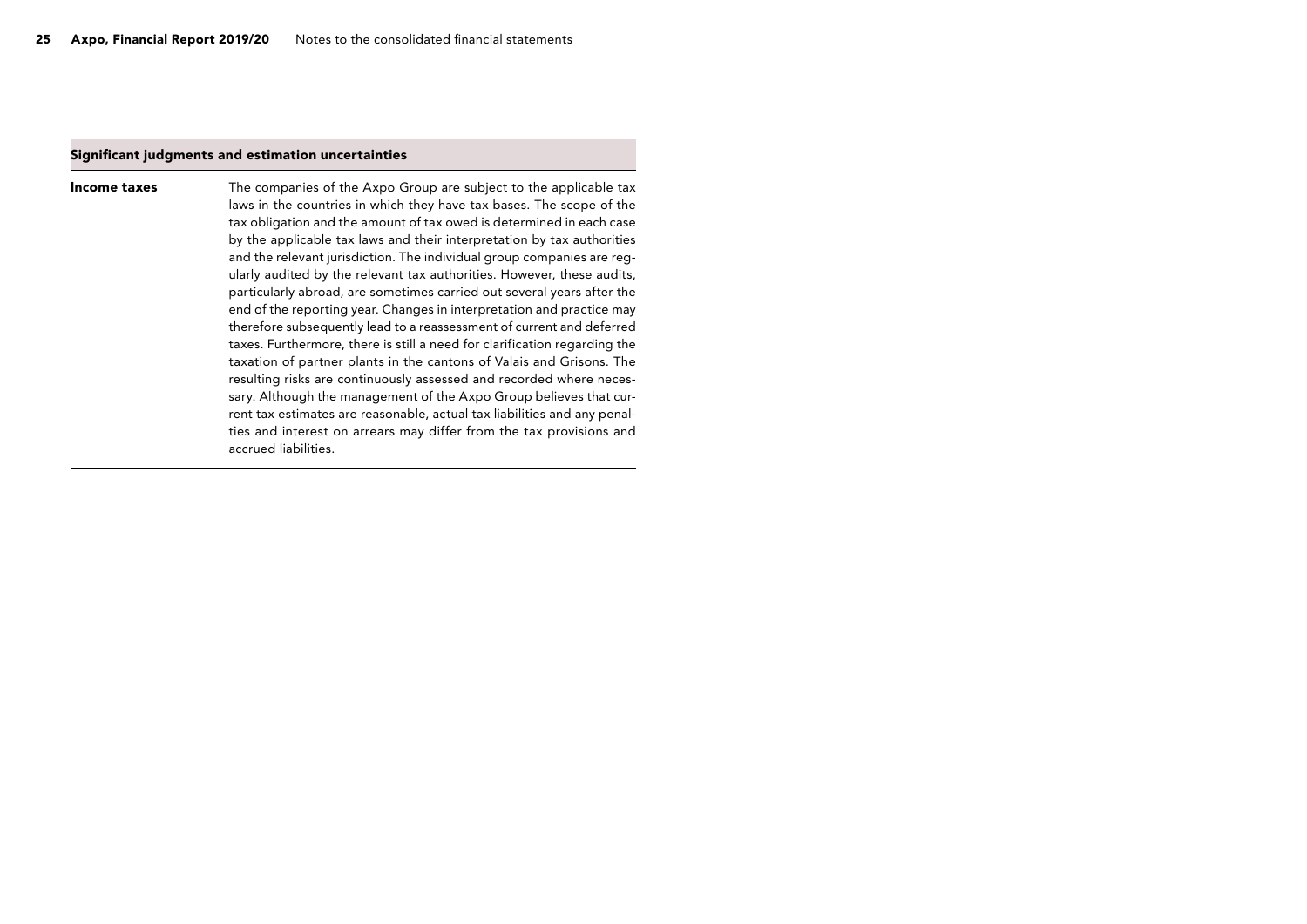### Significant judgments and estimation uncertainties

| | |
|---|---|
| **Income taxes** | The companies of the Axpo Group are subject to the applicable tax laws in the countries in which they have tax bases. The scope of the tax obligation and the amount of tax owed is determined in each case by the applicable tax laws and their interpretation by tax authorities and the relevant jurisdiction. The individual group companies are regularly audited by the relevant tax authorities. However, these audits, particularly abroad, are sometimes carried out several years after the end of the reporting year. Changes in interpretation and practice may therefore subsequently lead to a reassessment of current and deferred taxes. Furthermore, there is still a need for clarification regarding the taxation of partner plants in the cantons of Valais and Grisons. The resulting risks are continuously assessed and recorded where necessary. Although the management of the Axpo Group believes that current tax estimates are reasonable, actual tax liabilities and any penalties and interest on arrears may differ from the tax provisions and accrued liabilities. |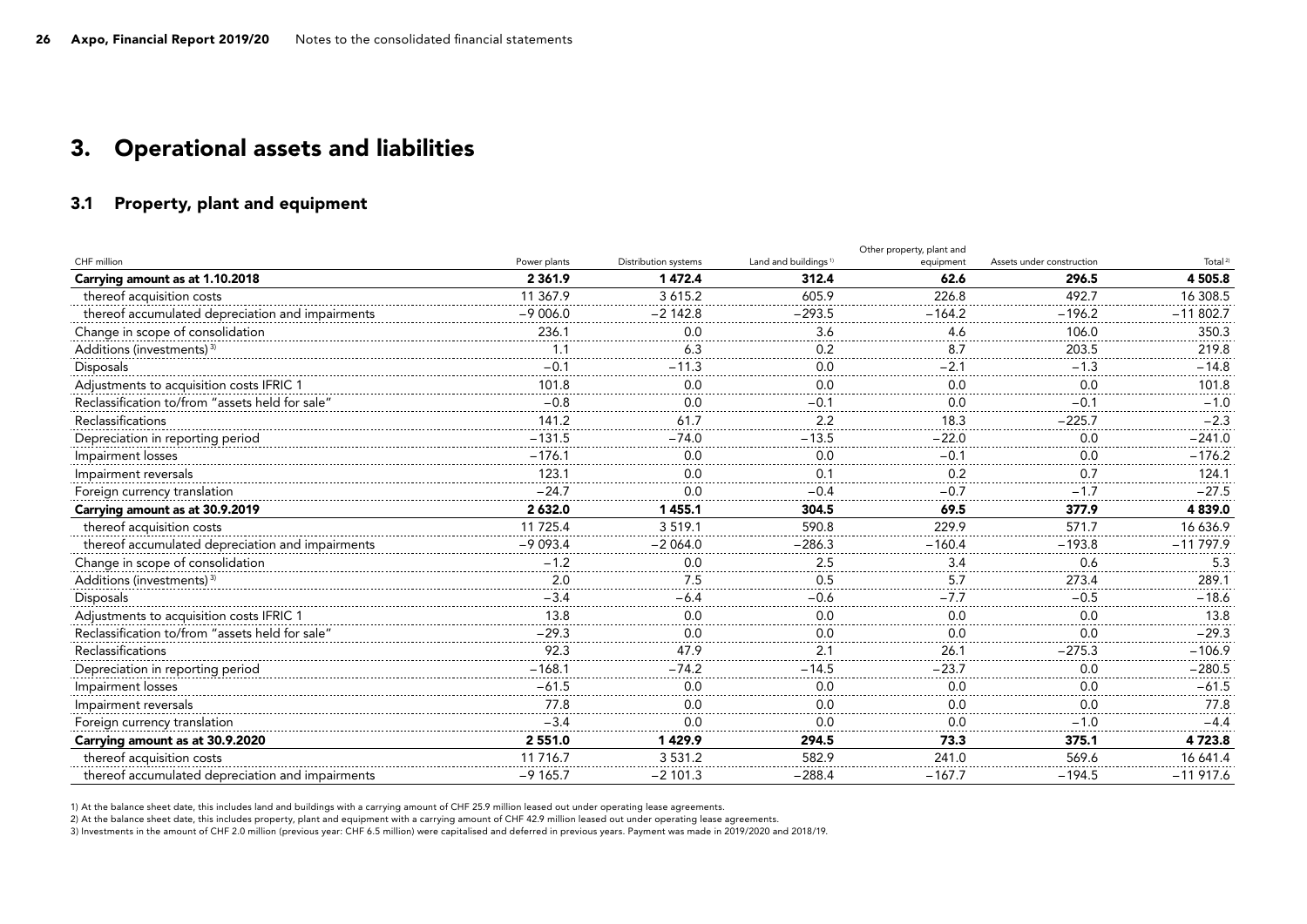# 3. Operational assets and liabilities

## 3.1 Property, plant and equipment

| CHF million | Power plants | Distribution systems | Land and buildings [1] | Other property, plant and equipment | Assets under construction | Total [2] |
|---|---|---|---|---|---|---|
| **Carrying amount as at 1.10.2018** | **2 361.9** | **1 472.4** | **312.4** | **62.6** | **296.5** | **4 505.8** |
| thereof acquisition costs | 11 367.9 | 3 615.2 | 605.9 | 226.8 | 492.7 | 16 308.5 |
| thereof accumulated depreciation and impairments | −9 006.0 | −2 142.8 | −293.5 | −164.2 | −196.2 | −11 802.7 |
| Change in scope of consolidation | 236.1 | 0.0 | 3.6 | 4.6 | 106.0 | 350.3 |
| Additions (investments) [3] | 1.1 | 6.3 | 0.2 | 8.7 | 203.5 | 219.8 |
| Disposals | −0.1 | −11.3 | 0.0 | −2.1 | −1.3 | −14.8 |
| Adjustments to acquisition costs IFRIC 1 | 101.8 | 0.0 | 0.0 | 0.0 | 0.0 | 101.8 |
| Reclassification to/from "assets held for sale" | −0.8 | 0.0 | −0.1 | 0.0 | −0.1 | −1.0 |
| Reclassifications | 141.2 | 61.7 | 2.2 | 18.3 | −225.7 | −2.3 |
| Depreciation in reporting period | −131.5 | −74.0 | −13.5 | −22.0 | 0.0 | −241.0 |
| Impairment losses | −176.1 | 0.0 | 0.0 | −0.1 | 0.0 | −176.2 |
| Impairment reversals | 123.1 | 0.0 | 0.1 | 0.2 | 0.7 | 124.1 |
| Foreign currency translation | −24.7 | 0.0 | −0.4 | −0.7 | −1.7 | −27.5 |
| **Carrying amount as at 30.9.2019** | **2 632.0** | **1 455.1** | **304.5** | **69.5** | **377.9** | **4 839.0** |
| thereof acquisition costs | 11 725.4 | 3 519.1 | 590.8 | 229.9 | 571.7 | 16 636.9 |
| thereof accumulated depreciation and impairments | −9 093.4 | −2 064.0 | −286.3 | −160.4 | −193.8 | −11 797.9 |
| Change in scope of consolidation | −1.2 | 0.0 | 2.5 | 3.4 | 0.6 | 5.3 |
| Additions (investments) [3] | 2.0 | 7.5 | 0.5 | 5.7 | 273.4 | 289.1 |
| Disposals | −3.4 | −6.4 | −0.6 | −7.7 | −0.5 | −18.6 |
| Adjustments to acquisition costs IFRIC 1 | 13.8 | 0.0 | 0.0 | 0.0 | 0.0 | 13.8 |
| Reclassification to/from "assets held for sale" | −29.3 | 0.0 | 0.0 | 0.0 | 0.0 | −29.3 |
| Reclassifications | 92.3 | 47.9 | 2.1 | 26.1 | −275.3 | −106.9 |
| Depreciation in reporting period | −168.1 | −74.2 | −14.5 | −23.7 | 0.0 | −280.5 |
| Impairment losses | −61.5 | 0.0 | 0.0 | 0.0 | 0.0 | −61.5 |
| Impairment reversals | 77.8 | 0.0 | 0.0 | 0.0 | 0.0 | 77.8 |
| Foreign currency translation | −3.4 | 0.0 | 0.0 | 0.0 | −1.0 | −4.4 |
| **Carrying amount as at 30.9.2020** | **2 551.0** | **1 429.9** | **294.5** | **73.3** | **375.1** | **4 723.8** |
| thereof acquisition costs | 11 716.7 | 3 531.2 | 582.9 | 241.0 | 569.6 | 16 641.4 |
| thereof accumulated depreciation and impairments | −9 165.7 | −2 101.3 | −288.4 | −167.7 | −194.5 | −11 917.6 |

1) At the balance sheet date, this includes land and buildings with a carrying amount of CHF 25.9 million leased out under operating lease agreements.

2) At the balance sheet date, this includes property, plant and equipment with a carrying amount of CHF 42.9 million leased out under operating lease agreements.

3) Investments in the amount of CHF 2.0 million (previous year: CHF 6.5 million) were capitalised and deferred in previous years. Payment was made in 2019/2020 and 2018/19.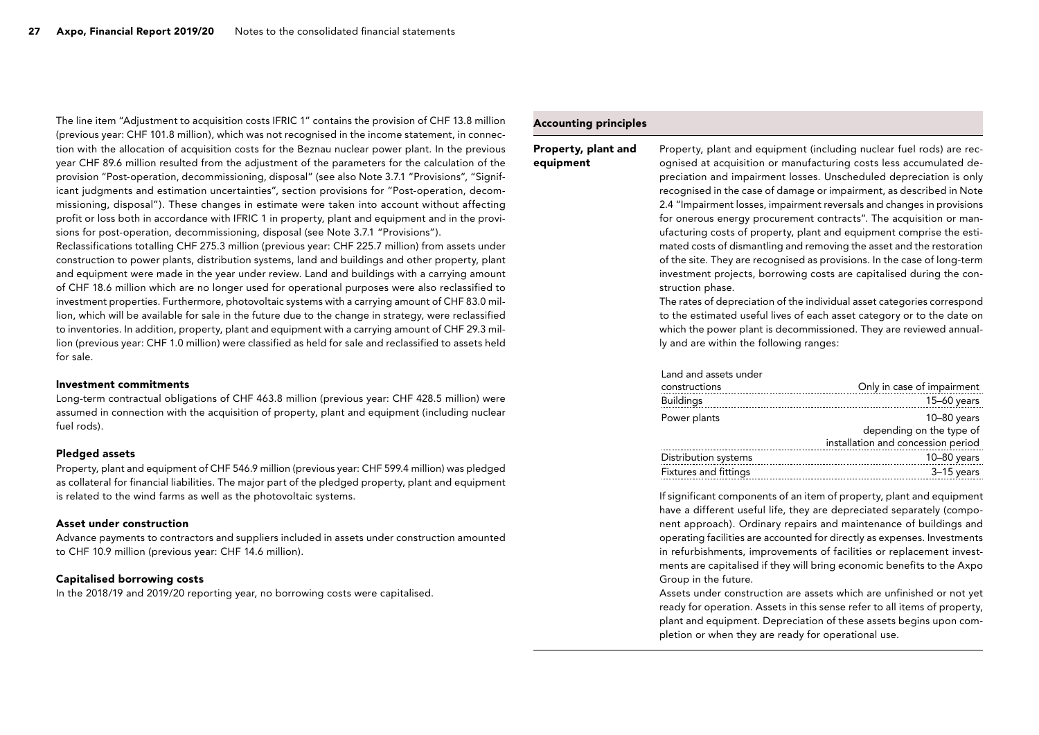The line item "Adjustment to acquisition costs IFRIC 1" contains the provision of CHF 13.8 million (previous year: CHF 101.8 million), which was not recognised in the income statement, in connection with the allocation of acquisition costs for the Beznau nuclear power plant. In the previous year CHF 89.6 million resulted from the adjustment of the parameters for the calculation of the provision "Post-operation, decommissioning, disposal" (see also Note 3.7.1 "Provisions", "Significant judgments and estimation uncertainties", section provisions for "Post-operation, decommissioning, disposal"). These changes in estimate were taken into account without affecting profit or loss both in accordance with IFRIC 1 in property, plant and equipment and in the provisions for post-operation, decommissioning, disposal (see Note 3.7.1 "Provisions").

Reclassifications totalling CHF 275.3 million (previous year: CHF 225.7 million) from assets under construction to power plants, distribution systems, land and buildings and other property, plant and equipment were made in the year under review. Land and buildings with a carrying amount of CHF 18.6 million which are no longer used for operational purposes were also reclassified to investment properties. Furthermore, photovoltaic systems with a carrying amount of CHF 83.0 million, which will be available for sale in the future due to the change in strategy, were reclassified to inventories. In addition, property, plant and equipment with a carrying amount of CHF 29.3 million (previous year: CHF 1.0 million) were classified as held for sale and reclassified to assets held for sale.

### Investment commitments

Long-term contractual obligations of CHF 463.8 million (previous year: CHF 428.5 million) were assumed in connection with the acquisition of property, plant and equipment (including nuclear fuel rods).

### Pledged assets

Property, plant and equipment of CHF 546.9 million (previous year: CHF 599.4 million) was pledged as collateral for financial liabilities. The major part of the pledged property, plant and equipment is related to the wind farms as well as the photovoltaic systems.

### Asset under construction

Advance payments to contractors and suppliers included in assets under construction amounted to CHF 10.9 million (previous year: CHF 14.6 million).

### Capitalised borrowing costs

In the 2018/19 and 2019/20 reporting year, no borrowing costs were capitalised.

## Accounting principles

**Property, plant and equipment**

Property, plant and equipment (including nuclear fuel rods) are recognised at acquisition or manufacturing costs less accumulated depreciation and impairment losses. Unscheduled depreciation is only recognised in the case of damage or impairment, as described in Note 2.4 "Impairment losses, impairment reversals and changes in provisions for onerous energy procurement contracts". The acquisition or manufacturing costs of property, plant and equipment comprise the estimated costs of dismantling and removing the asset and the restoration of the site. They are recognised as provisions. In the case of long-term investment projects, borrowing costs are capitalised during the construction phase.

The rates of depreciation of the individual asset categories correspond to the estimated useful lives of each asset category or to the date on which the power plant is decommissioned. They are reviewed annually and are within the following ranges:

| | |
|---|---|
| Land and assets under constructions | Only in case of impairment |
| Buildings | 15–60 years |
| Power plants | 10–80 years depending on the type of installation and concession period |
| Distribution systems | 10–80 years |
| Fixtures and fittings | 3–15 years |

If significant components of an item of property, plant and equipment have a different useful life, they are depreciated separately (component approach). Ordinary repairs and maintenance of buildings and operating facilities are accounted for directly as expenses. Investments in refurbishments, improvements of facilities or replacement investments are capitalised if they will bring economic benefits to the Axpo Group in the future.

Assets under construction are assets which are unfinished or not yet ready for operation. Assets in this sense refer to all items of property, plant and equipment. Depreciation of these assets begins upon completion or when they are ready for operational use.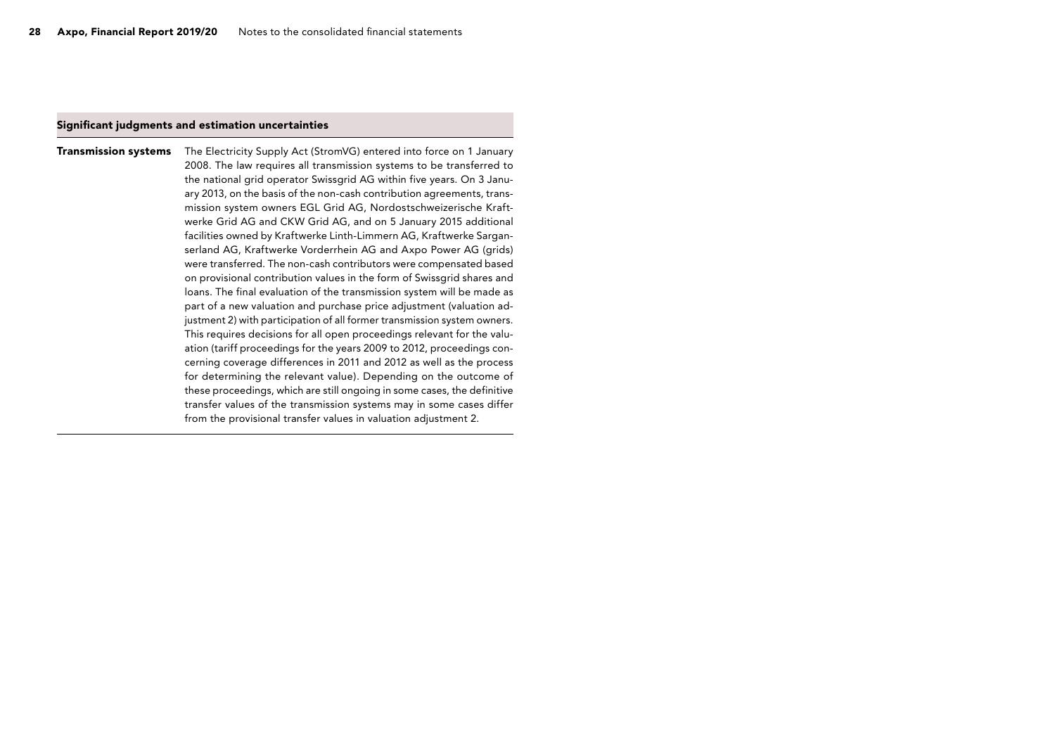## Significant judgments and estimation uncertainties

**Transmission systems**

The Electricity Supply Act (StromVG) entered into force on 1 January 2008. The law requires all transmission systems to be transferred to the national grid operator Swissgrid AG within five years. On 3 January 2013, on the basis of the non-cash contribution agreements, transmission system owners EGL Grid AG, Nordostschweizerische Kraftwerke Grid AG and CKW Grid AG, and on 5 January 2015 additional facilities owned by Kraftwerke Linth-Limmern AG, Kraftwerke Sarganserland AG, Kraftwerke Vorderrhein AG and Axpo Power AG (grids) were transferred. The non-cash contributors were compensated based on provisional contribution values in the form of Swissgrid shares and loans. The final evaluation of the transmission system will be made as part of a new valuation and purchase price adjustment (valuation adjustment 2) with participation of all former transmission system owners. This requires decisions for all open proceedings relevant for the valuation (tariff proceedings for the years 2009 to 2012, proceedings concerning coverage differences in 2011 and 2012 as well as the process for determining the relevant value). Depending on the outcome of these proceedings, which are still ongoing in some cases, the definitive transfer values of the transmission systems may in some cases differ from the provisional transfer values in valuation adjustment 2.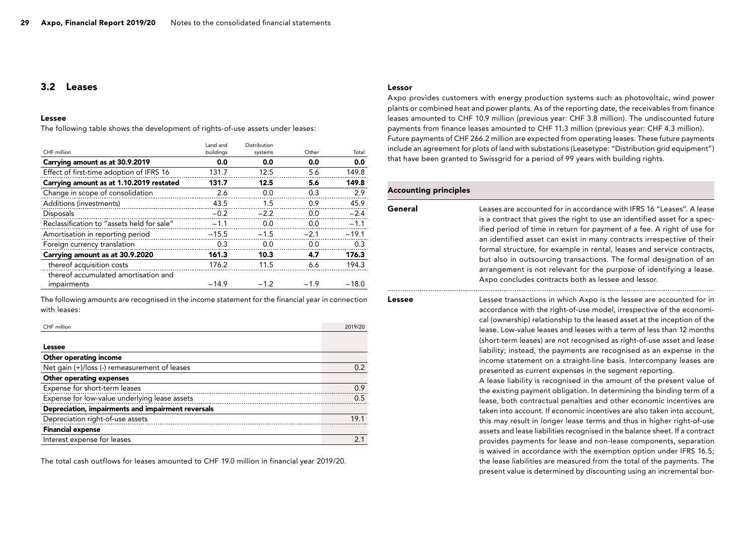## 3.2 Leases

### Lessee

The following table shows the development of rights-of-use assets under leases:

| CHF million | Land and buildings | Distribution systems | Other | Total |
|---|---|---|---|---|
| **Carrying amount as at 30.9.2019** | **0.0** | **0.0** | **0.0** | **0.0** |
| Effect of first-time adoption of IFRS 16 | 131.7 | 12.5 | 5.6 | 149.8 |
| **Carrying amount as at 1.10.2019 restated** | **131.7** | **12.5** | **5.6** | **149.8** |
| Change in scope of consolidation | 2.6 | 0.0 | 0.3 | 2.9 |
| Additions (investments) | 43.5 | 1.5 | 0.9 | 45.9 |
| Disposals | −0.2 | −2.2 | 0.0 | −2.4 |
| Reclassification to "assets held for sale" | −1.1 | 0.0 | 0.0 | −1.1 |
| Amortisation in reporting period | −15.5 | −1.5 | −2.1 | −19.1 |
| Foreign currency translation | 0.3 | 0.0 | 0.0 | 0.3 |
| **Carrying amount as at 30.9.2020** | **161.3** | **10.3** | **4.7** | **176.3** |
| thereof acquisition costs | 176.2 | 11.5 | 6.6 | 194.3 |
| thereof accumulated amortisation and impairments | −14.9 | −1.2 | −1.9 | −18.0 |

The following amounts are recognised in the income statement for the financial year in connection with leases:

| CHF million | 2019/20 |
|---|---|
| **Lessee** | |
| **Other operating income** | |
| Net gain (+)/loss (-) remeasurement of leases | 0.2 |
| **Other operating expenses** | |
| Expense for short-term leases | 0.9 |
| Expense for low-value underlying lease assets | 0.5 |
| **Depreciation, impairments and impairment reversals** | |
| Depreciation right-of-use assets | 19.1 |
| **Financial expense** | |
| Interest expense for leases | 2.1 |

The total cash outflows for leases amounted to CHF 19.0 million in financial year 2019/20.

### Lessor

Axpo provides customers with energy production systems such as photovoltaic, wind power plants or combined heat and power plants. As of the reporting date, the receivables from finance leases amounted to CHF 10.9 million (previous year: CHF 3.8 million). The undiscounted future payments from finance leases amounted to CHF 11.3 million (previous year: CHF 4.3 million). Future payments of CHF 266.2 million are expected from operating leases. These future payments include an agreement for plots of land with substations (Leasetype: "Distribution grid equipment") that have been granted to Swissgrid for a period of 99 years with building rights.

### Accounting principles

**General**

Leases are accounted for in accordance with IFRS 16 "Leases". A lease is a contract that gives the right to use an identified asset for a specified period of time in return for payment of a fee. A right of use for an identified asset can exist in many contracts irrespective of their formal structure, for example in rental, leases and service contracts, but also in outsourcing transactions. The formal designation of an arrangement is not relevant for the purpose of identifying a lease. Axpo concludes contracts both as lessee and lessor.

**Lessee**

Lessee transactions in which Axpo is the lessee are accounted for in accordance with the right-of-use model, irrespective of the economical (ownership) relationship to the leased asset at the inception of the lease. Low-value leases and leases with a term of less than 12 months (short-term leases) are not recognised as right-of-use asset and lease liability; instead, the payments are recognised as an expense in the income statement on a straight-line basis. Intercompany leases are presented as current expenses in the segment reporting.

A lease liability is recognised in the amount of the present value of the existing payment obligation. In determining the binding term of a lease, both contractual penalties and other economic incentives are taken into account. If economic incentives are also taken into account, this may result in longer lease terms and thus in higher right-of-use assets and lease liabilities recognised in the balance sheet. If a contract provides payments for lease and non-lease components, separation is waived in accordance with the exemption option under IFRS 16.5; the lease liabilities are measured from the total of the payments. The present value is determined by discounting using an incremental bor-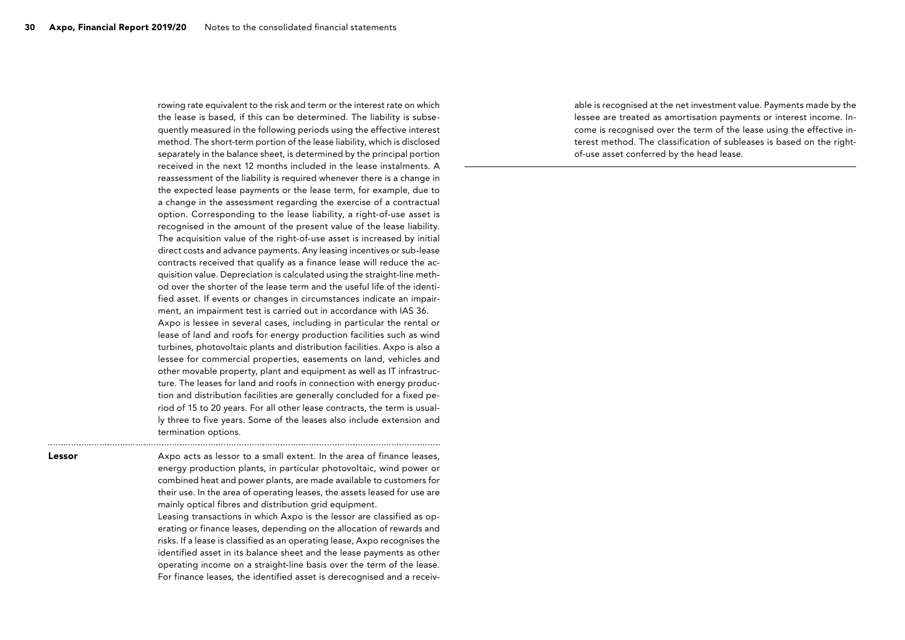rowing rate equivalent to the risk and term or the interest rate on which the lease is based, if this can be determined. The liability is subsequently measured in the following periods using the effective interest method. The short-term portion of the lease liability, which is disclosed separately in the balance sheet, is determined by the principal portion received in the next 12 months included in the lease instalments. A reassessment of the liability is required whenever there is a change in the expected lease payments or the lease term, for example, due to a change in the assessment regarding the exercise of a contractual option. Corresponding to the lease liability, a right-of-use asset is recognised in the amount of the present value of the lease liability. The acquisition value of the right-of-use asset is increased by initial direct costs and advance payments. Any leasing incentives or sub-lease contracts received that qualify as a finance lease will reduce the acquisition value. Depreciation is calculated using the straight-line method over the shorter of the lease term and the useful life of the identified asset. If events or changes in circumstances indicate an impairment, an impairment test is carried out in accordance with IAS 36.

Axpo is lessee in several cases, including in particular the rental or lease of land and roofs for energy production facilities such as wind turbines, photovoltaic plants and distribution facilities. Axpo is also a lessee for commercial properties, easements on land, vehicles and other movable property, plant and equipment as well as IT infrastructure. The leases for land and roofs in connection with energy production and distribution facilities are generally concluded for a fixed period of 15 to 20 years. For all other lease contracts, the term is usually three to five years. Some of the leases also include extension and termination options.

**Lessor**

Axpo acts as lessor to a small extent. In the area of finance leases, energy production plants, in particular photovoltaic, wind power or combined heat and power plants, are made available to customers for their use. In the area of operating leases, the assets leased for use are mainly optical fibres and distribution grid equipment.

Leasing transactions in which Axpo is the lessor are classified as operating or finance leases, depending on the allocation of rewards and risks. If a lease is classified as an operating lease, Axpo recognises the identified asset in its balance sheet and the lease payments as other operating income on a straight-line basis over the term of the lease. For finance leases, the identified asset is derecognised and a receivable is recognised at the net investment value. Payments made by the lessee are treated as amortisation payments or interest income. Income is recognised over the term of the lease using the effective interest method. The classification of subleases is based on the right-of-use asset conferred by the head lease.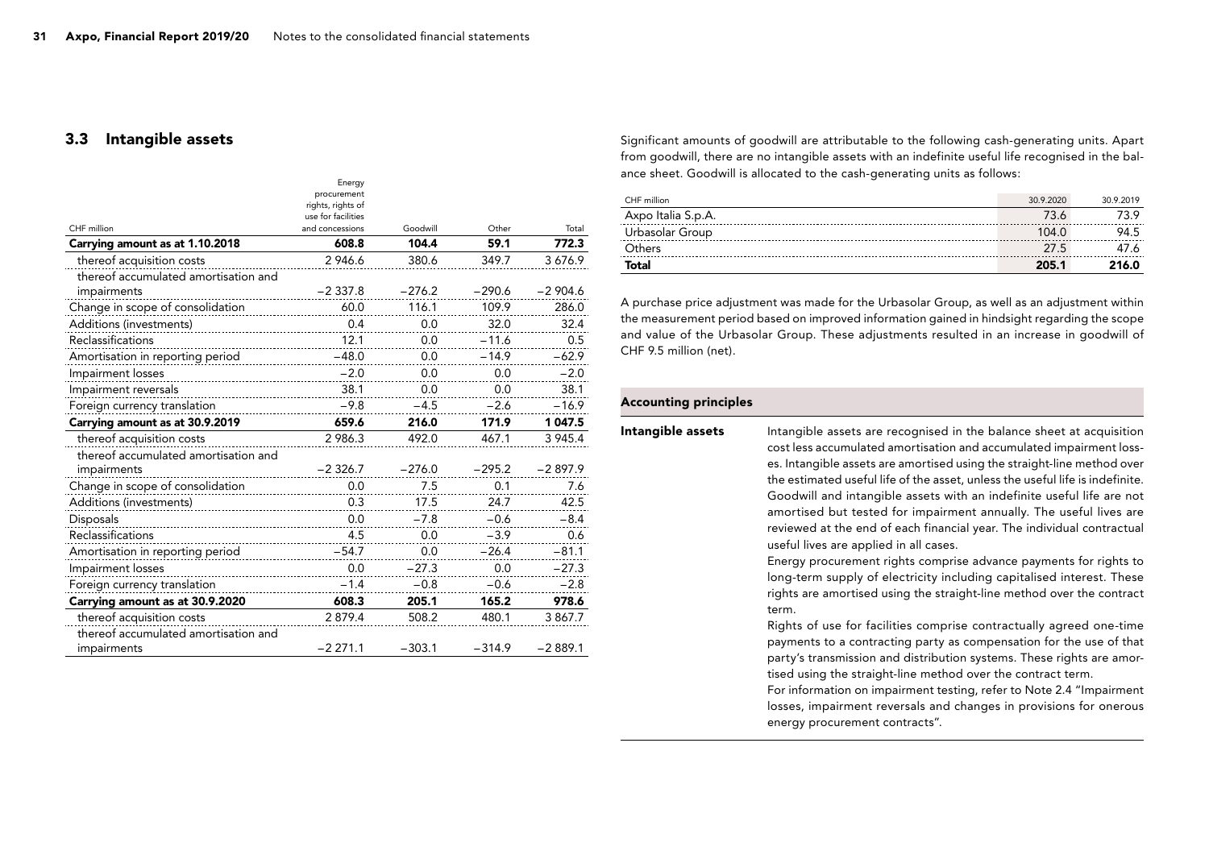## 3.3 Intangible assets

| CHF million | Energy procurement rights, rights of use for facilities and concessions | Goodwill | Other | Total |
|---|---|---|---|---|
| **Carrying amount as at 1.10.2018** | **608.8** | **104.4** | **59.1** | **772.3** |
| thereof acquisition costs | 2 946.6 | 380.6 | 349.7 | 3 676.9 |
| thereof accumulated amortisation and impairments | −2 337.8 | −276.2 | −290.6 | −2 904.6 |
| Change in scope of consolidation | 60.0 | 116.1 | 109.9 | 286.0 |
| Additions (investments) | 0.4 | 0.0 | 32.0 | 32.4 |
| Reclassifications | 12.1 | 0.0 | −11.6 | 0.5 |
| Amortisation in reporting period | −48.0 | 0.0 | −14.9 | −62.9 |
| Impairment losses | −2.0 | 0.0 | 0.0 | −2.0 |
| Impairment reversals | 38.1 | 0.0 | 0.0 | 38.1 |
| Foreign currency translation | −9.8 | −4.5 | −2.6 | −16.9 |
| **Carrying amount as at 30.9.2019** | **659.6** | **216.0** | **171.9** | **1 047.5** |
| thereof acquisition costs | 2 986.3 | 492.0 | 467.1 | 3 945.4 |
| thereof accumulated amortisation and impairments | −2 326.7 | −276.0 | −295.2 | −2 897.9 |
| Change in scope of consolidation | 0.0 | 7.5 | 0.1 | 7.6 |
| Additions (investments) | 0.3 | 17.5 | 24.7 | 42.5 |
| Disposals | 0.0 | −7.8 | −0.6 | −8.4 |
| Reclassifications | 4.5 | 0.0 | −3.9 | 0.6 |
| Amortisation in reporting period | −54.7 | 0.0 | −26.4 | −81.1 |
| Impairment losses | 0.0 | −27.3 | 0.0 | −27.3 |
| Foreign currency translation | −1.4 | −0.8 | −0.6 | −2.8 |
| **Carrying amount as at 30.9.2020** | **608.3** | **205.1** | **165.2** | **978.6** |
| thereof acquisition costs | 2 879.4 | 508.2 | 480.1 | 3 867.7 |
| thereof accumulated amortisation and impairments | −2 271.1 | −303.1 | −314.9 | −2 889.1 |

Significant amounts of goodwill are attributable to the following cash-generating units. Apart from goodwill, there are no intangible assets with an indefinite useful life recognised in the balance sheet. Goodwill is allocated to the cash-generating units as follows:

| CHF million | 30.9.2020 | 30.9.2019 |
|---|---|---|
| Axpo Italia S.p.A. | 73.6 | 73.9 |
| Urbasolar Group | 104.0 | 94.5 |
| Others | 27.5 | 47.6 |
| **Total** | **205.1** | **216.0** |

A purchase price adjustment was made for the Urbasolar Group, as well as an adjustment within the measurement period based on improved information gained in hindsight regarding the scope and value of the Urbasolar Group. These adjustments resulted in an increase in goodwill of CHF 9.5 million (net).

### Accounting principles

**Intangible assets**

Intangible assets are recognised in the balance sheet at acquisition cost less accumulated amortisation and accumulated impairment losses. Intangible assets are amortised using the straight-line method over the estimated useful life of the asset, unless the useful life is indefinite. Goodwill and intangible assets with an indefinite useful life are not amortised but tested for impairment annually. The useful lives are reviewed at the end of each financial year. The individual contractual useful lives are applied in all cases.

Energy procurement rights comprise advance payments for rights to long-term supply of electricity including capitalised interest. These rights are amortised using the straight-line method over the contract term.

Rights of use for facilities comprise contractually agreed one-time payments to a contracting party as compensation for the use of that party's transmission and distribution systems. These rights are amortised using the straight-line method over the contract term.

For information on impairment testing, refer to Note 2.4 "Impairment losses, impairment reversals and changes in provisions for onerous energy procurement contracts".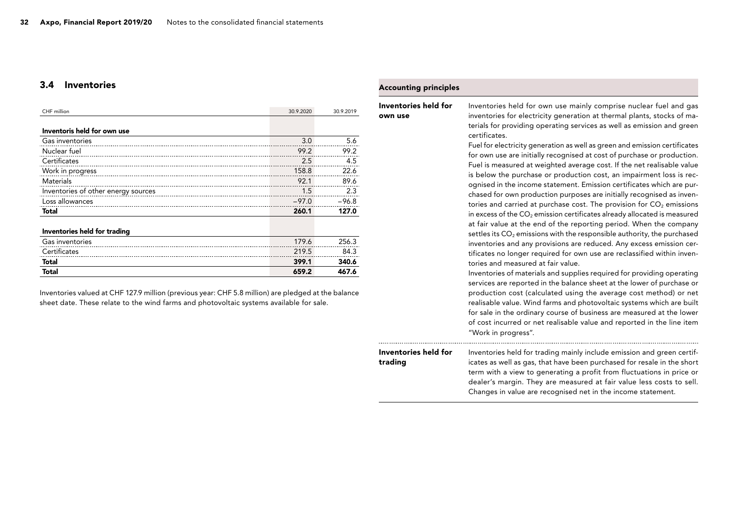## 3.4 Inventories

| CHF million | 30.9.2020 | 30.9.2019 |
|---|---|---|
| **Inventoris held for own use** | | |
| Gas inventories | 3.0 | 5.6 |
| Nuclear fuel | 99.2 | 99.2 |
| Certificates | 2.5 | 4.5 |
| Work in progress | 158.8 | 22.6 |
| Materials | 92.1 | 89.6 |
| Inventories of other energy sources | 1.5 | 2.3 |
| Loss allowances | –97.0 | –96.8 |
| **Total** | **260.1** | **127.0** |
| **Inventories held for trading** | | |
| Gas inventories | 179.6 | 256.3 |
| Certificates | 219.5 | 84.3 |
| **Total** | **399.1** | **340.6** |
| **Total** | **659.2** | **467.6** |

Inventories valued at CHF 127.9 million (previous year: CHF 5.8 million) are pledged at the balance sheet date. These relate to the wind farms and photovoltaic systems available for sale.

### Accounting principles

**Inventories held for own use**

Inventories held for own use mainly comprise nuclear fuel and gas inventories for electricity generation at thermal plants, stocks of materials for providing operating services as well as emission and green certificates.

Fuel for electricity generation as well as green and emission certificates for own use are initially recognised at cost of purchase or production. Fuel is measured at weighted average cost. If the net realisable value is below the purchase or production cost, an impairment loss is recognised in the income statement. Emission certificates which are purchased for own production purposes are initially recognised as inventories and carried at purchase cost. The provision for $CO_2$ emissions in excess of the $CO_2$ emission certificates already allocated is measured at fair value at the end of the reporting period. When the company settles its $CO_2$ emissions with the responsible authority, the purchased inventories and any provisions are reduced. Any excess emission certificates no longer required for own use are reclassified within inventories and measured at fair value.

Inventories of materials and supplies required for providing operating services are reported in the balance sheet at the lower of purchase or production cost (calculated using the average cost method) or net realisable value. Wind farms and photovoltaic systems which are built for sale in the ordinary course of business are measured at the lower of cost incurred or net realisable value and reported in the line item "Work in progress".

**Inventories held for trading**

Inventories held for trading mainly include emission and green certificates as well as gas, that have been purchased for resale in the short term with a view to generating a profit from fluctuations in price or dealer's margin. They are measured at fair value less costs to sell. Changes in value are recognised net in the income statement.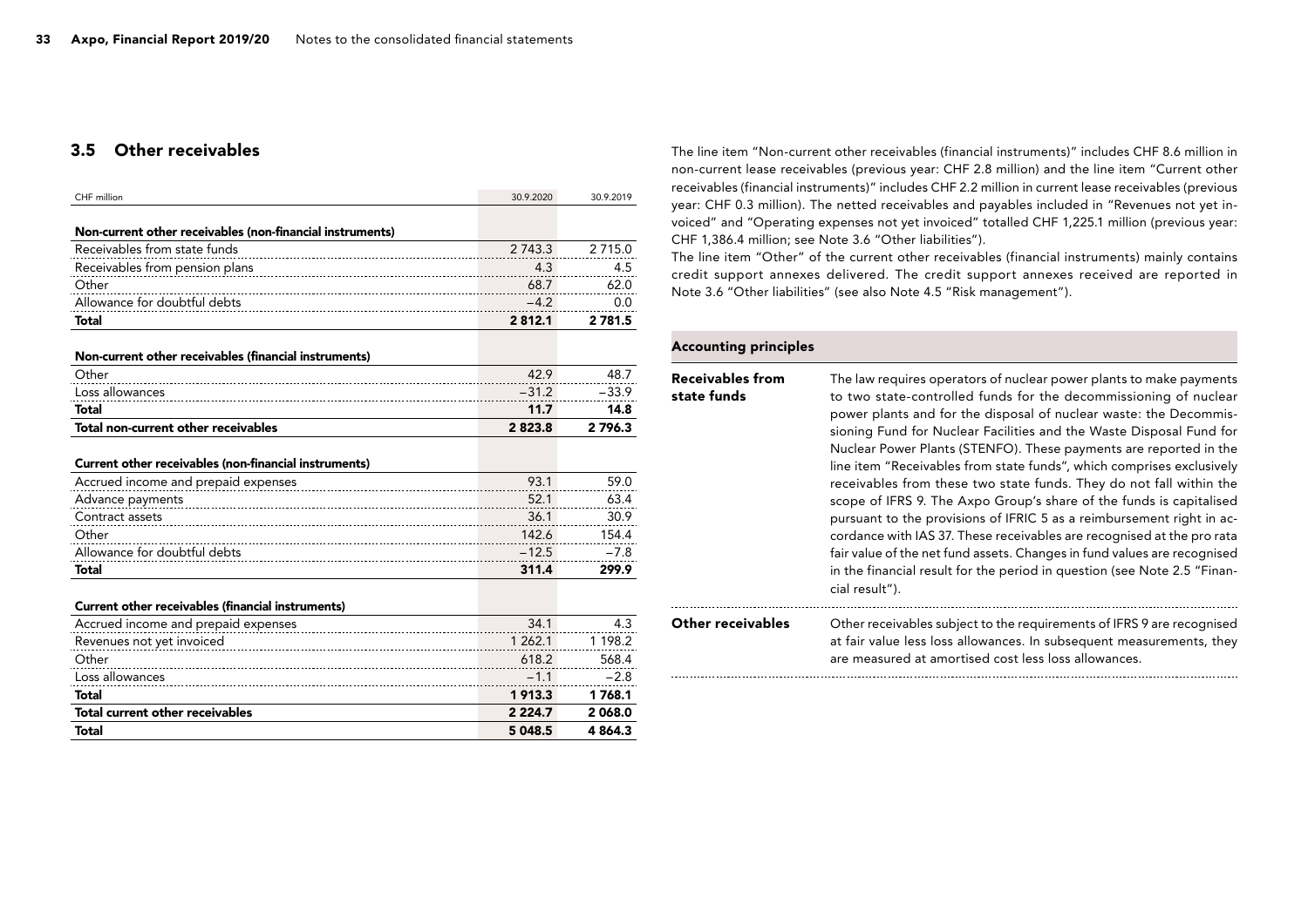## 3.5 Other receivables

| CHF million | 30.9.2020 | 30.9.2019 |
|---|---|---|
| **Non-current other receivables (non-financial instruments)** | | |
| Receivables from state funds | 2 743.3 | 2 715.0 |
| Receivables from pension plans | 4.3 | 4.5 |
| Other | 68.7 | 62.0 |
| Allowance for doubtful debts | –4.2 | 0.0 |
| **Total** | **2 812.1** | **2 781.5** |
| **Non-current other receivables (financial instruments)** | | |
| Other | 42.9 | 48.7 |
| Loss allowances | –31.2 | –33.9 |
| **Total** | **11.7** | **14.8** |
| **Total non-current other receivables** | **2 823.8** | **2 796.3** |
| **Current other receivables (non-financial instruments)** | | |
| Accrued income and prepaid expenses | 93.1 | 59.0 |
| Advance payments | 52.1 | 63.4 |
| Contract assets | 36.1 | 30.9 |
| Other | 142.6 | 154.4 |
| Allowance for doubtful debts | –12.5 | –7.8 |
| **Total** | **311.4** | **299.9** |
| **Current other receivables (financial instruments)** | | |
| Accrued income and prepaid expenses | 34.1 | 4.3 |
| Revenues not yet invoiced | 1 262.1 | 1 198.2 |
| Other | 618.2 | 568.4 |
| Loss allowances | –1.1 | –2.8 |
| **Total** | **1 913.3** | **1 768.1** |
| **Total current other receivables** | **2 224.7** | **2 068.0** |
| **Total** | **5 048.5** | **4 864.3** |

The line item "Non-current other receivables (financial instruments)" includes CHF 8.6 million in non-current lease receivables (previous year: CHF 2.8 million) and the line item "Current other receivables (financial instruments)" includes CHF 2.2 million in current lease receivables (previous year: CHF 0.3 million). The netted receivables and payables included in "Revenues not yet invoiced" and "Operating expenses not yet invoiced" totalled CHF 1,225.1 million (previous year: CHF 1,386.4 million; see Note 3.6 "Other liabilities").

The line item "Other" of the current other receivables (financial instruments) mainly contains credit support annexes delivered. The credit support annexes received are reported in Note 3.6 "Other liabilities" (see also Note 4.5 "Risk management").

### Accounting principles

**Receivables from state funds**

The law requires operators of nuclear power plants to make payments to two state-controlled funds for the decommissioning of nuclear power plants and for the disposal of nuclear waste: the Decommissioning Fund for Nuclear Facilities and the Waste Disposal Fund for Nuclear Power Plants (STENFO). These payments are reported in the line item "Receivables from state funds", which comprises exclusively receivables from these two state funds. They do not fall within the scope of IFRS 9. The Axpo Group's share of the funds is capitalised pursuant to the provisions of IFRIC 5 as a reimbursement right in accordance with IAS 37. These receivables are recognised at the pro rata fair value of the net fund assets. Changes in fund values are recognised in the financial result for the period in question (see Note 2.5 "Financial result").

**Other receivables**

Other receivables subject to the requirements of IFRS 9 are recognised at fair value less loss allowances. In subsequent measurements, they are measured at amortised cost less loss allowances.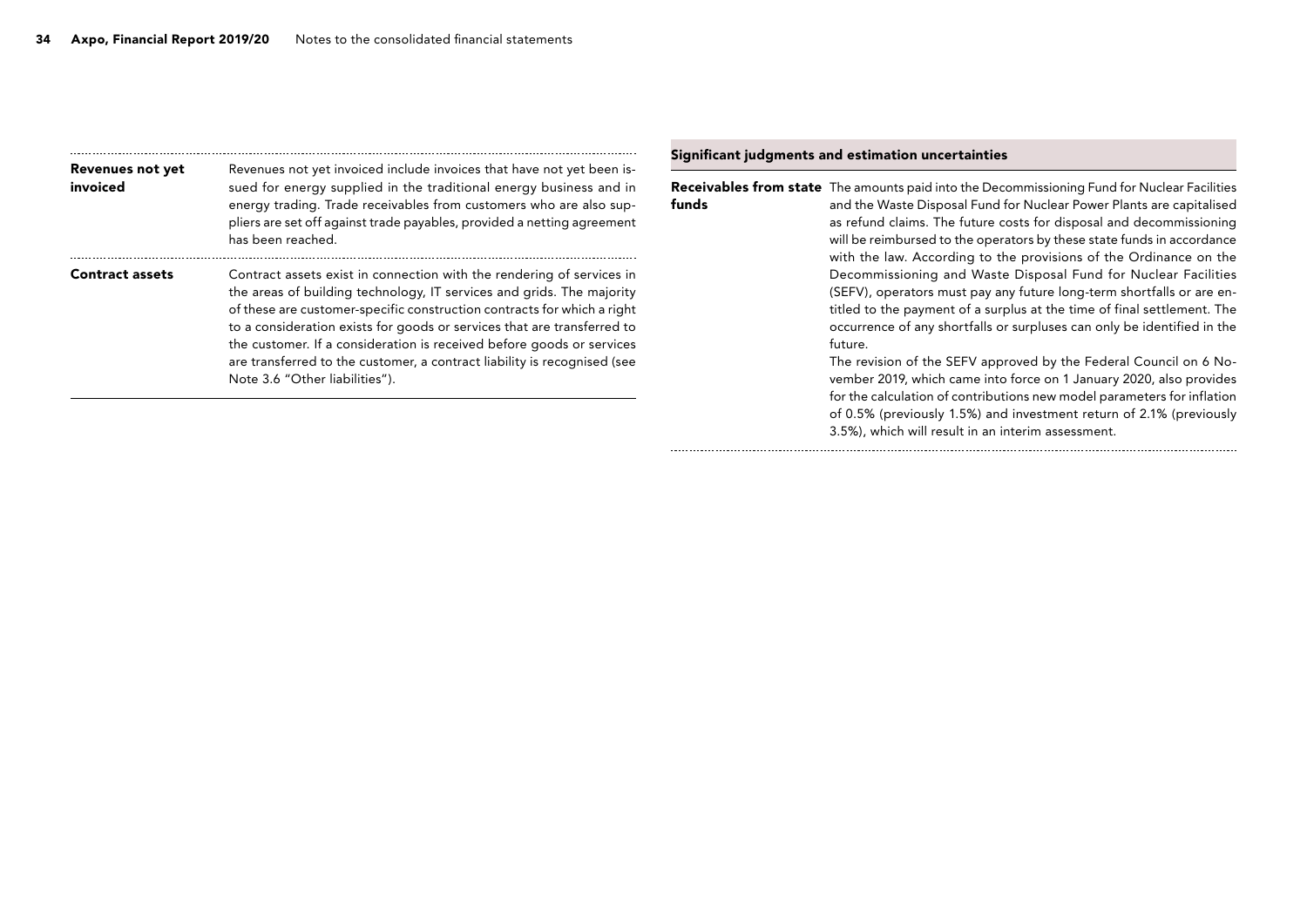| | |
|---|---|
| **Revenues not yet invoiced** | Revenues not yet invoiced include invoices that have not yet been issued for energy supplied in the traditional energy business and in energy trading. Trade receivables from customers who are also suppliers are set off against trade payables, provided a netting agreement has been reached. |
| **Contract assets** | Contract assets exist in connection with the rendering of services in the areas of building technology, IT services and grids. The majority of these are customer-specific construction contracts for which a right to a consideration exists for goods or services that are transferred to the customer. If a consideration is received before goods or services are transferred to the customer, a contract liability is recognised (see Note 3.6 "Other liabilities"). |

## Significant judgments and estimation uncertainties

| | |
|---|---|
| **Receivables from state funds** | The amounts paid into the Decommissioning Fund for Nuclear Facilities and the Waste Disposal Fund for Nuclear Power Plants are capitalised as refund claims. The future costs for disposal and decommissioning will be reimbursed to the operators by these state funds in accordance with the law. According to the provisions of the Ordinance on the Decommissioning and Waste Disposal Fund for Nuclear Facilities (SEFV), operators must pay any future long-term shortfalls or are entitled to the payment of a surplus at the time of final settlement. The occurrence of any shortfalls or surpluses can only be identified in the future.<br>The revision of the SEFV approved by the Federal Council on 6 November 2019, which came into force on 1 January 2020, also provides for the calculation of contributions new model parameters for inflation of 0.5% (previously 1.5%) and investment return of 2.1% (previously 3.5%), which will result in an interim assessment. |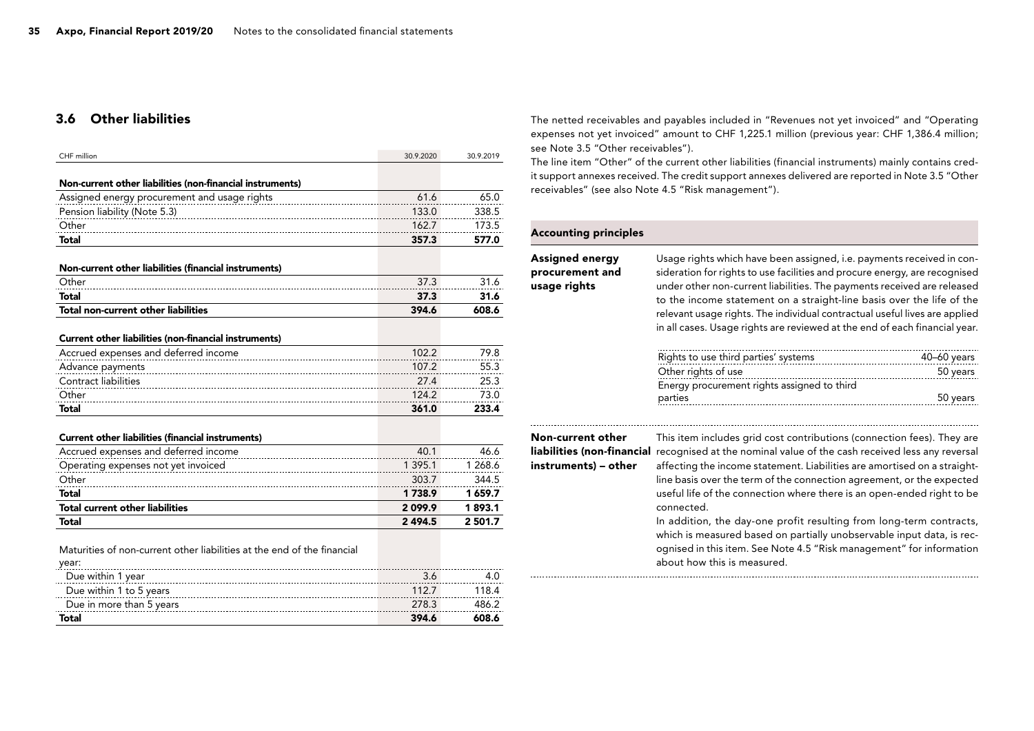## 3.6 Other liabilities

| CHF million | 30.9.2020 | 30.9.2019 |
|---|---|---|
| **Non-current other liabilities (non-financial instruments)** | | |
| Assigned energy procurement and usage rights | 61.6 | 65.0 |
| Pension liability (Note 5.3) | 133.0 | 338.5 |
| Other | 162.7 | 173.5 |
| **Total** | **357.3** | **577.0** |
| **Non-current other liabilities (financial instruments)** | | |
| Other | 37.3 | 31.6 |
| **Total** | **37.3** | **31.6** |
| **Total non-current other liabilities** | **394.6** | **608.6** |
| **Current other liabilities (non-financial instruments)** | | |
| Accrued expenses and deferred income | 102.2 | 79.8 |
| Advance payments | 107.2 | 55.3 |
| Contract liabilities | 27.4 | 25.3 |
| Other | 124.2 | 73.0 |
| **Total** | **361.0** | **233.4** |
| **Current other liabilities (financial instruments)** | | |
| Accrued expenses and deferred income | 40.1 | 46.6 |
| Operating expenses not yet invoiced | 1 395.1 | 1 268.6 |
| Other | 303.7 | 344.5 |
| **Total** | **1 738.9** | **1 659.7** |
| **Total current other liabilities** | **2 099.9** | **1 893.1** |
| **Total** | **2 494.5** | **2 501.7** |
| Maturities of non-current other liabilities at the end of the financial year: | | |
| Due within 1 year | 3.6 | 4.0 |
| Due within 1 to 5 years | 112.7 | 118.4 |
| Due in more than 5 years | 278.3 | 486.2 |
| **Total** | **394.6** | **608.6** |

The netted receivables and payables included in "Revenues not yet invoiced" and "Operating expenses not yet invoiced" amount to CHF 1,225.1 million (previous year: CHF 1,386.4 million; see Note 3.5 "Other receivables").

The line item "Other" of the current other liabilities (financial instruments) mainly contains credit support annexes received. The credit support annexes delivered are reported in Note 3.5 "Other receivables" (see also Note 4.5 "Risk management").

### Accounting principles

**Assigned energy procurement and usage rights**

Usage rights which have been assigned, i.e. payments received in consideration for rights to use facilities and procure energy, are recognised under other non-current liabilities. The payments received are released to the income statement on a straight-line basis over the life of the relevant usage rights. The individual contractual useful lives are applied in all cases. Usage rights are reviewed at the end of each financial year.

| | |
|---|---|
| Rights to use third parties' systems | 40–60 years |
| Other rights of use | 50 years |
| Energy procurement rights assigned to third parties | 50 years |

**Non-current other liabilities (non-financial instruments) – other**

This item includes grid cost contributions (connection fees). They are recognised at the nominal value of the cash received less any reversal affecting the income statement. Liabilities are amortised on a straight-line basis over the term of the connection agreement, or the expected useful life of the connection where there is an open-ended right to be connected.

In addition, the day-one profit resulting from long-term contracts, which is measured based on partially unobservable input data, is recognised in this item. See Note 4.5 "Risk management" for information about how this is measured.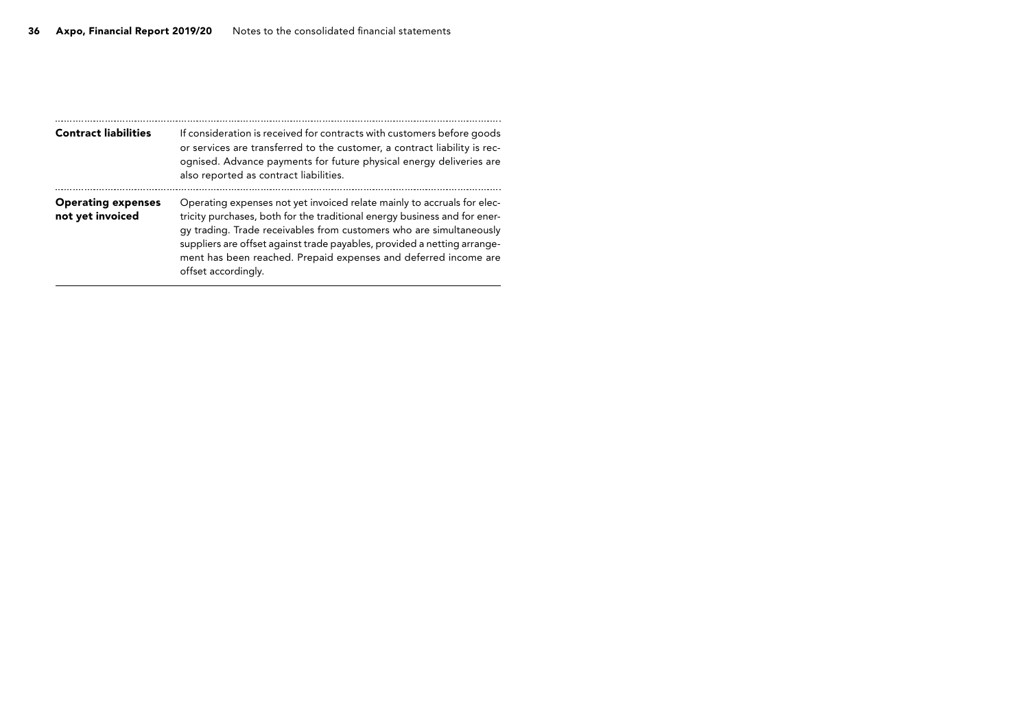| | |
|---|---|
| **Contract liabilities** | If consideration is received for contracts with customers before goods or services are transferred to the customer, a contract liability is recognised. Advance payments for future physical energy deliveries are also reported as contract liabilities. |
| **Operating expenses not yet invoiced** | Operating expenses not yet invoiced relate mainly to accruals for electricity purchases, both for the traditional energy business and for energy trading. Trade receivables from customers who are simultaneously suppliers are offset against trade payables, provided a netting arrangement has been reached. Prepaid expenses and deferred income are offset accordingly. |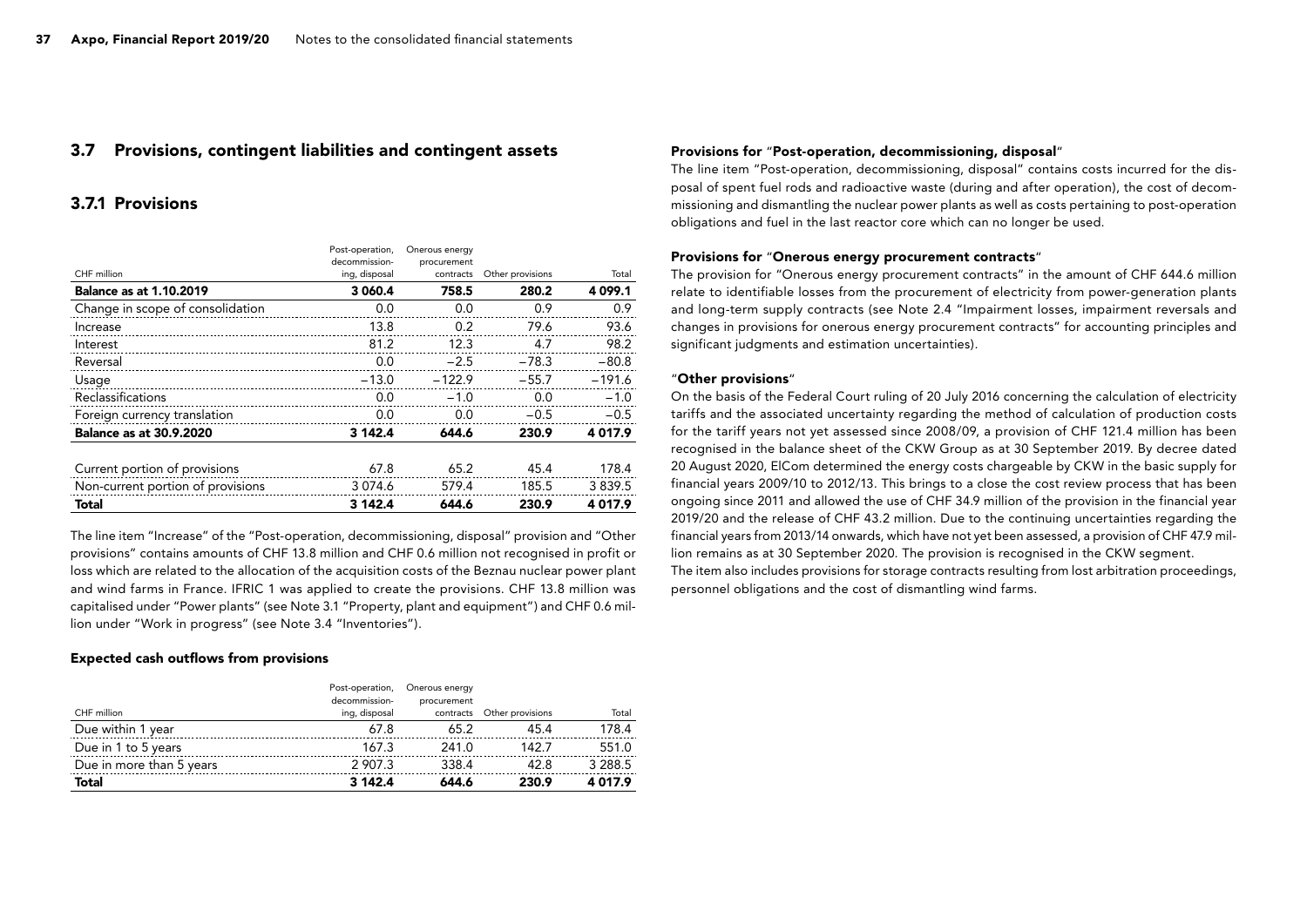## 3.7 Provisions, contingent liabilities and contingent assets

### 3.7.1 Provisions

| CHF million | Post-operation, decommission- ing, disposal | Onerous energy procurement contracts | Other provisions | Total |
|---|---|---|---|---|
| **Balance as at 1.10.2019** | **3 060.4** | **758.5** | **280.2** | **4 099.1** |
| Change in scope of consolidation | 0.0 | 0.0 | 0.9 | 0.9 |
| Increase | 13.8 | 0.2 | 79.6 | 93.6 |
| Interest | 81.2 | 12.3 | 4.7 | 98.2 |
| Reversal | 0.0 | −2.5 | −78.3 | −80.8 |
| Usage | −13.0 | −122.9 | −55.7 | −191.6 |
| Reclassifications | 0.0 | −1.0 | 0.0 | −1.0 |
| Foreign currency translation | 0.0 | 0.0 | −0.5 | −0.5 |
| **Balance as at 30.9.2020** | **3 142.4** | **644.6** | **230.9** | **4 017.9** |
| | | | | |
| Current portion of provisions | 67.8 | 65.2 | 45.4 | 178.4 |
| Non-current portion of provisions | 3 074.6 | 579.4 | 185.5 | 3 839.5 |
| **Total** | **3 142.4** | **644.6** | **230.9** | **4 017.9** |

The line item "Increase" of the "Post-operation, decommissioning, disposal" provision and "Other provisions" contains amounts of CHF 13.8 million and CHF 0.6 million not recognised in profit or loss which are related to the allocation of the acquisition costs of the Beznau nuclear power plant and wind farms in France. IFRIC 1 was applied to create the provisions. CHF 13.8 million was capitalised under "Power plants" (see Note 3.1 "Property, plant and equipment") and CHF 0.6 million under "Work in progress" (see Note 3.4 "Inventories").

#### Expected cash outflows from provisions

| CHF million | Post-operation, decommission- ing, disposal | Onerous energy procurement contracts | Other provisions | Total |
|---|---|---|---|---|
| Due within 1 year | 67.8 | 65.2 | 45.4 | 178.4 |
| Due in 1 to 5 years | 167.3 | 241.0 | 142.7 | 551.0 |
| Due in more than 5 years | 2 907.3 | 338.4 | 42.8 | 3 288.5 |
| **Total** | **3 142.4** | **644.6** | **230.9** | **4 017.9** |

#### Provisions for "Post-operation, decommissioning, disposal"

The line item "Post-operation, decommissioning, disposal" contains costs incurred for the disposal of spent fuel rods and radioactive waste (during and after operation), the cost of decommissioning and dismantling the nuclear power plants as well as costs pertaining to post-operation obligations and fuel in the last reactor core which can no longer be used.

#### Provisions for "Onerous energy procurement contracts"

The provision for "Onerous energy procurement contracts" in the amount of CHF 644.6 million relate to identifiable losses from the procurement of electricity from power-generation plants and long-term supply contracts (see Note 2.4 "Impairment losses, impairment reversals and changes in provisions for onerous energy procurement contracts" for accounting principles and significant judgments and estimation uncertainties).

#### "Other provisions"

On the basis of the Federal Court ruling of 20 July 2016 concerning the calculation of electricity tariffs and the associated uncertainty regarding the method of calculation of production costs for the tariff years not yet assessed since 2008/09, a provision of CHF 121.4 million has been recognised in the balance sheet of the CKW Group as at 30 September 2019. By decree dated 20 August 2020, ElCom determined the energy costs chargeable by CKW in the basic supply for financial years 2009/10 to 2012/13. This brings to a close the cost review process that has been ongoing since 2011 and allowed the use of CHF 34.9 million of the provision in the financial year 2019/20 and the release of CHF 43.2 million. Due to the continuing uncertainties regarding the financial years from 2013/14 onwards, which have not yet been assessed, a provision of CHF 47.9 million remains as at 30 September 2020. The provision is recognised in the CKW segment.
The item also includes provisions for storage contracts resulting from lost arbitration proceedings, personnel obligations and the cost of dismantling wind farms.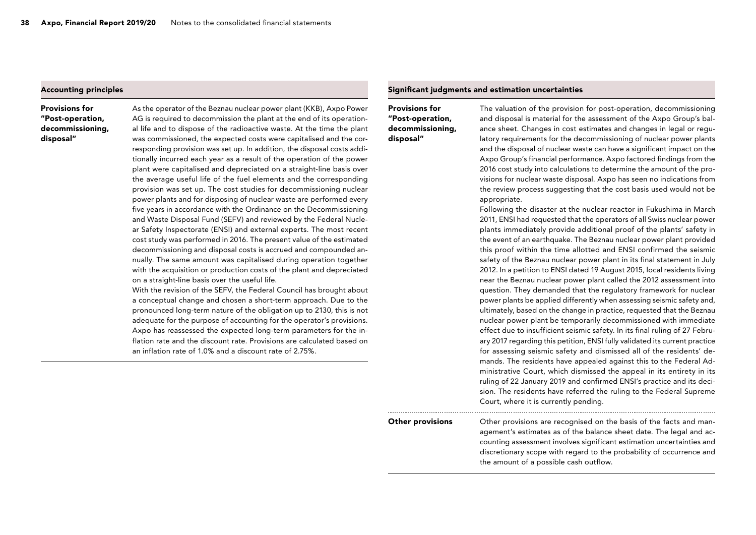## Accounting principles

**Provisions for "Post-operation, decommissioning, disposal"**

As the operator of the Beznau nuclear power plant (KKB), Axpo Power AG is required to decommission the plant at the end of its operational life and to dispose of the radioactive waste. At the time the plant was commissioned, the expected costs were capitalised and the corresponding provision was set up. In addition, the disposal costs additionally incurred each year as a result of the operation of the power plant were capitalised and depreciated on a straight-line basis over the average useful life of the fuel elements and the corresponding provision was set up. The cost studies for decommissioning nuclear power plants and for disposing of nuclear waste are performed every five years in accordance with the Ordinance on the Decommissioning and Waste Disposal Fund (SEFV) and reviewed by the Federal Nuclear Safety Inspectorate (ENSI) and external experts. The most recent cost study was performed in 2016. The present value of the estimated decommissioning and disposal costs is accrued and compounded annually. The same amount was capitalised during operation together with the acquisition or production costs of the plant and depreciated on a straight-line basis over the useful life.

With the revision of the SEFV, the Federal Council has brought about a conceptual change and chosen a short-term approach. Due to the pronounced long-term nature of the obligation up to 2130, this is not adequate for the purpose of accounting for the operator's provisions. Axpo has reassessed the expected long-term parameters for the inflation rate and the discount rate. Provisions are calculated based on an inflation rate of 1.0% and a discount rate of 2.75%.

## Significant judgments and estimation uncertainties

**Provisions for "Post-operation, decommissioning, disposal"**

The valuation of the provision for post-operation, decommissioning and disposal is material for the assessment of the Axpo Group's balance sheet. Changes in cost estimates and changes in legal or regulatory requirements for the decommissioning of nuclear power plants and the disposal of nuclear waste can have a significant impact on the Axpo Group's financial performance. Axpo factored findings from the 2016 cost study into calculations to determine the amount of the provisions for nuclear waste disposal. Axpo has seen no indications from the review process suggesting that the cost basis used would not be appropriate.

Following the disaster at the nuclear reactor in Fukushima in March 2011, ENSI had requested that the operators of all Swiss nuclear power plants immediately provide additional proof of the plants' safety in the event of an earthquake. The Beznau nuclear power plant provided this proof within the time allotted and ENSI confirmed the seismic safety of the Beznau nuclear power plant in its final statement in July 2012. In a petition to ENSI dated 19 August 2015, local residents living near the Beznau nuclear power plant called the 2012 assessment into question. They demanded that the regulatory framework for nuclear power plants be applied differently when assessing seismic safety and, ultimately, based on the change in practice, requested that the Beznau nuclear power plant be temporarily decommissioned with immediate effect due to insufficient seismic safety. In its final ruling of 27 February 2017 regarding this petition, ENSI fully validated its current practice for assessing seismic safety and dismissed all of the residents' demands. The residents have appealed against this to the Federal Administrative Court, which dismissed the appeal in its entirety in its ruling of 22 January 2019 and confirmed ENSI's practice and its decision. The residents have referred the ruling to the Federal Supreme Court, where it is currently pending.

**Other provisions**

Other provisions are recognised on the basis of the facts and management's estimates as of the balance sheet date. The legal and accounting assessment involves significant estimation uncertainties and discretionary scope with regard to the probability of occurrence and the amount of a possible cash outflow.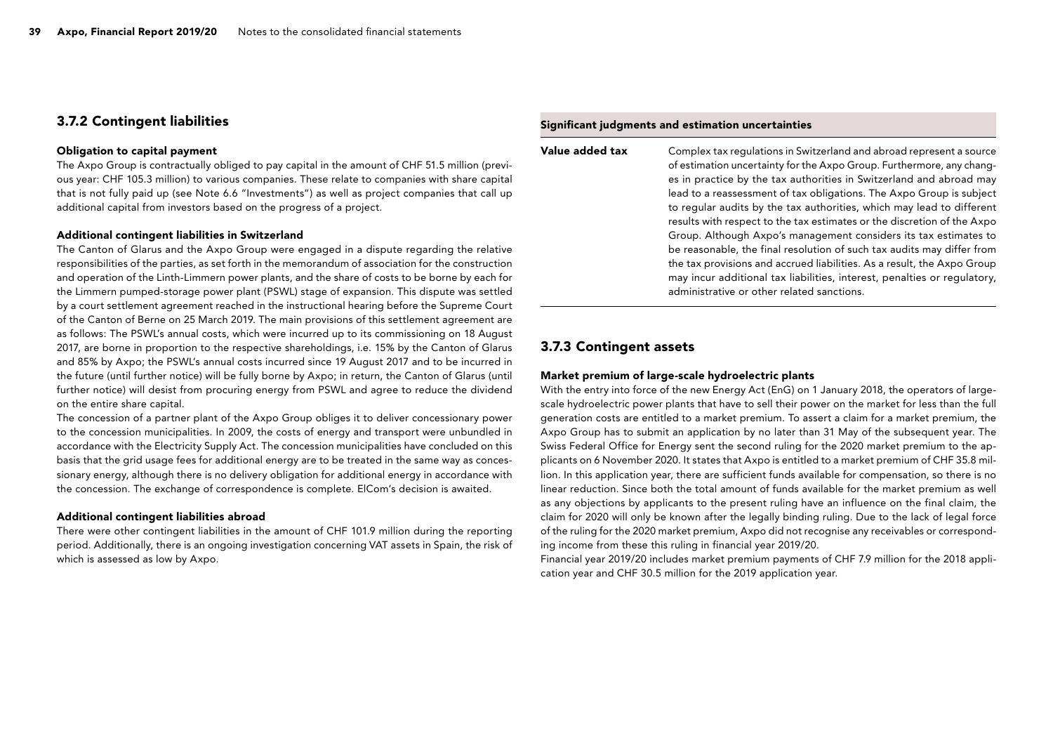## 3.7.2 Contingent liabilities

#### Obligation to capital payment

The Axpo Group is contractually obliged to pay capital in the amount of CHF 51.5 million (previous year: CHF 105.3 million) to various companies. These relate to companies with share capital that is not fully paid up (see Note 6.6 "Investments") as well as project companies that call up additional capital from investors based on the progress of a project.

#### Additional contingent liabilities in Switzerland

The Canton of Glarus and the Axpo Group were engaged in a dispute regarding the relative responsibilities of the parties, as set forth in the memorandum of association for the construction and operation of the Linth-Limmern power plants, and the share of costs to be borne by each for the Limmern pumped-storage power plant (PSWL) stage of expansion. This dispute was settled by a court settlement agreement reached in the instructional hearing before the Supreme Court of the Canton of Berne on 25 March 2019. The main provisions of this settlement agreement are as follows: The PSWL's annual costs, which were incurred up to its commissioning on 18 August 2017, are borne in proportion to the respective shareholdings, i.e. 15% by the Canton of Glarus and 85% by Axpo; the PSWL's annual costs incurred since 19 August 2017 and to be incurred in the future (until further notice) will be fully borne by Axpo; in return, the Canton of Glarus (until further notice) will desist from procuring energy from PSWL and agree to reduce the dividend on the entire share capital.

The concession of a partner plant of the Axpo Group obliges it to deliver concessionary power to the concession municipalities. In 2009, the costs of energy and transport were unbundled in accordance with the Electricity Supply Act. The concession municipalities have concluded on this basis that the grid usage fees for additional energy are to be treated in the same way as concessionary energy, although there is no delivery obligation for additional energy in accordance with the concession. The exchange of correspondence is complete. ElCom's decision is awaited.

#### Additional contingent liabilities abroad

There were other contingent liabilities in the amount of CHF 101.9 million during the reporting period. Additionally, there is an ongoing investigation concerning VAT assets in Spain, the risk of which is assessed as low by Axpo.

#### Significant judgments and estimation uncertainties

| | |
|---|---|
| **Value added tax** | Complex tax regulations in Switzerland and abroad represent a source of estimation uncertainty for the Axpo Group. Furthermore, any changes in practice by the tax authorities in Switzerland and abroad may lead to a reassessment of tax obligations. The Axpo Group is subject to regular audits by the tax authorities, which may lead to different results with respect to the tax estimates or the discretion of the Axpo Group. Although Axpo's management considers its tax estimates to be reasonable, the final resolution of such tax audits may differ from the tax provisions and accrued liabilities. As a result, the Axpo Group may incur additional tax liabilities, interest, penalties or regulatory, administrative or other related sanctions. |

## 3.7.3 Contingent assets

#### Market premium of large-scale hydroelectric plants

With the entry into force of the new Energy Act (EnG) on 1 January 2018, the operators of large-scale hydroelectric power plants that have to sell their power on the market for less than the full generation costs are entitled to a market premium. To assert a claim for a market premium, the Axpo Group has to submit an application by no later than 31 May of the subsequent year. The Swiss Federal Office for Energy sent the second ruling for the 2020 market premium to the applicants on 6 November 2020. It states that Axpo is entitled to a market premium of CHF 35.8 million. In this application year, there are sufficient funds available for compensation, so there is no linear reduction. Since both the total amount of funds available for the market premium as well as any objections by applicants to the present ruling have an influence on the final claim, the claim for 2020 will only be known after the legally binding ruling. Due to the lack of legal force of the ruling for the 2020 market premium, Axpo did not recognise any receivables or corresponding income from these this ruling in financial year 2019/20.

Financial year 2019/20 includes market premium payments of CHF 7.9 million for the 2018 application year and CHF 30.5 million for the 2019 application year.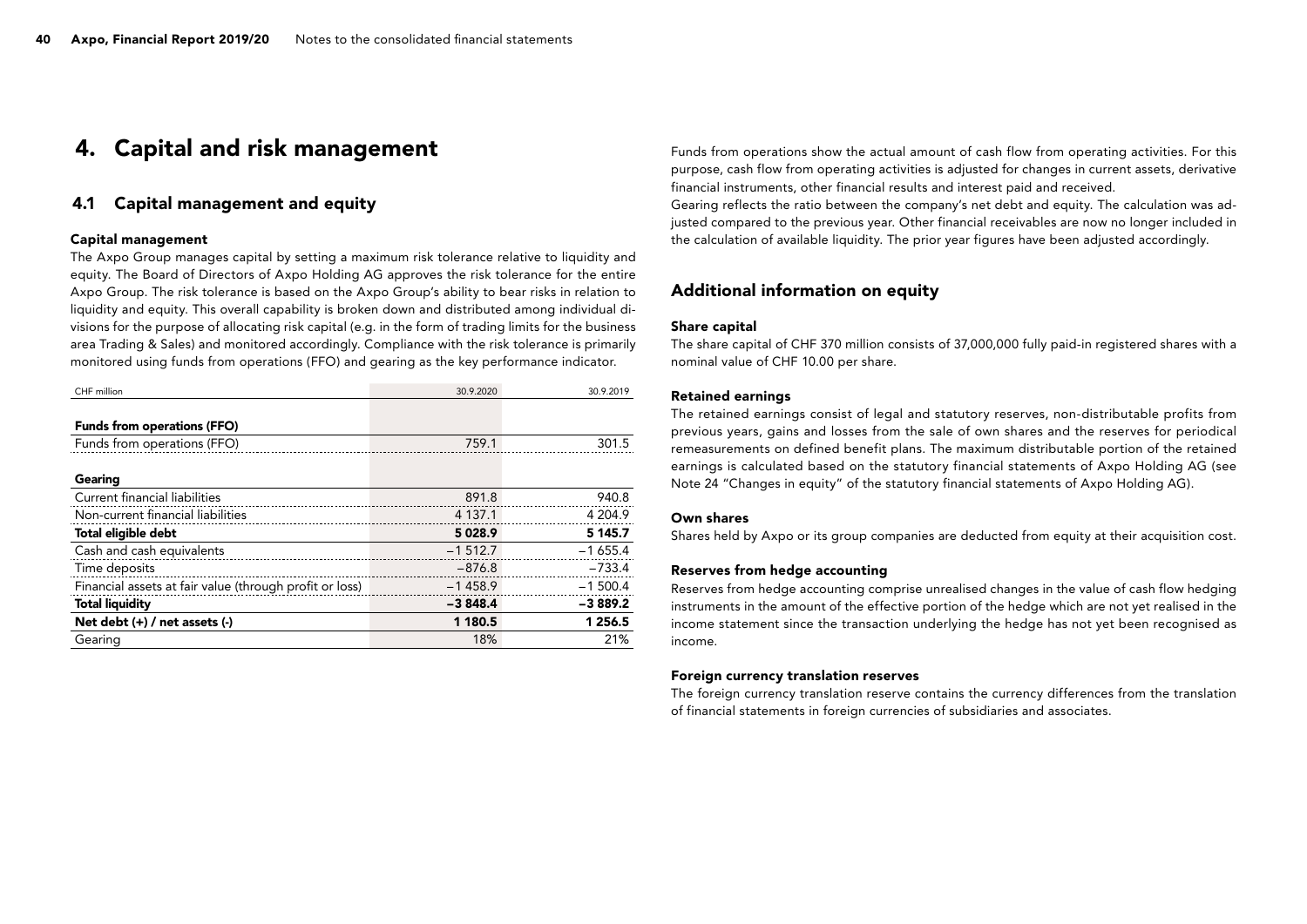# 4. Capital and risk management

## 4.1 Capital management and equity

### Capital management

The Axpo Group manages capital by setting a maximum risk tolerance relative to liquidity and equity. The Board of Directors of Axpo Holding AG approves the risk tolerance for the entire Axpo Group. The risk tolerance is based on the Axpo Group's ability to bear risks in relation to liquidity and equity. This overall capability is broken down and distributed among individual divisions for the purpose of allocating risk capital (e.g. in the form of trading limits for the business area Trading & Sales) and monitored accordingly. Compliance with the risk tolerance is primarily monitored using funds from operations (FFO) and gearing as the key performance indicator.

| CHF million | 30.9.2020 | 30.9.2019 |
| --- | --- | --- |
| **Funds from operations (FFO)** | | |
| Funds from operations (FFO) | 759.1 | 301.5 |
| **Gearing** | | |
| Current financial liabilities | 891.8 | 940.8 |
| Non-current financial liabilities | 4 137.1 | 4 204.9 |
| **Total eligible debt** | **5 028.9** | **5 145.7** |
| Cash and cash equivalents | –1 512.7 | –1 655.4 |
| Time deposits | –876.8 | –733.4 |
| Financial assets at fair value (through profit or loss) | –1 458.9 | –1 500.4 |
| **Total liquidity** | **–3 848.4** | **–3 889.2** |
| **Net debt (+) / net assets (-)** | **1 180.5** | **1 256.5** |
| Gearing | 18% | 21% |

Funds from operations show the actual amount of cash flow from operating activities. For this purpose, cash flow from operating activities is adjusted for changes in current assets, derivative financial instruments, other financial results and interest paid and received.

Gearing reflects the ratio between the company's net debt and equity. The calculation was adjusted compared to the previous year. Other financial receivables are now no longer included in the calculation of available liquidity. The prior year figures have been adjusted accordingly.

## Additional information on equity

### Share capital

The share capital of CHF 370 million consists of 37,000,000 fully paid-in registered shares with a nominal value of CHF 10.00 per share.

### Retained earnings

The retained earnings consist of legal and statutory reserves, non-distributable profits from previous years, gains and losses from the sale of own shares and the reserves for periodical remeasurements on defined benefit plans. The maximum distributable portion of the retained earnings is calculated based on the statutory financial statements of Axpo Holding AG (see Note 24 "Changes in equity" of the statutory financial statements of Axpo Holding AG).

### Own shares

Shares held by Axpo or its group companies are deducted from equity at their acquisition cost.

### Reserves from hedge accounting

Reserves from hedge accounting comprise unrealised changes in the value of cash flow hedging instruments in the amount of the effective portion of the hedge which are not yet realised in the income statement since the transaction underlying the hedge has not yet been recognised as income.

### Foreign currency translation reserves

The foreign currency translation reserve contains the currency differences from the translation of financial statements in foreign currencies of subsidiaries and associates.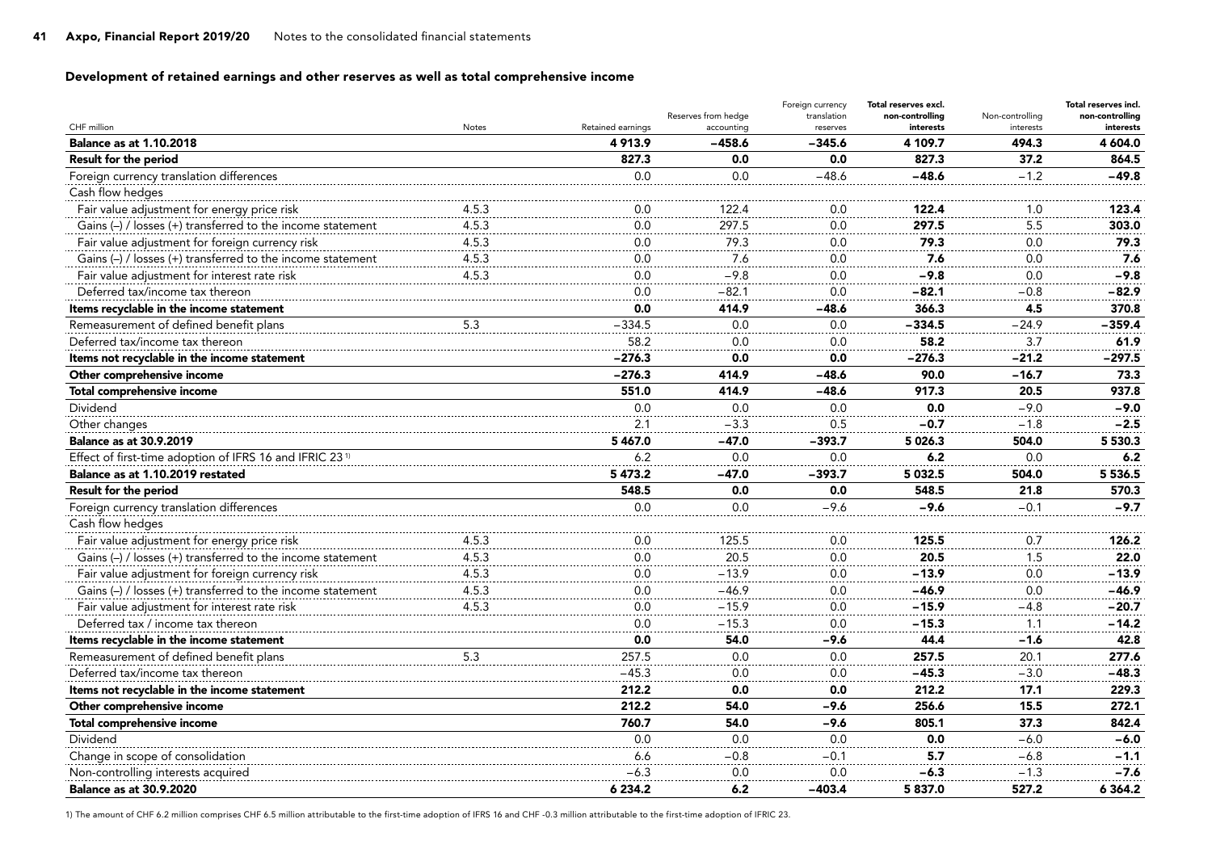### Development of retained earnings and other reserves as well as total comprehensive income

| CHF million | Notes | Retained earnings | Reserves from hedge accounting | Foreign currency translation reserves | **Total reserves excl. non-controlling interests** | Non-controlling interests | **Total reserves incl. non-controlling interests** |
|---|---|---|---|---|---|---|---|
| **Balance as at 1.10.2018** | | **4 913.9** | **–458.6** | **–345.6** | **4 109.7** | **494.3** | **4 604.0** |
| **Result for the period** | | **827.3** | **0.0** | **0.0** | **827.3** | **37.2** | **864.5** |
| Foreign currency translation differences | | 0.0 | 0.0 | –48.6 | **–48.6** | –1.2 | **–49.8** |
| Cash flow hedges | | | | | | | |
| Fair value adjustment for energy price risk | 4.5.3 | 0.0 | 122.4 | 0.0 | **122.4** | 1.0 | **123.4** |
| Gains (–) / losses (+) transferred to the income statement | 4.5.3 | 0.0 | 297.5 | 0.0 | **297.5** | 5.5 | **303.0** |
| Fair value adjustment for foreign currency risk | 4.5.3 | 0.0 | 79.3 | 0.0 | **79.3** | 0.0 | **79.3** |
| Gains (–) / losses (+) transferred to the income statement | 4.5.3 | 0.0 | 7.6 | 0.0 | **7.6** | 0.0 | **7.6** |
| Fair value adjustment for interest rate risk | 4.5.3 | 0.0 | –9.8 | 0.0 | **–9.8** | 0.0 | **–9.8** |
| Deferred tax/income tax thereon | | 0.0 | –82.1 | 0.0 | **–82.1** | –0.8 | **–82.9** |
| **Items recyclable in the income statement** | | **0.0** | **414.9** | **–48.6** | **366.3** | **4.5** | **370.8** |
| Remeasurement of defined benefit plans | 5.3 | –334.5 | 0.0 | 0.0 | **–334.5** | –24.9 | **–359.4** |
| Deferred tax/income tax thereon | | 58.2 | 0.0 | 0.0 | **58.2** | 3.7 | **61.9** |
| **Items not recyclable in the income statement** | | **–276.3** | **0.0** | **0.0** | **–276.3** | **–21.2** | **–297.5** |
| **Other comprehensive income** | | **–276.3** | **414.9** | **–48.6** | **90.0** | **–16.7** | **73.3** |
| **Total comprehensive income** | | **551.0** | **414.9** | **–48.6** | **917.3** | **20.5** | **937.8** |
| Dividend | | 0.0 | 0.0 | 0.0 | **0.0** | –9.0 | **–9.0** |
| Other changes | | 2.1 | –3.3 | 0.5 | **–0.7** | –1.8 | **–2.5** |
| **Balance as at 30.9.2019** | | **5 467.0** | **–47.0** | **–393.7** | **5 026.3** | **504.0** | **5 530.3** |
| Effect of first-time adoption of IFRS 16 and IFRIC 23 [1] | | 6.2 | 0.0 | 0.0 | **6.2** | 0.0 | **6.2** |
| **Balance as at 1.10.2019 restated** | | **5 473.2** | **–47.0** | **–393.7** | **5 032.5** | **504.0** | **5 536.5** |
| **Result for the period** | | **548.5** | **0.0** | **0.0** | **548.5** | **21.8** | **570.3** |
| Foreign currency translation differences | | 0.0 | 0.0 | –9.6 | **–9.6** | –0.1 | **–9.7** |
| Cash flow hedges | | | | | | | |
| Fair value adjustment for energy price risk | 4.5.3 | 0.0 | 125.5 | 0.0 | **125.5** | 0.7 | **126.2** |
| Gains (–) / losses (+) transferred to the income statement | 4.5.3 | 0.0 | 20.5 | 0.0 | **20.5** | 1.5 | **22.0** |
| Fair value adjustment for foreign currency risk | 4.5.3 | 0.0 | –13.9 | 0.0 | **–13.9** | 0.0 | **–13.9** |
| Gains (–) / losses (+) transferred to the income statement | 4.5.3 | 0.0 | –46.9 | 0.0 | **–46.9** | 0.0 | **–46.9** |
| Fair value adjustment for interest rate risk | 4.5.3 | 0.0 | –15.9 | 0.0 | **–15.9** | –4.8 | **–20.7** |
| Deferred tax / income tax thereon | | 0.0 | –15.3 | 0.0 | **–15.3** | 1.1 | **–14.2** |
| **Items recyclable in the income statement** | | **0.0** | **54.0** | **–9.6** | **44.4** | **–1.6** | **42.8** |
| Remeasurement of defined benefit plans | 5.3 | 257.5 | 0.0 | 0.0 | **257.5** | 20.1 | **277.6** |
| Deferred tax/income tax thereon | | –45.3 | 0.0 | 0.0 | **–45.3** | –3.0 | **–48.3** |
| **Items not recyclable in the income statement** | | **212.2** | **0.0** | **0.0** | **212.2** | **17.1** | **229.3** |
| **Other comprehensive income** | | **212.2** | **54.0** | **–9.6** | **256.6** | **15.5** | **272.1** |
| **Total comprehensive income** | | **760.7** | **54.0** | **–9.6** | **805.1** | **37.3** | **842.4** |
| Dividend | | 0.0 | 0.0 | 0.0 | **0.0** | –6.0 | **–6.0** |
| Change in scope of consolidation | | 6.6 | –0.8 | –0.1 | **5.7** | –6.8 | **–1.1** |
| Non-controlling interests acquired | | –6.3 | 0.0 | 0.0 | **–6.3** | –1.3 | **–7.6** |
| **Balance as at 30.9.2020** | | **6 234.2** | **6.2** | **–403.4** | **5 837.0** | **527.2** | **6 364.2** |

1) The amount of CHF 6.2 million comprises CHF 6.5 million attributable to the first-time adoption of IFRS 16 and CHF -0.3 million attributable to the first-time adoption of IFRIC 23.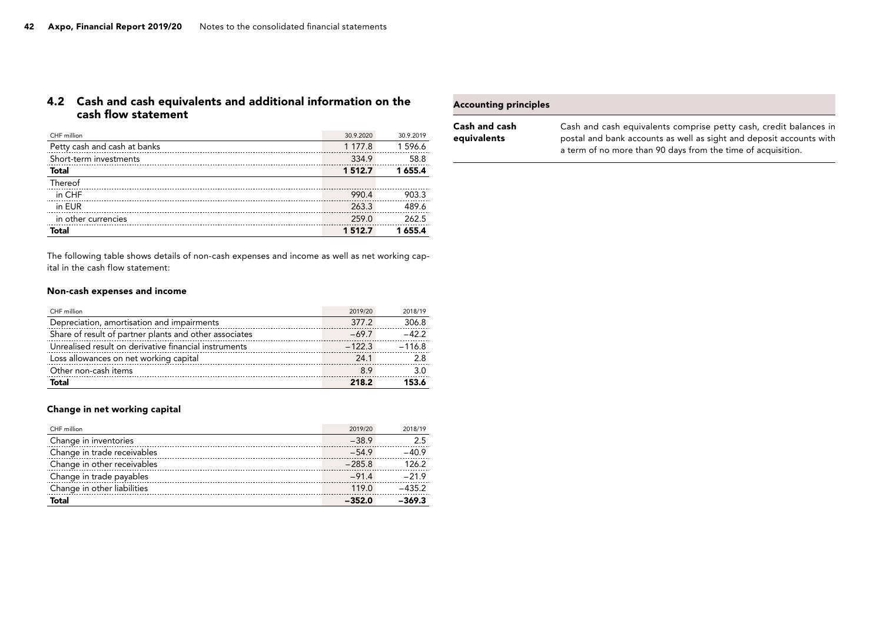## 4.2 Cash and cash equivalents and additional information on the cash flow statement

| CHF million | 30.9.2020 | 30.9.2019 |
|---|---|---|
| Petty cash and cash at banks | 1 177.8 | 1 596.6 |
| Short-term investments | 334.9 | 58.8 |
| **Total** | **1 512.7** | **1 655.4** |
| Thereof | | |
| in CHF | 990.4 | 903.3 |
| in EUR | 263.3 | 489.6 |
| in other currencies | 259.0 | 262.5 |
| **Total** | **1 512.7** | **1 655.4** |

The following table shows details of non-cash expenses and income as well as net working capital in the cash flow statement:

### Non-cash expenses and income

| CHF million | 2019/20 | 2018/19 |
|---|---|---|
| Depreciation, amortisation and impairments | 377.2 | 306.8 |
| Share of result of partner plants and other associates | −69.7 | −42.2 |
| Unrealised result on derivative financial instruments | −122.3 | −116.8 |
| Loss allowances on net working capital | 24.1 | 2.8 |
| Other non-cash items | 8.9 | 3.0 |
| **Total** | **218.2** | **153.6** |

### Change in net working capital

| CHF million | 2019/20 | 2018/19 |
|---|---|---|
| Change in inventories | −38.9 | 2.5 |
| Change in trade receivables | −54.9 | −40.9 |
| Change in other receivables | −285.8 | 126.2 |
| Change in trade payables | −91.4 | −21.9 |
| Change in other liabilities | 119.0 | −435.2 |
| **Total** | **−352.0** | **−369.3** |

### Accounting principles

**Cash and cash equivalents**

Cash and cash equivalents comprise petty cash, credit balances in postal and bank accounts as well as sight and deposit accounts with a term of no more than 90 days from the time of acquisition.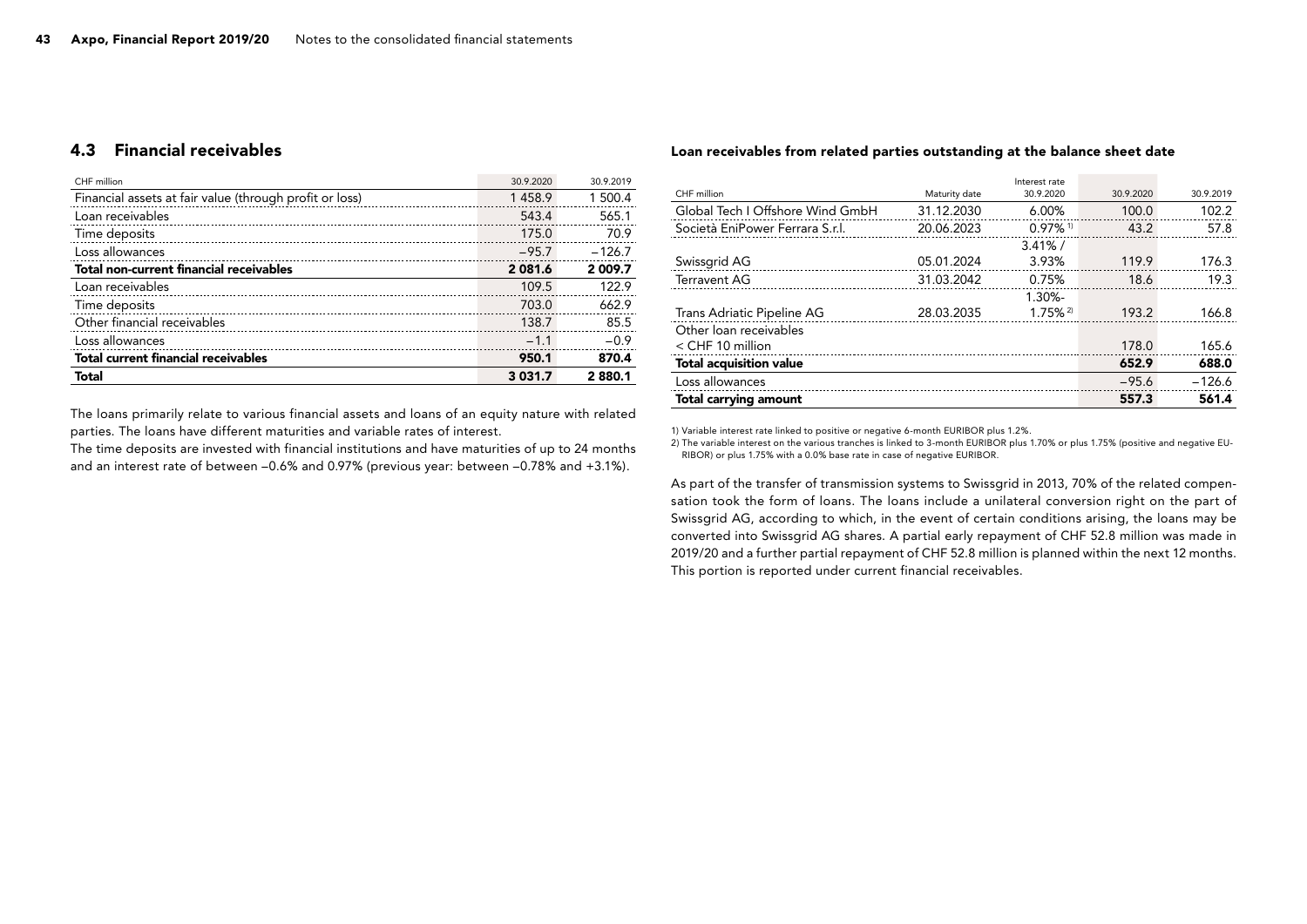## 4.3 Financial receivables

| CHF million | 30.9.2020 | 30.9.2019 |
|---|---|---|
| Financial assets at fair value (through profit or loss) | 1 458.9 | 1 500.4 |
| Loan receivables | 543.4 | 565.1 |
| Time deposits | 175.0 | 70.9 |
| Loss allowances | –95.7 | –126.7 |
| **Total non-current financial receivables** | **2 081.6** | **2 009.7** |
| Loan receivables | 109.5 | 122.9 |
| Time deposits | 703.0 | 662.9 |
| Other financial receivables | 138.7 | 85.5 |
| Loss allowances | –1.1 | –0.9 |
| **Total current financial receivables** | **950.1** | **870.4** |
| **Total** | **3 031.7** | **2 880.1** |

The loans primarily relate to various financial assets and loans of an equity nature with related parties. The loans have different maturities and variable rates of interest.

The time deposits are invested with financial institutions and have maturities of up to 24 months and an interest rate of between –0.6% and 0.97% (previous year: between –0.78% and +3.1%).

### Loan receivables from related parties outstanding at the balance sheet date

| CHF million | Maturity date | Interest rate 30.9.2020 | 30.9.2020 | 30.9.2019 |
|---|---|---|---|---|
| Global Tech I Offshore Wind GmbH | 31.12.2030 | 6.00% | 100.0 | 102.2 |
| Società EniPower Ferrara S.r.l. | 20.06.2023 | 0.97% [1] | 43.2 | 57.8 |
| Swissgrid AG | 05.01.2024 | 3.41% / 3.93% | 119.9 | 176.3 |
| Terravent AG | 31.03.2042 | 0.75% | 18.6 | 19.3 |
| Trans Adriatic Pipeline AG | 28.03.2035 | 1.30%-1.75% [2] | 193.2 | 166.8 |
| Other loan receivables < CHF 10 million | | | 178.0 | 165.6 |
| **Total acquisition value** | | | **652.9** | **688.0** |
| Loss allowances | | | –95.6 | –126.6 |
| **Total carrying amount** | | | **557.3** | **561.4** |

1) Variable interest rate linked to positive or negative 6-month EURIBOR plus 1.2%.

2) The variable interest on the various tranches is linked to 3-month EURIBOR plus 1.70% or plus 1.75% (positive and negative EURIBOR) or plus 1.75% with a 0.0% base rate in case of negative EURIBOR.

As part of the transfer of transmission systems to Swissgrid in 2013, 70% of the related compensation took the form of loans. The loans include a unilateral conversion right on the part of Swissgrid AG, according to which, in the event of certain conditions arising, the loans may be converted into Swissgrid AG shares. A partial early repayment of CHF 52.8 million was made in 2019/20 and a further partial repayment of CHF 52.8 million is planned within the next 12 months. This portion is reported under current financial receivables.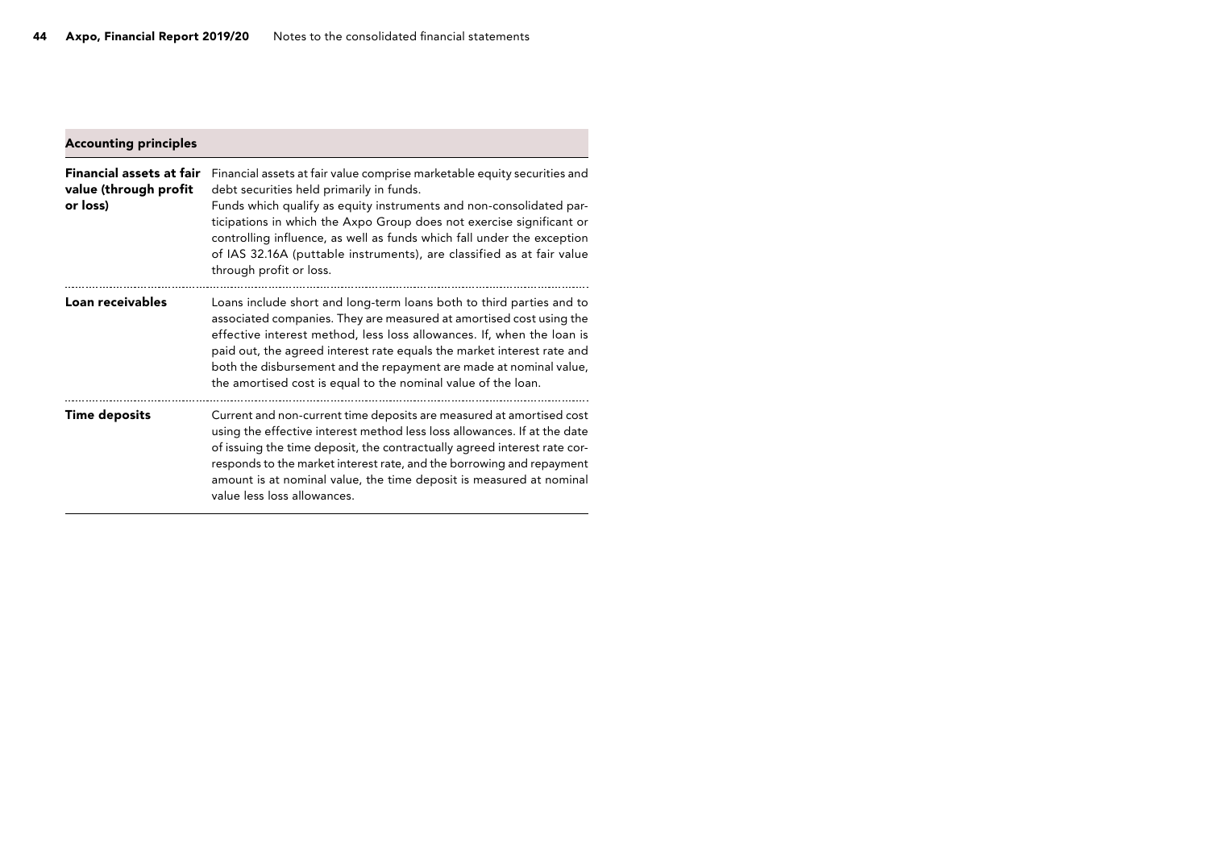| Accounting principles | |
|---|---|
| **Financial assets at fair value (through profit or loss)** | Financial assets at fair value comprise marketable equity securities and debt securities held primarily in funds.<br>Funds which qualify as equity instruments and non-consolidated participations in which the Axpo Group does not exercise significant or controlling influence, as well as funds which fall under the exception of IAS 32.16A (puttable instruments), are classified as at fair value through profit or loss. |
| **Loan receivables** | Loans include short and long-term loans both to third parties and to associated companies. They are measured at amortised cost using the effective interest method, less loss allowances. If, when the loan is paid out, the agreed interest rate equals the market interest rate and both the disbursement and the repayment are made at nominal value, the amortised cost is equal to the nominal value of the loan. |
| **Time deposits** | Current and non-current time deposits are measured at amortised cost using the effective interest method less loss allowances. If at the date of issuing the time deposit, the contractually agreed interest rate corresponds to the market interest rate, and the borrowing and repayment amount is at nominal value, the time deposit is measured at nominal value less loss allowances. |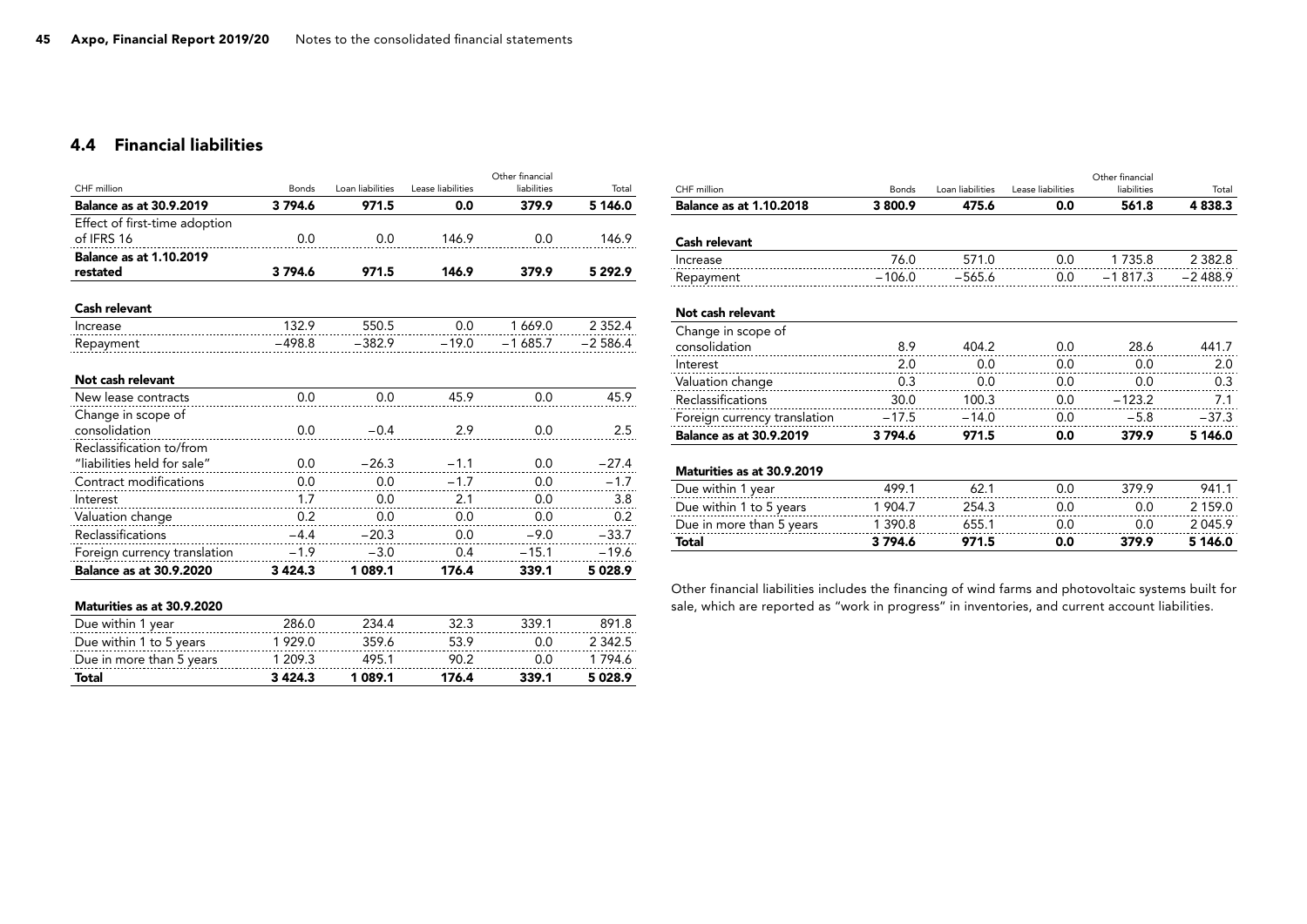## 4.4 Financial liabilities

| CHF million | Bonds | Loan liabilities | Lease liabilities | Other financial liabilities | Total |
|---|---|---|---|---|---|
| **Balance as at 30.9.2019** | **3 794.6** | **971.5** | **0.0** | **379.9** | **5 146.0** |
| Effect of first-time adoption of IFRS 16 | 0.0 | 0.0 | 146.9 | 0.0 | 146.9 |
| **Balance as at 1.10.2019 restated** | **3 794.6** | **971.5** | **146.9** | **379.9** | **5 292.9** |
| | | | | | |
| **Cash relevant** | | | | | |
| Increase | 132.9 | 550.5 | 0.0 | 1 669.0 | 2 352.4 |
| Repayment | −498.8 | −382.9 | −19.0 | −1 685.7 | −2 586.4 |
| | | | | | |
| **Not cash relevant** | | | | | |
| New lease contracts | 0.0 | 0.0 | 45.9 | 0.0 | 45.9 |
| Change in scope of consolidation | 0.0 | −0.4 | 2.9 | 0.0 | 2.5 |
| Reclassification to/from "liabilities held for sale" | 0.0 | −26.3 | −1.1 | 0.0 | −27.4 |
| Contract modifications | 0.0 | 0.0 | −1.7 | 0.0 | −1.7 |
| Interest | 1.7 | 0.0 | 2.1 | 0.0 | 3.8 |
| Valuation change | 0.2 | 0.0 | 0.0 | 0.0 | 0.2 |
| Reclassifications | −4.4 | −20.3 | 0.0 | −9.0 | −33.7 |
| Foreign currency translation | −1.9 | −3.0 | 0.4 | −15.1 | −19.6 |
| **Balance as at 30.9.2020** | **3 424.3** | **1 089.1** | **176.4** | **339.1** | **5 028.9** |
| | | | | | |
| **Maturities as at 30.9.2020** | | | | | |
| Due within 1 year | 286.0 | 234.4 | 32.3 | 339.1 | 891.8 |
| Due within 1 to 5 years | 1 929.0 | 359.6 | 53.9 | 0.0 | 2 342.5 |
| Due in more than 5 years | 1 209.3 | 495.1 | 90.2 | 0.0 | 1 794.6 |
| **Total** | **3 424.3** | **1 089.1** | **176.4** | **339.1** | **5 028.9** |

| CHF million | Bonds | Loan liabilities | Lease liabilities | Other financial liabilities | Total |
|---|---|---|---|---|---|
| **Balance as at 1.10.2018** | **3 800.9** | **475.6** | **0.0** | **561.8** | **4 838.3** |
| | | | | | |
| **Cash relevant** | | | | | |
| Increase | 76.0 | 571.0 | 0.0 | 1 735.8 | 2 382.8 |
| Repayment | −106.0 | −565.6 | 0.0 | −1 817.3 | −2 488.9 |
| | | | | | |
| **Not cash relevant** | | | | | |
| Change in scope of consolidation | 8.9 | 404.2 | 0.0 | 28.6 | 441.7 |
| Interest | 2.0 | 0.0 | 0.0 | 0.0 | 2.0 |
| Valuation change | 0.3 | 0.0 | 0.0 | 0.0 | 0.3 |
| Reclassifications | 30.0 | 100.3 | 0.0 | −123.2 | 7.1 |
| Foreign currency translation | −17.5 | −14.0 | 0.0 | −5.8 | −37.3 |
| **Balance as at 30.9.2019** | **3 794.6** | **971.5** | **0.0** | **379.9** | **5 146.0** |
| | | | | | |
| **Maturities as at 30.9.2019** | | | | | |
| Due within 1 year | 499.1 | 62.1 | 0.0 | 379.9 | 941.1 |
| Due within 1 to 5 years | 1 904.7 | 254.3 | 0.0 | 0.0 | 2 159.0 |
| Due in more than 5 years | 1 390.8 | 655.1 | 0.0 | 0.0 | 2 045.9 |
| **Total** | **3 794.6** | **971.5** | **0.0** | **379.9** | **5 146.0** |

Other financial liabilities includes the financing of wind farms and photovoltaic systems built for sale, which are reported as "work in progress" in inventories, and current account liabilities.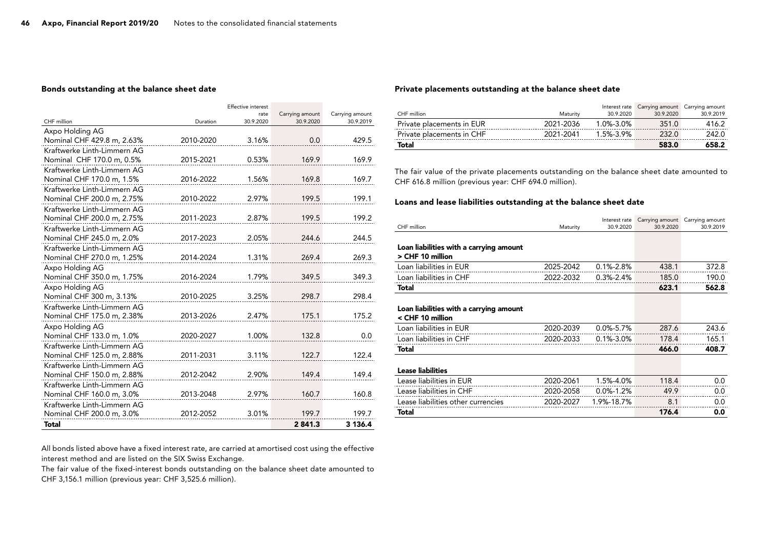### Bonds outstanding at the balance sheet date

| CHF million | Duration | Effective interest rate 30.9.2020 | Carrying amount 30.9.2020 | Carrying amount 30.9.2019 |
|---|---|---|---|---|
| Axpo Holding AG Nominal CHF 429.8 m, 2.63% | 2010-2020 | 3.16% | 0.0 | 429.5 |
| Kraftwerke Linth-Limmern AG Nominal CHF 170.0 m, 0.5% | 2015-2021 | 0.53% | 169.9 | 169.9 |
| Kraftwerke Linth-Limmern AG Nominal CHF 170.0 m, 1.5% | 2016-2022 | 1.56% | 169.8 | 169.7 |
| Kraftwerke Linth-Limmern AG Nominal CHF 200.0 m, 2.75% | 2010-2022 | 2.97% | 199.5 | 199.1 |
| Kraftwerke Linth-Limmern AG Nominal CHF 200.0 m, 2.75% | 2011-2023 | 2.87% | 199.5 | 199.2 |
| Kraftwerke Linth-Limmern AG Nominal CHF 245.0 m, 2.0% | 2017-2023 | 2.05% | 244.6 | 244.5 |
| Kraftwerke Linth-Limmern AG Nominal CHF 270.0 m, 1.25% | 2014-2024 | 1.31% | 269.4 | 269.3 |
| Axpo Holding AG Nominal CHF 350.0 m, 1.75% | 2016-2024 | 1.79% | 349.5 | 349.3 |
| Axpo Holding AG Nominal CHF 300 m, 3.13% | 2010-2025 | 3.25% | 298.7 | 298.4 |
| Kraftwerke Linth-Limmern AG Nominal CHF 175.0 m, 2.38% | 2013-2026 | 2.47% | 175.1 | 175.2 |
| Axpo Holding AG Nominal CHF 133.0 m, 1.0% | 2020-2027 | 1.00% | 132.8 | 0.0 |
| Kraftwerke Linth-Limmern AG Nominal CHF 125.0 m, 2.88% | 2011-2031 | 3.11% | 122.7 | 122.4 |
| Kraftwerke Linth-Limmern AG Nominal CHF 150.0 m, 2.88% | 2012-2042 | 2.90% | 149.4 | 149.4 |
| Kraftwerke Linth-Limmern AG Nominal CHF 160.0 m, 3.0% | 2013-2048 | 2.97% | 160.7 | 160.8 |
| Kraftwerke Linth-Limmern AG Nominal CHF 200.0 m, 3.0% | 2012-2052 | 3.01% | 199.7 | 199.7 |
| **Total** | | | **2 841.3** | **3 136.4** |

All bonds listed above have a fixed interest rate, are carried at amortised cost using the effective interest method and are listed on the SIX Swiss Exchange.
The fair value of the fixed-interest bonds outstanding on the balance sheet date amounted to CHF 3,156.1 million (previous year: CHF 3,525.6 million).

### Private placements outstanding at the balance sheet date

| CHF million | Maturity | Interest rate 30.9.2020 | Carrying amount 30.9.2020 | Carrying amount 30.9.2019 |
|---|---|---|---|---|
| Private placements in EUR | 2021-2036 | 1.0%-3.0% | 351.0 | 416.2 |
| Private placements in CHF | 2021-2041 | 1.5%-3.9% | 232.0 | 242.0 |
| **Total** | | | **583.0** | **658.2** |

The fair value of the private placements outstanding on the balance sheet date amounted to CHF 616.8 million (previous year: CHF 694.0 million).

### Loans and lease liabilities outstanding at the balance sheet date

| CHF million | Maturity | Interest rate 30.9.2020 | Carrying amount 30.9.2020 | Carrying amount 30.9.2019 |
|---|---|---|---|---|
| **Loan liabilities with a carrying amount > CHF 10 million** | | | | |
| Loan liabilities in EUR | 2025-2042 | 0.1%-2.8% | 438.1 | 372.8 |
| Loan liabilities in CHF | 2022-2032 | 0.3%-2.4% | 185.0 | 190.0 |
| **Total** | | | **623.1** | **562.8** |
| **Loan liabilities with a carrying amount < CHF 10 million** | | | | |
| Loan liabilities in EUR | 2020-2039 | 0.0%-5.7% | 287.6 | 243.6 |
| Loan liabilities in CHF | 2020-2033 | 0.1%-3.0% | 178.4 | 165.1 |
| **Total** | | | **466.0** | **408.7** |
| **Lease liabilities** | | | | |
| Lease liabilities in EUR | 2020-2061 | 1.5%-4.0% | 118.4 | 0.0 |
| Lease liabilities in CHF | 2020-2058 | 0.0%-1.2% | 49.9 | 0.0 |
| Lease liabilities other currencies | 2020-2027 | 1.9%-18.7% | 8.1 | 0.0 |
| **Total** | | | **176.4** | **0.0** |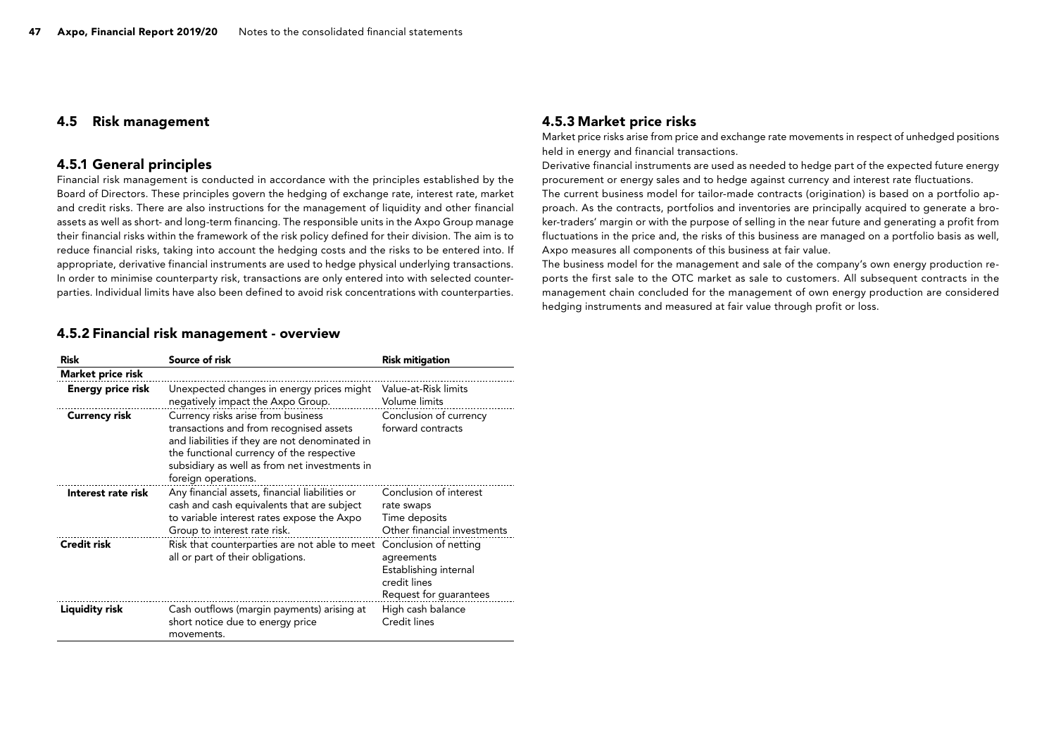## 4.5 Risk management

### 4.5.1 General principles

Financial risk management is conducted in accordance with the principles established by the Board of Directors. These principles govern the hedging of exchange rate, interest rate, market and credit risks. There are also instructions for the management of liquidity and other financial assets as well as short- and long-term financing. The responsible units in the Axpo Group manage their financial risks within the framework of the risk policy defined for their division. The aim is to reduce financial risks, taking into account the hedging costs and the risks to be entered into. If appropriate, derivative financial instruments are used to hedge physical underlying transactions. In order to minimise counterparty risk, transactions are only entered into with selected counterparties. Individual limits have also been defined to avoid risk concentrations with counterparties.

### 4.5.2 Financial risk management - overview

| Risk | Source of risk | Risk mitigation |
|---|---|---|
| **Market price risk** | | |
| **Energy price risk** | Unexpected changes in energy prices might negatively impact the Axpo Group. | Value-at-Risk limits<br>Volume limits |
| **Currency risk** | Currency risks arise from business transactions and from recognised assets and liabilities if they are not denominated in the functional currency of the respective subsidiary as well as from net investments in foreign operations. | Conclusion of currency forward contracts |
| **Interest rate risk** | Any financial assets, financial liabilities or cash and cash equivalents that are subject to variable interest rates expose the Axpo Group to interest rate risk. | Conclusion of interest rate swaps<br>Time deposits<br>Other financial investments |
| **Credit risk** | Risk that counterparties are not able to meet all or part of their obligations. | Conclusion of netting agreements<br>Establishing internal credit lines<br>Request for guarantees |
| **Liquidity risk** | Cash outflows (margin payments) arising at short notice due to energy price movements. | High cash balance<br>Credit lines |

### 4.5.3 Market price risks

Market price risks arise from price and exchange rate movements in respect of unhedged positions held in energy and financial transactions.

Derivative financial instruments are used as needed to hedge part of the expected future energy procurement or energy sales and to hedge against currency and interest rate fluctuations.

The current business model for tailor-made contracts (origination) is based on a portfolio approach. As the contracts, portfolios and inventories are principally acquired to generate a broker-traders' margin or with the purpose of selling in the near future and generating a profit from fluctuations in the price and, the risks of this business are managed on a portfolio basis as well, Axpo measures all components of this business at fair value.

The business model for the management and sale of the company's own energy production reports the first sale to the OTC market as sale to customers. All subsequent contracts in the management chain concluded for the management of own energy production are considered hedging instruments and measured at fair value through profit or loss.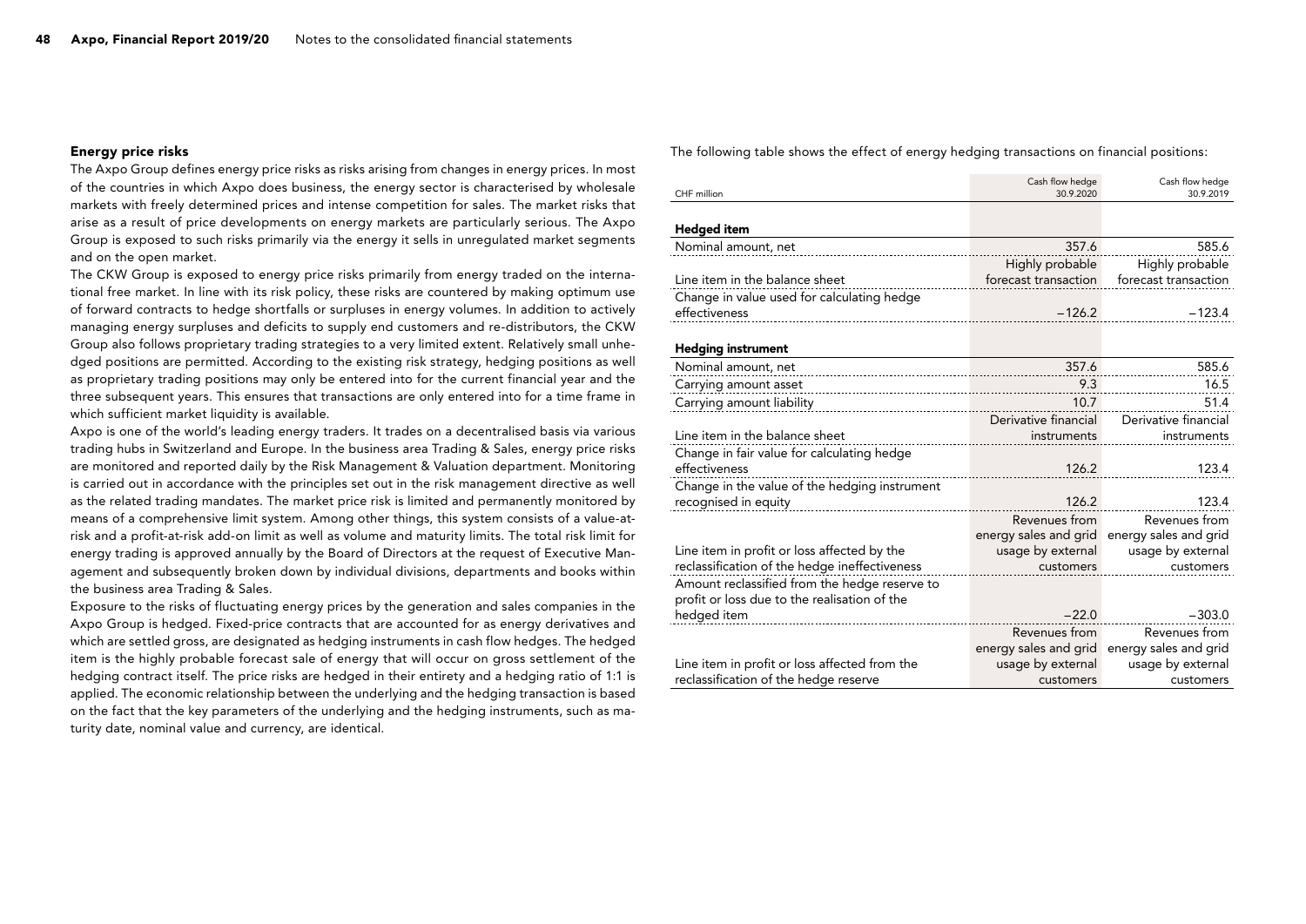### Energy price risks

The Axpo Group defines energy price risks as risks arising from changes in energy prices. In most of the countries in which Axpo does business, the energy sector is characterised by wholesale markets with freely determined prices and intense competition for sales. The market risks that arise as a result of price developments on energy markets are particularly serious. The Axpo Group is exposed to such risks primarily via the energy it sells in unregulated market segments and on the open market.

The CKW Group is exposed to energy price risks primarily from energy traded on the international free market. In line with its risk policy, these risks are countered by making optimum use of forward contracts to hedge shortfalls or surpluses in energy volumes. In addition to actively managing energy surpluses and deficits to supply end customers and re-distributors, the CKW Group also follows proprietary trading strategies to a very limited extent. Relatively small unhedged positions are permitted. According to the existing risk strategy, hedging positions as well as proprietary trading positions may only be entered into for the current financial year and the three subsequent years. This ensures that transactions are only entered into for a time frame in which sufficient market liquidity is available.

Axpo is one of the world's leading energy traders. It trades on a decentralised basis via various trading hubs in Switzerland and Europe. In the business area Trading & Sales, energy price risks are monitored and reported daily by the Risk Management & Valuation department. Monitoring is carried out in accordance with the principles set out in the risk management directive as well as the related trading mandates. The market price risk is limited and permanently monitored by means of a comprehensive limit system. Among other things, this system consists of a value-at-risk and a profit-at-risk add-on limit as well as volume and maturity limits. The total risk limit for energy trading is approved annually by the Board of Directors at the request of Executive Management and subsequently broken down by individual divisions, departments and books within the business area Trading & Sales.

Exposure to the risks of fluctuating energy prices by the generation and sales companies in the Axpo Group is hedged. Fixed-price contracts that are accounted for as energy derivatives and which are settled gross, are designated as hedging instruments in cash flow hedges. The hedged item is the highly probable forecast sale of energy that will occur on gross settlement of the hedging contract itself. The price risks are hedged in their entirety and a hedging ratio of 1:1 is applied. The economic relationship between the underlying and the hedging transaction is based on the fact that the key parameters of the underlying and the hedging instruments, such as maturity date, nominal value and currency, are identical.

The following table shows the effect of energy hedging transactions on financial positions:

| CHF million | Cash flow hedge 30.9.2020 | Cash flow hedge 30.9.2019 |
|---|---|---|
| **Hedged item** | | |
| Nominal amount, net | 357.6 | 585.6 |
| Line item in the balance sheet | Highly probable forecast transaction | Highly probable forecast transaction |
| Change in value used for calculating hedge effectiveness | –126.2 | –123.4 |
| **Hedging instrument** | | |
| Nominal amount, net | 357.6 | 585.6 |
| Carrying amount asset | 9.3 | 16.5 |
| Carrying amount liability | 10.7 | 51.4 |
| Line item in the balance sheet | Derivative financial instruments | Derivative financial instruments |
| Change in fair value for calculating hedge effectiveness | 126.2 | 123.4 |
| Change in the value of the hedging instrument recognised in equity | 126.2 | 123.4 |
| Line item in profit or loss affected by the reclassification of the hedge ineffectiveness | Revenues from energy sales and grid usage by external customers | Revenues from energy sales and grid usage by external customers |
| Amount reclassified from the hedge reserve to profit or loss due to the realisation of the hedged item | –22.0 | –303.0 |
| Line item in profit or loss affected from the reclassification of the hedge reserve | Revenues from energy sales and grid usage by external customers | Revenues from energy sales and grid usage by external customers |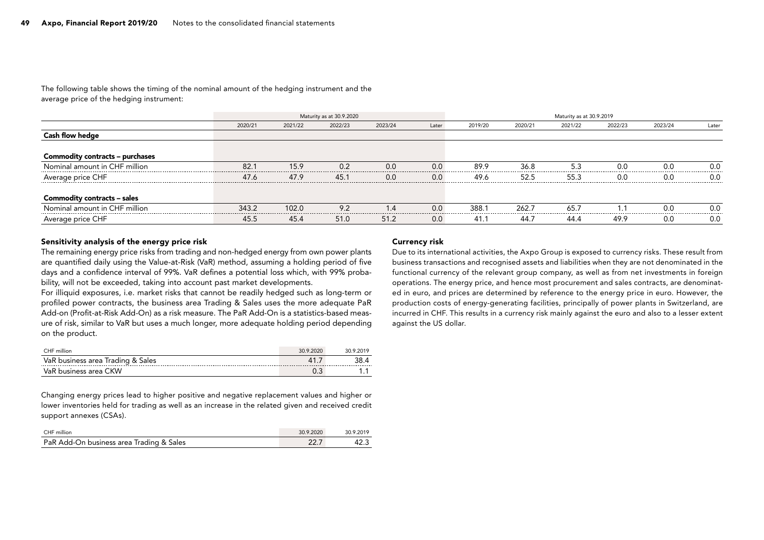The following table shows the timing of the nominal amount of the hedging instrument and the average price of the hedging instrument:

| | Maturity as at 30.9.2020 | | | | | Maturity as at 30.9.2019 | | | | | |
|---|---|---|---|---|---|---|---|---|---|---|---|
| | 2020/21 | 2021/22 | 2022/23 | 2023/24 | Later | 2019/20 | 2020/21 | 2021/22 | 2022/23 | 2023/24 | Later |
| **Cash flow hedge** | | | | | | | | | | | |
| **Commodity contracts – purchases** | | | | | | | | | | | |
| Nominal amount in CHF million | 82.1 | 15.9 | 0.2 | 0.0 | 0.0 | 89.9 | 36.8 | 5.3 | 0.0 | 0.0 | 0.0 |
| Average price CHF | 47.6 | 47.9 | 45.1 | 0.0 | 0.0 | 49.6 | 52.5 | 55.3 | 0.0 | 0.0 | 0.0 |
| **Commodity contracts – sales** | | | | | | | | | | | |
| Nominal amount in CHF million | 343.2 | 102.0 | 9.2 | 1.4 | 0.0 | 388.1 | 262.7 | 65.7 | 1.1 | 0.0 | 0.0 |
| Average price CHF | 45.5 | 45.4 | 51.0 | 51.2 | 0.0 | 41.1 | 44.7 | 44.4 | 49.9 | 0.0 | 0.0 |

### Sensitivity analysis of the energy price risk

The remaining energy price risks from trading and non-hedged energy from own power plants are quantified daily using the Value-at-Risk (VaR) method, assuming a holding period of five days and a confidence interval of 99%. VaR defines a potential loss which, with 99% probability, will not be exceeded, taking into account past market developments.

For illiquid exposures, i.e. market risks that cannot be readily hedged such as long-term or profiled power contracts, the business area Trading & Sales uses the more adequate PaR Add-on (Profit-at-Risk Add-On) as a risk measure. The PaR Add-On is a statistics-based measure of risk, similar to VaR but uses a much longer, more adequate holding period depending on the product.

| CHF million | 30.9.2020 | 30.9.2019 |
|---|---|---|
| VaR business area Trading & Sales | 41.7 | 38.4 |
| VaR business area CKW | 0.3 | 1.1 |

Changing energy prices lead to higher positive and negative replacement values and higher or lower inventories held for trading as well as an increase in the related given and received credit support annexes (CSAs).

| CHF million | 30.9.2020 | 30.9.2019 |
|---|---|---|
| PaR Add-On business area Trading & Sales | 22.7 | 42.3 |

### Currency risk

Due to its international activities, the Axpo Group is exposed to currency risks. These result from business transactions and recognised assets and liabilities when they are not denominated in the functional currency of the relevant group company, as well as from net investments in foreign operations. The energy price, and hence most procurement and sales contracts, are denominated in euro, and prices are determined by reference to the energy price in euro. However, the production costs of energy-generating facilities, principally of power plants in Switzerland, are incurred in CHF. This results in a currency risk mainly against the euro and also to a lesser extent against the US dollar.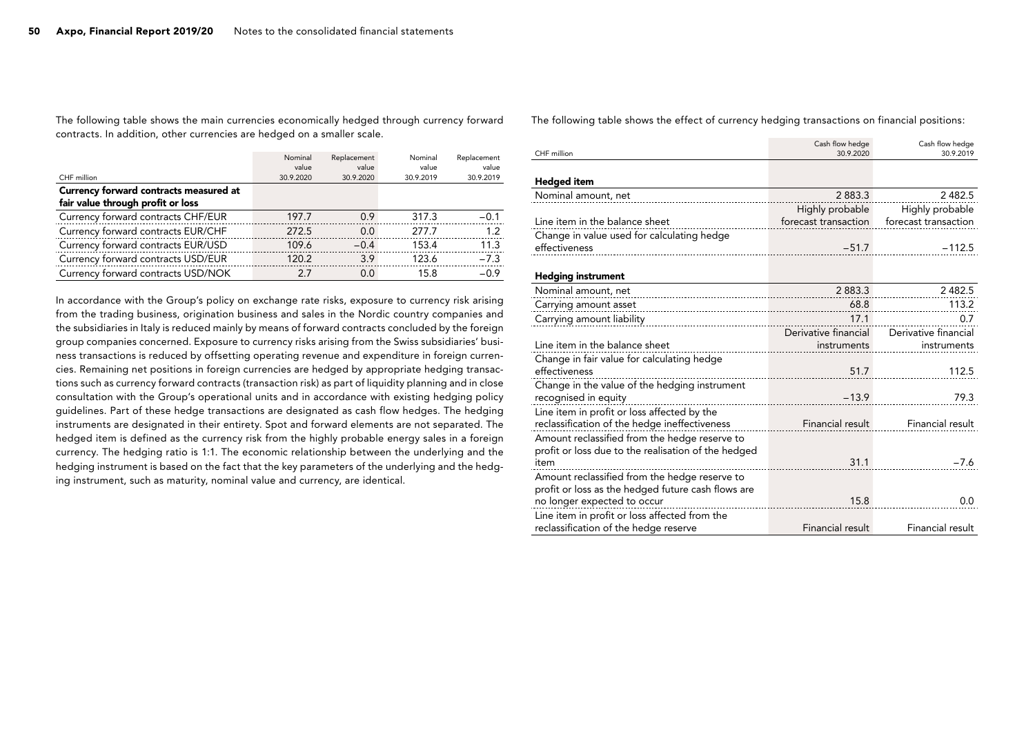The following table shows the main currencies economically hedged through currency forward contracts. In addition, other currencies are hedged on a smaller scale.

| CHF million | Nominal value 30.9.2020 | Replacement value 30.9.2020 | Nominal value 30.9.2019 | Replacement value 30.9.2019 |
|---|---|---|---|---|
| **Currency forward contracts measured at fair value through profit or loss** | | | | |
| Currency forward contracts CHF/EUR | 197.7 | 0.9 | 317.3 | −0.1 |
| Currency forward contracts EUR/CHF | 272.5 | 0.0 | 277.7 | 1.2 |
| Currency forward contracts EUR/USD | 109.6 | −0.4 | 153.4 | 11.3 |
| Currency forward contracts USD/EUR | 120.2 | 3.9 | 123.6 | −7.3 |
| Currency forward contracts USD/NOK | 2.7 | 0.0 | 15.8 | −0.9 |

In accordance with the Group's policy on exchange rate risks, exposure to currency risk arising from the trading business, origination business and sales in the Nordic country companies and the subsidiaries in Italy is reduced mainly by means of forward contracts concluded by the foreign group companies concerned. Exposure to currency risks arising from the Swiss subsidiaries' business transactions is reduced by offsetting operating revenue and expenditure in foreign currencies. Remaining net positions in foreign currencies are hedged by appropriate hedging transactions such as currency forward contracts (transaction risk) as part of liquidity planning and in close consultation with the Group's operational units and in accordance with existing hedging policy guidelines. Part of these hedge transactions are designated as cash flow hedges. The hedging instruments are designated in their entirety. Spot and forward elements are not separated. The hedged item is defined as the currency risk from the highly probable energy sales in a foreign currency. The hedging ratio is 1:1. The economic relationship between the underlying and the hedging instrument is based on the fact that the key parameters of the underlying and the hedging instrument, such as maturity, nominal value and currency, are identical.

The following table shows the effect of currency hedging transactions on financial positions:

| CHF million | Cash flow hedge 30.9.2020 | Cash flow hedge 30.9.2019 |
|---|---|---|
| **Hedged item** | | |
| Nominal amount, net | 2 883.3 | 2 482.5 |
| Line item in the balance sheet | Highly probable forecast transaction | Highly probable forecast transaction |
| Change in value used for calculating hedge effectiveness | −51.7 | −112.5 |
| **Hedging instrument** | | |
| Nominal amount, net | 2 883.3 | 2 482.5 |
| Carrying amount asset | 68.8 | 113.2 |
| Carrying amount liability | 17.1 | 0.7 |
| Line item in the balance sheet | Derivative financial instruments | Derivative financial instruments |
| Change in fair value for calculating hedge effectiveness | 51.7 | 112.5 |
| Change in the value of the hedging instrument recognised in equity | −13.9 | 79.3 |
| Line item in profit or loss affected by the reclassification of the hedge ineffectiveness | Financial result | Financial result |
| Amount reclassified from the hedge reserve to profit or loss due to the realisation of the hedged item | 31.1 | −7.6 |
| Amount reclassified from the hedge reserve to profit or loss as the hedged future cash flows are no longer expected to occur | 15.8 | 0.0 |
| Line item in profit or loss affected from the reclassification of the hedge reserve | Financial result | Financial result |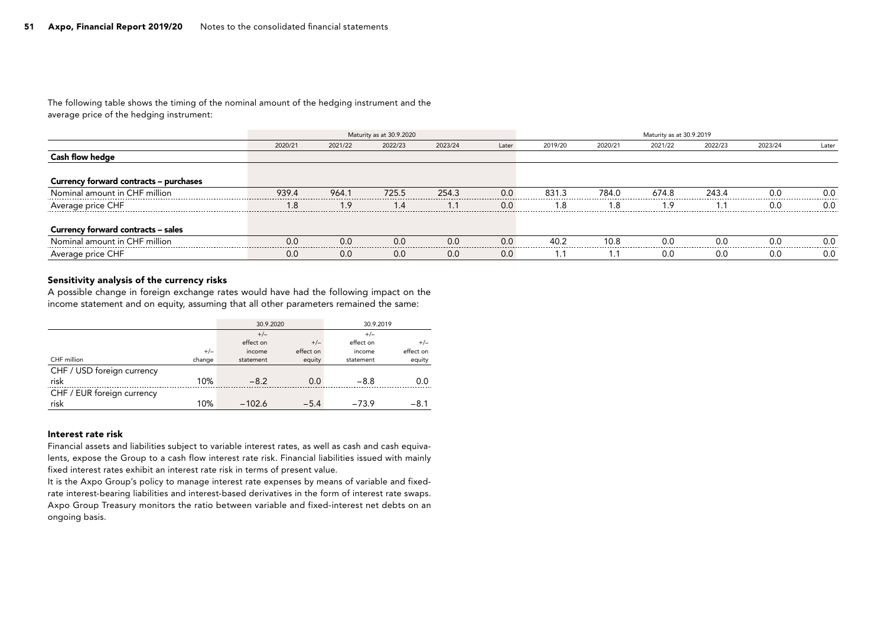The following table shows the timing of the nominal amount of the hedging instrument and the average price of the hedging instrument:

| | Maturity as at 30.9.2020 | | | | | Maturity as at 30.9.2019 | | | | | |
|---|---|---|---|---|---|---|---|---|---|---|---|
| | 2020/21 | 2021/22 | 2022/23 | 2023/24 | Later | 2019/20 | 2020/21 | 2021/22 | 2022/23 | 2023/24 | Later |
| **Cash flow hedge** | | | | | | | | | | | |
| **Currency forward contracts – purchases** | | | | | | | | | | | |
| Nominal amount in CHF million | 939.4 | 964.1 | 725.5 | 254.3 | 0.0 | 831.3 | 784.0 | 674.8 | 243.4 | 0.0 | 0.0 |
| Average price CHF | 1.8 | 1.9 | 1.4 | 1.1 | 0.0 | 1.8 | 1.8 | 1.9 | 1.1 | 0.0 | 0.0 |
| **Currency forward contracts – sales** | | | | | | | | | | | |
| Nominal amount in CHF million | 0.0 | 0.0 | 0.0 | 0.0 | 0.0 | 40.2 | 10.8 | 0.0 | 0.0 | 0.0 | 0.0 |
| Average price CHF | 0.0 | 0.0 | 0.0 | 0.0 | 0.0 | 1.1 | 1.1 | 0.0 | 0.0 | 0.0 | 0.0 |

### Sensitivity analysis of the currency risks

A possible change in foreign exchange rates would have had the following impact on the income statement and on equity, assuming that all other parameters remained the same:

| | | 30.9.2020 | | 30.9.2019 | |
|---|---|---|---|---|---|
| CHF million | +/– change | +/– effect on income statement | +/– effect on equity | +/– effect on income statement | +/– effect on equity |
| CHF / USD foreign currency risk | 10% | −8.2 | 0.0 | −8.8 | 0.0 |
| CHF / EUR foreign currency risk | 10% | −102.6 | −5.4 | −73.9 | −8.1 |

### Interest rate risk

Financial assets and liabilities subject to variable interest rates, as well as cash and cash equivalents, expose the Group to a cash flow interest rate risk. Financial liabilities issued with mainly fixed interest rates exhibit an interest rate risk in terms of present value.

It is the Axpo Group's policy to manage interest rate expenses by means of variable and fixed-rate interest-bearing liabilities and interest-based derivatives in the form of interest rate swaps. Axpo Group Treasury monitors the ratio between variable and fixed-interest net debts on an ongoing basis.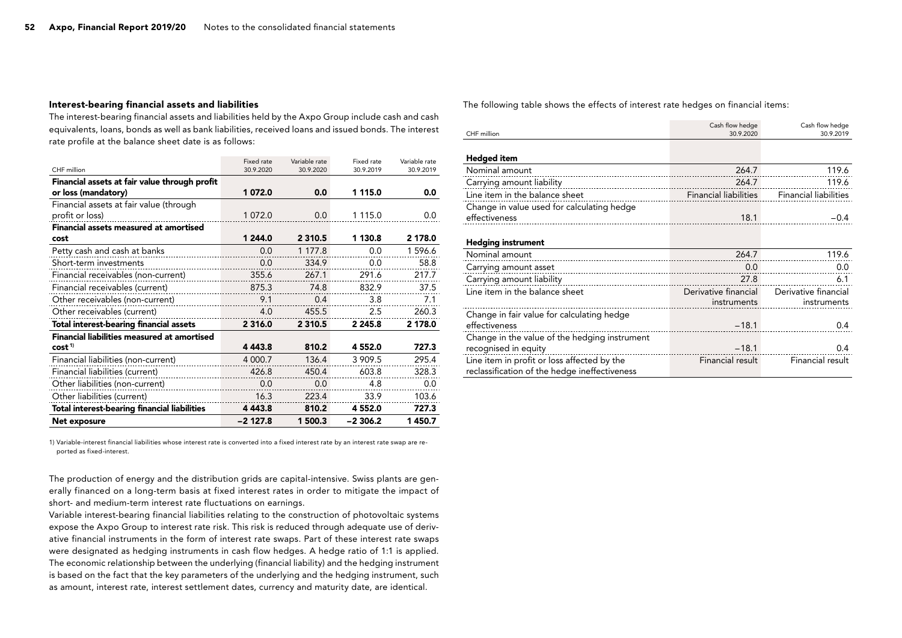### Interest-bearing financial assets and liabilities

The interest-bearing financial assets and liabilities held by the Axpo Group include cash and cash equivalents, loans, bonds as well as bank liabilities, received loans and issued bonds. The interest rate profile at the balance sheet date is as follows:

| CHF million | Fixed rate 30.9.2020 | Variable rate 30.9.2020 | Fixed rate 30.9.2019 | Variable rate 30.9.2019 |
|---|---|---|---|---|
| **Financial assets at fair value through profit or loss (mandatory)** | **1 072.0** | **0.0** | **1 115.0** | **0.0** |
| Financial assets at fair value (through profit or loss) | 1 072.0 | 0.0 | 1 115.0 | 0.0 |
| **Financial assets measured at amortised cost** | **1 244.0** | **2 310.5** | **1 130.8** | **2 178.0** |
| Petty cash and cash at banks | 0.0 | 1 177.8 | 0.0 | 1 596.6 |
| Short-term investments | 0.0 | 334.9 | 0.0 | 58.8 |
| Financial receivables (non-current) | 355.6 | 267.1 | 291.6 | 217.7 |
| Financial receivables (current) | 875.3 | 74.8 | 832.9 | 37.5 |
| Other receivables (non-current) | 9.1 | 0.4 | 3.8 | 7.1 |
| Other receivables (current) | 4.0 | 455.5 | 2.5 | 260.3 |
| **Total interest-bearing financial assets** | **2 316.0** | **2 310.5** | **2 245.8** | **2 178.0** |
| **Financial liabilities measured at amortised cost** [1] | **4 443.8** | **810.2** | **4 552.0** | **727.3** |
| Financial liabilities (non-current) | 4 000.7 | 136.4 | 3 909.5 | 295.4 |
| Financial liabilities (current) | 426.8 | 450.4 | 603.8 | 328.3 |
| Other liabilities (non-current) | 0.0 | 0.0 | 4.8 | 0.0 |
| Other liabilities (current) | 16.3 | 223.4 | 33.9 | 103.6 |
| **Total interest-bearing financial liabilities** | **4 443.8** | **810.2** | **4 552.0** | **727.3** |
| **Net exposure** | **−2 127.8** | **1 500.3** | **−2 306.2** | **1 450.7** |

1) Variable-interest financial liabilities whose interest rate is converted into a fixed interest rate by an interest rate swap are reported as fixed-interest.

The production of energy and the distribution grids are capital-intensive. Swiss plants are generally financed on a long-term basis at fixed interest rates in order to mitigate the impact of short- and medium-term interest rate fluctuations on earnings.

Variable interest-bearing financial liabilities relating to the construction of photovoltaic systems expose the Axpo Group to interest rate risk. This risk is reduced through adequate use of derivative financial instruments in the form of interest rate swaps. Part of these interest rate swaps were designated as hedging instruments in cash flow hedges. A hedge ratio of 1:1 is applied. The economic relationship between the underlying (financial liability) and the hedging instrument is based on the fact that the key parameters of the underlying and the hedging instrument, such as amount, interest rate, interest settlement dates, currency and maturity date, are identical.

The following table shows the effects of interest rate hedges on financial items:

| CHF million | Cash flow hedge 30.9.2020 | Cash flow hedge 30.9.2019 |
|---|---|---|
| **Hedged item** | | |
| Nominal amount | 264.7 | 119.6 |
| Carrying amount liability | 264.7 | 119.6 |
| Line item in the balance sheet | Financial liabilities | Financial liabilities |
| Change in value used for calculating hedge effectiveness | 18.1 | −0.4 |
| **Hedging instrument** | | |
| Nominal amount | 264.7 | 119.6 |
| Carrying amount asset | 0.0 | 0.0 |
| Carrying amount liability | 27.8 | 6.1 |
| Line item in the balance sheet | Derivative financial instruments | Derivative financial instruments |
| Change in fair value for calculating hedge effectiveness | −18.1 | 0.4 |
| Change in the value of the hedging instrument recognised in equity | −18.1 | 0.4 |
| Line item in profit or loss affected by the reclassification of the hedge ineffectiveness | Financial result | Financial result |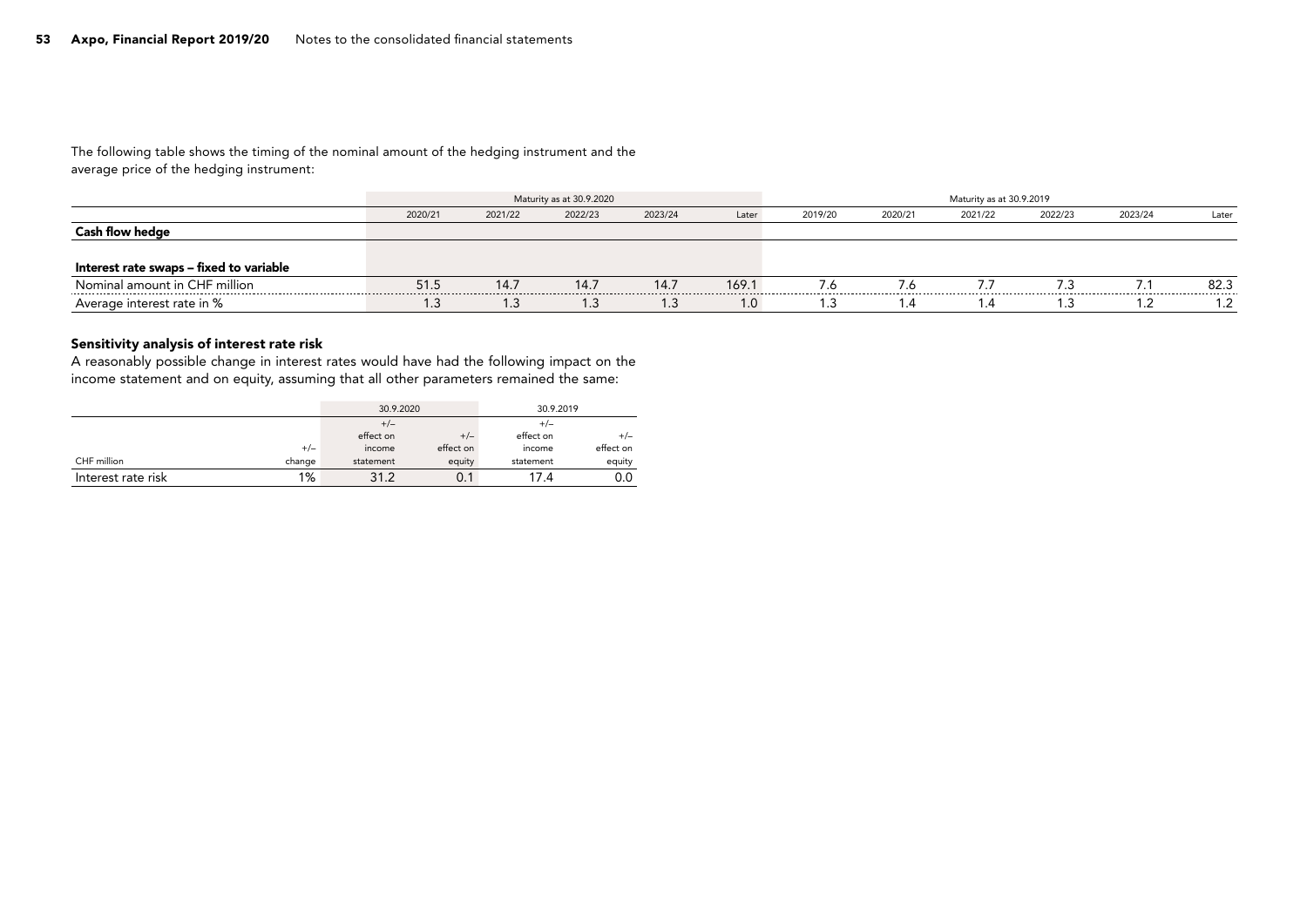The following table shows the timing of the nominal amount of the hedging instrument and the average price of the hedging instrument:

| | Maturity as at 30.9.2020 | | | | | Maturity as at 30.9.2019 | | | | | |
|---|---|---|---|---|---|---|---|---|---|---|---|
| | 2020/21 | 2021/22 | 2022/23 | 2023/24 | Later | 2019/20 | 2020/21 | 2021/22 | 2022/23 | 2023/24 | Later |
| **Cash flow hedge** | | | | | | | | | | | |
| **Interest rate swaps – fixed to variable** | | | | | | | | | | | |
| Nominal amount in CHF million | 51.5 | 14.7 | 14.7 | 14.7 | 169.1 | 7.6 | 7.6 | 7.7 | 7.3 | 7.1 | 82.3 |
| Average interest rate in % | 1.3 | 1.3 | 1.3 | 1.3 | 1.0 | 1.3 | 1.4 | 1.4 | 1.3 | 1.2 | 1.2 |

### Sensitivity analysis of interest rate risk

A reasonably possible change in interest rates would have had the following impact on the income statement and on equity, assuming that all other parameters remained the same:

| | | 30.9.2020 | | 30.9.2019 | |
|---|---|---|---|---|---|
| CHF million | +/– change | +/– effect on income statement | +/– effect on equity | +/– effect on income statement | +/– effect on equity |
| Interest rate risk | 1% | 31.2 | 0.1 | 17.4 | 0.0 |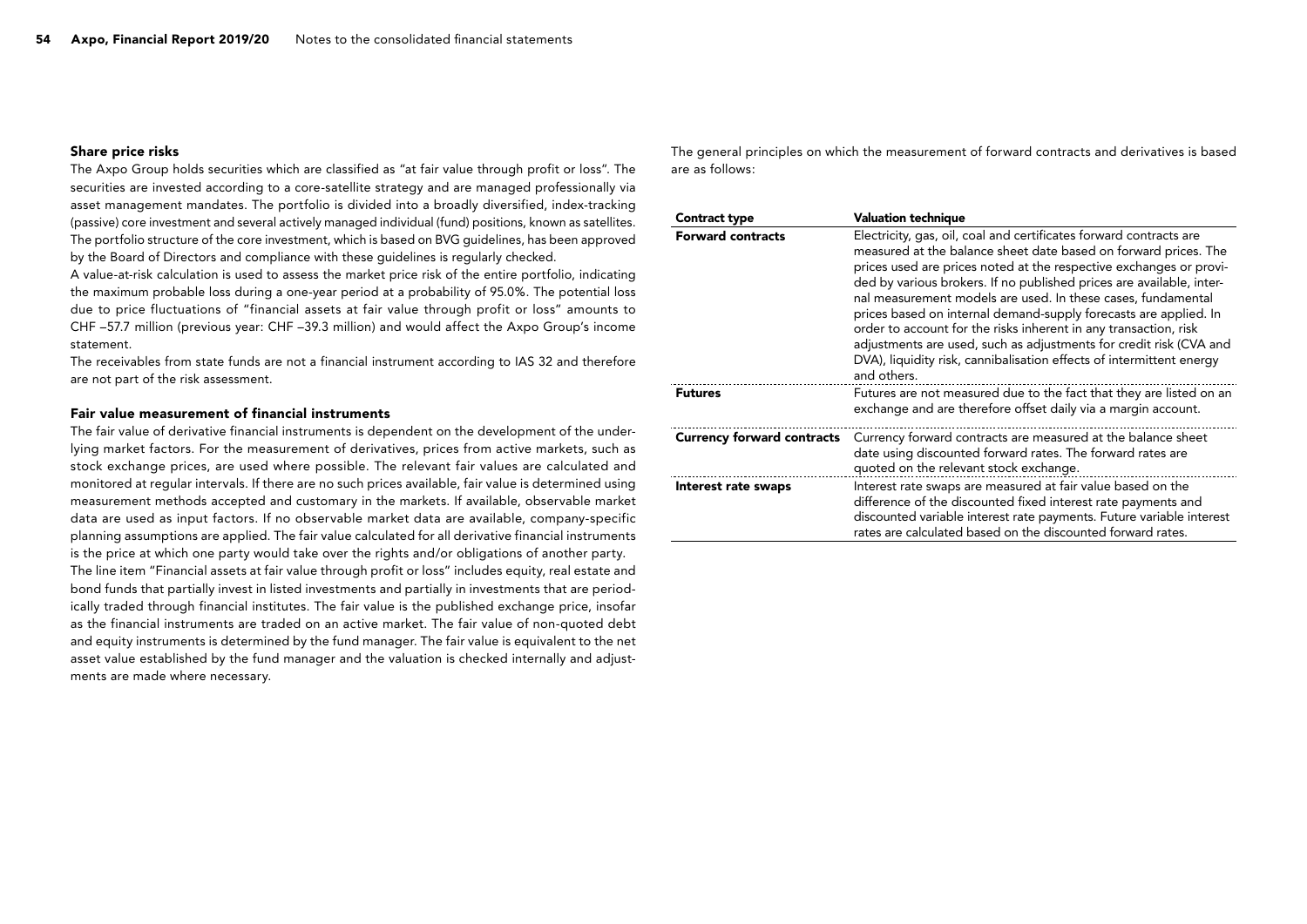### Share price risks

The Axpo Group holds securities which are classified as "at fair value through profit or loss". The securities are invested according to a core-satellite strategy and are managed professionally via asset management mandates. The portfolio is divided into a broadly diversified, index-tracking (passive) core investment and several actively managed individual (fund) positions, known as satellites. The portfolio structure of the core investment, which is based on BVG guidelines, has been approved by the Board of Directors and compliance with these guidelines is regularly checked.

A value-at-risk calculation is used to assess the market price risk of the entire portfolio, indicating the maximum probable loss during a one-year period at a probability of 95.0%. The potential loss due to price fluctuations of "financial assets at fair value through profit or loss" amounts to CHF –57.7 million (previous year: CHF –39.3 million) and would affect the Axpo Group's income statement.

The receivables from state funds are not a financial instrument according to IAS 32 and therefore are not part of the risk assessment.

### Fair value measurement of financial instruments

The fair value of derivative financial instruments is dependent on the development of the underlying market factors. For the measurement of derivatives, prices from active markets, such as stock exchange prices, are used where possible. The relevant fair values are calculated and monitored at regular intervals. If there are no such prices available, fair value is determined using measurement methods accepted and customary in the markets. If available, observable market data are used as input factors. If no observable market data are available, company-specific planning assumptions are applied. The fair value calculated for all derivative financial instruments is the price at which one party would take over the rights and/or obligations of another party.

The line item "Financial assets at fair value through profit or loss" includes equity, real estate and bond funds that partially invest in listed investments and partially in investments that are periodically traded through financial institutes. The fair value is the published exchange price, insofar as the financial instruments are traded on an active market. The fair value of non-quoted debt and equity instruments is determined by the fund manager. The fair value is equivalent to the net asset value established by the fund manager and the valuation is checked internally and adjustments are made where necessary.

The general principles on which the measurement of forward contracts and derivatives is based are as follows:

| Contract type | Valuation technique |
|---|---|
| **Forward contracts** | Electricity, gas, oil, coal and certificates forward contracts are measured at the balance sheet date based on forward prices. The prices used are prices noted at the respective exchanges or provided by various brokers. If no published prices are available, internal measurement models are used. In these cases, fundamental prices based on internal demand-supply forecasts are applied. In order to account for the risks inherent in any transaction, risk adjustments are used, such as adjustments for credit risk (CVA and DVA), liquidity risk, cannibalisation effects of intermittent energy and others. |
| **Futures** | Futures are not measured due to the fact that they are listed on an exchange and are therefore offset daily via a margin account. |
| **Currency forward contracts** | Currency forward contracts are measured at the balance sheet date using discounted forward rates. The forward rates are quoted on the relevant stock exchange. |
| **Interest rate swaps** | Interest rate swaps are measured at fair value based on the difference of the discounted fixed interest rate payments and discounted variable interest rate payments. Future variable interest rates are calculated based on the discounted forward rates. |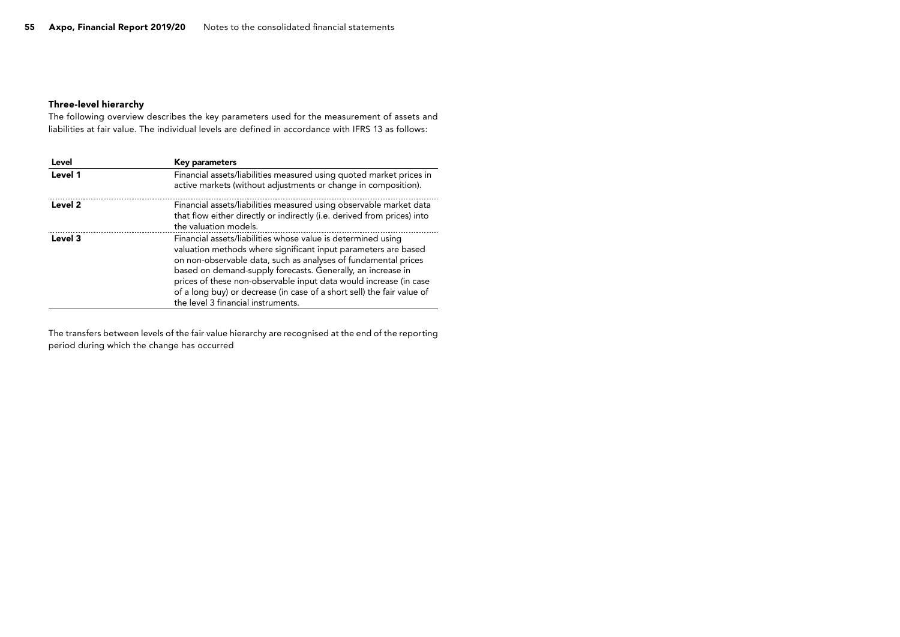### Three-level hierarchy

The following overview describes the key parameters used for the measurement of assets and liabilities at fair value. The individual levels are defined in accordance with IFRS 13 as follows:

| Level | Key parameters |
|---|---|
| **Level 1** | Financial assets/liabilities measured using quoted market prices in active markets (without adjustments or change in composition). |
| **Level 2** | Financial assets/liabilities measured using observable market data that flow either directly or indirectly (i.e. derived from prices) into the valuation models. |
| **Level 3** | Financial assets/liabilities whose value is determined using valuation methods where significant input parameters are based on non-observable data, such as analyses of fundamental prices based on demand-supply forecasts. Generally, an increase in prices of these non-observable input data would increase (in case of a long buy) or decrease (in case of a short sell) the fair value of the level 3 financial instruments. |

The transfers between levels of the fair value hierarchy are recognised at the end of the reporting period during which the change has occurred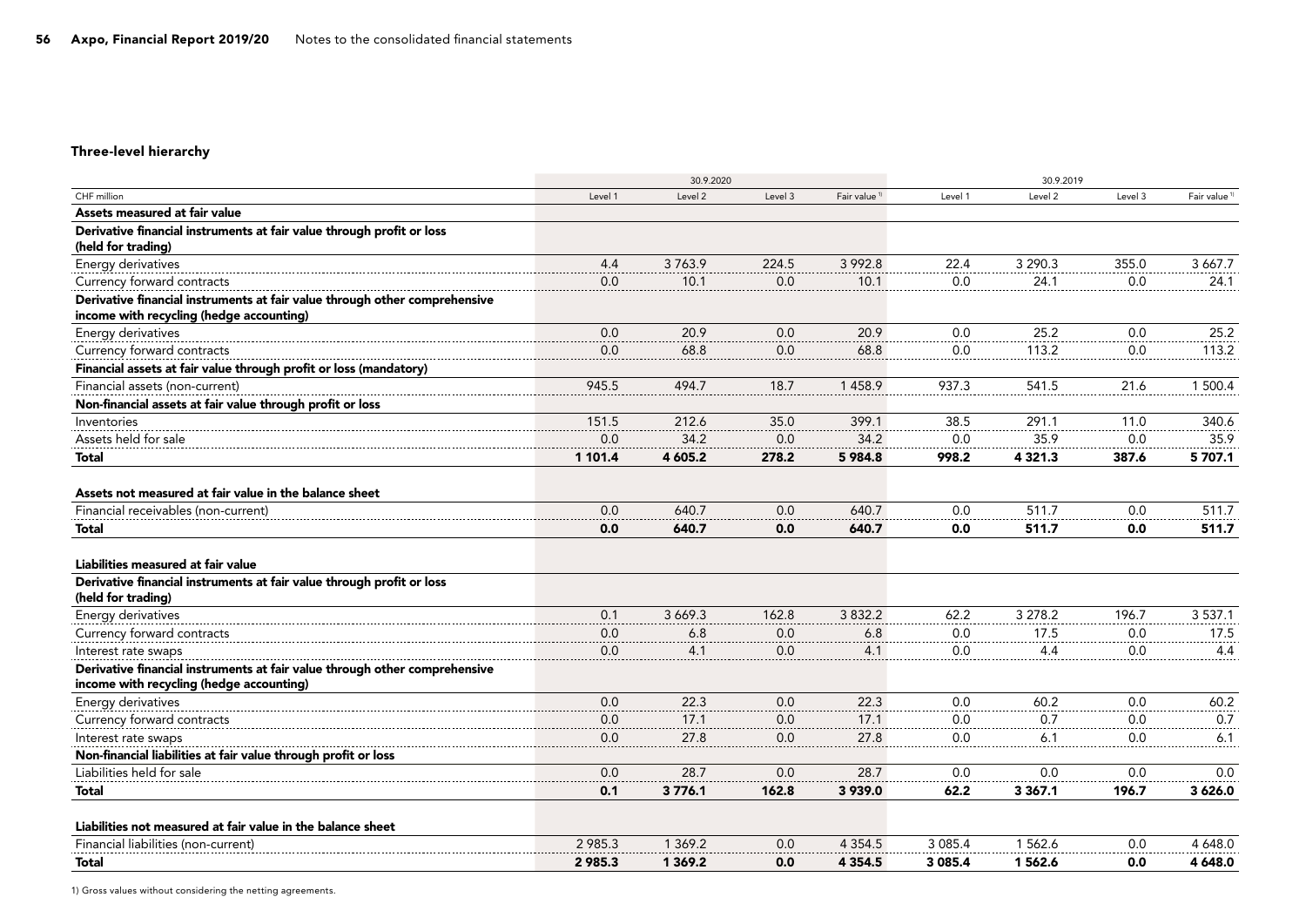### Three-level hierarchy

| | 30.9.2020 | | | | 30.9.2019 | | | |
|---|---|---|---|---|---|---|---|---|
| CHF million | Level 1 | Level 2 | Level 3 | Fair value [1] | Level 1 | Level 2 | Level 3 | Fair value [1] |
| **Assets measured at fair value** | | | | | | | | |
| **Derivative financial instruments at fair value through profit or loss (held for trading)** | | | | | | | | |
| Energy derivatives | 4.4 | 3 763.9 | 224.5 | 3 992.8 | 22.4 | 3 290.3 | 355.0 | 3 667.7 |
| Currency forward contracts | 0.0 | 10.1 | 0.0 | 10.1 | 0.0 | 24.1 | 0.0 | 24.1 |
| **Derivative financial instruments at fair value through other comprehensive income with recycling (hedge accounting)** | | | | | | | | |
| Energy derivatives | 0.0 | 20.9 | 0.0 | 20.9 | 0.0 | 25.2 | 0.0 | 25.2 |
| Currency forward contracts | 0.0 | 68.8 | 0.0 | 68.8 | 0.0 | 113.2 | 0.0 | 113.2 |
| **Financial assets at fair value through profit or loss (mandatory)** | | | | | | | | |
| Financial assets (non-current) | 945.5 | 494.7 | 18.7 | 1 458.9 | 937.3 | 541.5 | 21.6 | 1 500.4 |
| **Non-financial assets at fair value through profit or loss** | | | | | | | | |
| Inventories | 151.5 | 212.6 | 35.0 | 399.1 | 38.5 | 291.1 | 11.0 | 340.6 |
| Assets held for sale | 0.0 | 34.2 | 0.0 | 34.2 | 0.0 | 35.9 | 0.0 | 35.9 |
| **Total** | **1 101.4** | **4 605.2** | **278.2** | **5 984.8** | **998.2** | **4 321.3** | **387.6** | **5 707.1** |
| | | | | | | | | |
| **Assets not measured at fair value in the balance sheet** | | | | | | | | |
| Financial receivables (non-current) | 0.0 | 640.7 | 0.0 | 640.7 | 0.0 | 511.7 | 0.0 | 511.7 |
| **Total** | **0.0** | **640.7** | **0.0** | **640.7** | **0.0** | **511.7** | **0.0** | **511.7** |
| | | | | | | | | |
| **Liabilities measured at fair value** | | | | | | | | |
| **Derivative financial instruments at fair value through profit or loss (held for trading)** | | | | | | | | |
| Energy derivatives | 0.1 | 3 669.3 | 162.8 | 3 832.2 | 62.2 | 3 278.2 | 196.7 | 3 537.1 |
| Currency forward contracts | 0.0 | 6.8 | 0.0 | 6.8 | 0.0 | 17.5 | 0.0 | 17.5 |
| Interest rate swaps | 0.0 | 4.1 | 0.0 | 4.1 | 0.0 | 4.4 | 0.0 | 4.4 |
| **Derivative financial instruments at fair value through other comprehensive income with recycling (hedge accounting)** | | | | | | | | |
| Energy derivatives | 0.0 | 22.3 | 0.0 | 22.3 | 0.0 | 60.2 | 0.0 | 60.2 |
| Currency forward contracts | 0.0 | 17.1 | 0.0 | 17.1 | 0.0 | 0.7 | 0.0 | 0.7 |
| Interest rate swaps | 0.0 | 27.8 | 0.0 | 27.8 | 0.0 | 6.1 | 0.0 | 6.1 |
| **Non-financial liabilities at fair value through profit or loss** | | | | | | | | |
| Liabilities held for sale | 0.0 | 28.7 | 0.0 | 28.7 | 0.0 | 0.0 | 0.0 | 0.0 |
| **Total** | **0.1** | **3 776.1** | **162.8** | **3 939.0** | **62.2** | **3 367.1** | **196.7** | **3 626.0** |
| | | | | | | | | |
| **Liabilities not measured at fair value in the balance sheet** | | | | | | | | |
| Financial liabilities (non-current) | 2 985.3 | 1 369.2 | 0.0 | 4 354.5 | 3 085.4 | 1 562.6 | 0.0 | 4 648.0 |
| **Total** | **2 985.3** | **1 369.2** | **0.0** | **4 354.5** | **3 085.4** | **1 562.6** | **0.0** | **4 648.0** |

1) Gross values without considering the netting agreements.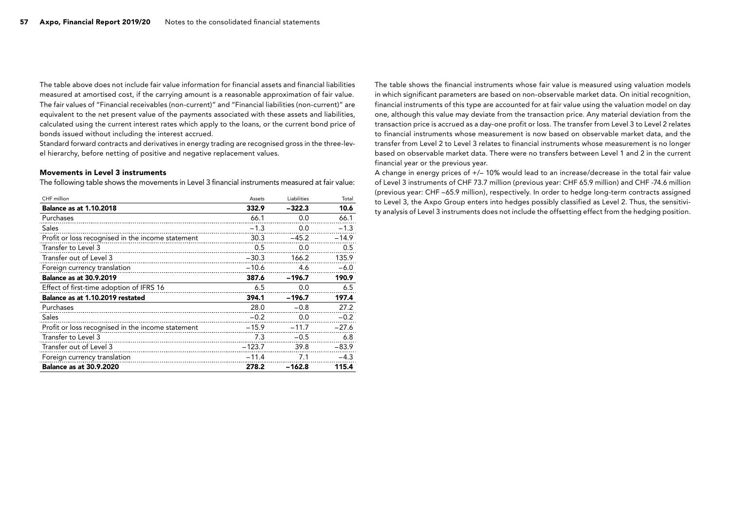The table above does not include fair value information for financial assets and financial liabilities measured at amortised cost, if the carrying amount is a reasonable approximation of fair value. The fair values of "Financial receivables (non-current)" and "Financial liabilities (non-current)" are equivalent to the net present value of the payments associated with these assets and liabilities, calculated using the current interest rates which apply to the loans, or the current bond price of bonds issued without including the interest accrued.

Standard forward contracts and derivatives in energy trading are recognised gross in the three-level hierarchy, before netting of positive and negative replacement values.

#### Movements in Level 3 instruments

The following table shows the movements in Level 3 financial instruments measured at fair value:

| CHF million | Assets | Liabilities | Total |
|---|---|---|---|
| **Balance as at 1.10.2018** | **332.9** | **−322.3** | **10.6** |
| Purchases | 66.1 | 0.0 | 66.1 |
| Sales | −1.3 | 0.0 | −1.3 |
| Profit or loss recognised in the income statement | 30.3 | −45.2 | −14.9 |
| Transfer to Level 3 | 0.5 | 0.0 | 0.5 |
| Transfer out of Level 3 | −30.3 | 166.2 | 135.9 |
| Foreign currency translation | −10.6 | 4.6 | −6.0 |
| **Balance as at 30.9.2019** | **387.6** | **−196.7** | **190.9** |
| Effect of first-time adoption of IFRS 16 | 6.5 | 0.0 | 6.5 |
| **Balance as at 1.10.2019 restated** | **394.1** | **−196.7** | **197.4** |
| Purchases | 28.0 | −0.8 | 27.2 |
| Sales | −0.2 | 0.0 | −0.2 |
| Profit or loss recognised in the income statement | −15.9 | −11.7 | −27.6 |
| Transfer to Level 3 | 7.3 | −0.5 | 6.8 |
| Transfer out of Level 3 | −123.7 | 39.8 | −83.9 |
| Foreign currency translation | −11.4 | 7.1 | −4.3 |
| **Balance as at 30.9.2020** | **278.2** | **−162.8** | **115.4** |

The table shows the financial instruments whose fair value is measured using valuation models in which significant parameters are based on non-observable market data. On initial recognition, financial instruments of this type are accounted for at fair value using the valuation model on day one, although this value may deviate from the transaction price. Any material deviation from the transaction price is accrued as a day-one profit or loss. The transfer from Level 3 to Level 2 relates to financial instruments whose measurement is now based on observable market data, and the transfer from Level 2 to Level 3 relates to financial instruments whose measurement is no longer based on observable market data. There were no transfers between Level 1 and 2 in the current financial year or the previous year.

A change in energy prices of +/– 10% would lead to an increase/decrease in the total fair value of Level 3 instruments of CHF 73.7 million (previous year: CHF 65.9 million) and CHF -74.6 million (previous year: CHF –65.9 million), respectively. In order to hedge long-term contracts assigned to Level 3, the Axpo Group enters into hedges possibly classified as Level 2. Thus, the sensitivity analysis of Level 3 instruments does not include the offsetting effect from the hedging position.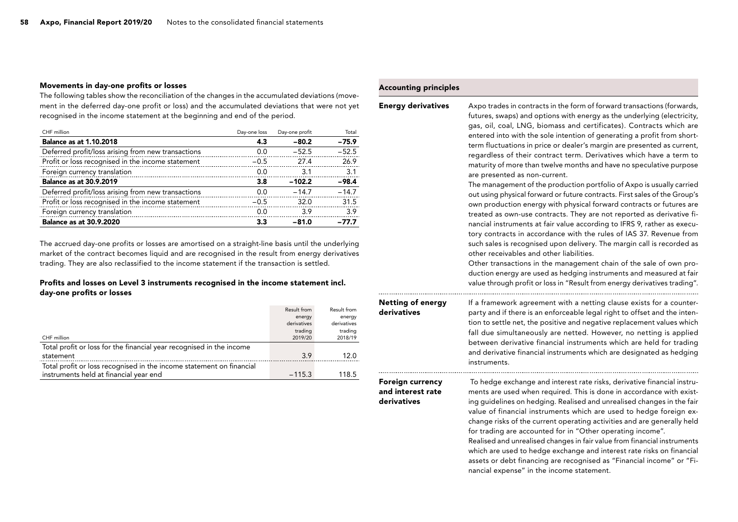### Movements in day-one profits or losses

The following tables show the reconciliation of the changes in the accumulated deviations (movement in the deferred day-one profit or loss) and the accumulated deviations that were not yet recognised in the income statement at the beginning and end of the period.

| CHF million | Day-one loss | Day-one profit | Total |
|---|---|---|---|
| **Balance as at 1.10.2018** | **4.3** | **−80.2** | **−75.9** |
| Deferred profit/loss arising from new transactions | 0.0 | −52.5 | −52.5 |
| Profit or loss recognised in the income statement | −0.5 | 27.4 | 26.9 |
| Foreign currency translation | 0.0 | 3.1 | 3.1 |
| **Balance as at 30.9.2019** | **3.8** | **−102.2** | **−98.4** |
| Deferred profit/loss arising from new transactions | 0.0 | −14.7 | −14.7 |
| Profit or loss recognised in the income statement | −0.5 | 32.0 | 31.5 |
| Foreign currency translation | 0.0 | 3.9 | 3.9 |
| **Balance as at 30.9.2020** | **3.3** | **−81.0** | **−77.7** |

The accrued day-one profits or losses are amortised on a straight-line basis until the underlying market of the contract becomes liquid and are recognised in the result from energy derivatives trading. They are also reclassified to the income statement if the transaction is settled.

### Profits and losses on Level 3 instruments recognised in the income statement incl. day-one profits or losses

| CHF million | Result from energy derivatives trading 2019/20 | Result from energy derivatives trading 2018/19 |
|---|---|---|
| Total profit or loss for the financial year recognised in the income statement | 3.9 | 12.0 |
| Total profit or loss recognised in the income statement on financial instruments held at financial year end | −115.3 | 118.5 |

### Accounting principles

**Energy derivatives**

Axpo trades in contracts in the form of forward transactions (forwards, futures, swaps) and options with energy as the underlying (electricity, gas, oil, coal, LNG, biomass and certificates). Contracts which are entered into with the sole intention of generating a profit from short-term fluctuations in price or dealer's margin are presented as current, regardless of their contract term. Derivatives which have a term to maturity of more than twelve months and have no speculative purpose are presented as non-current.

The management of the production portfolio of Axpo is usually carried out using physical forward or future contracts. First sales of the Group's own production energy with physical forward contracts or futures are treated as own-use contracts. They are not reported as derivative financial instruments at fair value according to IFRS 9, rather as executory contracts in accordance with the rules of IAS 37. Revenue from such sales is recognised upon delivery. The margin call is recorded as other receivables and other liabilities.

Other transactions in the management chain of the sale of own production energy are used as hedging instruments and measured at fair value through profit or loss in "Result from energy derivatives trading".

**Netting of energy derivatives**

If a framework agreement with a netting clause exists for a counterparty and if there is an enforceable legal right to offset and the intention to settle net, the positive and negative replacement values which fall due simultaneously are netted. However, no netting is applied between derivative financial instruments which are held for trading and derivative financial instruments which are designated as hedging instruments.

**Foreign currency and interest rate derivatives**

To hedge exchange and interest rate risks, derivative financial instruments are used when required. This is done in accordance with existing guidelines on hedging. Realised and unrealised changes in the fair value of financial instruments which are used to hedge foreign exchange risks of the current operating activities and are generally held for trading are accounted for in "Other operating income".

Realised and unrealised changes in fair value from financial instruments which are used to hedge exchange and interest rate risks on financial assets or debt financing are recognised as "Financial income" or "Financial expense" in the income statement.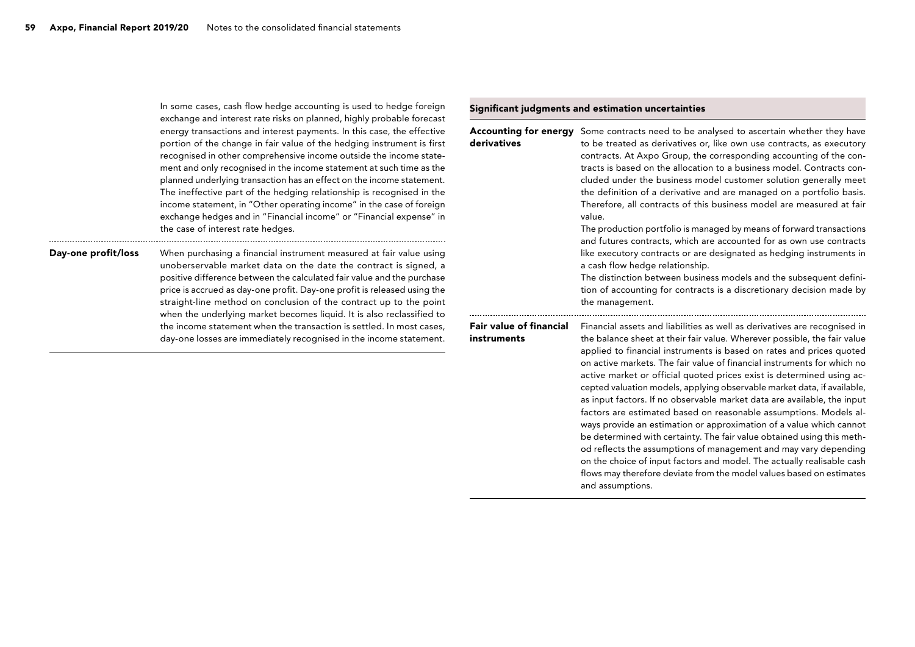In some cases, cash flow hedge accounting is used to hedge foreign exchange and interest rate risks on planned, highly probable forecast energy transactions and interest payments. In this case, the effective portion of the change in fair value of the hedging instrument is first recognised in other comprehensive income outside the income statement and only recognised in the income statement at such time as the planned underlying transaction has an effect on the income statement. The ineffective part of the hedging relationship is recognised in the income statement, in "Other operating income" in the case of foreign exchange hedges and in "Financial income" or "Financial expense" in the case of interest rate hedges.

**Day-one profit/loss**

When purchasing a financial instrument measured at fair value using unoberservable market data on the date the contract is signed, a positive difference between the calculated fair value and the purchase price is accrued as day-one profit. Day-one profit is released using the straight-line method on conclusion of the contract up to the point when the underlying market becomes liquid. It is also reclassified to the income statement when the transaction is settled. In most cases, day-one losses are immediately recognised in the income statement.

## Significant judgments and estimation uncertainties

**Accounting for energy derivatives**

Some contracts need to be analysed to ascertain whether they have to be treated as derivatives or, like own use contracts, as executory contracts. At Axpo Group, the corresponding accounting of the contracts is based on the allocation to a business model. Contracts concluded under the business model customer solution generally meet the definition of a derivative and are managed on a portfolio basis. Therefore, all contracts of this business model are measured at fair value.

The production portfolio is managed by means of forward transactions and futures contracts, which are accounted for as own use contracts like executory contracts or are designated as hedging instruments in a cash flow hedge relationship.

The distinction between business models and the subsequent definition of accounting for contracts is a discretionary decision made by the management.

**Fair value of financial instruments**

Financial assets and liabilities as well as derivatives are recognised in the balance sheet at their fair value. Wherever possible, the fair value applied to financial instruments is based on rates and prices quoted on active markets. The fair value of financial instruments for which no active market or official quoted prices exist is determined using accepted valuation models, applying observable market data, if available, as input factors. If no observable market data are available, the input factors are estimated based on reasonable assumptions. Models always provide an estimation or approximation of a value which cannot be determined with certainty. The fair value obtained using this method reflects the assumptions of management and may vary depending on the choice of input factors and model. The actually realisable cash flows may therefore deviate from the model values based on estimates and assumptions.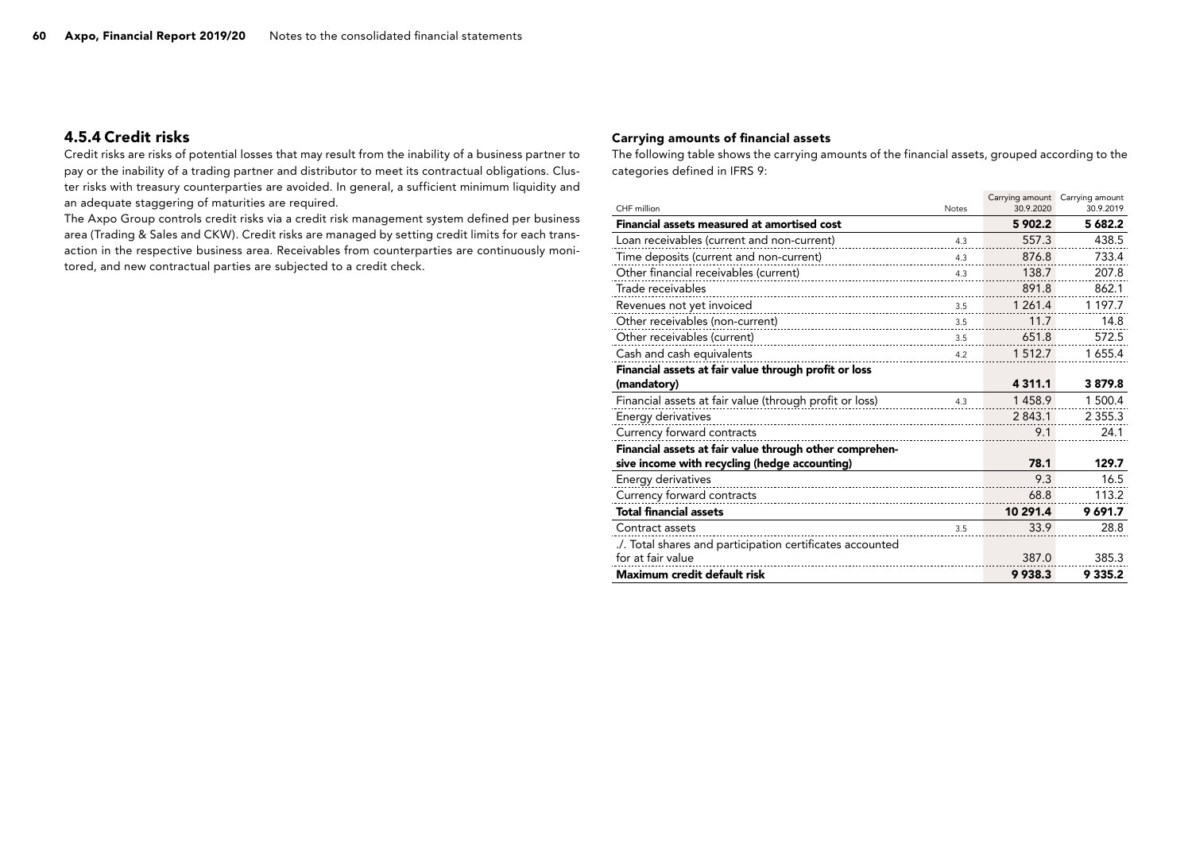### 4.5.4 Credit risks

Credit risks are risks of potential losses that may result from the inability of a business partner to pay or the inability of a trading partner and distributor to meet its contractual obligations. Cluster risks with treasury counterparties are avoided. In general, a sufficient minimum liquidity and an adequate staggering of maturities are required.

The Axpo Group controls credit risks via a credit risk management system defined per business area (Trading & Sales and CKW). Credit risks are managed by setting credit limits for each transaction in the respective business area. Receivables from counterparties are continuously monitored, and new contractual parties are subjected to a credit check.

#### Carrying amounts of financial assets

The following table shows the carrying amounts of the financial assets, grouped according to the categories defined in IFRS 9:

| CHF million | Notes | Carrying amount 30.9.2020 | Carrying amount 30.9.2019 |
|---|---|---|---|
| **Financial assets measured at amortised cost** | | **5 902.2** | **5 682.2** |
| Loan receivables (current and non-current) | 4.3 | 557.3 | 438.5 |
| Time deposits (current and non-current) | 4.3 | 876.8 | 733.4 |
| Other financial receivables (current) | 4.3 | 138.7 | 207.8 |
| Trade receivables | | 891.8 | 862.1 |
| Revenues not yet invoiced | 3.5 | 1 261.4 | 1 197.7 |
| Other receivables (non-current) | 3.5 | 11.7 | 14.8 |
| Other receivables (current) | 3.5 | 651.8 | 572.5 |
| Cash and cash equivalents | 4.2 | 1 512.7 | 1 655.4 |
| **Financial assets at fair value through profit or loss (mandatory)** | | **4 311.1** | **3 879.8** |
| Financial assets at fair value (through profit or loss) | 4.3 | 1 458.9 | 1 500.4 |
| Energy derivatives | | 2 843.1 | 2 355.3 |
| Currency forward contracts | | 9.1 | 24.1 |
| **Financial assets at fair value through other comprehensive income with recycling (hedge accounting)** | | **78.1** | **129.7** |
| Energy derivatives | | 9.3 | 16.5 |
| Currency forward contracts | | 68.8 | 113.2 |
| **Total financial assets** | | **10 291.4** | **9 691.7** |
| Contract assets | 3.5 | 33.9 | 28.8 |
| ./. Total shares and participation certificates accounted for at fair value | | 387.0 | 385.3 |
| **Maximum credit default risk** | | **9 938.3** | **9 335.2** |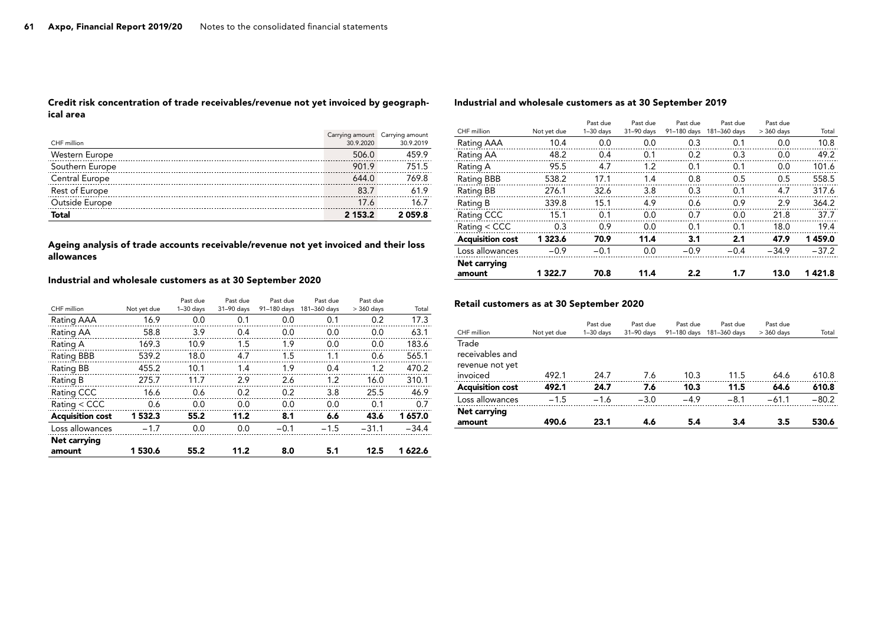### Credit risk concentration of trade receivables/revenue not yet invoiced by geographical area

| CHF million | Carrying amount 30.9.2020 | Carrying amount 30.9.2019 |
|---|---|---|
| Western Europe | 506.0 | 459.9 |
| Southern Europe | 901.9 | 751.5 |
| Central Europe | 644.0 | 769.8 |
| Rest of Europe | 83.7 | 61.9 |
| Outside Europe | 17.6 | 16.7 |
| **Total** | **2 153.2** | **2 059.8** |

### Ageing analysis of trade accounts receivable/revenue not yet invoiced and their loss allowances

### Industrial and wholesale customers as at 30 September 2020

| CHF million | Not yet due | Past due 1–30 days | Past due 31–90 days | Past due 91–180 days | Past due 181–360 days | Past due > 360 days | Total |
|---|---|---|---|---|---|---|---|
| Rating AAA | 16.9 | 0.0 | 0.1 | 0.0 | 0.1 | 0.2 | 17.3 |
| Rating AA | 58.8 | 3.9 | 0.4 | 0.0 | 0.0 | 0.0 | 63.1 |
| Rating A | 169.3 | 10.9 | 1.5 | 1.9 | 0.0 | 0.0 | 183.6 |
| Rating BBB | 539.2 | 18.0 | 4.7 | 1.5 | 1.1 | 0.6 | 565.1 |
| Rating BB | 455.2 | 10.1 | 1.4 | 1.9 | 0.4 | 1.2 | 470.2 |
| Rating B | 275.7 | 11.7 | 2.9 | 2.6 | 1.2 | 16.0 | 310.1 |
| Rating CCC | 16.6 | 0.6 | 0.2 | 0.2 | 3.8 | 25.5 | 46.9 |
| Rating < CCC | 0.6 | 0.0 | 0.0 | 0.0 | 0.0 | 0.1 | 0.7 |
| **Acquisition cost** | **1 532.3** | **55.2** | **11.2** | **8.1** | **6.6** | **43.6** | **1 657.0** |
| Loss allowances | −1.7 | 0.0 | 0.0 | −0.1 | −1.5 | −31.1 | −34.4 |
| **Net carrying amount** | **1 530.6** | **55.2** | **11.2** | **8.0** | **5.1** | **12.5** | **1 622.6** |

### Industrial and wholesale customers as at 30 September 2019

| CHF million | Not yet due | Past due 1–30 days | Past due 31–90 days | Past due 91–180 days | Past due 181–360 days | Past due > 360 days | Total |
|---|---|---|---|---|---|---|---|
| Rating AAA | 10.4 | 0.0 | 0.0 | 0.3 | 0.1 | 0.0 | 10.8 |
| Rating AA | 48.2 | 0.4 | 0.1 | 0.2 | 0.3 | 0.0 | 49.2 |
| Rating A | 95.5 | 4.7 | 1.2 | 0.1 | 0.1 | 0.0 | 101.6 |
| Rating BBB | 538.2 | 17.1 | 1.4 | 0.8 | 0.5 | 0.5 | 558.5 |
| Rating BB | 276.1 | 32.6 | 3.8 | 0.3 | 0.1 | 4.7 | 317.6 |
| Rating B | 339.8 | 15.1 | 4.9 | 0.6 | 0.9 | 2.9 | 364.2 |
| Rating CCC | 15.1 | 0.1 | 0.0 | 0.7 | 0.0 | 21.8 | 37.7 |
| Rating < CCC | 0.3 | 0.9 | 0.0 | 0.1 | 0.1 | 18.0 | 19.4 |
| **Acquisition cost** | **1 323.6** | **70.9** | **11.4** | **3.1** | **2.1** | **47.9** | **1 459.0** |
| Loss allowances | −0.9 | −0.1 | 0.0 | −0.9 | −0.4 | −34.9 | −37.2 |
| **Net carrying amount** | **1 322.7** | **70.8** | **11.4** | **2.2** | **1.7** | **13.0** | **1 421.8** |

### Retail customers as at 30 September 2020

| CHF million | Not yet due | Past due 1–30 days | Past due 31–90 days | Past due 91–180 days | Past due 181–360 days | Past due > 360 days | Total |
|---|---|---|---|---|---|---|---|
| Trade receivables and revenue not yet invoiced | 492.1 | 24.7 | 7.6 | 10.3 | 11.5 | 64.6 | 610.8 |
| **Acquisition cost** | **492.1** | **24.7** | **7.6** | **10.3** | **11.5** | **64.6** | **610.8** |
| Loss allowances | −1.5 | −1.6 | −3.0 | −4.9 | −8.1 | −61.1 | −80.2 |
| **Net carrying amount** | **490.6** | **23.1** | **4.6** | **5.4** | **3.4** | **3.5** | **530.6** |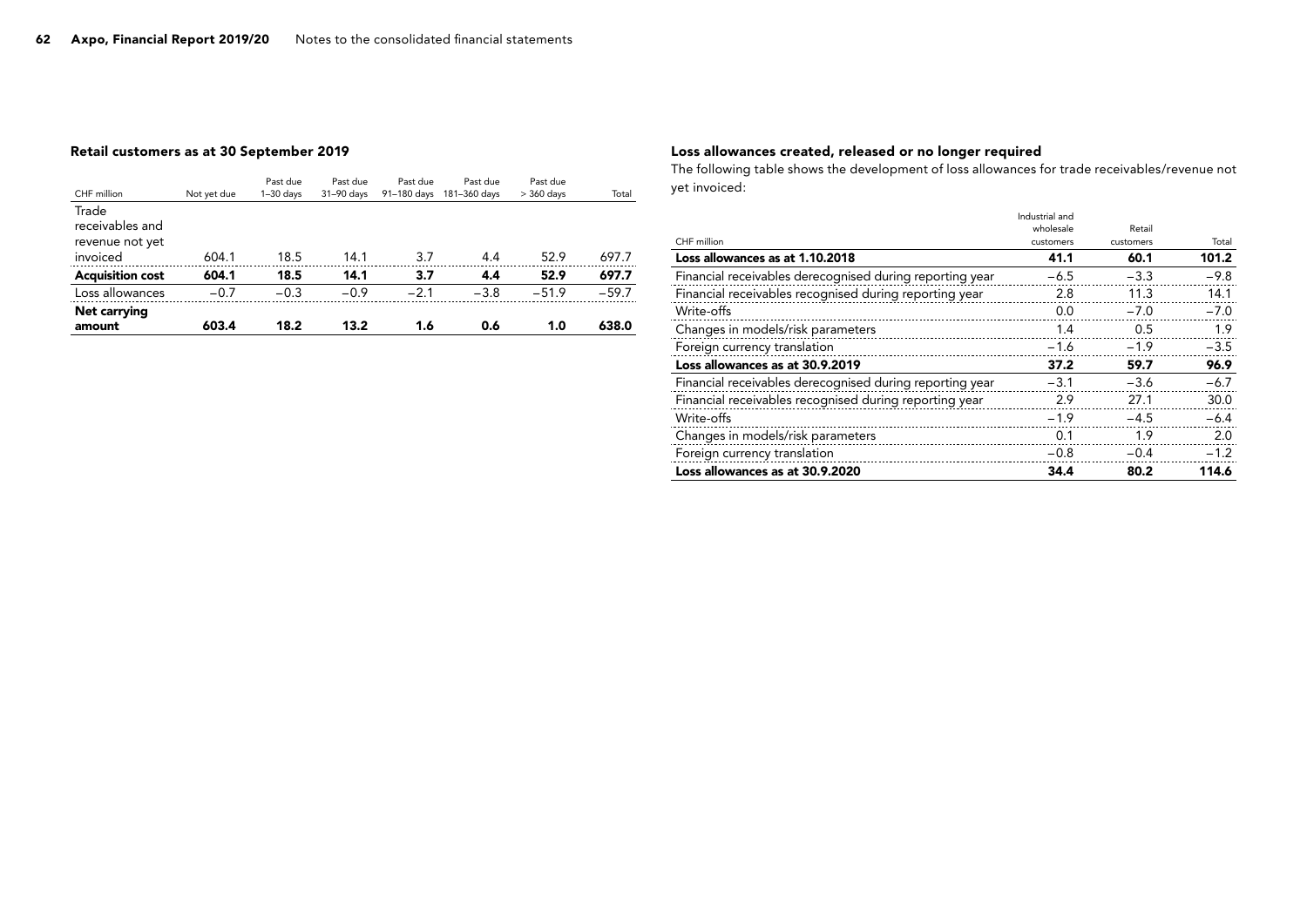#### Retail customers as at 30 September 2019

| CHF million | Not yet due | Past due 1–30 days | Past due 31–90 days | Past due 91–180 days | Past due 181–360 days | Past due > 360 days | Total |
|---|---|---|---|---|---|---|---|
| Trade receivables and revenue not yet invoiced | 604.1 | 18.5 | 14.1 | 3.7 | 4.4 | 52.9 | 697.7 |
| **Acquisition cost** | **604.1** | **18.5** | **14.1** | **3.7** | **4.4** | **52.9** | **697.7** |
| Loss allowances | −0.7 | −0.3 | −0.9 | −2.1 | −3.8 | −51.9 | −59.7 |
| **Net carrying amount** | **603.4** | **18.2** | **13.2** | **1.6** | **0.6** | **1.0** | **638.0** |

#### Loss allowances created, released or no longer required

The following table shows the development of loss allowances for trade receivables/revenue not yet invoiced:

| CHF million | Industrial and wholesale customers | Retail customers | Total |
|---|---|---|---|
| **Loss allowances as at 1.10.2018** | **41.1** | **60.1** | **101.2** |
| Financial receivables derecognised during reporting year | −6.5 | −3.3 | −9.8 |
| Financial receivables recognised during reporting year | 2.8 | 11.3 | 14.1 |
| Write-offs | 0.0 | −7.0 | −7.0 |
| Changes in models/risk parameters | 1.4 | 0.5 | 1.9 |
| Foreign currency translation | −1.6 | −1.9 | −3.5 |
| **Loss allowances as at 30.9.2019** | **37.2** | **59.7** | **96.9** |
| Financial receivables derecognised during reporting year | −3.1 | −3.6 | −6.7 |
| Financial receivables recognised during reporting year | 2.9 | 27.1 | 30.0 |
| Write-offs | −1.9 | −4.5 | −6.4 |
| Changes in models/risk parameters | 0.1 | 1.9 | 2.0 |
| Foreign currency translation | −0.8 | −0.4 | −1.2 |
| **Loss allowances as at 30.9.2020** | **34.4** | **80.2** | **114.6** |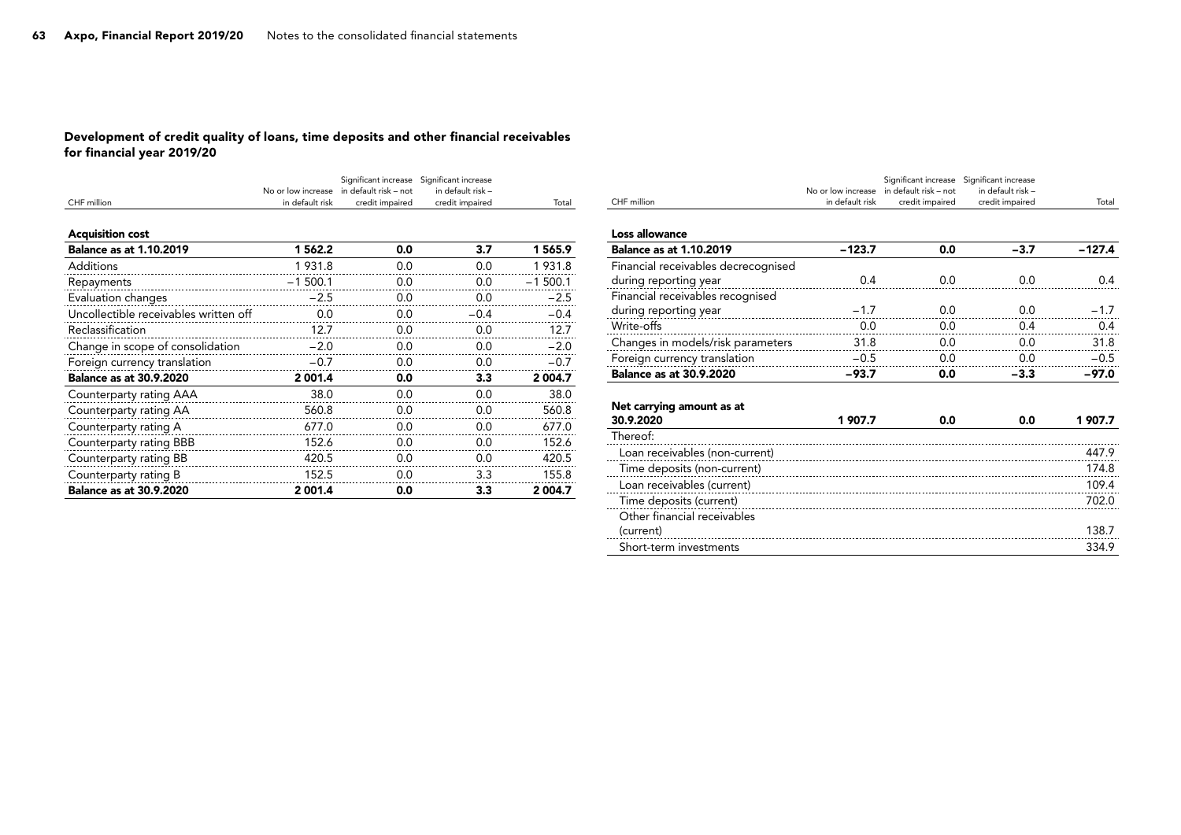### Development of credit quality of loans, time deposits and other financial receivables for financial year 2019/20

| CHF million | No or low increase in default risk | Significant increase in default risk – not credit impaired | Significant increase in default risk – credit impaired | Total |
|---|---|---|---|---|
| **Acquisition cost** | | | | |
| **Balance as at 1.10.2019** | **1 562.2** | **0.0** | **3.7** | **1 565.9** |
| Additions | 1 931.8 | 0.0 | 0.0 | 1 931.8 |
| Repayments | −1 500.1 | 0.0 | 0.0 | −1 500.1 |
| Evaluation changes | −2.5 | 0.0 | 0.0 | −2.5 |
| Uncollectible receivables written off | 0.0 | 0.0 | −0.4 | −0.4 |
| Reclassification | 12.7 | 0.0 | 0.0 | 12.7 |
| Change in scope of consolidation | −2.0 | 0.0 | 0.0 | −2.0 |
| Foreign currency translation | −0.7 | 0.0 | 0.0 | −0.7 |
| **Balance as at 30.9.2020** | **2 001.4** | **0.0** | **3.3** | **2 004.7** |
| Counterparty rating AAA | 38.0 | 0.0 | 0.0 | 38.0 |
| Counterparty rating AA | 560.8 | 0.0 | 0.0 | 560.8 |
| Counterparty rating A | 677.0 | 0.0 | 0.0 | 677.0 |
| Counterparty rating BBB | 152.6 | 0.0 | 0.0 | 152.6 |
| Counterparty rating BB | 420.5 | 0.0 | 0.0 | 420.5 |
| Counterparty rating B | 152.5 | 0.0 | 3.3 | 155.8 |
| **Balance as at 30.9.2020** | **2 001.4** | **0.0** | **3.3** | **2 004.7** |

| CHF million | No or low increase in default risk | Significant increase in default risk – not credit impaired | Significant increase in default risk – credit impaired | Total |
|---|---|---|---|---|
| **Loss allowance** | | | | |
| **Balance as at 1.10.2019** | **−123.7** | **0.0** | **−3.7** | **−127.4** |
| Financial receivables decrecognised during reporting year | 0.4 | 0.0 | 0.0 | 0.4 |
| Financial receivables recognised during reporting year | −1.7 | 0.0 | 0.0 | −1.7 |
| Write-offs | 0.0 | 0.0 | 0.4 | 0.4 |
| Changes in models/risk parameters | 31.8 | 0.0 | 0.0 | 31.8 |
| Foreign currency translation | −0.5 | 0.0 | 0.0 | −0.5 |
| **Balance as at 30.9.2020** | **−93.7** | **0.0** | **−3.3** | **−97.0** |
| | | | | |
| **Net carrying amount as at 30.9.2020** | **1 907.7** | **0.0** | **0.0** | **1 907.7** |
| Thereof: | | | | |
| Loan receivables (non-current) | | | | 447.9 |
| Time deposits (non-current) | | | | 174.8 |
| Loan receivables (current) | | | | 109.4 |
| Time deposits (current) | | | | 702.0 |
| Other financial receivables (current) | | | | 138.7 |
| Short-term investments | | | | 334.9 |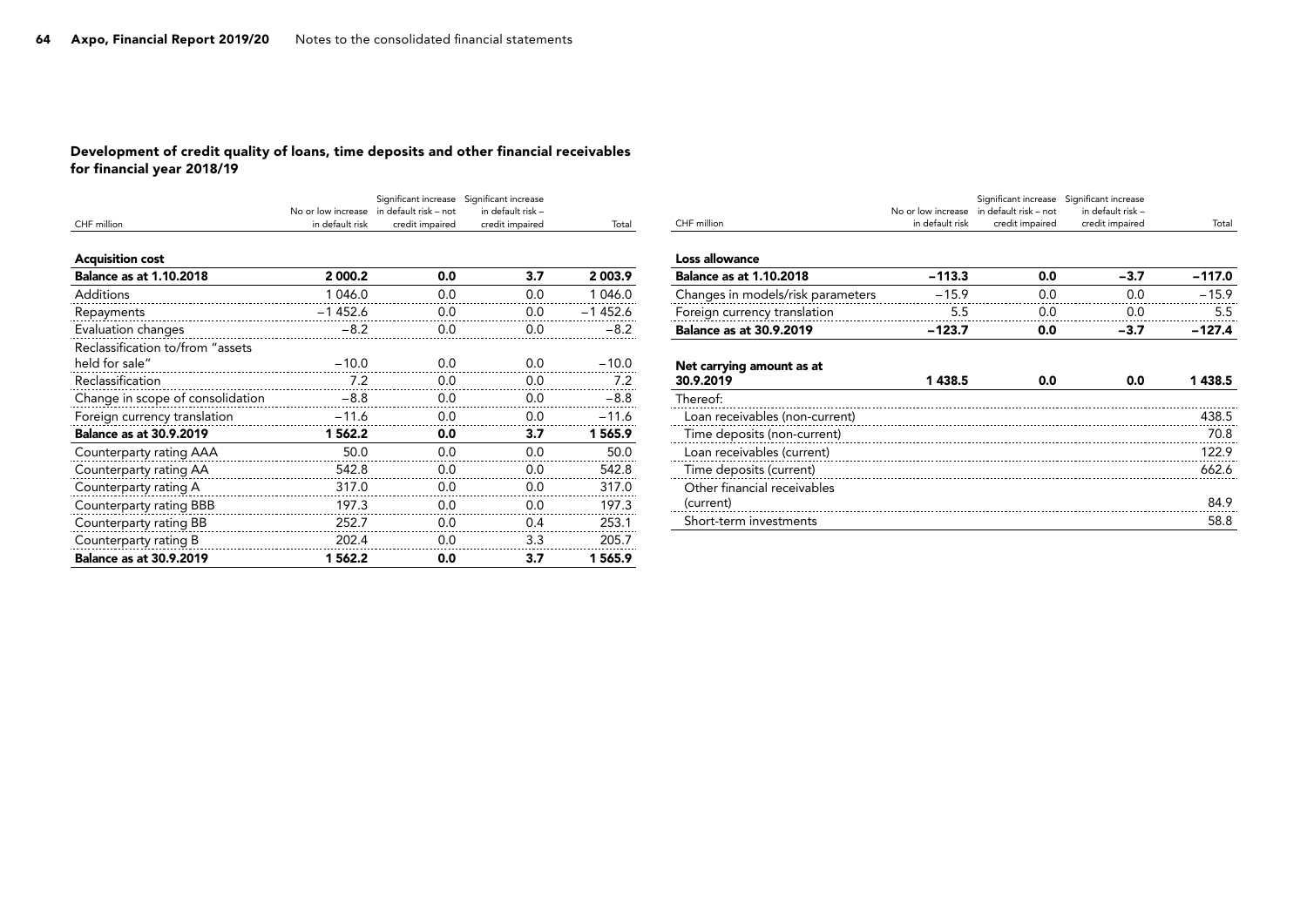### Development of credit quality of loans, time deposits and other financial receivables for financial year 2018/19

| CHF million | No or low increase in default risk | Significant increase in default risk – not credit impaired | Significant increase in default risk – credit impaired | Total |
|---|---|---|---|---|
| **Acquisition cost** | | | | |
| **Balance as at 1.10.2018** | **2 000.2** | **0.0** | **3.7** | **2 003.9** |
| Additions | 1 046.0 | 0.0 | 0.0 | 1 046.0 |
| Repayments | –1 452.6 | 0.0 | 0.0 | –1 452.6 |
| Evaluation changes | –8.2 | 0.0 | 0.0 | –8.2 |
| Reclassification to/from "assets held for sale" | –10.0 | 0.0 | 0.0 | –10.0 |
| Reclassification | 7.2 | 0.0 | 0.0 | 7.2 |
| Change in scope of consolidation | –8.8 | 0.0 | 0.0 | –8.8 |
| Foreign currency translation | –11.6 | 0.0 | 0.0 | –11.6 |
| **Balance as at 30.9.2019** | **1 562.2** | **0.0** | **3.7** | **1 565.9** |
| Counterparty rating AAA | 50.0 | 0.0 | 0.0 | 50.0 |
| Counterparty rating AA | 542.8 | 0.0 | 0.0 | 542.8 |
| Counterparty rating A | 317.0 | 0.0 | 0.0 | 317.0 |
| Counterparty rating BBB | 197.3 | 0.0 | 0.0 | 197.3 |
| Counterparty rating BB | 252.7 | 0.0 | 0.4 | 253.1 |
| Counterparty rating B | 202.4 | 0.0 | 3.3 | 205.7 |
| **Balance as at 30.9.2019** | **1 562.2** | **0.0** | **3.7** | **1 565.9** |

| CHF million | No or low increase in default risk | Significant increase in default risk – not credit impaired | Significant increase in default risk – credit impaired | Total |
|---|---|---|---|---|
| **Loss allowance** | | | | |
| **Balance as at 1.10.2018** | **–113.3** | **0.0** | **–3.7** | **–117.0** |
| Changes in models/risk parameters | –15.9 | 0.0 | 0.0 | –15.9 |
| Foreign currency translation | 5.5 | 0.0 | 0.0 | 5.5 |
| **Balance as at 30.9.2019** | **–123.7** | **0.0** | **–3.7** | **–127.4** |
| **Net carrying amount as at 30.9.2019** | **1 438.5** | **0.0** | **0.0** | **1 438.5** |
| Thereof: | | | | |
| Loan receivables (non-current) | | | | 438.5 |
| Time deposits (non-current) | | | | 70.8 |
| Loan receivables (current) | | | | 122.9 |
| Time deposits (current) | | | | 662.6 |
| Other financial receivables (current) | | | | 84.9 |
| Short-term investments | | | | 58.8 |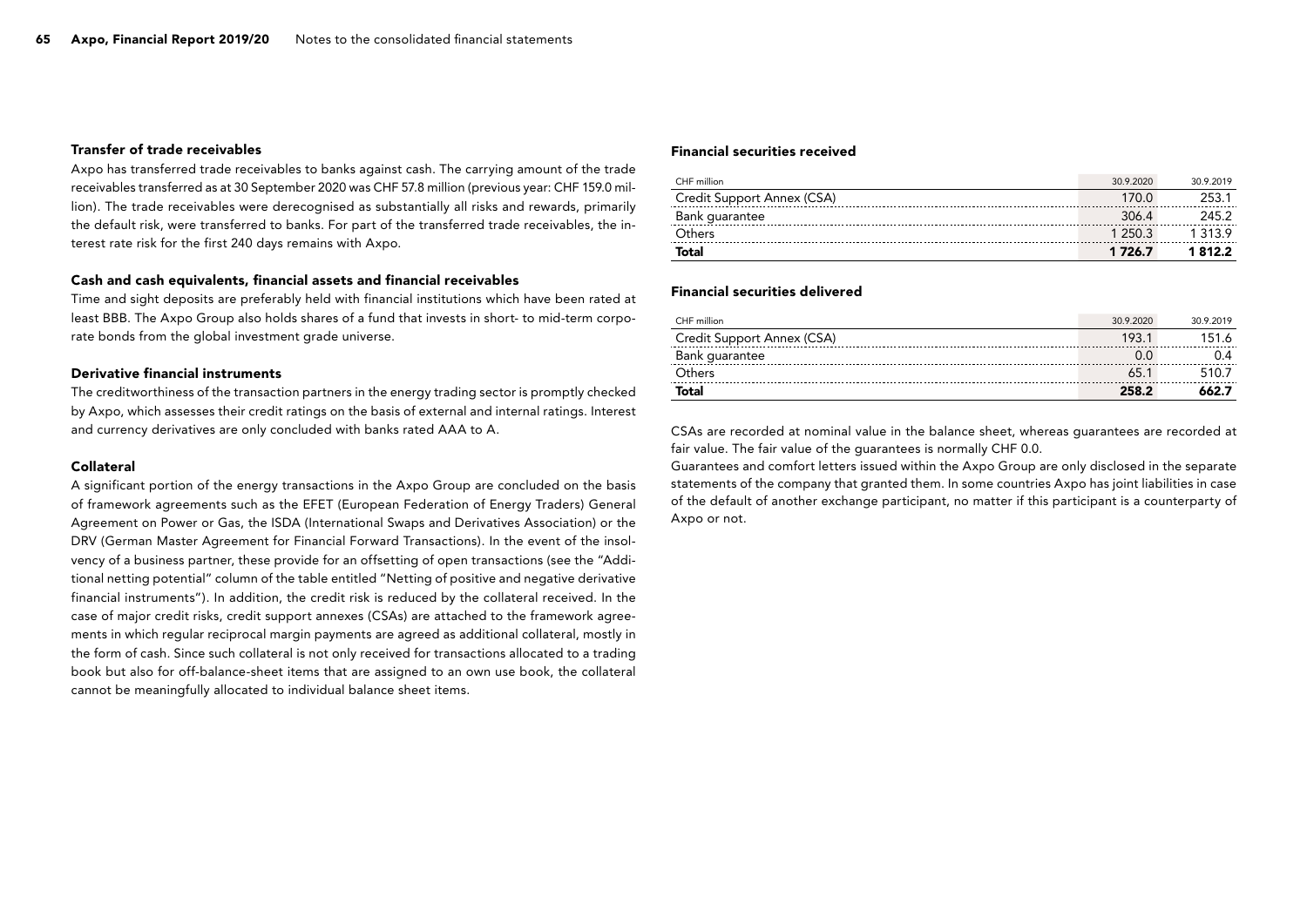### Transfer of trade receivables

Axpo has transferred trade receivables to banks against cash. The carrying amount of the trade receivables transferred as at 30 September 2020 was CHF 57.8 million (previous year: CHF 159.0 million). The trade receivables were derecognised as substantially all risks and rewards, primarily the default risk, were transferred to banks. For part of the transferred trade receivables, the interest rate risk for the first 240 days remains with Axpo.

### Cash and cash equivalents, financial assets and financial receivables

Time and sight deposits are preferably held with financial institutions which have been rated at least BBB. The Axpo Group also holds shares of a fund that invests in short- to mid-term corporate bonds from the global investment grade universe.

### Derivative financial instruments

The creditworthiness of the transaction partners in the energy trading sector is promptly checked by Axpo, which assesses their credit ratings on the basis of external and internal ratings. Interest and currency derivatives are only concluded with banks rated AAA to A.

### Collateral

A significant portion of the energy transactions in the Axpo Group are concluded on the basis of framework agreements such as the EFET (European Federation of Energy Traders) General Agreement on Power or Gas, the ISDA (International Swaps and Derivatives Association) or the DRV (German Master Agreement for Financial Forward Transactions). In the event of the insolvency of a business partner, these provide for an offsetting of open transactions (see the "Additional netting potential" column of the table entitled "Netting of positive and negative derivative financial instruments"). In addition, the credit risk is reduced by the collateral received. In the case of major credit risks, credit support annexes (CSAs) are attached to the framework agreements in which regular reciprocal margin payments are agreed as additional collateral, mostly in the form of cash. Since such collateral is not only received for transactions allocated to a trading book but also for off-balance-sheet items that are assigned to an own use book, the collateral cannot be meaningfully allocated to individual balance sheet items.

### Financial securities received

| CHF million | 30.9.2020 | 30.9.2019 |
|---|---|---|
| Credit Support Annex (CSA) | 170.0 | 253.1 |
| Bank guarantee | 306.4 | 245.2 |
| Others | 1 250.3 | 1 313.9 |
| **Total** | **1 726.7** | **1 812.2** |

### Financial securities delivered

| CHF million | 30.9.2020 | 30.9.2019 |
|---|---|---|
| Credit Support Annex (CSA) | 193.1 | 151.6 |
| Bank guarantee | 0.0 | 0.4 |
| Others | 65.1 | 510.7 |
| **Total** | **258.2** | **662.7** |

CSAs are recorded at nominal value in the balance sheet, whereas guarantees are recorded at fair value. The fair value of the guarantees is normally CHF 0.0.

Guarantees and comfort letters issued within the Axpo Group are only disclosed in the separate statements of the company that granted them. In some countries Axpo has joint liabilities in case of the default of another exchange participant, no matter if this participant is a counterparty of Axpo or not.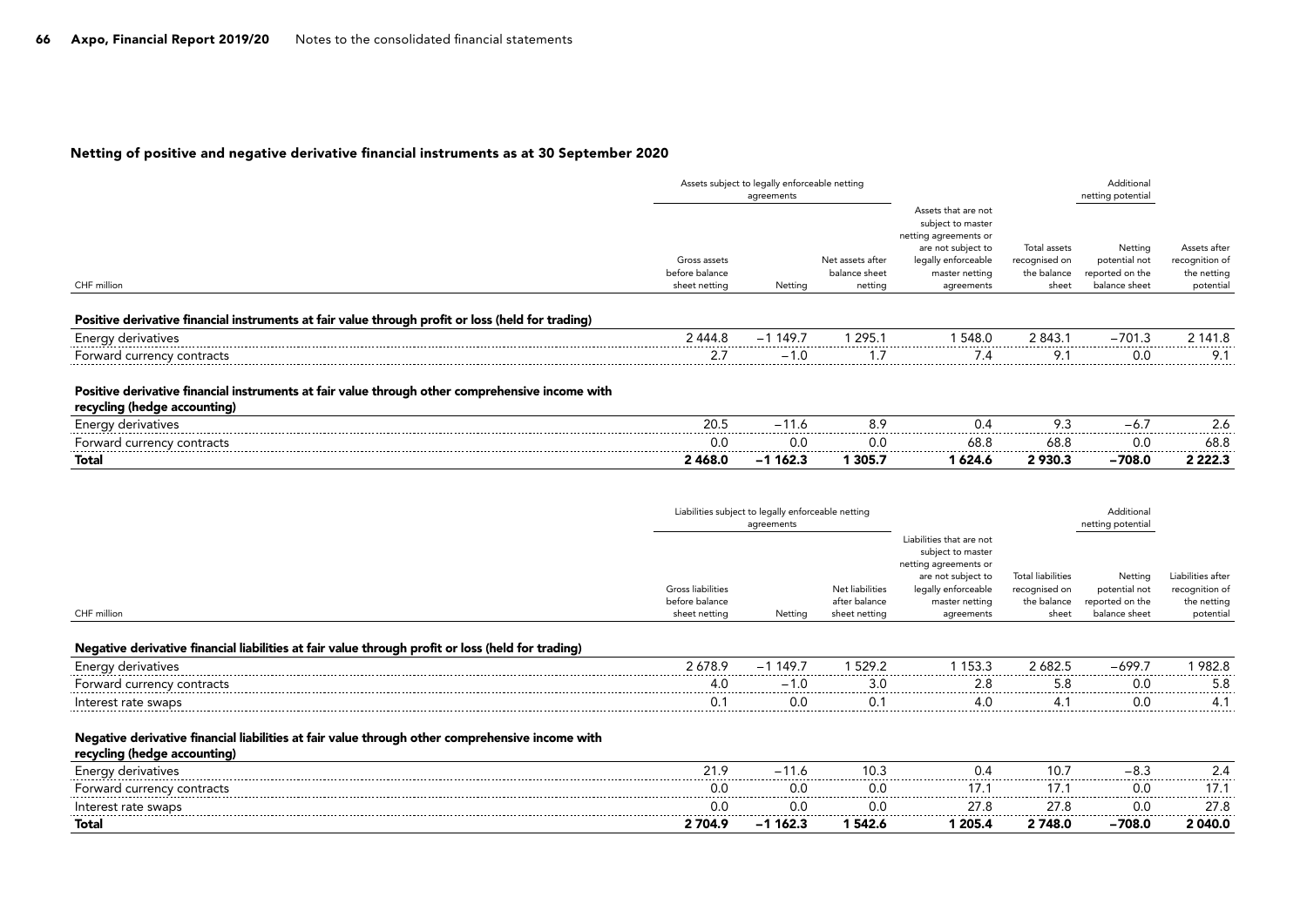### Netting of positive and negative derivative financial instruments as at 30 September 2020

| CHF million | Assets subject to legally enforceable netting agreements | | | | | Additional netting potential | |
|---|---|---|---|---|---|---|---|
| | Gross assets before balance sheet netting | Netting | Net assets after balance sheet netting | Assets that are not subject to master netting agreements or are not subject to legally enforceable master netting agreements | Total assets recognised on the balance sheet | Netting potential not reported on the balance sheet | Assets after recognition of the netting potential |
| **Positive derivative financial instruments at fair value through profit or loss (held for trading)** | | | | | | | |
| Energy derivatives | 2 444.8 | –1 149.7 | 1 295.1 | 1 548.0 | 2 843.1 | –701.3 | 2 141.8 |
| Forward currency contracts | 2.7 | –1.0 | 1.7 | 7.4 | 9.1 | 0.0 | 9.1 |
| **Positive derivative financial instruments at fair value through other comprehensive income with recycling (hedge accounting)** | | | | | | | |
| Energy derivatives | 20.5 | –11.6 | 8.9 | 0.4 | 9.3 | –6.7 | 2.6 |
| Forward currency contracts | 0.0 | 0.0 | 0.0 | 68.8 | 68.8 | 0.0 | 68.8 |
| **Total** | **2 468.0** | **–1 162.3** | **1 305.7** | **1 624.6** | **2 930.3** | **–708.0** | **2 222.3** |

| CHF million | Liabilities subject to legally enforceable netting agreements | | | | | Additional netting potential | |
|---|---|---|---|---|---|---|---|
| | Gross liabilities before balance sheet netting | Netting | Net liabilities after balance sheet netting | Liabilities that are not subject to master netting agreements or are not subject to legally enforceable master netting agreements | Total liabilities recognised on the balance sheet | Netting potential not reported on the balance sheet | Liabilities after recognition of the netting potential |
| **Negative derivative financial liabilities at fair value through profit or loss (held for trading)** | | | | | | | |
| Energy derivatives | 2 678.9 | –1 149.7 | 1 529.2 | 1 153.3 | 2 682.5 | –699.7 | 1 982.8 |
| Forward currency contracts | 4.0 | –1.0 | 3.0 | 2.8 | 5.8 | 0.0 | 5.8 |
| Interest rate swaps | 0.1 | 0.0 | 0.1 | 4.0 | 4.1 | 0.0 | 4.1 |
| **Negative derivative financial liabilities at fair value through other comprehensive income with recycling (hedge accounting)** | | | | | | | |
| Energy derivatives | 21.9 | –11.6 | 10.3 | 0.4 | 10.7 | –8.3 | 2.4 |
| Forward currency contracts | 0.0 | 0.0 | 0.0 | 17.1 | 17.1 | 0.0 | 17.1 |
| Interest rate swaps | 0.0 | 0.0 | 0.0 | 27.8 | 27.8 | 0.0 | 27.8 |
| **Total** | **2 704.9** | **–1 162.3** | **1 542.6** | **1 205.4** | **2 748.0** | **–708.0** | **2 040.0** |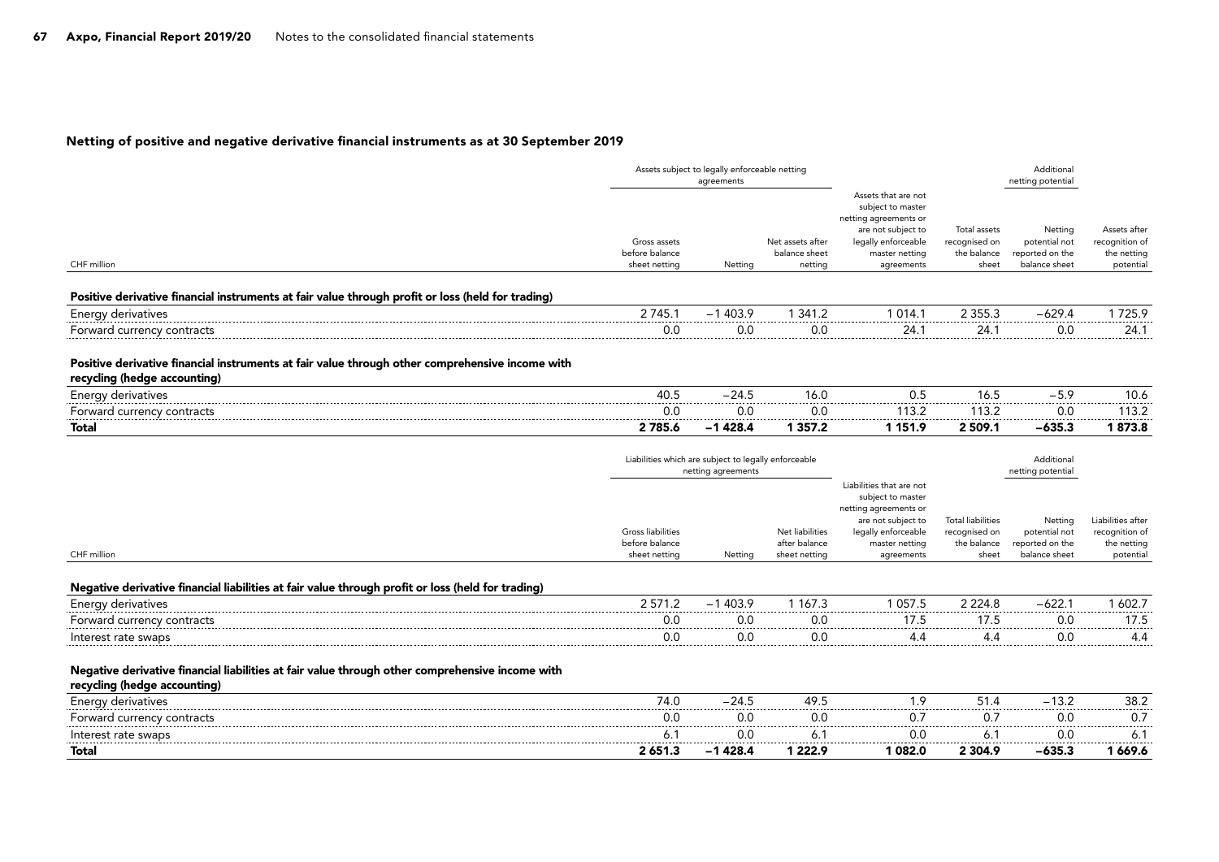### Netting of positive and negative derivative financial instruments as at 30 September 2019

| CHF million | Assets subject to legally enforceable netting agreements | | | | | Additional netting potential | |
|---|---|---|---|---|---|---|---|
| | Gross assets before balance sheet netting | Netting | Net assets after balance sheet netting | Assets that are not subject to master netting agreements or are not subject to legally enforceable master netting agreements | Total assets recognised on the balance sheet | Netting potential not reported on the balance sheet | Assets after recognition of the netting potential |
| **Positive derivative financial instruments at fair value through profit or loss (held for trading)** | | | | | | | |
| Energy derivatives | 2 745.1 | −1 403.9 | 1 341.2 | 1 014.1 | 2 355.3 | −629.4 | 1 725.9 |
| Forward currency contracts | 0.0 | 0.0 | 0.0 | 24.1 | 24.1 | 0.0 | 24.1 |
| **Positive derivative financial instruments at fair value through other comprehensive income with recycling (hedge accounting)** | | | | | | | |
| Energy derivatives | 40.5 | −24.5 | 16.0 | 0.5 | 16.5 | −5.9 | 10.6 |
| Forward currency contracts | 0.0 | 0.0 | 0.0 | 113.2 | 113.2 | 0.0 | 113.2 |
| **Total** | **2 785.6** | **−1 428.4** | **1 357.2** | **1 151.9** | **2 509.1** | **−635.3** | **1 873.8** |

| CHF million | Liabilities which are subject to legally enforceable netting agreements | | | | | Additional netting potential | |
|---|---|---|---|---|---|---|---|
| | Gross liabilities before balance sheet netting | Netting | Net liabilities after balance sheet netting | Liabilities that are not subject to master netting agreements or are not subject to legally enforceable master netting agreements | Total liabilities recognised on the balance sheet | Netting potential not reported on the balance sheet | Liabilities after recognition of the netting potential |
| **Negative derivative financial liabilities at fair value through profit or loss (held for trading)** | | | | | | | |
| Energy derivatives | 2 571.2 | −1 403.9 | 1 167.3 | 1 057.5 | 2 224.8 | −622.1 | 1 602.7 |
| Forward currency contracts | 0.0 | 0.0 | 0.0 | 17.5 | 17.5 | 0.0 | 17.5 |
| Interest rate swaps | 0.0 | 0.0 | 0.0 | 4.4 | 4.4 | 0.0 | 4.4 |
| **Negative derivative financial liabilities at fair value through other comprehensive income with recycling (hedge accounting)** | | | | | | | |
| Energy derivatives | 74.0 | −24.5 | 49.5 | 1.9 | 51.4 | −13.2 | 38.2 |
| Forward currency contracts | 0.0 | 0.0 | 0.0 | 0.7 | 0.7 | 0.0 | 0.7 |
| Interest rate swaps | 6.1 | 0.0 | 6.1 | 0.0 | 6.1 | 0.0 | 6.1 |
| **Total** | **2 651.3** | **−1 428.4** | **1 222.9** | **1 082.0** | **2 304.9** | **−635.3** | **1 669.6** |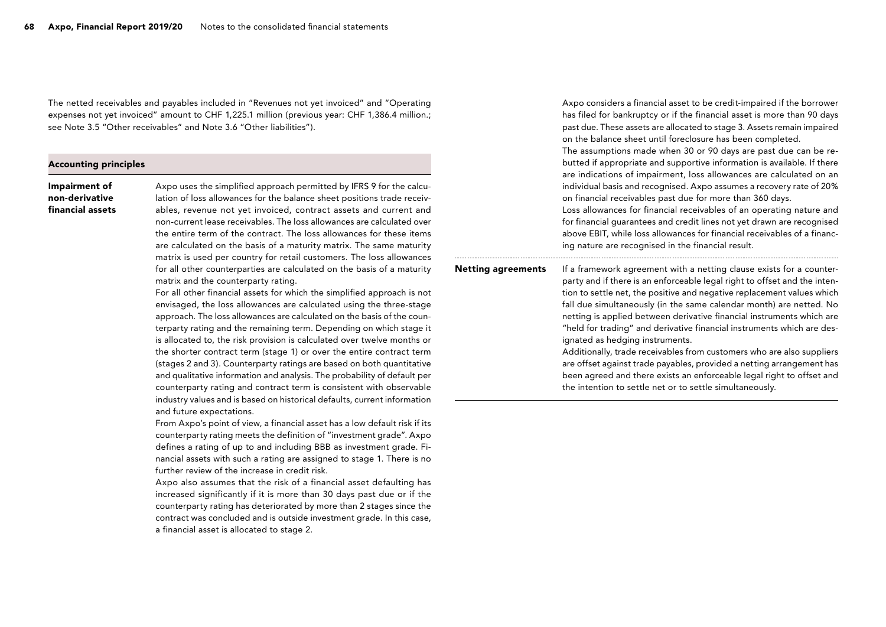The netted receivables and payables included in "Revenues not yet invoiced" and "Operating expenses not yet invoiced" amount to CHF 1,225.1 million (previous year: CHF 1,386.4 million.; see Note 3.5 "Other receivables" and Note 3.6 "Other liabilities").

## Accounting principles

### Impairment of non-derivative financial assets

Axpo uses the simplified approach permitted by IFRS 9 for the calculation of loss allowances for the balance sheet positions trade receivables, revenue not yet invoiced, contract assets and current and non-current lease receivables. The loss allowances are calculated over the entire term of the contract. The loss allowances for these items are calculated on the basis of a maturity matrix. The same maturity matrix is used per country for retail customers. The loss allowances for all other counterparties are calculated on the basis of a maturity matrix and the counterparty rating.

For all other financial assets for which the simplified approach is not envisaged, the loss allowances are calculated using the three-stage approach. The loss allowances are calculated on the basis of the counterparty rating and the remaining term. Depending on which stage it is allocated to, the risk provision is calculated over twelve months or the shorter contract term (stage 1) or over the entire contract term (stages 2 and 3). Counterparty ratings are based on both quantitative and qualitative information and analysis. The probability of default per counterparty rating and contract term is consistent with observable industry values and is based on historical defaults, current information and future expectations.

From Axpo's point of view, a financial asset has a low default risk if its counterparty rating meets the definition of "investment grade". Axpo defines a rating of up to and including BBB as investment grade. Financial assets with such a rating are assigned to stage 1. There is no further review of the increase in credit risk.

Axpo also assumes that the risk of a financial asset defaulting has increased significantly if it is more than 30 days past due or if the counterparty rating has deteriorated by more than 2 stages since the contract was concluded and is outside investment grade. In this case, a financial asset is allocated to stage 2.

Axpo considers a financial asset to be credit-impaired if the borrower has filed for bankruptcy or if the financial asset is more than 90 days past due. These assets are allocated to stage 3. Assets remain impaired on the balance sheet until foreclosure has been completed.

The assumptions made when 30 or 90 days are past due can be rebutted if appropriate and supportive information is available. If there are indications of impairment, loss allowances are calculated on an individual basis and recognised. Axpo assumes a recovery rate of 20% on financial receivables past due for more than 360 days.

Loss allowances for financial receivables of an operating nature and for financial guarantees and credit lines not yet drawn are recognised above EBIT, while loss allowances for financial receivables of a financing nature are recognised in the financial result.

### Netting agreements

If a framework agreement with a netting clause exists for a counterparty and if there is an enforceable legal right to offset and the intention to settle net, the positive and negative replacement values which fall due simultaneously (in the same calendar month) are netted. No netting is applied between derivative financial instruments which are "held for trading" and derivative financial instruments which are designated as hedging instruments.

Additionally, trade receivables from customers who are also suppliers are offset against trade payables, provided a netting arrangement has been agreed and there exists an enforceable legal right to offset and the intention to settle net or to settle simultaneously.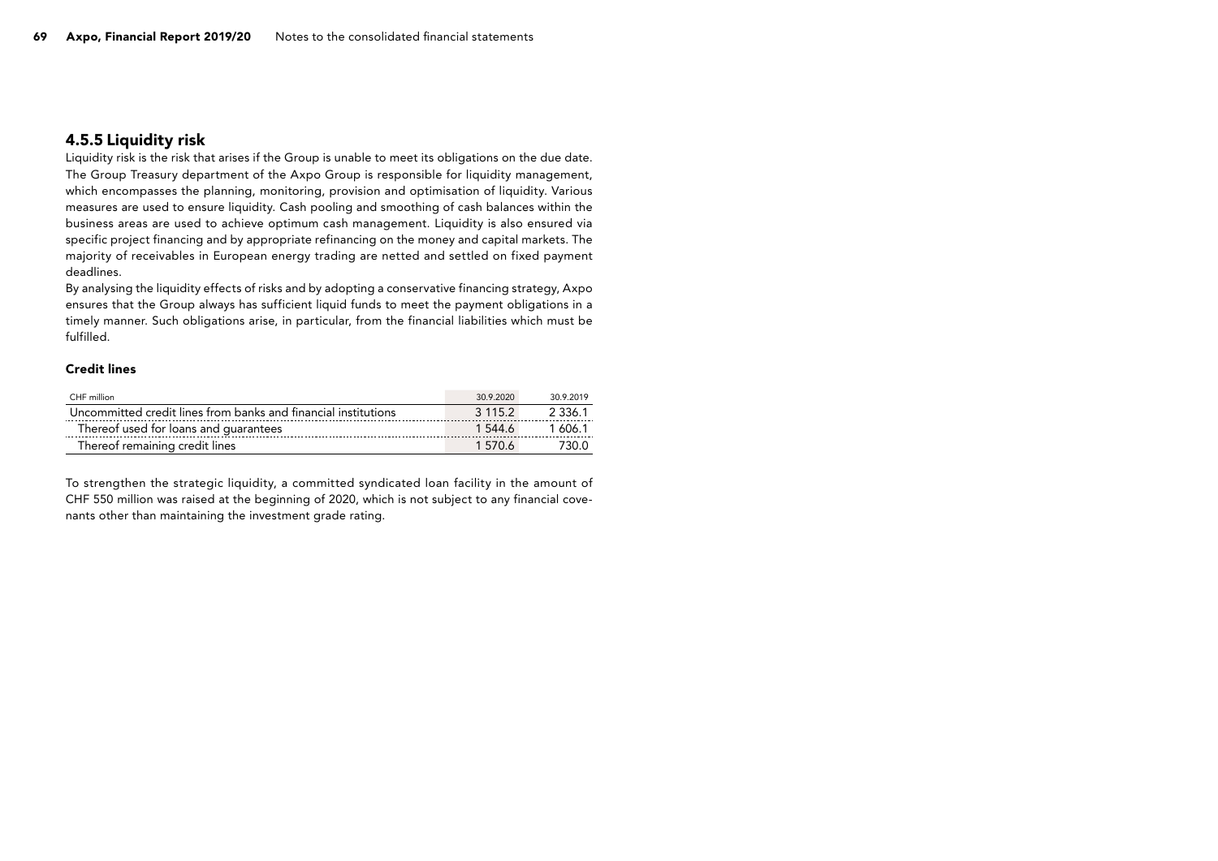### 4.5.5 Liquidity risk

Liquidity risk is the risk that arises if the Group is unable to meet its obligations on the due date. The Group Treasury department of the Axpo Group is responsible for liquidity management, which encompasses the planning, monitoring, provision and optimisation of liquidity. Various measures are used to ensure liquidity. Cash pooling and smoothing of cash balances within the business areas are used to achieve optimum cash management. Liquidity is also ensured via specific project financing and by appropriate refinancing on the money and capital markets. The majority of receivables in European energy trading are netted and settled on fixed payment deadlines.

By analysing the liquidity effects of risks and by adopting a conservative financing strategy, Axpo ensures that the Group always has sufficient liquid funds to meet the payment obligations in a timely manner. Such obligations arise, in particular, from the financial liabilities which must be fulfilled.

#### Credit lines

| CHF million | 30.9.2020 | 30.9.2019 |
|---|---|---|
| Uncommitted credit lines from banks and financial institutions | 3 115.2 | 2 336.1 |
| Thereof used for loans and guarantees | 1 544.6 | 1 606.1 |
| Thereof remaining credit lines | 1 570.6 | 730.0 |

To strengthen the strategic liquidity, a committed syndicated loan facility in the amount of CHF 550 million was raised at the beginning of 2020, which is not subject to any financial covenants other than maintaining the investment grade rating.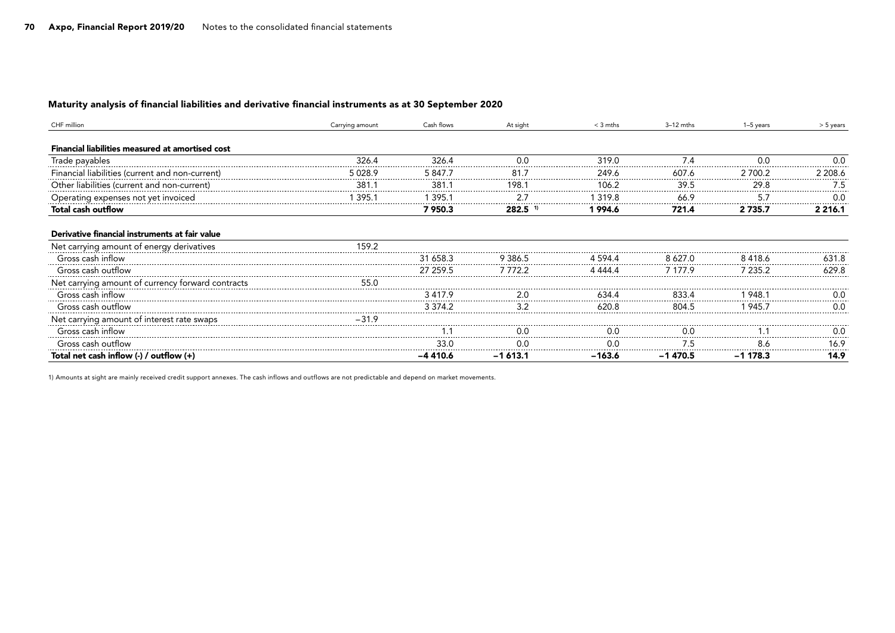## Maturity analysis of financial liabilities and derivative financial instruments as at 30 September 2020

| CHF million | Carrying amount | Cash flows | At sight | < 3 mths | 3–12 mths | 1–5 years | > 5 years |
|---|---|---|---|---|---|---|---|
| **Financial liabilities measured at amortised cost** | | | | | | | |
| Trade payables | 326.4 | 326.4 | 0.0 | 319.0 | 7.4 | 0.0 | 0.0 |
| Financial liabilities (current and non-current) | 5 028.9 | 5 847.7 | 81.7 | 249.6 | 607.6 | 2 700.2 | 2 208.6 |
| Other liabilities (current and non-current) | 381.1 | 381.1 | 198.1 | 106.2 | 39.5 | 29.8 | 7.5 |
| Operating expenses not yet invoiced | 1 395.1 | 1 395.1 | 2.7 | 1 319.8 | 66.9 | 5.7 | 0.0 |
| **Total cash outflow** | | **7 950.3** | **282.5** [1] | **1 994.6** | **721.4** | **2 735.7** | **2 216.1** |
| **Derivative financial instruments at fair value** | | | | | | | |
| Net carrying amount of energy derivatives | 159.2 | | | | | | |
| Gross cash inflow | | 31 658.3 | 9 386.5 | 4 594.4 | 8 627.0 | 8 418.6 | 631.8 |
| Gross cash outflow | | 27 259.5 | 7 772.2 | 4 444.4 | 7 177.9 | 7 235.2 | 629.8 |
| Net carrying amount of currency forward contracts | 55.0 | | | | | | |
| Gross cash inflow | | 3 417.9 | 2.0 | 634.4 | 833.4 | 1 948.1 | 0.0 |
| Gross cash outflow | | 3 374.2 | 3.2 | 620.8 | 804.5 | 1 945.7 | 0.0 |
| Net carrying amount of interest rate swaps | −31.9 | | | | | | |
| Gross cash inflow | | 1.1 | 0.0 | 0.0 | 0.0 | 1.1 | 0.0 |
| Gross cash outflow | | 33.0 | 0.0 | 0.0 | 7.5 | 8.6 | 16.9 |
| **Total net cash inflow (-) / outflow (+)** | | **−4 410.6** | **−1 613.1** | **−163.6** | **−1 470.5** | **−1 178.3** | **14.9** |

1) Amounts at sight are mainly received credit support annexes. The cash inflows and outflows are not predictable and depend on market movements.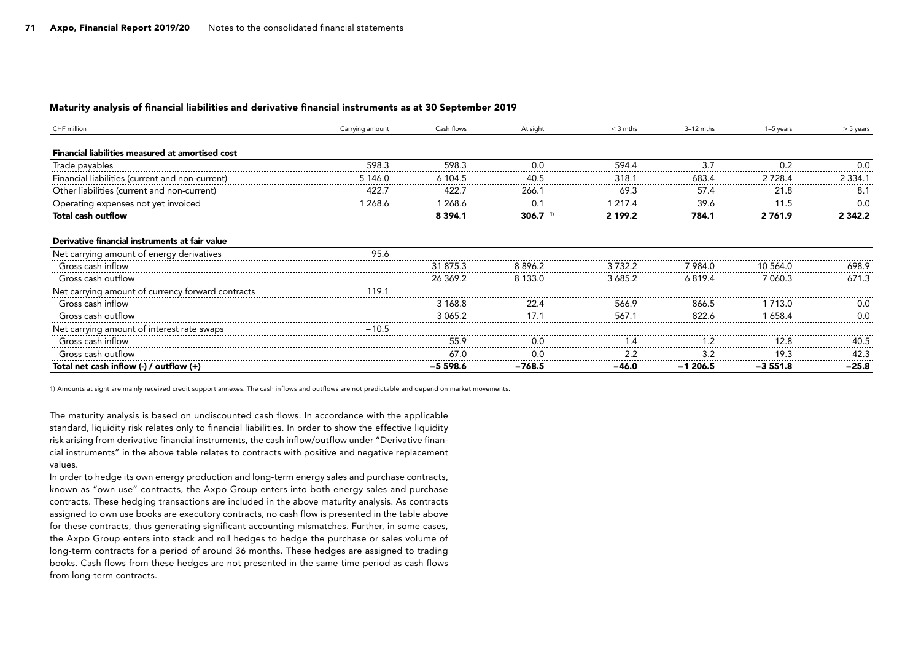### Maturity analysis of financial liabilities and derivative financial instruments as at 30 September 2019

| CHF million | Carrying amount | Cash flows | At sight | < 3 mths | 3–12 mths | 1–5 years | > 5 years |
|---|---|---|---|---|---|---|---|
| **Financial liabilities measured at amortised cost** | | | | | | | |
| Trade payables | 598.3 | 598.3 | 0.0 | 594.4 | 3.7 | 0.2 | 0.0 |
| Financial liabilities (current and non-current) | 5 146.0 | 6 104.5 | 40.5 | 318.1 | 683.4 | 2 728.4 | 2 334.1 |
| Other liabilities (current and non-current) | 422.7 | 422.7 | 266.1 | 69.3 | 57.4 | 21.8 | 8.1 |
| Operating expenses not yet invoiced | 1 268.6 | 1 268.6 | 0.1 | 1 217.4 | 39.6 | 11.5 | 0.0 |
| **Total cash outflow** | | **8 394.1** | **306.7** [1] | **2 199.2** | **784.1** | **2 761.9** | **2 342.2** |
| **Derivative financial instruments at fair value** | | | | | | | |
| Net carrying amount of energy derivatives | 95.6 | | | | | | |
| Gross cash inflow | | 31 875.3 | 8 896.2 | 3 732.2 | 7 984.0 | 10 564.0 | 698.9 |
| Gross cash outflow | | 26 369.2 | 8 133.0 | 3 685.2 | 6 819.4 | 7 060.3 | 671.3 |
| Net carrying amount of currency forward contracts | 119.1 | | | | | | |
| Gross cash inflow | | 3 168.8 | 22.4 | 566.9 | 866.5 | 1 713.0 | 0.0 |
| Gross cash outflow | | 3 065.2 | 17.1 | 567.1 | 822.6 | 1 658.4 | 0.0 |
| Net carrying amount of interest rate swaps | –10.5 | | | | | | |
| Gross cash inflow | | 55.9 | 0.0 | 1.4 | 1.2 | 12.8 | 40.5 |
| Gross cash outflow | | 67.0 | 0.0 | 2.2 | 3.2 | 19.3 | 42.3 |
| **Total net cash inflow (-) / outflow (+)** | | **–5 598.6** | **–768.5** | **–46.0** | **–1 206.5** | **–3 551.8** | **–25.8** |

1) Amounts at sight are mainly received credit support annexes. The cash inflows and outflows are not predictable and depend on market movements.

The maturity analysis is based on undiscounted cash flows. In accordance with the applicable standard, liquidity risk relates only to financial liabilities. In order to show the effective liquidity risk arising from derivative financial instruments, the cash inflow/outflow under "Derivative financial instruments" in the above table relates to contracts with positive and negative replacement values.

In order to hedge its own energy production and long-term energy sales and purchase contracts, known as "own use" contracts, the Axpo Group enters into both energy sales and purchase contracts. These hedging transactions are included in the above maturity analysis. As contracts assigned to own use books are executory contracts, no cash flow is presented in the table above for these contracts, thus generating significant accounting mismatches. Further, in some cases, the Axpo Group enters into stack and roll hedges to hedge the purchase or sales volume of long-term contracts for a period of around 36 months. These hedges are assigned to trading books. Cash flows from these hedges are not presented in the same time period as cash flows from long-term contracts.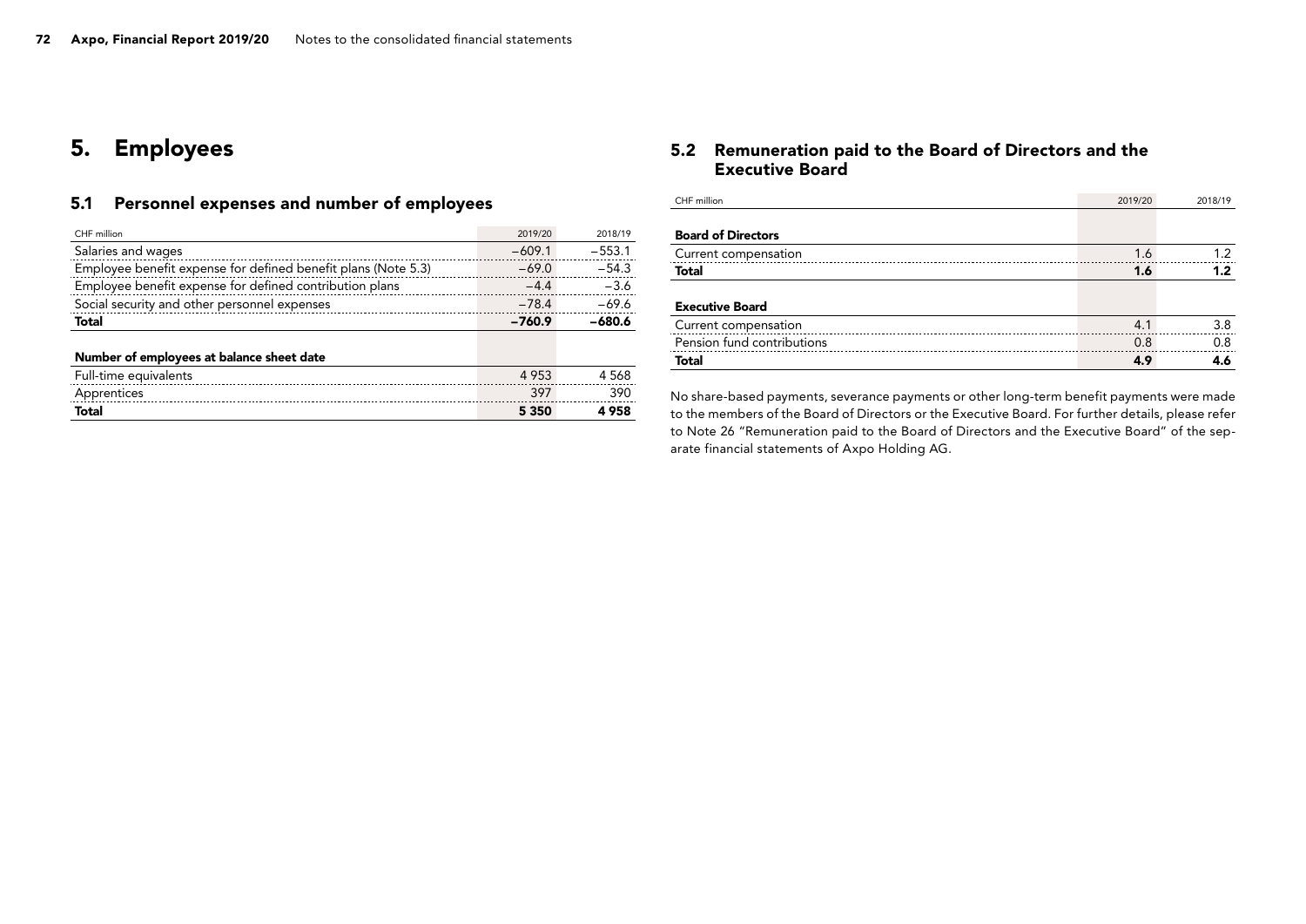# 5. Employees

## 5.1 Personnel expenses and number of employees

| CHF million | 2019/20 | 2018/19 |
|---|---|---|
| Salaries and wages | −609.1 | −553.1 |
| Employee benefit expense for defined benefit plans (Note 5.3) | −69.0 | −54.3 |
| Employee benefit expense for defined contribution plans | −4.4 | −3.6 |
| Social security and other personnel expenses | −78.4 | −69.6 |
| **Total** | **−760.9** | **−680.6** |
| | | |
| **Number of employees at balance sheet date** | | |
| Full-time equivalents | 4 953 | 4 568 |
| Apprentices | 397 | 390 |
| **Total** | **5 350** | **4 958** |

## 5.2 Remuneration paid to the Board of Directors and the Executive Board

| CHF million | 2019/20 | 2018/19 |
|---|---|---|
| **Board of Directors** | | |
| Current compensation | 1.6 | 1.2 |
| **Total** | **1.6** | **1.2** |
| | | |
| **Executive Board** | | |
| Current compensation | 4.1 | 3.8 |
| Pension fund contributions | 0.8 | 0.8 |
| **Total** | **4.9** | **4.6** |

No share-based payments, severance payments or other long-term benefit payments were made to the members of the Board of Directors or the Executive Board. For further details, please refer to Note 26 "Remuneration paid to the Board of Directors and the Executive Board" of the separate financial statements of Axpo Holding AG.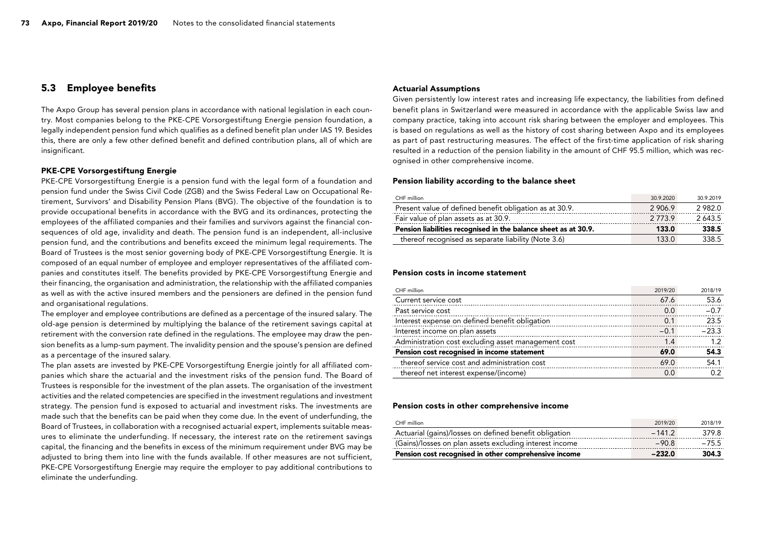## 5.3 Employee benefits

The Axpo Group has several pension plans in accordance with national legislation in each country. Most companies belong to the PKE-CPE Vorsorgestiftung Energie pension foundation, a legally independent pension fund which qualifies as a defined benefit plan under IAS 19. Besides this, there are only a few other defined benefit and defined contribution plans, all of which are insignificant.

### PKE-CPE Vorsorgestiftung Energie

PKE-CPE Vorsorgestiftung Energie is a pension fund with the legal form of a foundation and pension fund under the Swiss Civil Code (ZGB) and the Swiss Federal Law on Occupational Retirement, Survivors' and Disability Pension Plans (BVG). The objective of the foundation is to provide occupational benefits in accordance with the BVG and its ordinances, protecting the employees of the affiliated companies and their families and survivors against the financial consequences of old age, invalidity and death. The pension fund is an independent, all-inclusive pension fund, and the contributions and benefits exceed the minimum legal requirements. The Board of Trustees is the most senior governing body of PKE-CPE Vorsorgestiftung Energie. It is composed of an equal number of employee and employer representatives of the affiliated companies and constitutes itself. The benefits provided by PKE-CPE Vorsorgestiftung Energie and their financing, the organisation and administration, the relationship with the affiliated companies as well as with the active insured members and the pensioners are defined in the pension fund and organisational regulations.

The employer and employee contributions are defined as a percentage of the insured salary. The old-age pension is determined by multiplying the balance of the retirement savings capital at retirement with the conversion rate defined in the regulations. The employee may draw the pension benefits as a lump-sum payment. The invalidity pension and the spouse's pension are defined as a percentage of the insured salary.

The plan assets are invested by PKE-CPE Vorsorgestiftung Energie jointly for all affiliated companies which share the actuarial and the investment risks of the pension fund. The Board of Trustees is responsible for the investment of the plan assets. The organisation of the investment activities and the related competencies are specified in the investment regulations and investment strategy. The pension fund is exposed to actuarial and investment risks. The investments are made such that the benefits can be paid when they come due. In the event of underfunding, the Board of Trustees, in collaboration with a recognised actuarial expert, implements suitable measures to eliminate the underfunding. If necessary, the interest rate on the retirement savings capital, the financing and the benefits in excess of the minimum requirement under BVG may be adjusted to bring them into line with the funds available. If other measures are not sufficient, PKE-CPE Vorsorgestiftung Energie may require the employer to pay additional contributions to eliminate the underfunding.

### Actuarial Assumptions

Given persistently low interest rates and increasing life expectancy, the liabilities from defined benefit plans in Switzerland were measured in accordance with the applicable Swiss law and company practice, taking into account risk sharing between the employer and employees. This is based on regulations as well as the history of cost sharing between Axpo and its employees as part of past restructuring measures. The effect of the first-time application of risk sharing resulted in a reduction of the pension liability in the amount of CHF 95.5 million, which was recognised in other comprehensive income.

### Pension liability according to the balance sheet

| CHF million | 30.9.2020 | 30.9.2019 |
|---|---|---|
| Present value of defined benefit obligation as at 30.9. | 2 906.9 | 2 982.0 |
| Fair value of plan assets as at 30.9. | 2 773.9 | 2 643.5 |
| **Pension liabilities recognised in the balance sheet as at 30.9.** | **133.0** | **338.5** |
| thereof recognised as separate liability (Note 3.6) | 133.0 | 338.5 |

### Pension costs in income statement

| CHF million | 2019/20 | 2018/19 |
|---|---|---|
| Current service cost | 67.6 | 53.6 |
| Past service cost | 0.0 | –0.7 |
| Interest expense on defined benefit obligation | 0.1 | 23.5 |
| Interest income on plan assets | –0.1 | –23.3 |
| Administration cost excluding asset management cost | 1.4 | 1.2 |
| **Pension cost recognised in income statement** | **69.0** | **54.3** |
| thereof service cost and administration cost | 69.0 | 54.1 |
| thereof net interest expense/(income) | 0.0 | 0.2 |

### Pension costs in other comprehensive income

| CHF million | 2019/20 | 2018/19 |
|---|---|---|
| Actuarial (gains)/losses on defined benefit obligation | –141.2 | 379.8 |
| (Gains)/losses on plan assets excluding interest income | –90.8 | –75.5 |
| **Pension cost recognised in other comprehensive income** | **–232.0** | **304.3** |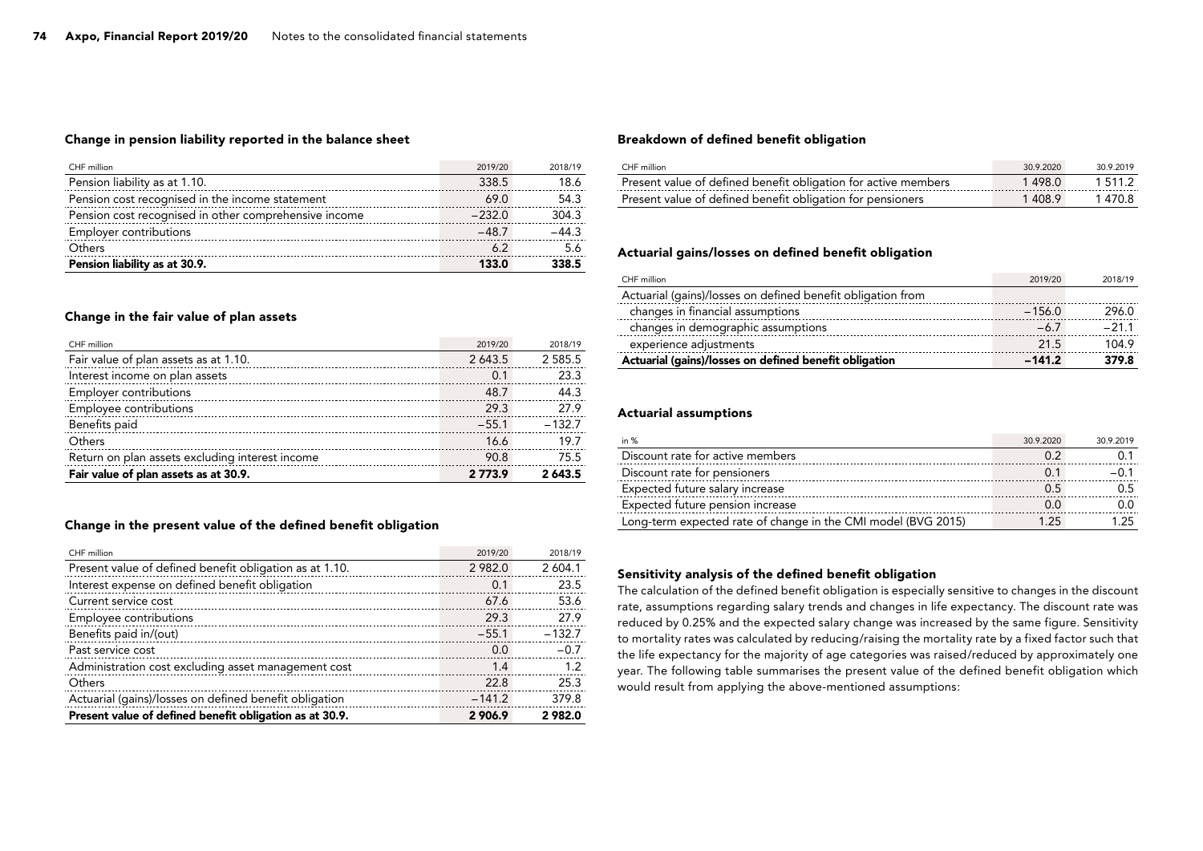### Change in pension liability reported in the balance sheet

| CHF million | 2019/20 | 2018/19 |
|---|---|---|
| Pension liability as at 1.10. | 338.5 | 18.6 |
| Pension cost recognised in the income statement | 69.0 | 54.3 |
| Pension cost recognised in other comprehensive income | −232.0 | 304.3 |
| Employer contributions | −48.7 | −44.3 |
| Others | 6.2 | 5.6 |
| **Pension liability as at 30.9.** | **133.0** | **338.5** |

### Change in the fair value of plan assets

| CHF million | 2019/20 | 2018/19 |
|---|---|---|
| Fair value of plan assets as at 1.10. | 2 643.5 | 2 585.5 |
| Interest income on plan assets | 0.1 | 23.3 |
| Employer contributions | 48.7 | 44.3 |
| Employee contributions | 29.3 | 27.9 |
| Benefits paid | −55.1 | −132.7 |
| Others | 16.6 | 19.7 |
| Return on plan assets excluding interest income | 90.8 | 75.5 |
| **Fair value of plan assets as at 30.9.** | **2 773.9** | **2 643.5** |

### Change in the present value of the defined benefit obligation

| CHF million | 2019/20 | 2018/19 |
|---|---|---|
| Present value of defined benefit obligation as at 1.10. | 2 982.0 | 2 604.1 |
| Interest expense on defined benefit obligation | 0.1 | 23.5 |
| Current service cost | 67.6 | 53.6 |
| Employee contributions | 29.3 | 27.9 |
| Benefits paid in/(out) | −55.1 | −132.7 |
| Past service cost | 0.0 | −0.7 |
| Administration cost excluding asset management cost | 1.4 | 1.2 |
| Others | 22.8 | 25.3 |
| Actuarial (gains)/losses on defined benefit obligation | −141.2 | 379.8 |
| **Present value of defined benefit obligation as at 30.9.** | **2 906.9** | **2 982.0** |

### Breakdown of defined benefit obligation

| CHF million | 30.9.2020 | 30.9.2019 |
|---|---|---|
| Present value of defined benefit obligation for active members | 1 498.0 | 1 511.2 |
| Present value of defined benefit obligation for pensioners | 1 408.9 | 1 470.8 |

### Actuarial gains/losses on defined benefit obligation

| CHF million | 2019/20 | 2018/19 |
|---|---|---|
| Actuarial (gains)/losses on defined benefit obligation from | | |
| changes in financial assumptions | −156.0 | 296.0 |
| changes in demographic assumptions | −6.7 | −21.1 |
| experience adjustments | 21.5 | 104.9 |
| **Actuarial (gains)/losses on defined benefit obligation** | **−141.2** | **379.8** |

### Actuarial assumptions

| in % | 30.9.2020 | 30.9.2019 |
|---|---|---|
| Discount rate for active members | 0.2 | 0.1 |
| Discount rate for pensioners | 0.1 | −0.1 |
| Expected future salary increase | 0.5 | 0.5 |
| Expected future pension increase | 0.0 | 0.0 |
| Long-term expected rate of change in the CMI model (BVG 2015) | 1.25 | 1.25 |

### Sensitivity analysis of the defined benefit obligation

The calculation of the defined benefit obligation is especially sensitive to changes in the discount rate, assumptions regarding salary trends and changes in life expectancy. The discount rate was reduced by 0.25% and the expected salary change was increased by the same figure. Sensitivity to mortality rates was calculated by reducing/raising the mortality rate by a fixed factor such that the life expectancy for the majority of age categories was raised/reduced by approximately one year. The following table summarises the present value of the defined benefit obligation which would result from applying the above-mentioned assumptions: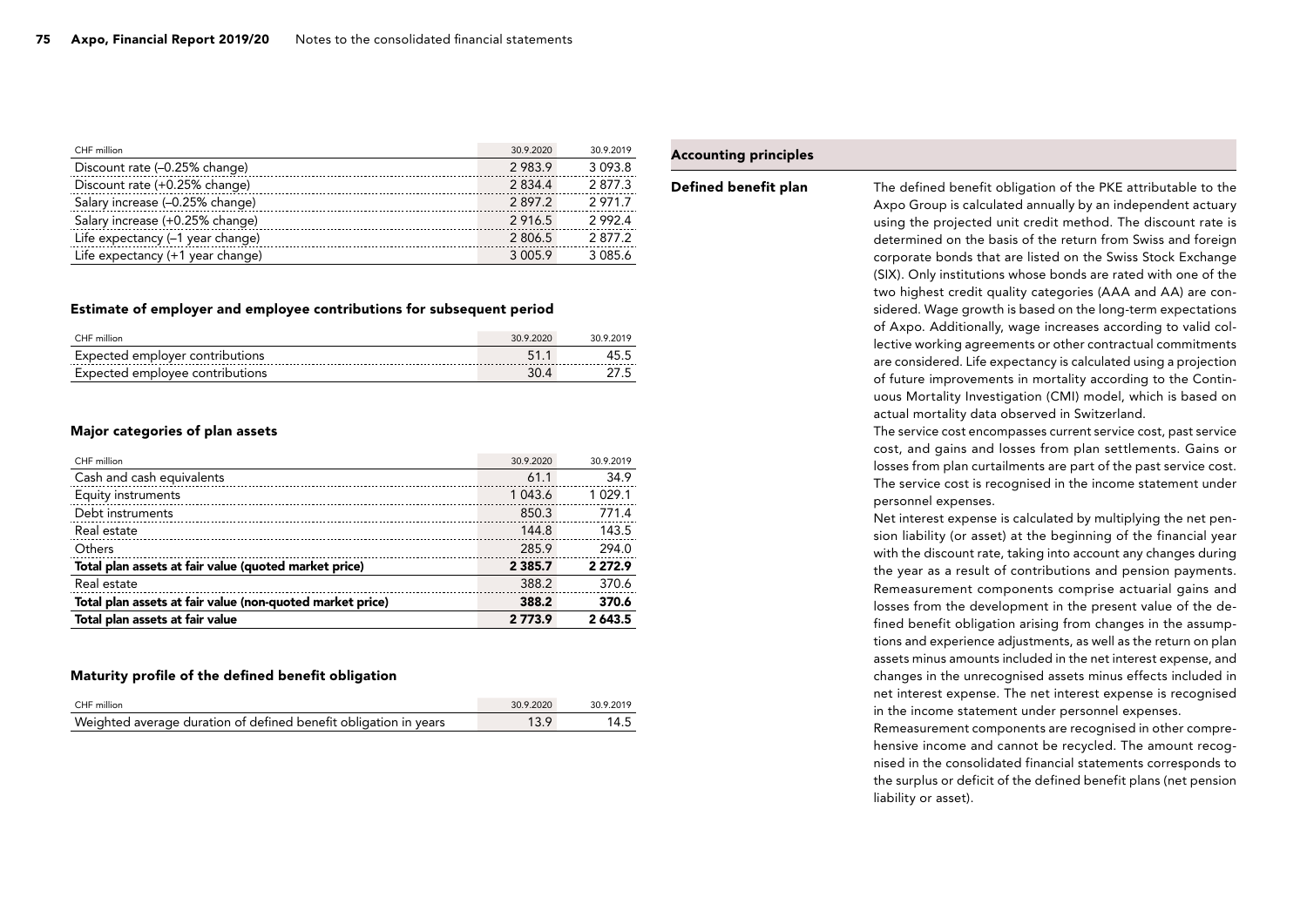| CHF million | 30.9.2020 | 30.9.2019 |
|---|---|---|
| Discount rate (–0.25% change) | 2 983.9 | 3 093.8 |
| Discount rate (+0.25% change) | 2 834.4 | 2 877.3 |
| Salary increase (–0.25% change) | 2 897.2 | 2 971.7 |
| Salary increase (+0.25% change) | 2 916.5 | 2 992.4 |
| Life expectancy (–1 year change) | 2 806.5 | 2 877.2 |
| Life expectancy (+1 year change) | 3 005.9 | 3 085.6 |

### Estimate of employer and employee contributions for subsequent period

| CHF million | 30.9.2020 | 30.9.2019 |
|---|---|---|
| Expected employer contributions | 51.1 | 45.5 |
| Expected employee contributions | 30.4 | 27.5 |

### Major categories of plan assets

| CHF million | 30.9.2020 | 30.9.2019 |
|---|---|---|
| Cash and cash equivalents | 61.1 | 34.9 |
| Equity instruments | 1 043.6 | 1 029.1 |
| Debt instruments | 850.3 | 771.4 |
| Real estate | 144.8 | 143.5 |
| Others | 285.9 | 294.0 |
| **Total plan assets at fair value (quoted market price)** | **2 385.7** | **2 272.9** |
| Real estate | 388.2 | 370.6 |
| **Total plan assets at fair value (non-quoted market price)** | **388.2** | **370.6** |
| **Total plan assets at fair value** | **2 773.9** | **2 643.5** |

### Maturity profile of the defined benefit obligation

| CHF million | 30.9.2020 | 30.9.2019 |
|---|---|---|
| Weighted average duration of defined benefit obligation in years | 13.9 | 14.5 |

### Accounting principles

**Defined benefit plan**

The defined benefit obligation of the PKE attributable to the Axpo Group is calculated annually by an independent actuary using the projected unit credit method. The discount rate is determined on the basis of the return from Swiss and foreign corporate bonds that are listed on the Swiss Stock Exchange (SIX). Only institutions whose bonds are rated with one of the two highest credit quality categories (AAA and AA) are considered. Wage growth is based on the long-term expectations of Axpo. Additionally, wage increases according to valid collective working agreements or other contractual commitments are considered. Life expectancy is calculated using a projection of future improvements in mortality according to the Continuous Mortality Investigation (CMI) model, which is based on actual mortality data observed in Switzerland.

The service cost encompasses current service cost, past service cost, and gains and losses from plan settlements. Gains or losses from plan curtailments are part of the past service cost. The service cost is recognised in the income statement under personnel expenses.

Net interest expense is calculated by multiplying the net pension liability (or asset) at the beginning of the financial year with the discount rate, taking into account any changes during the year as a result of contributions and pension payments. Remeasurement components comprise actuarial gains and losses from the development in the present value of the defined benefit obligation arising from changes in the assumptions and experience adjustments, as well as the return on plan assets minus amounts included in the net interest expense, and changes in the unrecognised assets minus effects included in net interest expense. The net interest expense is recognised in the income statement under personnel expenses.

Remeasurement components are recognised in other comprehensive income and cannot be recycled. The amount recognised in the consolidated financial statements corresponds to the surplus or deficit of the defined benefit plans (net pension liability or asset).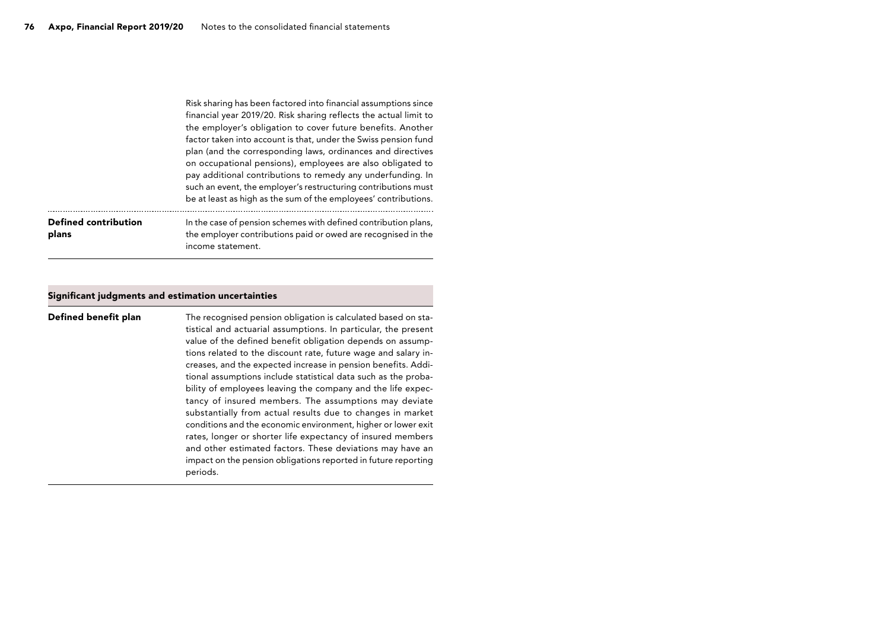Risk sharing has been factored into financial assumptions since financial year 2019/20. Risk sharing reflects the actual limit to the employer's obligation to cover future benefits. Another factor taken into account is that, under the Swiss pension fund plan (and the corresponding laws, ordinances and directives on occupational pensions), employees are also obligated to pay additional contributions to remedy any underfunding. In such an event, the employer's restructuring contributions must be at least as high as the sum of the employees' contributions.

**Defined contribution plans**

In the case of pension schemes with defined contribution plans, the employer contributions paid or owed are recognised in the income statement.

## Significant judgments and estimation uncertainties

**Defined benefit plan**

The recognised pension obligation is calculated based on statistical and actuarial assumptions. In particular, the present value of the defined benefit obligation depends on assumptions related to the discount rate, future wage and salary increases, and the expected increase in pension benefits. Additional assumptions include statistical data such as the probability of employees leaving the company and the life expectancy of insured members. The assumptions may deviate substantially from actual results due to changes in market conditions and the economic environment, higher or lower exit rates, longer or shorter life expectancy of insured members and other estimated factors. These deviations may have an impact on the pension obligations reported in future reporting periods.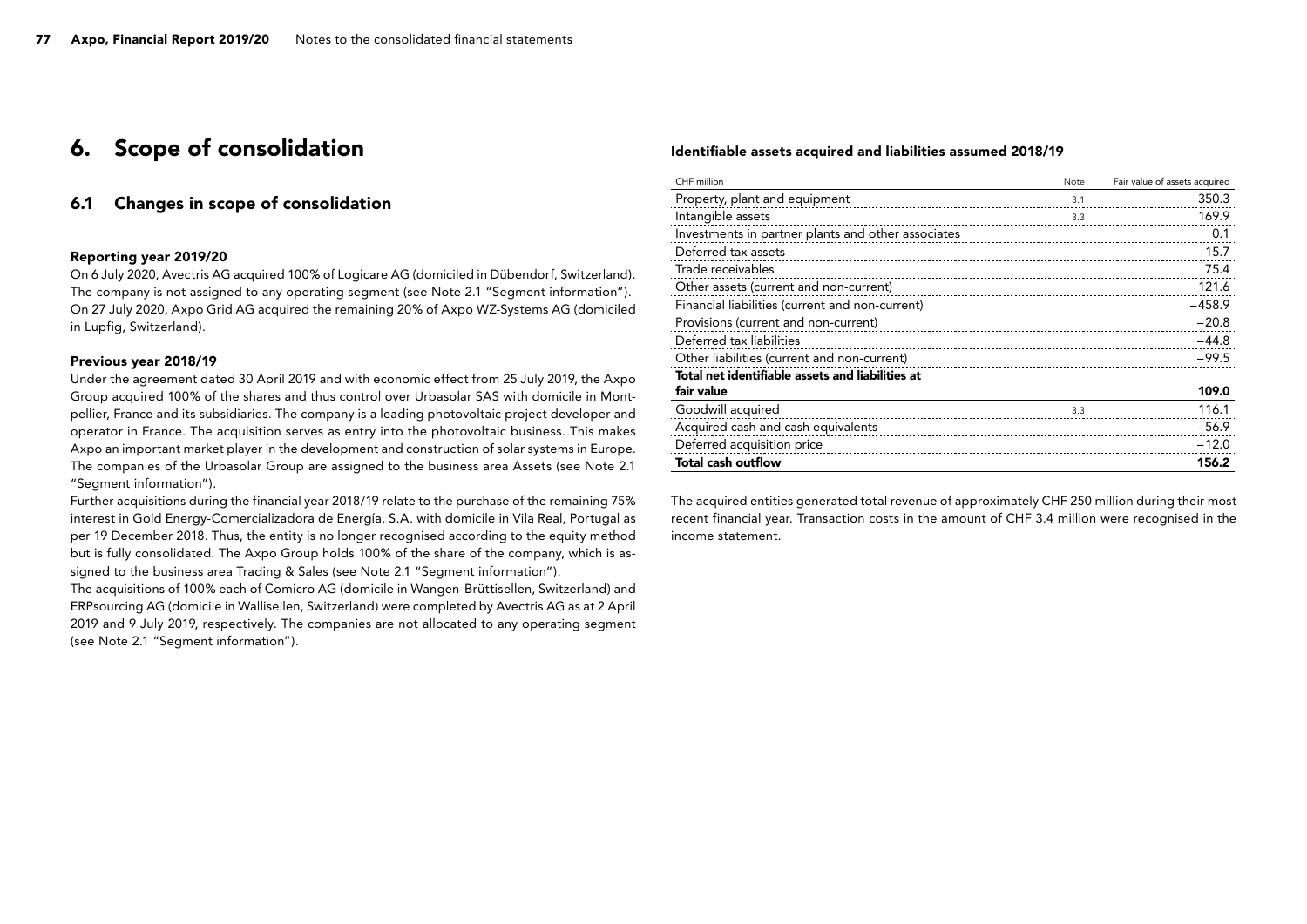# 6. Scope of consolidation

## 6.1 Changes in scope of consolidation

### Reporting year 2019/20

On 6 July 2020, Avectris AG acquired 100% of Logicare AG (domiciled in Dübendorf, Switzerland). The company is not assigned to any operating segment (see Note 2.1 "Segment information"). On 27 July 2020, Axpo Grid AG acquired the remaining 20% of Axpo WZ-Systems AG (domiciled in Lupfig, Switzerland).

### Previous year 2018/19

Under the agreement dated 30 April 2019 and with economic effect from 25 July 2019, the Axpo Group acquired 100% of the shares and thus control over Urbasolar SAS with domicile in Montpellier, France and its subsidiaries. The company is a leading photovoltaic project developer and operator in France. The acquisition serves as entry into the photovoltaic business. This makes Axpo an important market player in the development and construction of solar systems in Europe. The companies of the Urbasolar Group are assigned to the business area Assets (see Note 2.1 "Segment information").

Further acquisitions during the financial year 2018/19 relate to the purchase of the remaining 75% interest in Gold Energy-Comercializadora de Energía, S.A. with domicile in Vila Real, Portugal as per 19 December 2018. Thus, the entity is no longer recognised according to the equity method but is fully consolidated. The Axpo Group holds 100% of the share of the company, which is assigned to the business area Trading & Sales (see Note 2.1 "Segment information").

The acquisitions of 100% each of Comicro AG (domicile in Wangen-Brüttisellen, Switzerland) and ERPsourcing AG (domicile in Wallisellen, Switzerland) were completed by Avectris AG as at 2 April 2019 and 9 July 2019, respectively. The companies are not allocated to any operating segment (see Note 2.1 "Segment information").

### Identifiable assets acquired and liabilities assumed 2018/19

| CHF million | Note | Fair value of assets acquired |
|---|---|---|
| Property, plant and equipment | 3.1 | 350.3 |
| Intangible assets | 3.3 | 169.9 |
| Investments in partner plants and other associates | | 0.1 |
| Deferred tax assets | | 15.7 |
| Trade receivables | | 75.4 |
| Other assets (current and non-current) | | 121.6 |
| Financial liabilities (current and non-current) | | −458.9 |
| Provisions (current and non-current) | | −20.8 |
| Deferred tax liabilities | | −44.8 |
| Other liabilities (current and non-current) | | −99.5 |
| **Total net identifiable assets and liabilities at fair value** | | **109.0** |
| Goodwill acquired | 3.3 | 116.1 |
| Acquired cash and cash equivalents | | −56.9 |
| Deferred acquisition price | | −12.0 |
| **Total cash outflow** | | **156.2** |

The acquired entities generated total revenue of approximately CHF 250 million during their most recent financial year. Transaction costs in the amount of CHF 3.4 million were recognised in the income statement.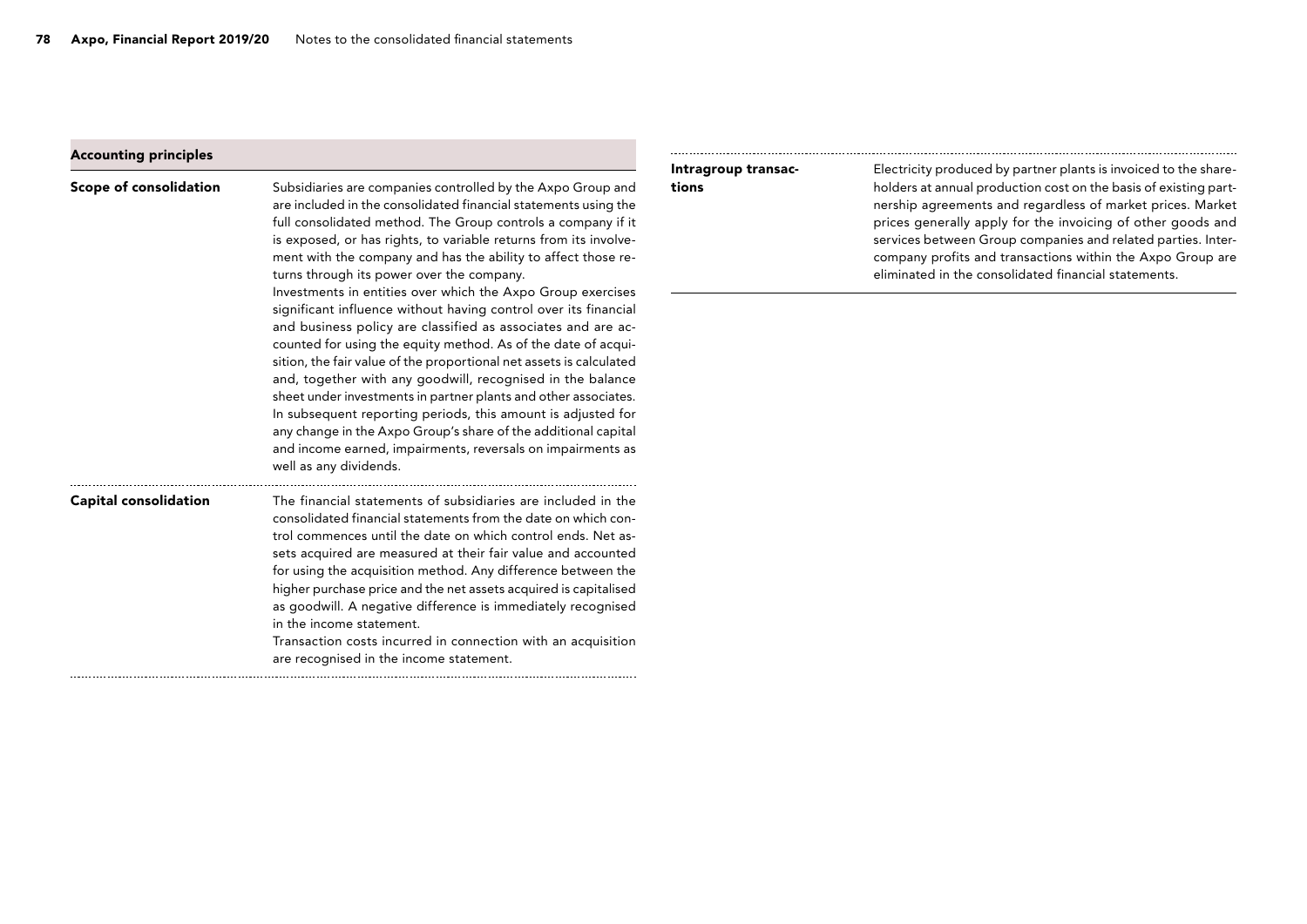## Accounting principles

### Scope of consolidation

Subsidiaries are companies controlled by the Axpo Group and are included in the consolidated financial statements using the full consolidated method. The Group controls a company if it is exposed, or has rights, to variable returns from its involvement with the company and has the ability to affect those returns through its power over the company.

Investments in entities over which the Axpo Group exercises significant influence without having control over its financial and business policy are classified as associates and are accounted for using the equity method. As of the date of acquisition, the fair value of the proportional net assets is calculated and, together with any goodwill, recognised in the balance sheet under investments in partner plants and other associates. In subsequent reporting periods, this amount is adjusted for any change in the Axpo Group's share of the additional capital and income earned, impairments, reversals on impairments as well as any dividends.

### Capital consolidation

The financial statements of subsidiaries are included in the consolidated financial statements from the date on which control commences until the date on which control ends. Net assets acquired are measured at their fair value and accounted for using the acquisition method. Any difference between the higher purchase price and the net assets acquired is capitalised as goodwill. A negative difference is immediately recognised in the income statement.

Transaction costs incurred in connection with an acquisition are recognised in the income statement.

### Intragroup transactions

Electricity produced by partner plants is invoiced to the shareholders at annual production cost on the basis of existing partnership agreements and regardless of market prices. Market prices generally apply for the invoicing of other goods and services between Group companies and related parties. Intercompany profits and transactions within the Axpo Group are eliminated in the consolidated financial statements.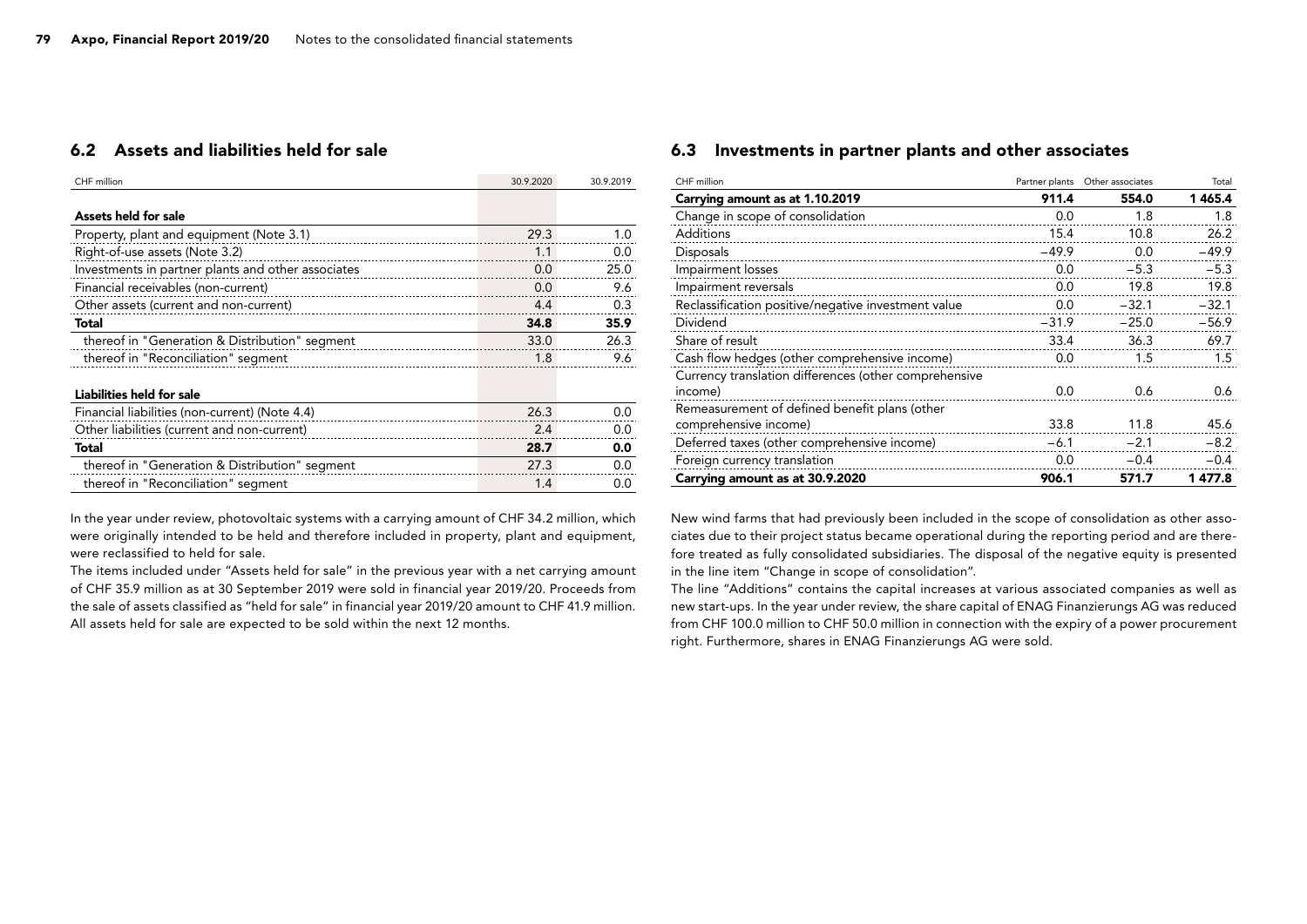## 6.2 Assets and liabilities held for sale

| CHF million | 30.9.2020 | 30.9.2019 |
|---|---|---|
| **Assets held for sale** | | |
| Property, plant and equipment (Note 3.1) | 29.3 | 1.0 |
| Right-of-use assets (Note 3.2) | 1.1 | 0.0 |
| Investments in partner plants and other associates | 0.0 | 25.0 |
| Financial receivables (non-current) | 0.0 | 9.6 |
| Other assets (current and non-current) | 4.4 | 0.3 |
| **Total** | **34.8** | **35.9** |
| thereof in "Generation & Distribution" segment | 33.0 | 26.3 |
| thereof in "Reconciliation" segment | 1.8 | 9.6 |
| **Liabilities held for sale** | | |
| Financial liabilities (non-current) (Note 4.4) | 26.3 | 0.0 |
| Other liabilities (current and non-current) | 2.4 | 0.0 |
| **Total** | **28.7** | **0.0** |
| thereof in "Generation & Distribution" segment | 27.3 | 0.0 |
| thereof in "Reconciliation" segment | 1.4 | 0.0 |

In the year under review, photovoltaic systems with a carrying amount of CHF 34.2 million, which were originally intended to be held and therefore included in property, plant and equipment, were reclassified to held for sale.

The items included under "Assets held for sale" in the previous year with a net carrying amount of CHF 35.9 million as at 30 September 2019 were sold in financial year 2019/20. Proceeds from the sale of assets classified as "held for sale" in financial year 2019/20 amount to CHF 41.9 million. All assets held for sale are expected to be sold within the next 12 months.

## 6.3 Investments in partner plants and other associates

| CHF million | Partner plants | Other associates | Total |
|---|---|---|---|
| **Carrying amount as at 1.10.2019** | **911.4** | **554.0** | **1 465.4** |
| Change in scope of consolidation | 0.0 | 1.8 | 1.8 |
| Additions | 15.4 | 10.8 | 26.2 |
| Disposals | −49.9 | 0.0 | −49.9 |
| Impairment losses | 0.0 | −5.3 | −5.3 |
| Impairment reversals | 0.0 | 19.8 | 19.8 |
| Reclassification positive/negative investment value | 0.0 | −32.1 | −32.1 |
| Dividend | −31.9 | −25.0 | −56.9 |
| Share of result | 33.4 | 36.3 | 69.7 |
| Cash flow hedges (other comprehensive income) | 0.0 | 1.5 | 1.5 |
| Currency translation differences (other comprehensive income) | 0.0 | 0.6 | 0.6 |
| Remeasurement of defined benefit plans (other comprehensive income) | 33.8 | 11.8 | 45.6 |
| Deferred taxes (other comprehensive income) | −6.1 | −2.1 | −8.2 |
| Foreign currency translation | 0.0 | −0.4 | −0.4 |
| **Carrying amount as at 30.9.2020** | **906.1** | **571.7** | **1 477.8** |

New wind farms that had previously been included in the scope of consolidation as other associates due to their project status became operational during the reporting period and are therefore treated as fully consolidated subsidiaries. The disposal of the negative equity is presented in the line item "Change in scope of consolidation".

The line "Additions" contains the capital increases at various associated companies as well as new start-ups. In the year under review, the share capital of ENAG Finanzierungs AG was reduced from CHF 100.0 million to CHF 50.0 million in connection with the expiry of a power procurement right. Furthermore, shares in ENAG Finanzierungs AG were sold.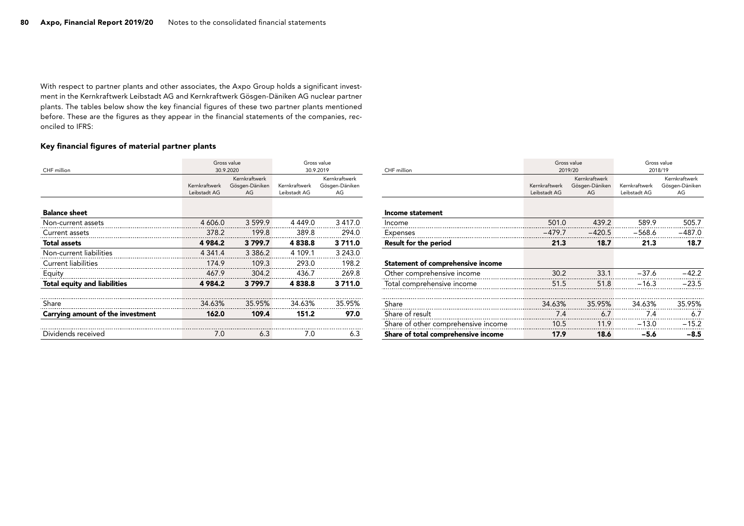With respect to partner plants and other associates, the Axpo Group holds a significant investment in the Kernkraftwerk Leibstadt AG and Kernkraftwerk Gösgen-Däniken AG nuclear partner plants. The tables below show the key financial figures of these two partner plants mentioned before. These are the figures as they appear in the financial statements of the companies, reconciled to IFRS:

### Key financial figures of material partner plants

| CHF million | Gross value 30.9.2020 | | Gross value 30.9.2019 | |
|---|---|---|---|---|
| | Kernkraftwerk Leibstadt AG | Kernkraftwerk Gösgen-Däniken AG | Kernkraftwerk Leibstadt AG | Kernkraftwerk Gösgen-Däniken AG |
| **Balance sheet** | | | | |
| Non-current assets | 4 606.0 | 3 599.9 | 4 449.0 | 3 417.0 |
| Current assets | 378.2 | 199.8 | 389.8 | 294.0 |
| **Total assets** | **4 984.2** | **3 799.7** | **4 838.8** | **3 711.0** |
| Non-current liabilities | 4 341.4 | 3 386.2 | 4 109.1 | 3 243.0 |
| Current liabilities | 174.9 | 109.3 | 293.0 | 198.2 |
| Equity | 467.9 | 304.2 | 436.7 | 269.8 |
| **Total equity and liabilities** | **4 984.2** | **3 799.7** | **4 838.8** | **3 711.0** |
| Share | 34.63% | 35.95% | 34.63% | 35.95% |
| **Carrying amount of the investment** | **162.0** | **109.4** | **151.2** | **97.0** |
| Dividends received | 7.0 | 6.3 | 7.0 | 6.3 |

| CHF million | Gross value 2019/20 | | Gross value 2018/19 | |
|---|---|---|---|---|
| | Kernkraftwerk Leibstadt AG | Kernkraftwerk Gösgen-Däniken AG | Kernkraftwerk Leibstadt AG | Kernkraftwerk Gösgen-Däniken AG |
| **Income statement** | | | | |
| Income | 501.0 | 439.2 | 589.9 | 505.7 |
| Expenses | −479.7 | −420.5 | −568.6 | −487.0 |
| **Result for the period** | **21.3** | **18.7** | **21.3** | **18.7** |
| **Statement of comprehensive income** | | | | |
| Other comprehensive income | 30.2 | 33.1 | −37.6 | −42.2 |
| Total comprehensive income | 51.5 | 51.8 | −16.3 | −23.5 |
| Share | 34.63% | 35.95% | 34.63% | 35.95% |
| Share of result | 7.4 | 6.7 | 7.4 | 6.7 |
| Share of other comprehensive income | 10.5 | 11.9 | −13.0 | −15.2 |
| **Share of total comprehensive income** | **17.9** | **18.6** | **−5.6** | **−8.5** |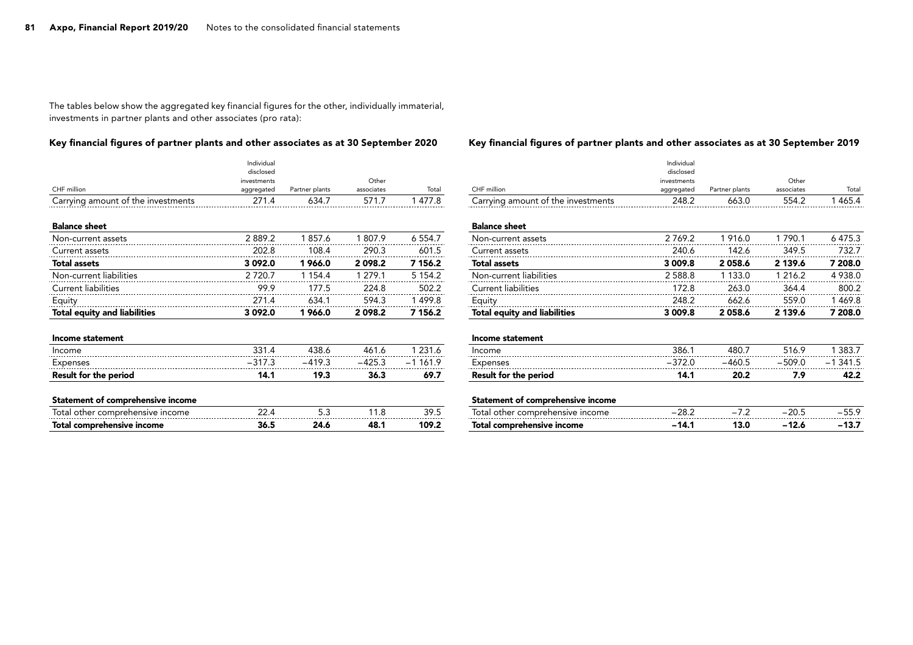The tables below show the aggregated key financial figures for the other, individually immaterial, investments in partner plants and other associates (pro rata):

### Key financial figures of partner plants and other associates as at 30 September 2020

| CHF million | Individual disclosed investments aggregated | Partner plants | Other associates | Total |
|---|---|---|---|---|
| Carrying amount of the investments | 271.4 | 634.7 | 571.7 | 1 477.8 |
| **Balance sheet** | | | | |
| Non-current assets | 2 889.2 | 1 857.6 | 1 807.9 | 6 554.7 |
| Current assets | 202.8 | 108.4 | 290.3 | 601.5 |
| **Total assets** | **3 092.0** | **1 966.0** | **2 098.2** | **7 156.2** |
| Non-current liabilities | 2 720.7 | 1 154.4 | 1 279.1 | 5 154.2 |
| Current liabilities | 99.9 | 177.5 | 224.8 | 502.2 |
| Equity | 271.4 | 634.1 | 594.3 | 1 499.8 |
| **Total equity and liabilities** | **3 092.0** | **1 966.0** | **2 098.2** | **7 156.2** |
| **Income statement** | | | | |
| Income | 331.4 | 438.6 | 461.6 | 1 231.6 |
| Expenses | −317.3 | −419.3 | −425.3 | −1 161.9 |
| **Result for the period** | **14.1** | **19.3** | **36.3** | **69.7** |
| **Statement of comprehensive income** | | | | |
| Total other comprehensive income | 22.4 | 5.3 | 11.8 | 39.5 |
| **Total comprehensive income** | **36.5** | **24.6** | **48.1** | **109.2** |

### Key financial figures of partner plants and other associates as at 30 September 2019

| CHF million | Individual disclosed investments aggregated | Partner plants | Other associates | Total |
|---|---|---|---|---|
| Carrying amount of the investments | 248.2 | 663.0 | 554.2 | 1 465.4 |
| **Balance sheet** | | | | |
| Non-current assets | 2 769.2 | 1 916.0 | 1 790.1 | 6 475.3 |
| Current assets | 240.6 | 142.6 | 349.5 | 732.7 |
| **Total assets** | **3 009.8** | **2 058.6** | **2 139.6** | **7 208.0** |
| Non-current liabilities | 2 588.8 | 1 133.0 | 1 216.2 | 4 938.0 |
| Current liabilities | 172.8 | 263.0 | 364.4 | 800.2 |
| Equity | 248.2 | 662.6 | 559.0 | 1 469.8 |
| **Total equity and liabilities** | **3 009.8** | **2 058.6** | **2 139.6** | **7 208.0** |
| **Income statement** | | | | |
| Income | 386.1 | 480.7 | 516.9 | 1 383.7 |
| Expenses | −372.0 | −460.5 | −509.0 | −1 341.5 |
| **Result for the period** | **14.1** | **20.2** | **7.9** | **42.2** |
| **Statement of comprehensive income** | | | | |
| Total other comprehensive income | −28.2 | −7.2 | −20.5 | −55.9 |
| **Total comprehensive income** | **−14.1** | **13.0** | **−12.6** | **−13.7** |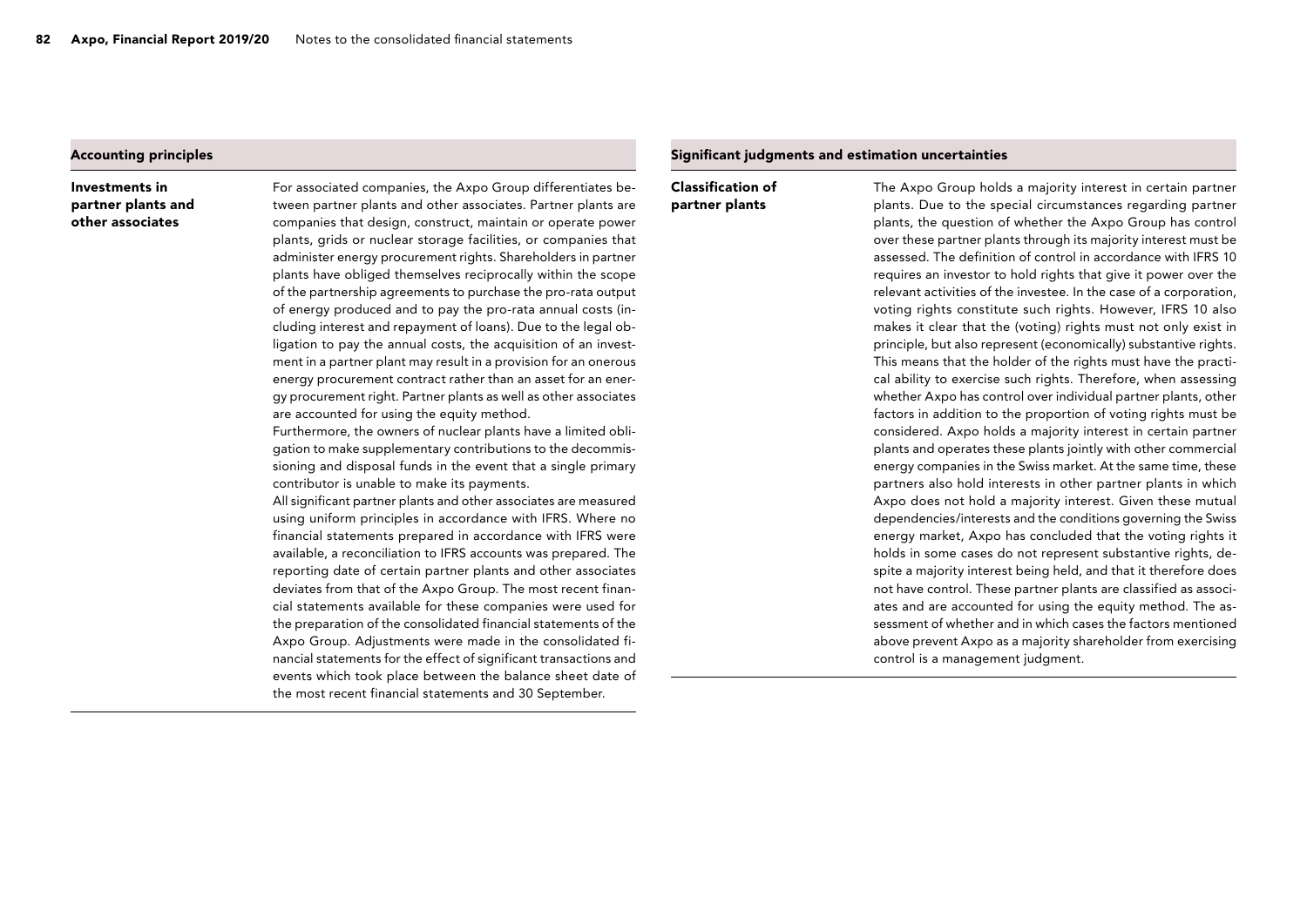## Accounting principles

### Investments in partner plants and other associates

For associated companies, the Axpo Group differentiates between partner plants and other associates. Partner plants are companies that design, construct, maintain or operate power plants, grids or nuclear storage facilities, or companies that administer energy procurement rights. Shareholders in partner plants have obliged themselves reciprocally within the scope of the partnership agreements to purchase the pro-rata output of energy produced and to pay the pro-rata annual costs (including interest and repayment of loans). Due to the legal obligation to pay the annual costs, the acquisition of an investment in a partner plant may result in a provision for an onerous energy procurement contract rather than an asset for an energy procurement right. Partner plants as well as other associates are accounted for using the equity method.

Furthermore, the owners of nuclear plants have a limited obligation to make supplementary contributions to the decommissioning and disposal funds in the event that a single primary contributor is unable to make its payments.

All significant partner plants and other associates are measured using uniform principles in accordance with IFRS. Where no financial statements prepared in accordance with IFRS were available, a reconciliation to IFRS accounts was prepared. The reporting date of certain partner plants and other associates deviates from that of the Axpo Group. The most recent financial statements available for these companies were used for the preparation of the consolidated financial statements of the Axpo Group. Adjustments were made in the consolidated financial statements for the effect of significant transactions and events which took place between the balance sheet date of the most recent financial statements and 30 September.

## Significant judgments and estimation uncertainties

### Classification of partner plants

The Axpo Group holds a majority interest in certain partner plants. Due to the special circumstances regarding partner plants, the question of whether the Axpo Group has control over these partner plants through its majority interest must be assessed. The definition of control in accordance with IFRS 10 requires an investor to hold rights that give it power over the relevant activities of the investee. In the case of a corporation, voting rights constitute such rights. However, IFRS 10 also makes it clear that the (voting) rights must not only exist in principle, but also represent (economically) substantive rights. This means that the holder of the rights must have the practical ability to exercise such rights. Therefore, when assessing whether Axpo has control over individual partner plants, other factors in addition to the proportion of voting rights must be considered. Axpo holds a majority interest in certain partner plants and operates these plants jointly with other commercial energy companies in the Swiss market. At the same time, these partners also hold interests in other partner plants in which Axpo does not hold a majority interest. Given these mutual dependencies/interests and the conditions governing the Swiss energy market, Axpo has concluded that the voting rights it holds in some cases do not represent substantive rights, despite a majority interest being held, and that it therefore does not have control. These partner plants are classified as associates and are accounted for using the equity method. The assessment of whether and in which cases the factors mentioned above prevent Axpo as a majority shareholder from exercising control is a management judgment.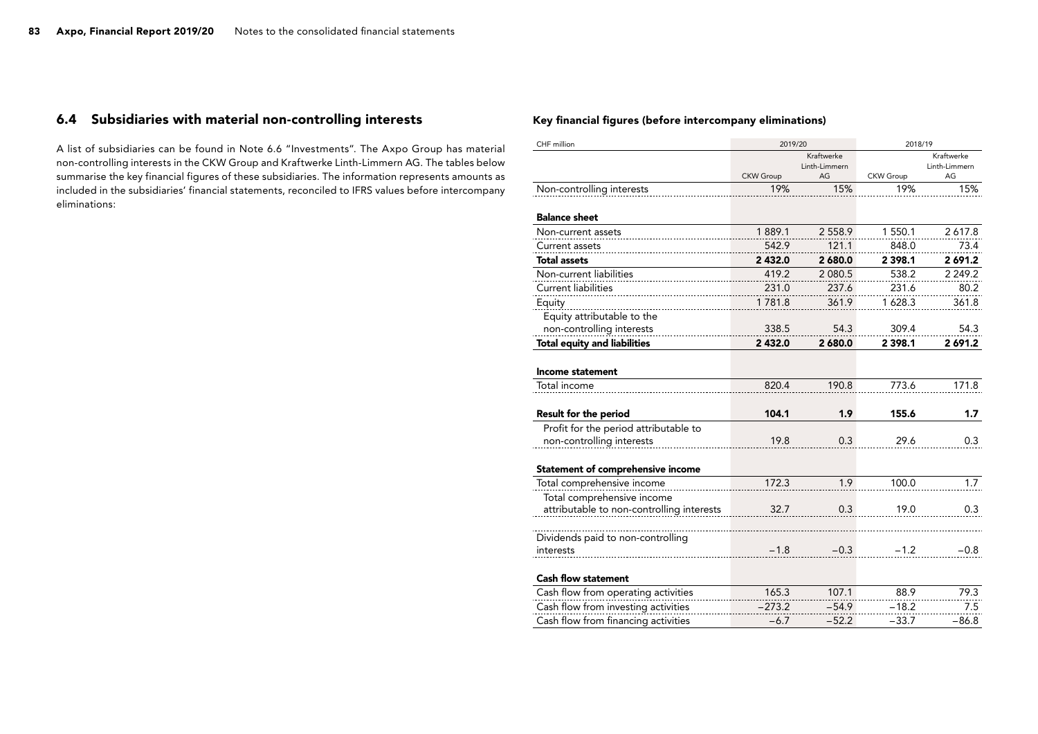## 6.4 Subsidiaries with material non-controlling interests

A list of subsidiaries can be found in Note 6.6 "Investments". The Axpo Group has material non-controlling interests in the CKW Group and Kraftwerke Linth-Limmern AG. The tables below summarise the key financial figures of these subsidiaries. The information represents amounts as included in the subsidiaries' financial statements, reconciled to IFRS values before intercompany eliminations:

### Key financial figures (before intercompany eliminations)

| CHF million | 2019/20 | | 2018/19 | |
|---|---|---|---|---|
| | CKW Group | Kraftwerke Linth-Limmern AG | CKW Group | Kraftwerke Linth-Limmern AG |
| Non-controlling interests | 19% | 15% | 19% | 15% |
| **Balance sheet** | | | | |
| Non-current assets | 1 889.1 | 2 558.9 | 1 550.1 | 2 617.8 |
| Current assets | 542.9 | 121.1 | 848.0 | 73.4 |
| **Total assets** | **2 432.0** | **2 680.0** | **2 398.1** | **2 691.2** |
| Non-current liabilities | 419.2 | 2 080.5 | 538.2 | 2 249.2 |
| Current liabilities | 231.0 | 237.6 | 231.6 | 80.2 |
| Equity | 1 781.8 | 361.9 | 1 628.3 | 361.8 |
| Equity attributable to the non-controlling interests | 338.5 | 54.3 | 309.4 | 54.3 |
| **Total equity and liabilities** | **2 432.0** | **2 680.0** | **2 398.1** | **2 691.2** |
| **Income statement** | | | | |
| Total income | 820.4 | 190.8 | 773.6 | 171.8 |
| **Result for the period** | **104.1** | **1.9** | **155.6** | **1.7** |
| Profit for the period attributable to non-controlling interests | 19.8 | 0.3 | 29.6 | 0.3 |
| **Statement of comprehensive income** | | | | |
| Total comprehensive income | 172.3 | 1.9 | 100.0 | 1.7 |
| Total comprehensive income attributable to non-controlling interests | 32.7 | 0.3 | 19.0 | 0.3 |
| Dividends paid to non-controlling interests | −1.8 | −0.3 | −1.2 | −0.8 |
| **Cash flow statement** | | | | |
| Cash flow from operating activities | 165.3 | 107.1 | 88.9 | 79.3 |
| Cash flow from investing activities | −273.2 | −54.9 | −18.2 | 7.5 |
| Cash flow from financing activities | −6.7 | −52.2 | −33.7 | −86.8 |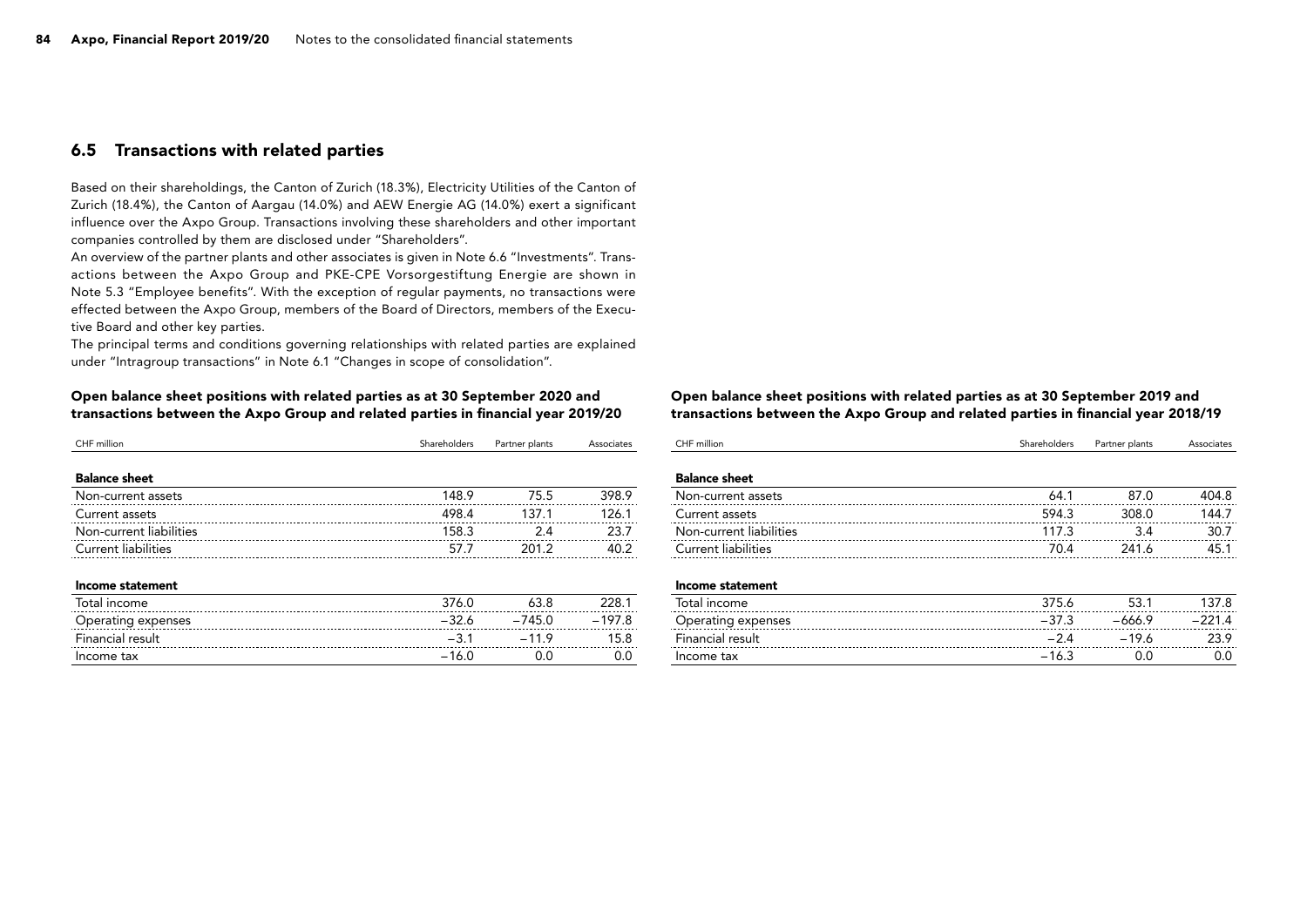## 6.5 Transactions with related parties

Based on their shareholdings, the Canton of Zurich (18.3%), Electricity Utilities of the Canton of Zurich (18.4%), the Canton of Aargau (14.0%) and AEW Energie AG (14.0%) exert a significant influence over the Axpo Group. Transactions involving these shareholders and other important companies controlled by them are disclosed under "Shareholders".

An overview of the partner plants and other associates is given in Note 6.6 "Investments". Transactions between the Axpo Group and PKE-CPE Vorsorgestiftung Energie are shown in Note 5.3 "Employee benefits". With the exception of regular payments, no transactions were effected between the Axpo Group, members of the Board of Directors, members of the Executive Board and other key parties.

The principal terms and conditions governing relationships with related parties are explained under "Intragroup transactions" in Note 6.1 "Changes in scope of consolidation".

### Open balance sheet positions with related parties as at 30 September 2020 and transactions between the Axpo Group and related parties in financial year 2019/20

| CHF million | Shareholders | Partner plants | Associates |
|---|---|---|---|
| **Balance sheet** | | | |
| Non-current assets | 148.9 | 75.5 | 398.9 |
| Current assets | 498.4 | 137.1 | 126.1 |
| Non-current liabilities | 158.3 | 2.4 | 23.7 |
| Current liabilities | 57.7 | 201.2 | 40.2 |
| **Income statement** | | | |
| Total income | 376.0 | 63.8 | 228.1 |
| Operating expenses | −32.6 | −745.0 | −197.8 |
| Financial result | −3.1 | −11.9 | 15.8 |
| Income tax | −16.0 | 0.0 | 0.0 |

### Open balance sheet positions with related parties as at 30 September 2019 and transactions between the Axpo Group and related parties in financial year 2018/19

| CHF million | Shareholders | Partner plants | Associates |
|---|---|---|---|
| **Balance sheet** | | | |
| Non-current assets | 64.1 | 87.0 | 404.8 |
| Current assets | 594.3 | 308.0 | 144.7 |
| Non-current liabilities | 117.3 | 3.4 | 30.7 |
| Current liabilities | 70.4 | 241.6 | 45.1 |
| **Income statement** | | | |
| Total income | 375.6 | 53.1 | 137.8 |
| Operating expenses | −37.3 | −666.9 | −221.4 |
| Financial result | −2.4 | −19.6 | 23.9 |
| Income tax | −16.3 | 0.0 | 0.0 |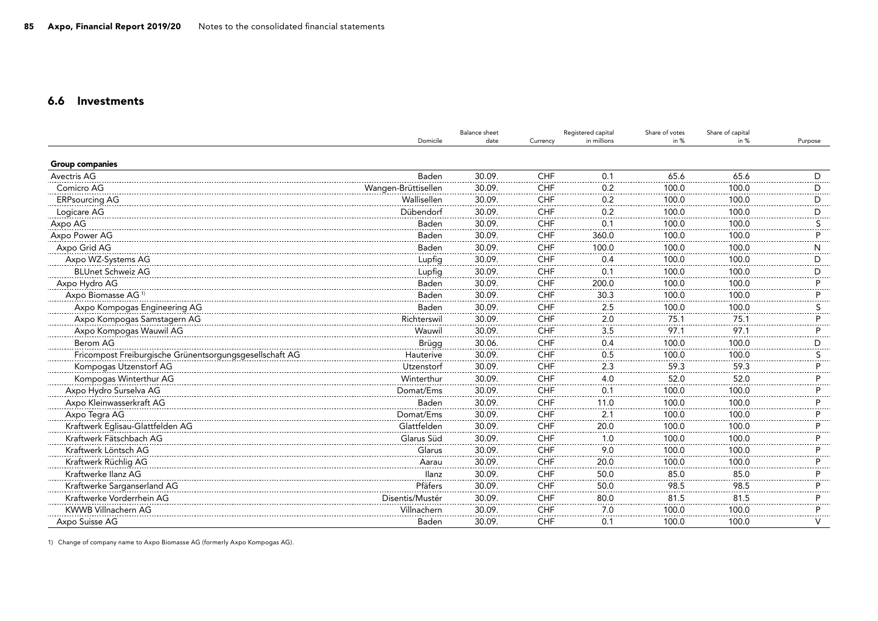## 6.6 Investments

| | Domicile | Balance sheet date | Currency | Registered capital in millions | Share of votes in % | Share of capital in % | Purpose |
|---|---|---|---|---|---|---|---|
| **Group companies** | | | | | | | |
| Avectris AG | Baden | 30.09. | CHF | 0.1 | 65.6 | 65.6 | D |
| Comicro AG | Wangen-Brüttisellen | 30.09. | CHF | 0.2 | 100.0 | 100.0 | D |
| ERPsourcing AG | Wallisellen | 30.09. | CHF | 0.2 | 100.0 | 100.0 | D |
| Logicare AG | Dübendorf | 30.09. | CHF | 0.2 | 100.0 | 100.0 | D |
| Axpo AG | Baden | 30.09. | CHF | 0.1 | 100.0 | 100.0 | S |
| Axpo Power AG | Baden | 30.09. | CHF | 360.0 | 100.0 | 100.0 | P |
| Axpo Grid AG | Baden | 30.09. | CHF | 100.0 | 100.0 | 100.0 | N |
| Axpo WZ-Systems AG | Lupfig | 30.09. | CHF | 0.4 | 100.0 | 100.0 | D |
| BLUnet Schweiz AG | Lupfig | 30.09. | CHF | 0.1 | 100.0 | 100.0 | D |
| Axpo Hydro AG | Baden | 30.09. | CHF | 200.0 | 100.0 | 100.0 | P |
| Axpo Biomasse AG [1] | Baden | 30.09. | CHF | 30.3 | 100.0 | 100.0 | P |
| Axpo Kompogas Engineering AG | Baden | 30.09. | CHF | 2.5 | 100.0 | 100.0 | S |
| Axpo Kompogas Samstagern AG | Richterswil | 30.09. | CHF | 2.0 | 75.1 | 75.1 | P |
| Axpo Kompogas Wauwil AG | Wauwil | 30.09. | CHF | 3.5 | 97.1 | 97.1 | P |
| Berom AG | Brügg | 30.06. | CHF | 0.4 | 100.0 | 100.0 | D |
| Fricompost Freiburgische Grünentsorgungsgesellschaft AG | Hauterive | 30.09. | CHF | 0.5 | 100.0 | 100.0 | S |
| Kompogas Utzenstorf AG | Utzenstorf | 30.09. | CHF | 2.3 | 59.3 | 59.3 | P |
| Kompogas Winterthur AG | Winterthur | 30.09. | CHF | 4.0 | 52.0 | 52.0 | P |
| Axpo Hydro Surselva AG | Domat/Ems | 30.09. | CHF | 0.1 | 100.0 | 100.0 | P |
| Axpo Kleinwasserkraft AG | Baden | 30.09. | CHF | 11.0 | 100.0 | 100.0 | P |
| Axpo Tegra AG | Domat/Ems | 30.09. | CHF | 2.1 | 100.0 | 100.0 | P |
| Kraftwerk Eglisau-Glattfelden AG | Glattfelden | 30.09. | CHF | 20.0 | 100.0 | 100.0 | P |
| Kraftwerk Fätschbach AG | Glarus Süd | 30.09. | CHF | 1.0 | 100.0 | 100.0 | P |
| Kraftwerk Löntsch AG | Glarus | 30.09. | CHF | 9.0 | 100.0 | 100.0 | P |
| Kraftwerk Rüchlig AG | Aarau | 30.09. | CHF | 20.0 | 100.0 | 100.0 | P |
| Kraftwerke Ilanz AG | Ilanz | 30.09. | CHF | 50.0 | 85.0 | 85.0 | P |
| Kraftwerke Sarganserland AG | Pfäfers | 30.09. | CHF | 50.0 | 98.5 | 98.5 | P |
| Kraftwerke Vorderrhein AG | Disentis/Mustér | 30.09. | CHF | 80.0 | 81.5 | 81.5 | P |
| KWWB Villnachern AG | Villnachern | 30.09. | CHF | 7.0 | 100.0 | 100.0 | P |
| Axpo Suisse AG | Baden | 30.09. | CHF | 0.1 | 100.0 | 100.0 | V |

1) Change of company name to Axpo Biomasse AG (formerly Axpo Kompogas AG).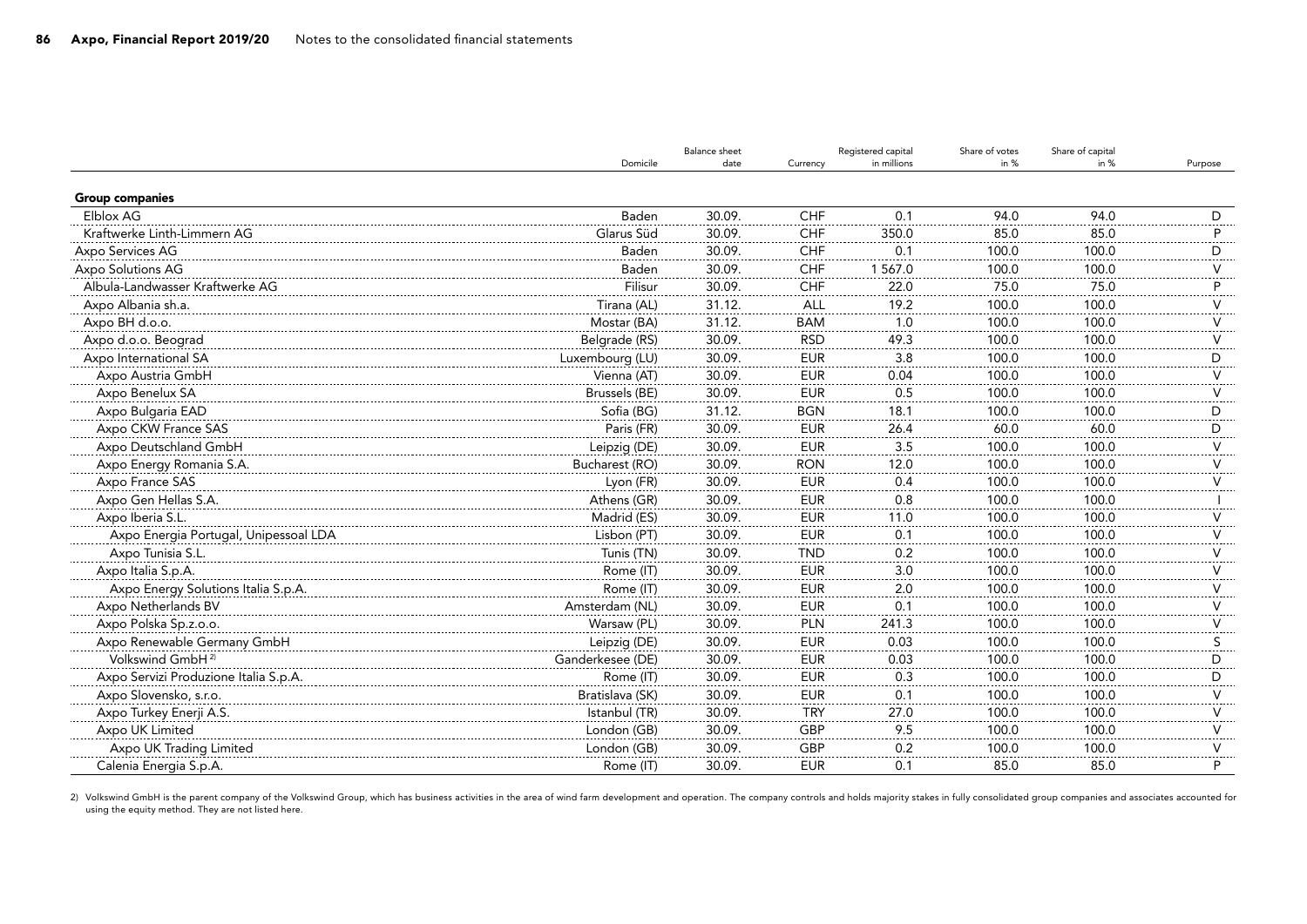| | Domicile | Balance sheet date | Currency | Registered capital in millions | Share of votes in % | Share of capital in % | Purpose |
|---|---|---|---|---|---|---|---|
| **Group companies** | | | | | | | |
| Elblox AG | Baden | 30.09. | CHF | 0.1 | 94.0 | 94.0 | D |
| Kraftwerke Linth-Limmern AG | Glarus Süd | 30.09. | CHF | 350.0 | 85.0 | 85.0 | P |
| Axpo Services AG | Baden | 30.09. | CHF | 0.1 | 100.0 | 100.0 | D |
| Axpo Solutions AG | Baden | 30.09. | CHF | 1 567.0 | 100.0 | 100.0 | V |
| Albula-Landwasser Kraftwerke AG | Filisur | 30.09. | CHF | 22.0 | 75.0 | 75.0 | P |
| Axpo Albania sh.a. | Tirana (AL) | 31.12. | ALL | 19.2 | 100.0 | 100.0 | V |
| Axpo BH d.o.o. | Mostar (BA) | 31.12. | BAM | 1.0 | 100.0 | 100.0 | V |
| Axpo d.o.o. Beograd | Belgrade (RS) | 30.09. | RSD | 49.3 | 100.0 | 100.0 | V |
| Axpo International SA | Luxembourg (LU) | 30.09. | EUR | 3.8 | 100.0 | 100.0 | D |
| Axpo Austria GmbH | Vienna (AT) | 30.09. | EUR | 0.04 | 100.0 | 100.0 | V |
| Axpo Benelux SA | Brussels (BE) | 30.09. | EUR | 0.5 | 100.0 | 100.0 | V |
| Axpo Bulgaria EAD | Sofia (BG) | 31.12. | BGN | 18.1 | 100.0 | 100.0 | D |
| Axpo CKW France SAS | Paris (FR) | 30.09. | EUR | 26.4 | 60.0 | 60.0 | D |
| Axpo Deutschland GmbH | Leipzig (DE) | 30.09. | EUR | 3.5 | 100.0 | 100.0 | V |
| Axpo Energy Romania S.A. | Bucharest (RO) | 30.09. | RON | 12.0 | 100.0 | 100.0 | V |
| Axpo France SAS | Lyon (FR) | 30.09. | EUR | 0.4 | 100.0 | 100.0 | V |
| Axpo Gen Hellas S.A. | Athens (GR) | 30.09. | EUR | 0.8 | 100.0 | 100.0 | I |
| Axpo Iberia S.L. | Madrid (ES) | 30.09. | EUR | 11.0 | 100.0 | 100.0 | V |
| Axpo Energia Portugal, Unipessoal LDA | Lisbon (PT) | 30.09. | EUR | 0.1 | 100.0 | 100.0 | V |
| Axpo Tunisia S.L. | Tunis (TN) | 30.09. | TND | 0.2 | 100.0 | 100.0 | V |
| Axpo Italia S.p.A. | Rome (IT) | 30.09. | EUR | 3.0 | 100.0 | 100.0 | V |
| Axpo Energy Solutions Italia S.p.A. | Rome (IT) | 30.09. | EUR | 2.0 | 100.0 | 100.0 | V |
| Axpo Netherlands BV | Amsterdam (NL) | 30.09. | EUR | 0.1 | 100.0 | 100.0 | V |
| Axpo Polska Sp.z.o.o. | Warsaw (PL) | 30.09. | PLN | 241.3 | 100.0 | 100.0 | V |
| Axpo Renewable Germany GmbH | Leipzig (DE) | 30.09. | EUR | 0.03 | 100.0 | 100.0 | S |
| Volkswind GmbH [2] | Ganderkesee (DE) | 30.09. | EUR | 0.03 | 100.0 | 100.0 | D |
| Axpo Servizi Produzione Italia S.p.A. | Rome (IT) | 30.09. | EUR | 0.3 | 100.0 | 100.0 | D |
| Axpo Slovensko, s.r.o. | Bratislava (SK) | 30.09. | EUR | 0.1 | 100.0 | 100.0 | V |
| Axpo Turkey Enerji A.S. | Istanbul (TR) | 30.09. | TRY | 27.0 | 100.0 | 100.0 | V |
| Axpo UK Limited | London (GB) | 30.09. | GBP | 9.5 | 100.0 | 100.0 | V |
| Axpo UK Trading Limited | London (GB) | 30.09. | GBP | 0.2 | 100.0 | 100.0 | V |
| Calenia Energia S.p.A. | Rome (IT) | 30.09. | EUR | 0.1 | 85.0 | 85.0 | P |

2) Volkswind GmbH is the parent company of the Volkswind Group, which has business activities in the area of wind farm development and operation. The company controls and holds majority stakes in fully consolidated group companies and associates accounted for using the equity method. They are not listed here.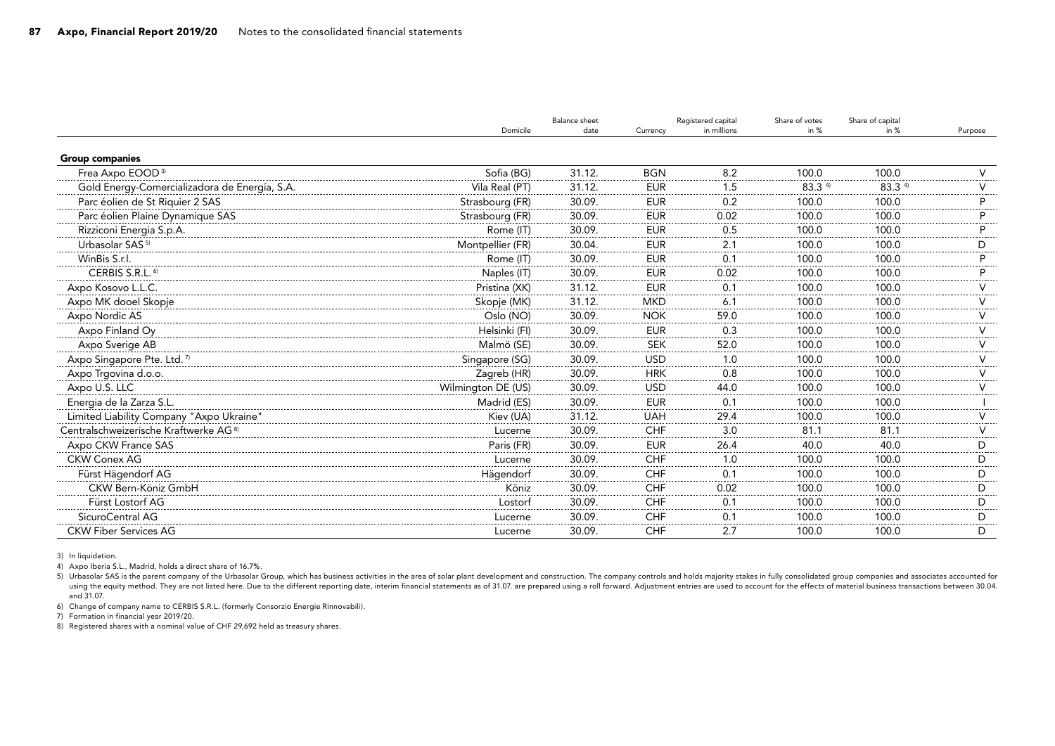| | Domicile | Balance sheet date | Currency | Registered capital in millions | Share of votes in % | Share of capital in % | Purpose |
|---|---|---|---|---|---|---|---|
| **Group companies** | | | | | | | |
| Frea Axpo EOOD [3] | Sofia (BG) | 31.12. | BGN | 8.2 | 100.0 | 100.0 | V |
| Gold Energy-Comercializadora de Energia, S.A. | Vila Real (PT) | 31.12. | EUR | 1.5 | 83.3 [4] | 83.3 [4] | V |
| Parc éolien de St Riquier 2 SAS | Strasbourg (FR) | 30.09. | EUR | 0.2 | 100.0 | 100.0 | P |
| Parc éolien Plaine Dynamique SAS | Strasbourg (FR) | 30.09. | EUR | 0.02 | 100.0 | 100.0 | P |
| Rizziconi Energia S.p.A. | Rome (IT) | 30.09. | EUR | 0.5 | 100.0 | 100.0 | P |
| Urbasolar SAS [5] | Montpellier (FR) | 30.04. | EUR | 2.1 | 100.0 | 100.0 | D |
| WinBis S.r.l. | Rome (IT) | 30.09. | EUR | 0.1 | 100.0 | 100.0 | P |
| CERBIS S.R.L. [6] | Naples (IT) | 30.09. | EUR | 0.02 | 100.0 | 100.0 | P |
| Axpo Kosovo L.L.C. | Pristina (XK) | 31.12. | EUR | 0.1 | 100.0 | 100.0 | V |
| Axpo MK dooel Skopje | Skopje (MK) | 31.12. | MKD | 6.1 | 100.0 | 100.0 | V |
| Axpo Nordic AS | Oslo (NO) | 30.09. | NOK | 59.0 | 100.0 | 100.0 | V |
| Axpo Finland Oy | Helsinki (FI) | 30.09. | EUR | 0.3 | 100.0 | 100.0 | V |
| Axpo Sverige AB | Malmö (SE) | 30.09. | SEK | 52.0 | 100.0 | 100.0 | V |
| Axpo Singapore Pte. Ltd. [7] | Singapore (SG) | 30.09. | USD | 1.0 | 100.0 | 100.0 | V |
| Axpo Trgovina d.o.o. | Zagreb (HR) | 30.09. | HRK | 0.8 | 100.0 | 100.0 | V |
| Axpo U.S. LLC | Wilmington DE (US) | 30.09. | USD | 44.0 | 100.0 | 100.0 | V |
| Energia de la Zarza S.L. | Madrid (ES) | 30.09. | EUR | 0.1 | 100.0 | 100.0 | I |
| Limited Liability Company "Axpo Ukraine" | Kiev (UA) | 31.12. | UAH | 29.4 | 100.0 | 100.0 | V |
| Centralschweizerische Kraftwerke AG [8] | Lucerne | 30.09. | CHF | 3.0 | 81.1 | 81.1 | V |
| Axpo CKW France SAS | Paris (FR) | 30.09. | EUR | 26.4 | 40.0 | 40.0 | D |
| CKW Conex AG | Lucerne | 30.09. | CHF | 1.0 | 100.0 | 100.0 | D |
| Fürst Hägendorf AG | Hägendorf | 30.09. | CHF | 0.1 | 100.0 | 100.0 | D |
| CKW Bern-Köniz GmbH | Köniz | 30.09. | CHF | 0.02 | 100.0 | 100.0 | D |
| Fürst Lostorf AG | Lostorf | 30.09. | CHF | 0.1 | 100.0 | 100.0 | D |
| SicuroCentral AG | Lucerne | 30.09. | CHF | 0.1 | 100.0 | 100.0 | D |
| CKW Fiber Services AG | Lucerne | 30.09. | CHF | 2.7 | 100.0 | 100.0 | D |

3) In liquidation.

4) Axpo Iberia S.L., Madrid, holds a direct share of 16.7%.

5) Urbasolar SAS is the parent company of the Urbasolar Group, which has business activities in the area of solar plant development and construction. The company controls and holds majority stakes in fully consolidated group companies and associates accounted for using the equity method. They are not listed here. Due to the different reporting date, interim financial statements as of 31.07. are prepared using a roll forward. Adjustment entries are used to account for the effects of material business transactions between 30.04. and 31.07.

6) Change of company name to CERBIS S.R.L. (formerly Consorzio Energie Rinnovabili).

7) Formation in financial year 2019/20.

8) Registered shares with a nominal value of CHF 29,692 held as treasury shares.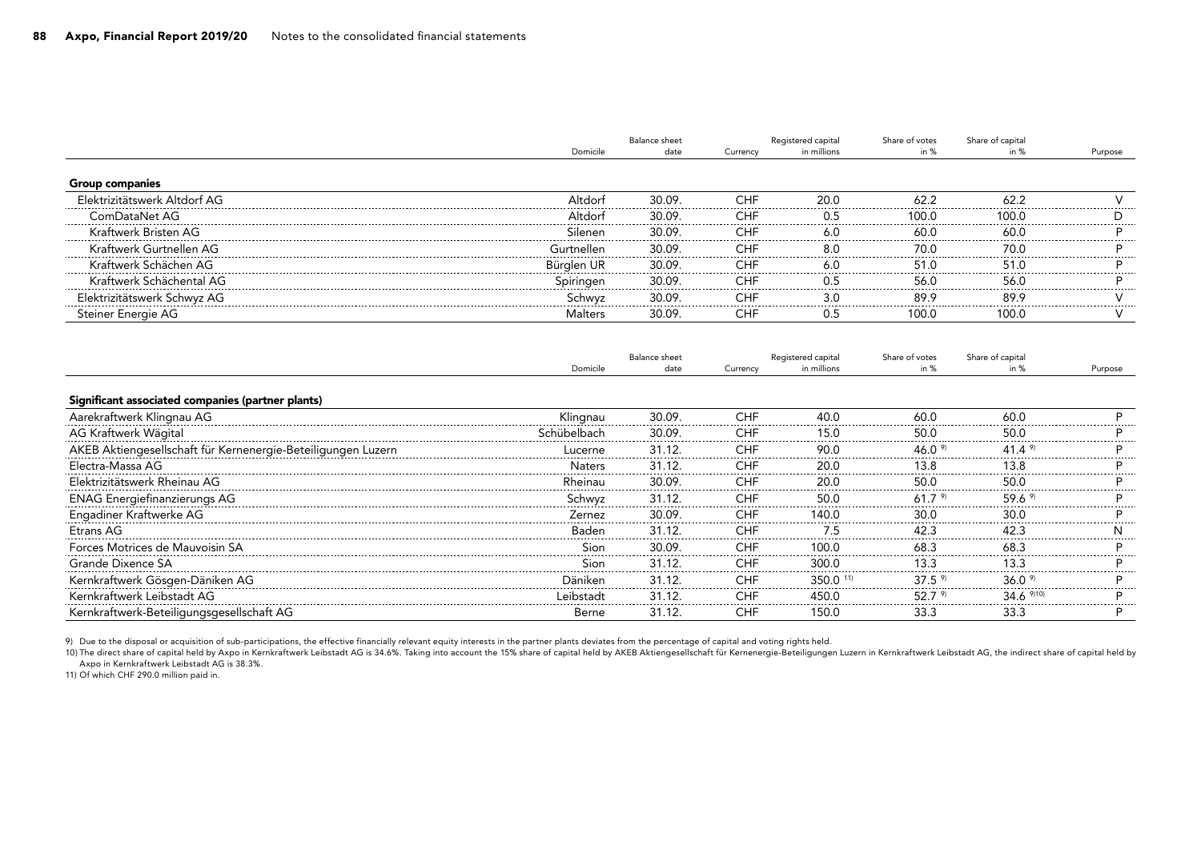| | Domicile | Balance sheet date | Currency | Registered capital in millions | Share of votes in % | Share of capital in % | Purpose |
|---|---|---|---|---|---|---|---|
| **Group companies** | | | | | | | |
| Elektrizitätswerk Altdorf AG | Altdorf | 30.09. | CHF | 20.0 | 62.2 | 62.2 | V |
| ComDataNet AG | Altdorf | 30.09. | CHF | 0.5 | 100.0 | 100.0 | D |
| Kraftwerk Bristen AG | Silenen | 30.09. | CHF | 6.0 | 60.0 | 60.0 | P |
| Kraftwerk Gurtnellen AG | Gurtnellen | 30.09. | CHF | 8.0 | 70.0 | 70.0 | P |
| Kraftwerk Schächen AG | Bürglen UR | 30.09. | CHF | 6.0 | 51.0 | 51.0 | P |
| Kraftwerk Schächental AG | Spiringen | 30.09. | CHF | 0.5 | 56.0 | 56.0 | P |
| Elektrizitätswerk Schwyz AG | Schwyz | 30.09. | CHF | 3.0 | 89.9 | 89.9 | V |
| Steiner Energie AG | Malters | 30.09. | CHF | 0.5 | 100.0 | 100.0 | V |

| | Domicile | Balance sheet date | Currency | Registered capital in millions | Share of votes in % | Share of capital in % | Purpose |
|---|---|---|---|---|---|---|---|
| **Significant associated companies (partner plants)** | | | | | | | |
| Aarekraftwerk Klingnau AG | Klingnau | 30.09. | CHF | 40.0 | 60.0 | 60.0 | P |
| AG Kraftwerk Wägital | Schübelbach | 30.09. | CHF | 15.0 | 50.0 | 50.0 | P |
| AKEB Aktiengesellschaft für Kernenergie-Beteiligungen Luzern | Lucerne | 31.12. | CHF | 90.0 | 46.0 [9] | 41.4 [9] | P |
| Electra-Massa AG | Naters | 31.12. | CHF | 20.0 | 13.8 | 13.8 | P |
| Elektrizitätswerk Rheinau AG | Rheinau | 30.09. | CHF | 20.0 | 50.0 | 50.0 | P |
| ENAG Energiefinanzierungs AG | Schwyz | 31.12. | CHF | 50.0 | 61.7 [9] | 59.6 [9] | P |
| Engadiner Kraftwerke AG | Zernez | 30.09. | CHF | 140.0 | 30.0 | 30.0 | P |
| Etrans AG | Baden | 31.12. | CHF | 7.5 | 42.3 | 42.3 | N |
| Forces Motrices de Mauvoisin SA | Sion | 30.09. | CHF | 100.0 | 68.3 | 68.3 | P |
| Grande Dixence SA | Sion | 31.12. | CHF | 300.0 | 13.3 | 13.3 | P |
| Kernkraftwerk Gösgen-Däniken AG | Däniken | 31.12. | CHF | 350.0 [11] | 37.5 [9] | 36.0 [9] | P |
| Kernkraftwerk Leibstadt AG | Leibstadt | 31.12. | CHF | 450.0 | 52.7 [9] | 34.6 [9][10] | P |
| Kernkraftwerk-Beteiligungsgesellschaft AG | Berne | 31.12. | CHF | 150.0 | 33.3 | 33.3 | P |

9) Due to the disposal or acquisition of sub-participations, the effective financially relevant equity interests in the partner plants deviates from the percentage of capital and voting rights held.

10) The direct share of capital held by Axpo in Kernkraftwerk Leibstadt AG is 34.6%. Taking into account the 15% share of capital held by AKEB Aktiengesellschaft für Kernenergie-Beteiligungen Luzern in Kernkraftwerk Leibstadt AG, the indirect share of capital held by Axpo in Kernkraftwerk Leibstadt AG is 38.3%.

11) Of which CHF 290.0 million paid in.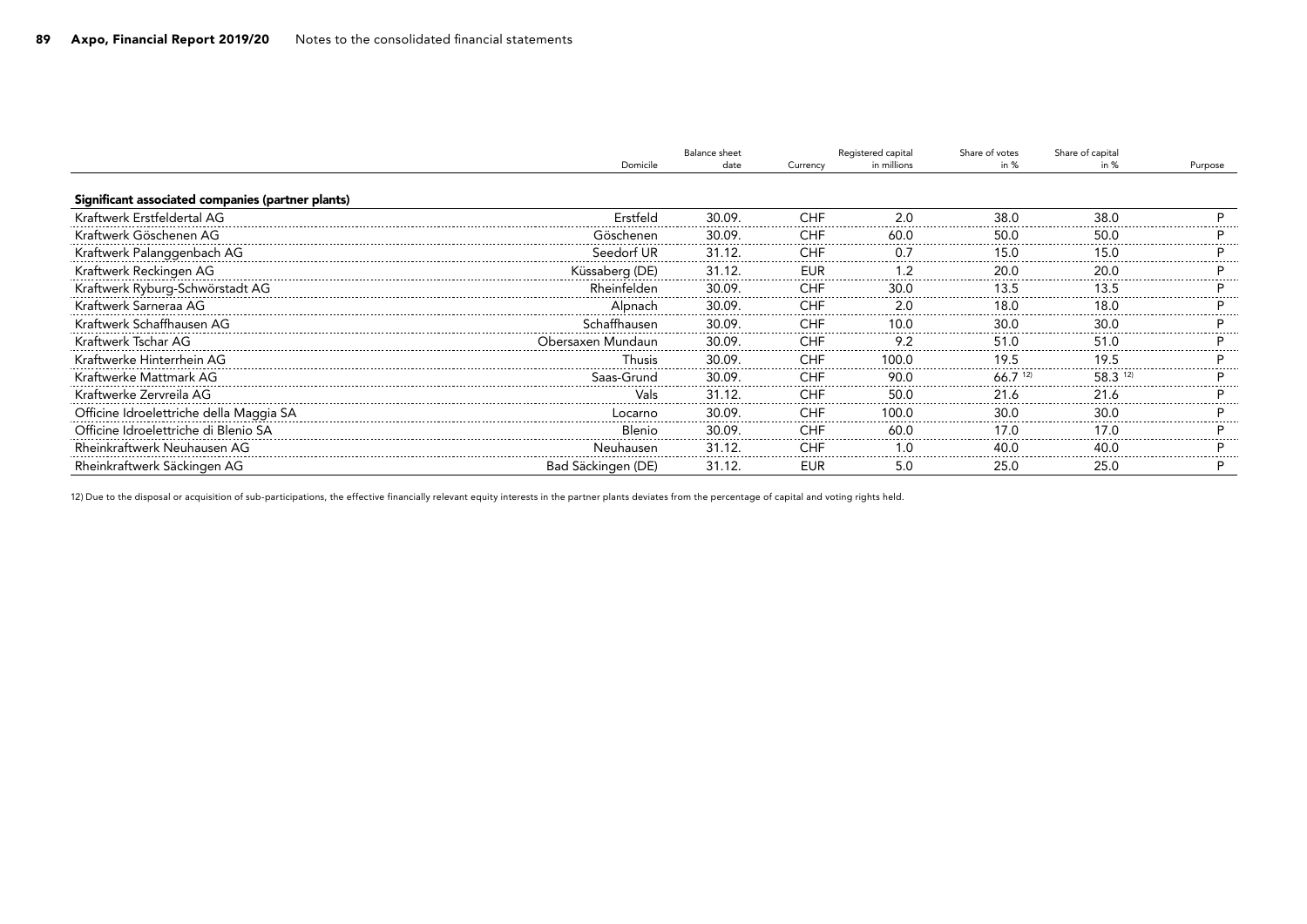| | Domicile | Balance sheet date | Currency | Registered capital in millions | Share of votes in % | Share of capital in % | Purpose |
|---|---|---|---|---|---|---|---|
| **Significant associated companies (partner plants)** | | | | | | | |
| Kraftwerk Erstfeldertal AG | Erstfeld | 30.09. | CHF | 2.0 | 38.0 | 38.0 | P |
| Kraftwerk Göschenen AG | Göschenen | 30.09. | CHF | 60.0 | 50.0 | 50.0 | P |
| Kraftwerk Palanggenbach AG | Seedorf UR | 31.12. | CHF | 0.7 | 15.0 | 15.0 | P |
| Kraftwerk Reckingen AG | Küssaberg (DE) | 31.12. | EUR | 1.2 | 20.0 | 20.0 | P |
| Kraftwerk Ryburg-Schwörstadt AG | Rheinfelden | 30.09. | CHF | 30.0 | 13.5 | 13.5 | P |
| Kraftwerk Sarneraa AG | Alpnach | 30.09. | CHF | 2.0 | 18.0 | 18.0 | P |
| Kraftwerk Schaffhausen AG | Schaffhausen | 30.09. | CHF | 10.0 | 30.0 | 30.0 | P |
| Kraftwerk Tschar AG | Obersaxen Mundaun | 30.09. | CHF | 9.2 | 51.0 | 51.0 | P |
| Kraftwerke Hinterrhein AG | Thusis | 30.09. | CHF | 100.0 | 19.5 | 19.5 | P |
| Kraftwerke Mattmark AG | Saas-Grund | 30.09. | CHF | 90.0 | 66.7 [12] | 58.3 [12] | P |
| Kraftwerke Zervreila AG | Vals | 31.12. | CHF | 50.0 | 21.6 | 21.6 | P |
| Officine Idroelettriche della Maggia SA | Locarno | 30.09. | CHF | 100.0 | 30.0 | 30.0 | P |
| Officine Idroelettriche di Blenio SA | Blenio | 30.09. | CHF | 60.0 | 17.0 | 17.0 | P |
| Rheinkraftwerk Neuhausen AG | Neuhausen | 31.12. | CHF | 1.0 | 40.0 | 40.0 | P |
| Rheinkraftwerk Säckingen AG | Bad Säckingen (DE) | 31.12. | EUR | 5.0 | 25.0 | 25.0 | P |

12) Due to the disposal or acquisition of sub-participations, the effective financially relevant equity interests in the partner plants deviates from the percentage of capital and voting rights held.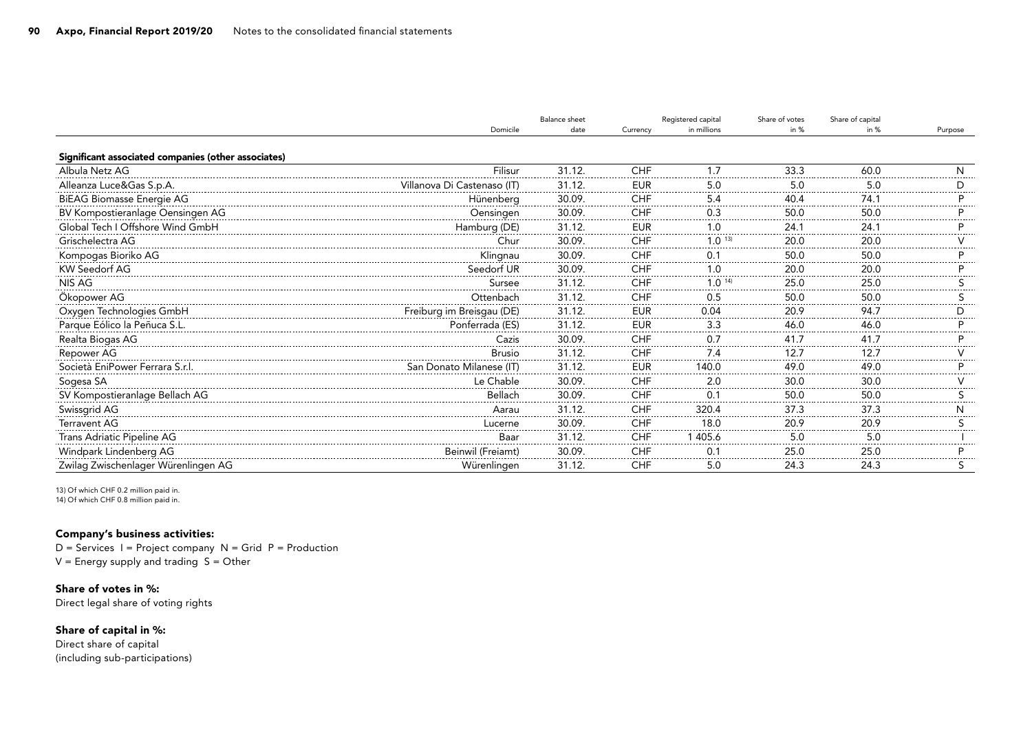| | Domicile | Balance sheet date | Currency | Registered capital in millions | Share of votes in % | Share of capital in % | Purpose |
|---|---|---|---|---|---|---|---|
| **Significant associated companies (other associates)** | | | | | | | |
| Albula Netz AG | Filisur | 31.12. | CHF | 1.7 | 33.3 | 60.0 | N |
| Alleanza Luce&Gas S.p.A. | Villanova Di Castenaso (IT) | 31.12. | EUR | 5.0 | 5.0 | 5.0 | D |
| BiEAG Biomasse Energie AG | Hünenberg | 30.09. | CHF | 5.4 | 40.4 | 74.1 | P |
| BV Kompostieranlage Oensingen AG | Oensingen | 30.09. | CHF | 0.3 | 50.0 | 50.0 | P |
| Global Tech I Offshore Wind GmbH | Hamburg (DE) | 31.12. | EUR | 1.0 | 24.1 | 24.1 | P |
| Grischelectra AG | Chur | 30.09. | CHF | 1.0 [13] | 20.0 | 20.0 | V |
| Kompogas Bioriko AG | Klingnau | 30.09. | CHF | 0.1 | 50.0 | 50.0 | P |
| KW Seedorf AG | Seedorf UR | 30.09. | CHF | 1.0 | 20.0 | 20.0 | P |
| NIS AG | Sursee | 31.12. | CHF | 1.0 [14] | 25.0 | 25.0 | S |
| Ökopower AG | Ottenbach | 31.12. | CHF | 0.5 | 50.0 | 50.0 | S |
| Oxygen Technologies GmbH | Freiburg im Breisgau (DE) | 31.12. | EUR | 0.04 | 20.9 | 94.7 | D |
| Parque Eólico la Peñuca S.L. | Ponferrada (ES) | 31.12. | EUR | 3.3 | 46.0 | 46.0 | P |
| Realta Biogas AG | Cazis | 30.09. | CHF | 0.7 | 41.7 | 41.7 | P |
| Repower AG | Brusio | 31.12. | CHF | 7.4 | 12.7 | 12.7 | V |
| Società EniPower Ferrara S.r.l. | San Donato Milanese (IT) | 31.12. | EUR | 140.0 | 49.0 | 49.0 | P |
| Sogesa SA | Le Chable | 30.09. | CHF | 2.0 | 30.0 | 30.0 | V |
| SV Kompostieranlage Bellach AG | Bellach | 30.09. | CHF | 0.1 | 50.0 | 50.0 | S |
| Swissgrid AG | Aarau | 31.12. | CHF | 320.4 | 37.3 | 37.3 | N |
| Terravent AG | Lucerne | 30.09. | CHF | 18.0 | 20.9 | 20.9 | S |
| Trans Adriatic Pipeline AG | Baar | 31.12. | CHF | 1 405.6 | 5.0 | 5.0 | I |
| Windpark Lindenberg AG | Beinwil (Freiamt) | 30.09. | CHF | 0.1 | 25.0 | 25.0 | P |
| Zwilag Zwischenlager Würenlingen AG | Würenlingen | 31.12. | CHF | 5.0 | 24.3 | 24.3 | S |

13) Of which CHF 0.2 million paid in.
14) Of which CHF 0.8 million paid in.

### Company's business activities:

D = Services I = Project company N = Grid P = Production
V = Energy supply and trading S = Other

### Share of votes in %:

Direct legal share of voting rights

### Share of capital in %:

Direct share of capital
(including sub-participations)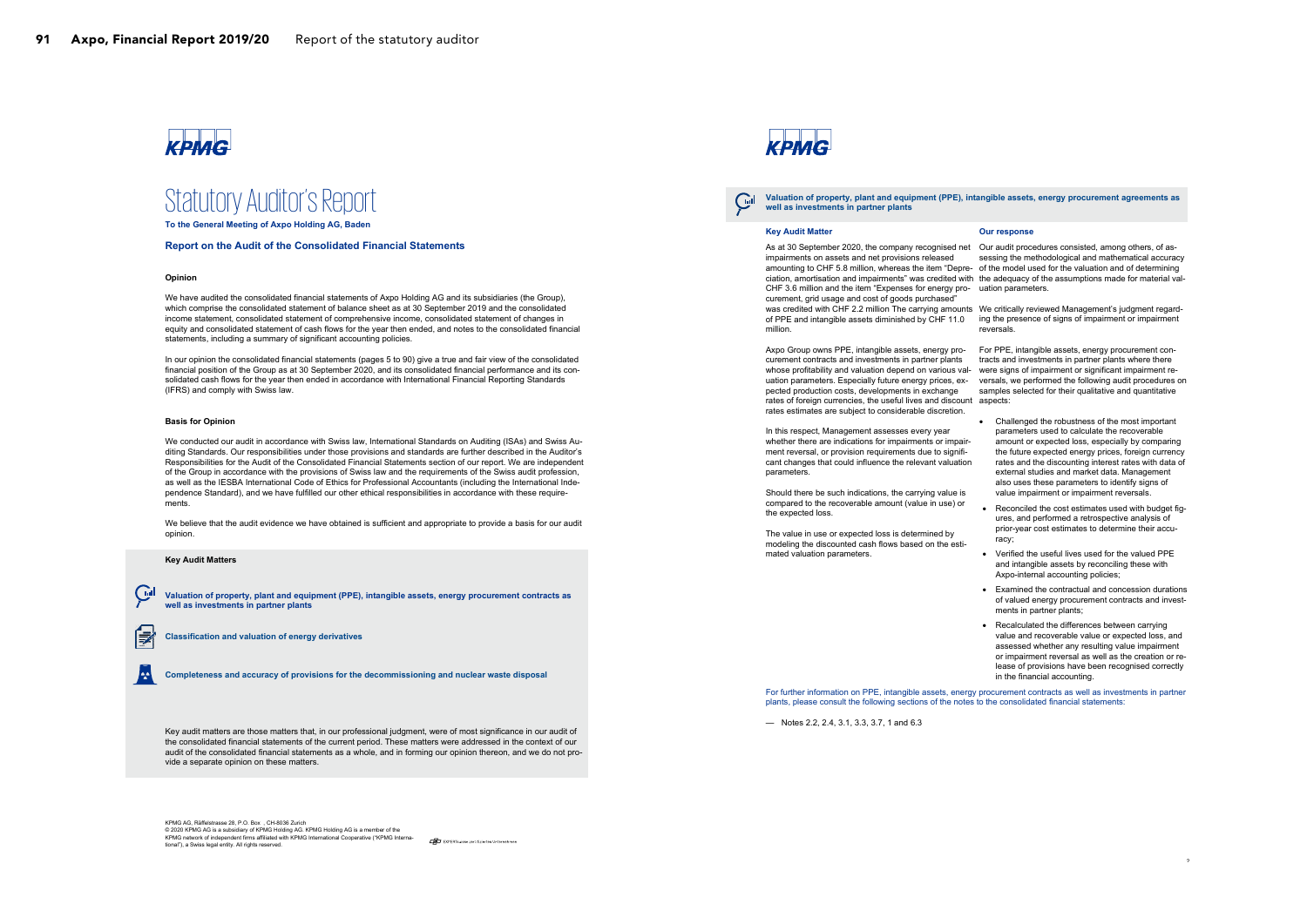# Statutory Auditor's Report

**To the General Meeting of Axpo Holding AG, Baden**

## Report on the Audit of the Consolidated Financial Statements

### Opinion

We have audited the consolidated financial statements of Axpo Holding AG and its subsidiaries (the Group), which comprise the consolidated statement of balance sheet as at 30 September 2019 and the consolidated income statement, consolidated statement of comprehensive income, consolidated statement of changes in equity and consolidated statement of cash flows for the year then ended, and notes to the consolidated financial statements, including a summary of significant accounting policies.

In our opinion the consolidated financial statements (pages 5 to 90) give a true and fair view of the consolidated financial position of the Group as at 30 September 2020, and its consolidated financial performance and its consolidated cash flows for the year then ended in accordance with International Financial Reporting Standards (IFRS) and comply with Swiss law.

### Basis for Opinion

We conducted our audit in accordance with Swiss law, International Standards on Auditing (ISAs) and Swiss Auditing Standards. Our responsibilities under those provisions and standards are further described in the Auditor's Responsibilities for the Audit of the Consolidated Financial Statements section of our report. We are independent of the Group in accordance with the provisions of Swiss law and the requirements of the Swiss audit profession, as well as the IESBA International Code of Ethics for Professional Accountants (including the International Independence Standard), and we have fulfilled our other ethical responsibilities in accordance with these requirements.

We believe that the audit evidence we have obtained is sufficient and appropriate to provide a basis for our audit opinion.

### Key Audit Matters

**Valuation of property, plant and equipment (PPE), intangible assets, energy procurement contracts as well as investments in partner plants**

**Classification and valuation of energy derivatives**

**Completeness and accuracy of provisions for the decommissioning and nuclear waste disposal**

Key audit matters are those matters that, in our professional judgment, were of most significance in our audit of the consolidated financial statements of the current period. These matters were addressed in the context of our audit of the consolidated financial statements as a whole, and in forming our opinion thereon, and we do not provide a separate opinion on these matters.

### Valuation of property, plant and equipment (PPE), intangible assets, energy procurement agreements as well as investments in partner plants

#### Key Audit Matter

As at 30 September 2020, the company recognised net impairments on assets and net provisions released amounting to CHF 5.8 million, whereas the item "Depreciation, amortisation and impairments" was credited with CHF 3.6 million and the item "Expenses for energy procurement, grid usage and cost of goods purchased" was credited with CHF 2.2 million The carrying amounts of PPE and intangible assets diminished by CHF 11.0 million.

Axpo Group owns PPE, intangible assets, energy procurement contracts and investments in partner plants whose profitability and valuation depend on various valuation parameters. Especially future energy prices, expected production costs, developments in exchange rates of foreign currencies, the useful lives and discount rates estimates are subject to considerable discretion.

In this respect, Management assesses every year whether there are indications for impairments or impairment reversal, or provision requirements due to significant changes that could influence the relevant valuation parameters.

Should there be such indications, the carrying value is compared to the recoverable amount (value in use) or the expected loss.

The value in use or expected loss is determined by modeling the discounted cash flows based on the estimated valuation parameters.

#### Our response

Our audit procedures consisted, among others, of assessing the methodological and mathematical accuracy of the model used for the valuation and of determining the adequacy of the assumptions made for material valuation parameters.

We critically reviewed Management's judgment regarding the presence of signs of impairment or impairment reversals.

For PPE, intangible assets, energy procurement contracts and investments in partner plants where there were signs of impairment or significant impairment reversals, we performed the following audit procedures on samples selected for their qualitative and quantitative aspects:

- Challenged the robustness of the most important parameters used to calculate the recoverable amount or expected loss, especially by comparing the future expected energy prices, foreign currency rates and the discounting interest rates with data of external studies and market data. Management also uses these parameters to identify signs of value impairment or impairment reversals.
- Reconciled the cost estimates used with budget figures, and performed a retrospective analysis of prior-year cost estimates to determine their accuracy;
- Verified the useful lives used for the valued PPE and intangible assets by reconciling these with Axpo-internal accounting policies;
- Examined the contractual and concession durations of valued energy procurement contracts and investments in partner plants;
- Recalculated the differences between carrying value and recoverable value or expected loss, and assessed whether any resulting value impairment or impairment reversal as well as the creation or release of provisions have been recognised correctly in the financial accounting.

For further information on PPE, intangible assets, energy procurement contracts as well as investments in partner plants, please consult the following sections of the notes to the consolidated financial statements:

— Notes 2.2, 2.4, 3.1, 3.3, 3.7, 1 and 6.3

KPMG AG, Räffelstrasse 28, P.O. Box , CH-8036 Zurich
© 2020 KPMG AG is a subsidiary of KPMG Holding AG. KPMG Holding AG is a member of the KPMG network of independent firms affiliated with KPMG International Cooperative ("KPMG International"), a Swiss legal entity. All rights reserved.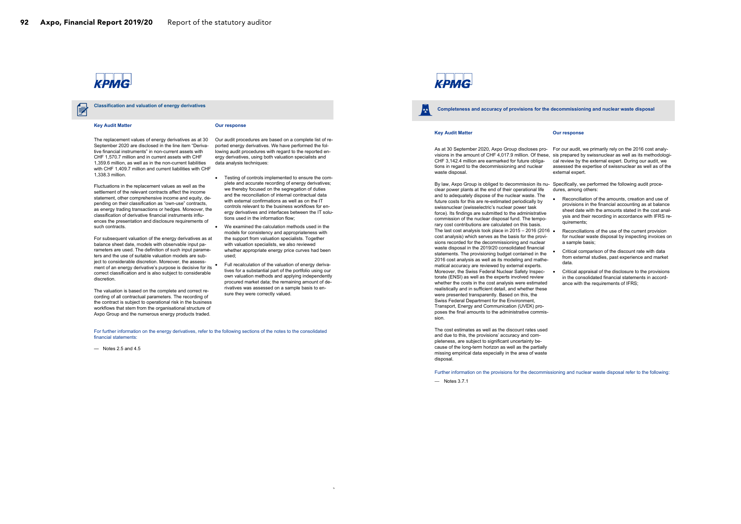KPMG

### Classification and valuation of energy derivatives

**Key Audit Matter**

The replacement values of energy derivatives as at 30 September 2020 are disclosed in the line item "Derivative financial instruments" in non-current assets with CHF 1,570.7 million and in current assets with CHF 1,359.6 million, as well as in the non-current liabilities with CHF 1,409.7 million and current liabilities with CHF 1,338.3 million.

Fluctuations in the replacement values as well as the settlement of the relevant contracts affect the income statement, other comprehensive income and equity, depending on their classification as "own-use" contracts, as energy trading transactions or hedges. Moreover, the classification of derivative financial instruments influences the presentation and disclosure requirements of such contracts.

For subsequent valuation of the energy derivatives as at balance sheet date, models with observable input parameters are used. The definition of such input parameters and the use of suitable valuation models are subject to considerable discretion. Moreover, the assessment of an energy derivative's purpose is decisive for its correct classification and is also subject to considerable discretion.

The valuation is based on the complete and correct recording of all contractual parameters. The recording of the contract is subject to operational risk in the business workflows that stem from the organisational structure of Axpo Group and the numerous energy products traded.

**Our response**

Our audit procedures are based on a complete list of reported energy derivatives. We have performed the following audit procedures with regard to the reported energy derivatives, using both valuation specialists and data analysis techniques:

- Testing of controls implemented to ensure the complete and accurate recording of energy derivatives; we thereby focused on the segregation of duties and the reconciliation of internal contractual data with external confirmations as well as on the IT controls relevant to the business workflows for energy derivatives and interfaces between the IT solutions used in the information flow;
- We examined the calculation methods used in the models for consistency and appropriateness with the support from valuation specialists. Together with valuation specialists, we also reviewed whether appropriate energy price curves had been used;
- Full recalculation of the valuation of energy derivatives for a substantial part of the portfolio using our own valuation methods and applying independently procured market data; the remaining amount of derivatives was assessed on a sample basis to ensure they were correctly valued.

For further information on the energy derivatives, refer to the following sections of the notes to the consolidated financial statements:

— Notes 2.5 and 4.5

KPMG

### Completeness and accuracy of provisions for the decommissioning and nuclear waste disposal

**Key Audit Matter**

As at 30 September 2020, Axpo Group discloses provisions in the amount of CHF 4,017.9 million. Of these, CHF 3,142.4 million are earmarked for future obligations in regard to the decommissioning and nuclear waste disposal.

By law, Axpo Group is obliged to decommission its nuclear power plants at the end of their operational life and to adequately dispose of the nuclear waste. The future costs for this are re-estimated periodically by swissnuclear (swisselectric's nuclear power task force). Its findings are submitted to the administrative commission of the nuclear disposal fund. The temporary cost contributions are calculated on this basis. The last cost analysis took place in 2015 – 2016 (2016 cost analysis) which serves as the basis for the provisions recorded for the decommissioning and nuclear waste disposal in the 2019/20 consolidated financial statements. The provisioning budget contained in the 2016 cost analysis as well as its modeling and mathematical accuracy are reviewed by external experts. Moreover, the Swiss Federal Nuclear Safety Inspectorate (ENSI) as well as the experts involved review whether the costs in the cost analysis were estimated realistically and in sufficient detail, and whether these were presented transparently. Based on this, the Swiss Federal Department for the Environment, Transport, Energy and Communication (UVEK) proposes the final amounts to the administrative commission.

The cost estimates as well as the discount rates used and due to this, the provisions' accuracy and completeness, are subject to significant uncertainty because of the long-term horizon as well as the partially missing empirical data especially in the area of waste disposal.

**Our response**

For our audit, we primarily rely on the 2016 cost analysis as prepared by swissnuclear as well as its methodological review by the external expert. During our audit, we assessed the expertise of swissnuclear as well as of the external expert.

Specifically, we performed the following audit procedures, among others:

- Reconciliation of the amounts, creation and use of provisions in the financial accounting as at balance sheet date with the amounts stated in the cost analysis and their recording in accordance with IFRS requirements;
- Reconciliations of the use of the current provision for nuclear waste disposal by inspecting invoices on a sample basis;
- Critical comparison of the discount rate with data from external studies, past experience and market data.
- Critical appraisal of the disclosure to the provisions in the consolidated financial statements in accordance with the requirements of IFRS;

Further information on the provisions for the decommissioning and nuclear waste disposal refer to the following:

— Notes 3.7.1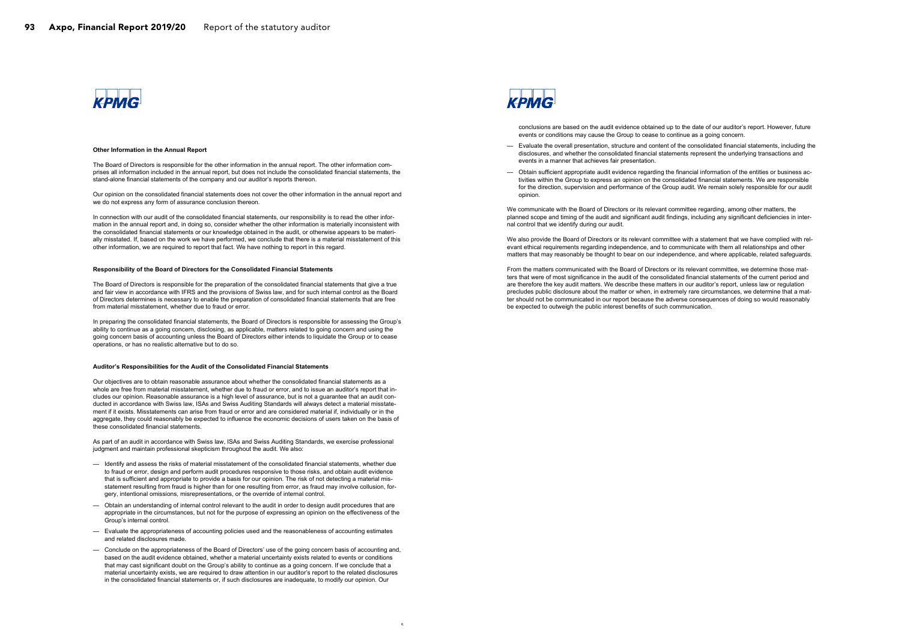KPMG

#### Other Information in the Annual Report

The Board of Directors is responsible for the other information in the annual report. The other information comprises all information included in the annual report, but does not include the consolidated financial statements, the stand-alone financial statements of the company and our auditor's reports thereon.

Our opinion on the consolidated financial statements does not cover the other information in the annual report and we do not express any form of assurance conclusion thereon.

In connection with our audit of the consolidated financial statements, our responsibility is to read the other information in the annual report and, in doing so, consider whether the other information is materially inconsistent with the consolidated financial statements or our knowledge obtained in the audit, or otherwise appears to be materially misstated. If, based on the work we have performed, we conclude that there is a material misstatement of this other information, we are required to report that fact. We have nothing to report in this regard.

#### Responsibility of the Board of Directors for the Consolidated Financial Statements

The Board of Directors is responsible for the preparation of the consolidated financial statements that give a true and fair view in accordance with IFRS and the provisions of Swiss law, and for such internal control as the Board of Directors determines is necessary to enable the preparation of consolidated financial statements that are free from material misstatement, whether due to fraud or error.

In preparing the consolidated financial statements, the Board of Directors is responsible for assessing the Group's ability to continue as a going concern, disclosing, as applicable, matters related to going concern and using the going concern basis of accounting unless the Board of Directors either intends to liquidate the Group or to cease operations, or has no realistic alternative but to do so.

#### Auditor's Responsibilities for the Audit of the Consolidated Financial Statements

Our objectives are to obtain reasonable assurance about whether the consolidated financial statements as a whole are free from material misstatement, whether due to fraud or error, and to issue an auditor's report that includes our opinion. Reasonable assurance is a high level of assurance, but is not a guarantee that an audit conducted in accordance with Swiss law, ISAs and Swiss Auditing Standards will always detect a material misstatement if it exists. Misstatements can arise from fraud or error and are considered material if, individually or in the aggregate, they could reasonably be expected to influence the economic decisions of users taken on the basis of these consolidated financial statements.

As part of an audit in accordance with Swiss law, ISAs and Swiss Auditing Standards, we exercise professional judgment and maintain professional skepticism throughout the audit. We also:

- Identify and assess the risks of material misstatement of the consolidated financial statements, whether due to fraud or error, design and perform audit procedures responsive to those risks, and obtain audit evidence that is sufficient and appropriate to provide a basis for our opinion. The risk of not detecting a material misstatement resulting from fraud is higher than for one resulting from error, as fraud may involve collusion, forgery, intentional omissions, misrepresentations, or the override of internal control.
- Obtain an understanding of internal control relevant to the audit in order to design audit procedures that are appropriate in the circumstances, but not for the purpose of expressing an opinion on the effectiveness of the Group's internal control.
- Evaluate the appropriateness of accounting policies used and the reasonableness of accounting estimates and related disclosures made.
- Conclude on the appropriateness of the Board of Directors' use of the going concern basis of accounting and, based on the audit evidence obtained, whether a material uncertainty exists related to events or conditions that may cast significant doubt on the Group's ability to continue as a going concern. If we conclude that a material uncertainty exists, we are required to draw attention in our auditor's report to the related disclosures in the consolidated financial statements or, if such disclosures are inadequate, to modify our opinion. Our conclusions are based on the audit evidence obtained up to the date of our auditor's report. However, future events or conditions may cause the Group to cease to continue as a going concern.
- Evaluate the overall presentation, structure and content of the consolidated financial statements, including the disclosures, and whether the consolidated financial statements represent the underlying transactions and events in a manner that achieves fair presentation.
- Obtain sufficient appropriate audit evidence regarding the financial information of the entities or business activities within the Group to express an opinion on the consolidated financial statements. We are responsible for the direction, supervision and performance of the Group audit. We remain solely responsible for our audit opinion.

We communicate with the Board of Directors or its relevant committee regarding, among other matters, the planned scope and timing of the audit and significant audit findings, including any significant deficiencies in internal control that we identify during our audit.

We also provide the Board of Directors or its relevant committee with a statement that we have complied with relevant ethical requirements regarding independence, and to communicate with them all relationships and other matters that may reasonably be thought to bear on our independence, and where applicable, related safeguards.

From the matters communicated with the Board of Directors or its relevant committee, we determine those matters that were of most significance in the audit of the consolidated financial statements of the current period and are therefore the key audit matters. We describe these matters in our auditor's report, unless law or regulation precludes public disclosure about the matter or when, in extremely rare circumstances, we determine that a matter should not be communicated in our report because the adverse consequences of doing so would reasonably be expected to outweigh the public interest benefits of such communication.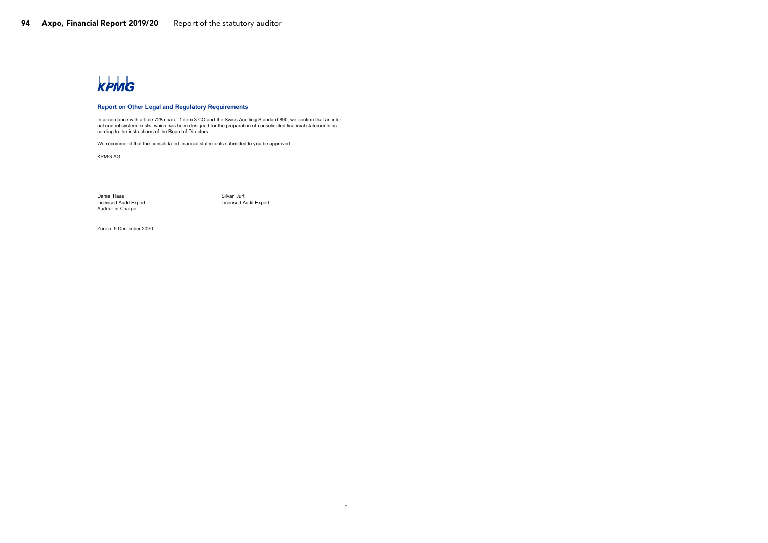## Report on Other Legal and Regulatory Requirements

In accordance with article 728a para. 1 item 3 CO and the Swiss Auditing Standard 890, we confirm that an internal control system exists, which has been designed for the preparation of consolidated financial statements according to the instructions of the Board of Directors.

We recommend that the consolidated financial statements submitted to you be approved.

KPMG AG

| | |
|---|---|
| Daniel Haas<br>Licensed Audit Expert<br>Auditor-in-Charge | Silvan Jurt<br>Licensed Audit Expert |

Zurich, 9 December 2020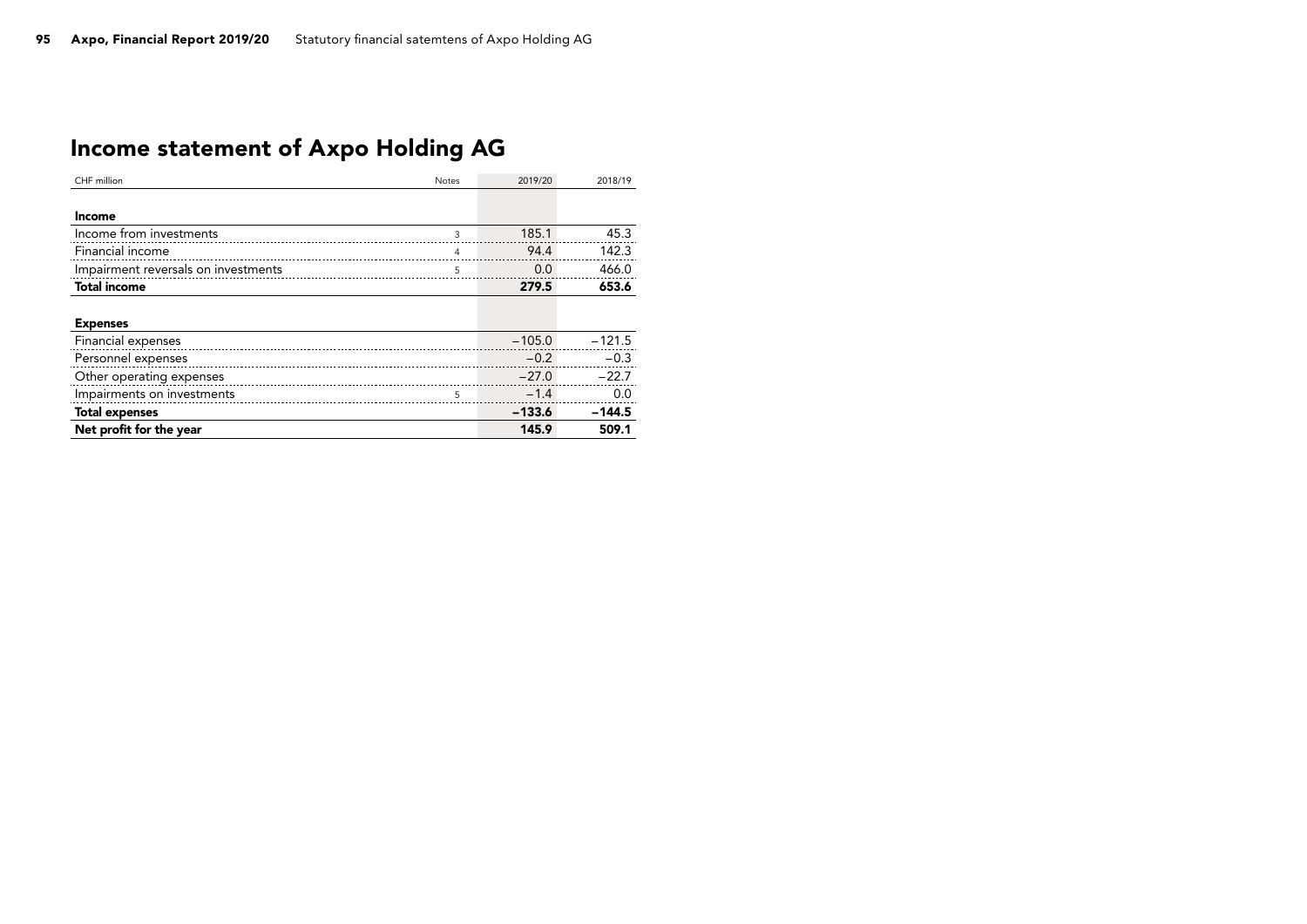# Income statement of Axpo Holding AG

| CHF million | Notes | 2019/20 | 2018/19 |
| --- | --- | --- | --- |
| **Income** | | | |
| Income from investments | 3 | 185.1 | 45.3 |
| Financial income | 4 | 94.4 | 142.3 |
| Impairment reversals on investments | 5 | 0.0 | 466.0 |
| **Total income** | | **279.5** | **653.6** |
| **Expenses** | | | |
| Financial expenses | | −105.0 | −121.5 |
| Personnel expenses | | −0.2 | −0.3 |
| Other operating expenses | | −27.0 | −22.7 |
| Impairments on investments | 5 | −1.4 | 0.0 |
| **Total expenses** | | **−133.6** | **−144.5** |
| **Net profit for the year** | | **145.9** | **509.1** |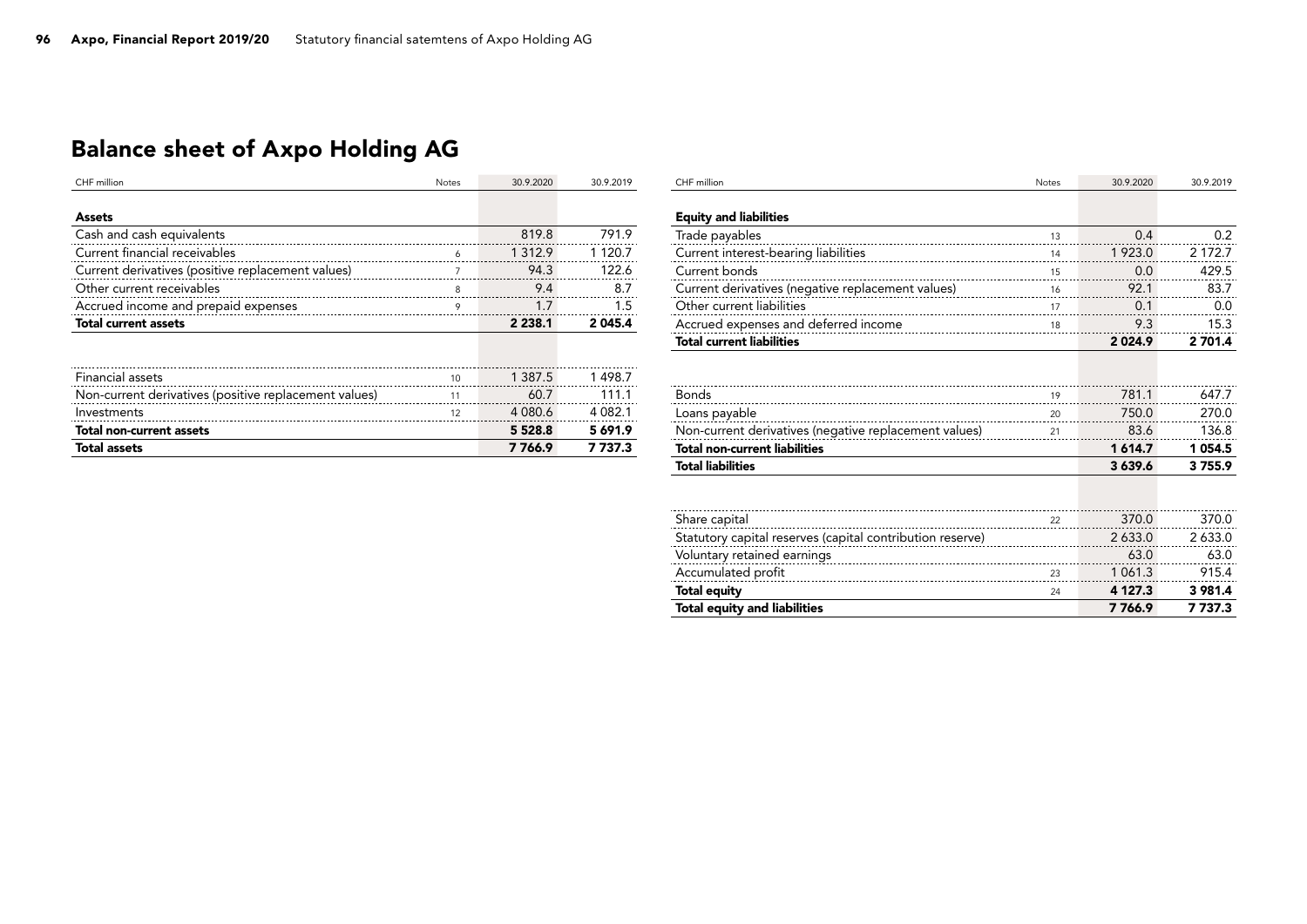# Balance sheet of Axpo Holding AG

| CHF million | Notes | 30.9.2020 | 30.9.2019 |
|---|---|---|---|
| **Assets** | | | |
| Cash and cash equivalents | | 819.8 | 791.9 |
| Current financial receivables | 6 | 1 312.9 | 1 120.7 |
| Current derivatives (positive replacement values) | 7 | 94.3 | 122.6 |
| Other current receivables | 8 | 9.4 | 8.7 |
| Accrued income and prepaid expenses | 9 | 1.7 | 1.5 |
| **Total current assets** | | **2 238.1** | **2 045.4** |
| Financial assets | 10 | 1 387.5 | 1 498.7 |
| Non-current derivatives (positive replacement values) | 11 | 60.7 | 111.1 |
| Investments | 12 | 4 080.6 | 4 082.1 |
| **Total non-current assets** | | **5 528.8** | **5 691.9** |
| **Total assets** | | **7 766.9** | **7 737.3** |

| CHF million | Notes | 30.9.2020 | 30.9.2019 |
|---|---|---|---|
| **Equity and liabilities** | | | |
| Trade payables | 13 | 0.4 | 0.2 |
| Current interest-bearing liabilities | 14 | 1 923.0 | 2 172.7 |
| Current bonds | 15 | 0.0 | 429.5 |
| Current derivatives (negative replacement values) | 16 | 92.1 | 83.7 |
| Other current liabilities | 17 | 0.1 | 0.0 |
| Accrued expenses and deferred income | 18 | 9.3 | 15.3 |
| **Total current liabilities** | | **2 024.9** | **2 701.4** |
| Bonds | 19 | 781.1 | 647.7 |
| Loans payable | 20 | 750.0 | 270.0 |
| Non-current derivatives (negative replacement values) | 21 | 83.6 | 136.8 |
| **Total non-current liabilities** | | **1 614.7** | **1 054.5** |
| **Total liabilities** | | **3 639.6** | **3 755.9** |
| Share capital | 22 | 370.0 | 370.0 |
| Statutory capital reserves (capital contribution reserve) | | 2 633.0 | 2 633.0 |
| Voluntary retained earnings | | 63.0 | 63.0 |
| Accumulated profit | 23 | 1 061.3 | 915.4 |
| **Total equity** | 24 | **4 127.3** | **3 981.4** |
| **Total equity and liabilities** | | **7 766.9** | **7 737.3** |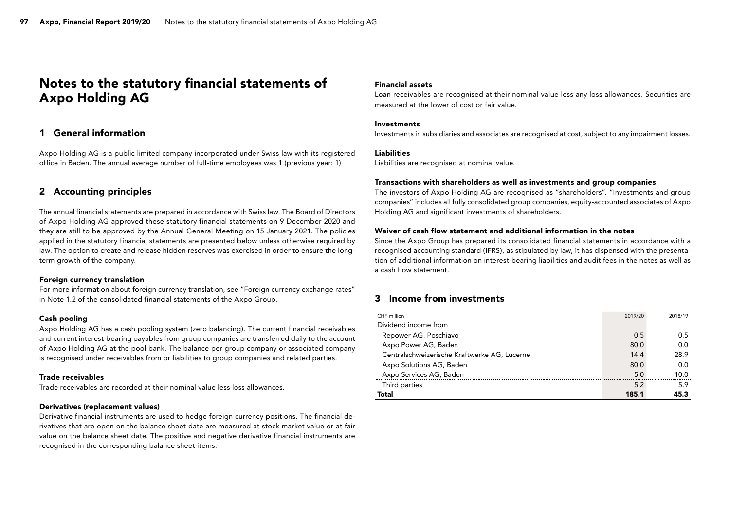# Notes to the statutory financial statements of Axpo Holding AG

## 1 General information

Axpo Holding AG is a public limited company incorporated under Swiss law with its registered office in Baden. The annual average number of full-time employees was 1 (previous year: 1)

## 2 Accounting principles

The annual financial statements are prepared in accordance with Swiss law. The Board of Directors of Axpo Holding AG approved these statutory financial statements on 9 December 2020 and they are still to be approved by the Annual General Meeting on 15 January 2021. The policies applied in the statutory financial statements are presented below unless otherwise required by law. The option to create and release hidden reserves was exercised in order to ensure the long-term growth of the company.

### Foreign currency translation

For more information about foreign currency translation, see "Foreign currency exchange rates" in Note 1.2 of the consolidated financial statements of the Axpo Group.

### Cash pooling

Axpo Holding AG has a cash pooling system (zero balancing). The current financial receivables and current interest-bearing payables from group companies are transferred daily to the account of Axpo Holding AG at the pool bank. The balance per group company or associated company is recognised under receivables from or liabilities to group companies and related parties.

### Trade receivables

Trade receivables are recorded at their nominal value less loss allowances.

### Derivatives (replacement values)

Derivative financial instruments are used to hedge foreign currency positions. The financial derivatives that are open on the balance sheet date are measured at stock market value or at fair value on the balance sheet date. The positive and negative derivative financial instruments are recognised in the corresponding balance sheet items.

### Financial assets

Loan receivables are recognised at their nominal value less any loss allowances. Securities are measured at the lower of cost or fair value.

### Investments

Investments in subsidiaries and associates are recognised at cost, subject to any impairment losses.

### Liabilities

Liabilities are recognised at nominal value.

### Transactions with shareholders as well as investments and group companies

The investors of Axpo Holding AG are recognised as "shareholders". "Investments and group companies" includes all fully consolidated group companies, equity-accounted associates of Axpo Holding AG and significant investments of shareholders.

### Waiver of cash flow statement and additional information in the notes

Since the Axpo Group has prepared its consolidated financial statements in accordance with a recognised accounting standard (IFRS), as stipulated by law, it has dispensed with the presentation of additional information on interest-bearing liabilities and audit fees in the notes as well as a cash flow statement.

## 3 Income from investments

| CHF million | 2019/20 | 2018/19 |
|---|---|---|
| Dividend income from | | |
| Repower AG, Poschiavo | 0.5 | 0.5 |
| Axpo Power AG, Baden | 80.0 | 0.0 |
| Centralschweizerische Kraftwerke AG, Lucerne | 14.4 | 28.9 |
| Axpo Solutions AG, Baden | 80.0 | 0.0 |
| Axpo Services AG, Baden | 5.0 | 10.0 |
| Third parties | 5.2 | 5.9 |
| **Total** | **185.1** | **45.3** |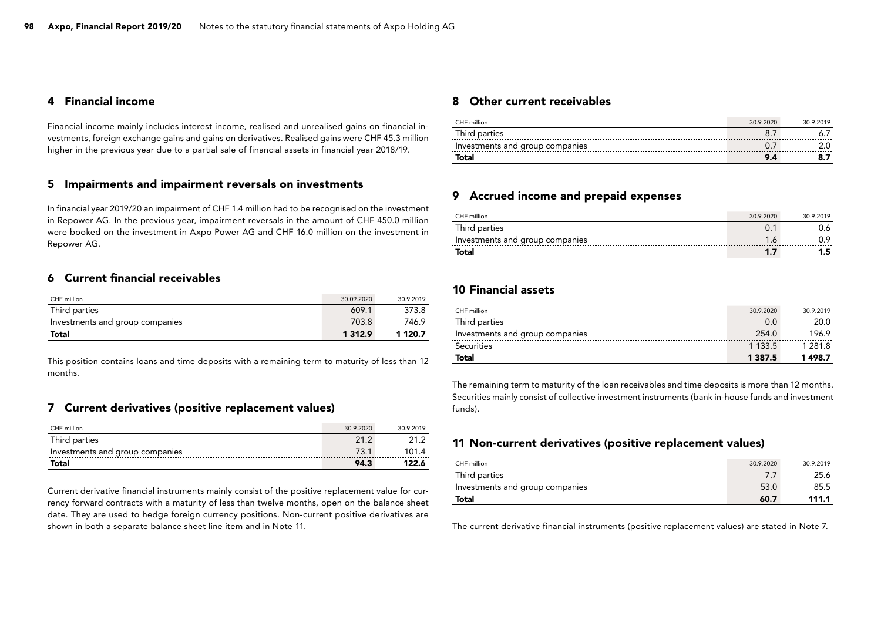## 4 Financial income

Financial income mainly includes interest income, realised and unrealised gains on financial investments, foreign exchange gains and gains on derivatives. Realised gains were CHF 45.3 million higher in the previous year due to a partial sale of financial assets in financial year 2018/19.

## 5 Impairments and impairment reversals on investments

In financial year 2019/20 an impairment of CHF 1.4 million had to be recognised on the investment in Repower AG. In the previous year, impairment reversals in the amount of CHF 450.0 million were booked on the investment in Axpo Power AG and CHF 16.0 million on the investment in Repower AG.

## 6 Current financial receivables

| CHF million | 30.09.2020 | 30.9.2019 |
|---|---|---|
| Third parties | 609.1 | 373.8 |
| Investments and group companies | 703.8 | 746.9 |
| **Total** | **1 312.9** | **1 120.7** |

This position contains loans and time deposits with a remaining term to maturity of less than 12 months.

## 7 Current derivatives (positive replacement values)

| CHF million | 30.9.2020 | 30.9.2019 |
|---|---|---|
| Third parties | 21.2 | 21.2 |
| Investments and group companies | 73.1 | 101.4 |
| **Total** | **94.3** | **122.6** |

Current derivative financial instruments mainly consist of the positive replacement value for currency forward contracts with a maturity of less than twelve months, open on the balance sheet date. They are used to hedge foreign currency positions. Non-current positive derivatives are shown in both a separate balance sheet line item and in Note 11.

## 8 Other current receivables

| CHF million | 30.9.2020 | 30.9.2019 |
|---|---|---|
| Third parties | 8.7 | 6.7 |
| Investments and group companies | 0.7 | 2.0 |
| **Total** | **9.4** | **8.7** |

## 9 Accrued income and prepaid expenses

| CHF million | 30.9.2020 | 30.9.2019 |
|---|---|---|
| Third parties | 0.1 | 0.6 |
| Investments and group companies | 1.6 | 0.9 |
| **Total** | **1.7** | **1.5** |

## 10 Financial assets

| CHF million | 30.9.2020 | 30.9.2019 |
|---|---|---|
| Third parties | 0.0 | 20.0 |
| Investments and group companies | 254.0 | 196.9 |
| Securities | 1 133.5 | 1 281.8 |
| **Total** | **1 387.5** | **1 498.7** |

The remaining term to maturity of the loan receivables and time deposits is more than 12 months. Securities mainly consist of collective investment instruments (bank in-house funds and investment funds).

## 11 Non-current derivatives (positive replacement values)

| CHF million | 30.9.2020 | 30.9.2019 |
|---|---|---|
| Third parties | 7.7 | 25.6 |
| Investments and group companies | 53.0 | 85.5 |
| **Total** | **60.7** | **111.1** |

The current derivative financial instruments (positive replacement values) are stated in Note 7.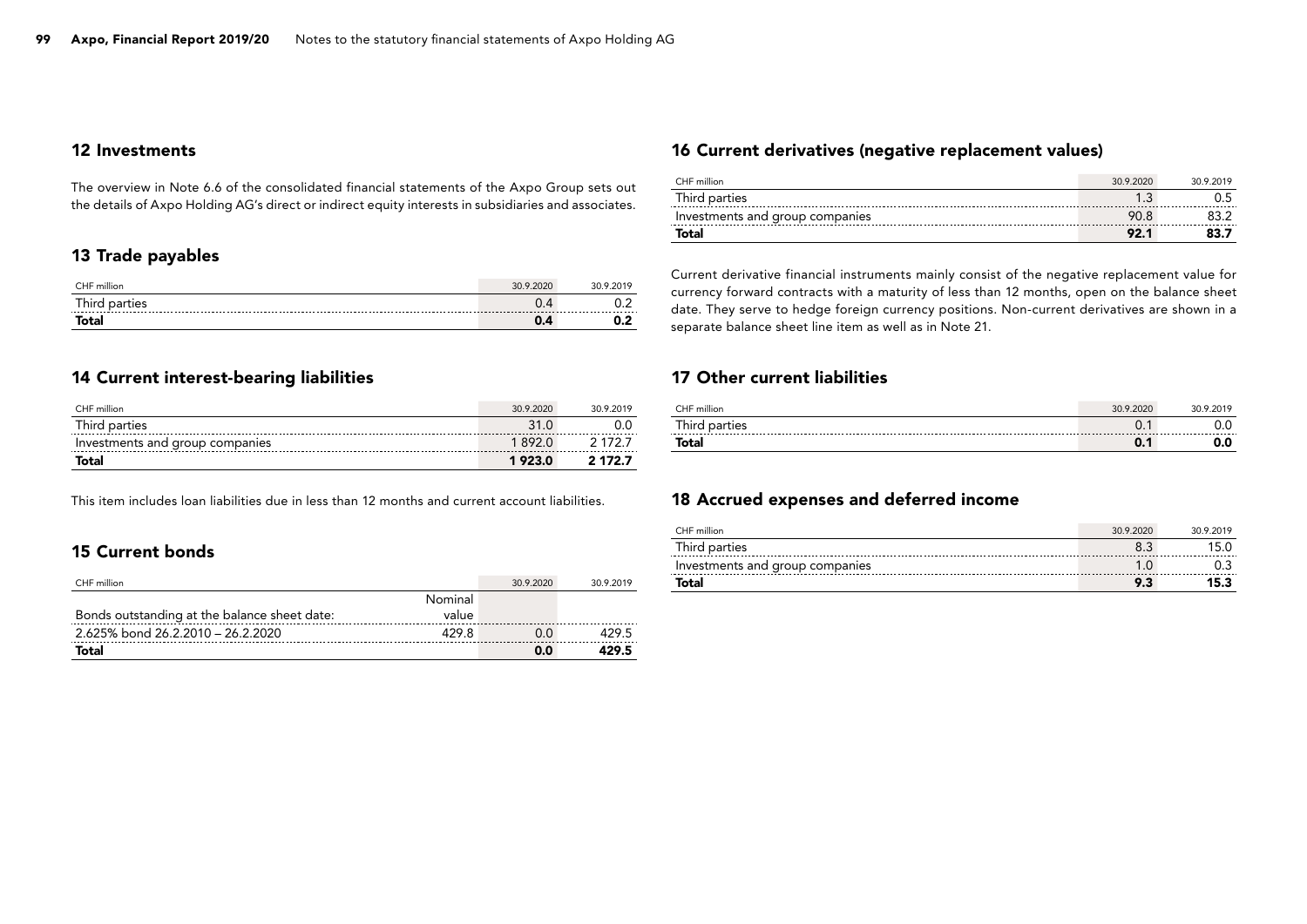## 12 Investments

The overview in Note 6.6 of the consolidated financial statements of the Axpo Group sets out the details of Axpo Holding AG's direct or indirect equity interests in subsidiaries and associates.

## 13 Trade payables

| CHF million | 30.9.2020 | 30.9.2019 |
|---|---|---|
| Third parties | 0.4 | 0.2 |
| **Total** | **0.4** | **0.2** |

## 14 Current interest-bearing liabilities

| CHF million | 30.9.2020 | 30.9.2019 |
|---|---|---|
| Third parties | 31.0 | 0.0 |
| Investments and group companies | 1 892.0 | 2 172.7 |
| **Total** | **1 923.0** | **2 172.7** |

This item includes loan liabilities due in less than 12 months and current account liabilities.

## 15 Current bonds

| CHF million | | 30.9.2020 | 30.9.2019 |
|---|---|---|---|
| Bonds outstanding at the balance sheet date: | Nominal value | | |
| 2.625% bond 26.2.2010 – 26.2.2020 | 429.8 | 0.0 | 429.5 |
| **Total** | | **0.0** | **429.5** |

## 16 Current derivatives (negative replacement values)

| CHF million | 30.9.2020 | 30.9.2019 |
|---|---|---|
| Third parties | 1.3 | 0.5 |
| Investments and group companies | 90.8 | 83.2 |
| **Total** | **92.1** | **83.7** |

Current derivative financial instruments mainly consist of the negative replacement value for currency forward contracts with a maturity of less than 12 months, open on the balance sheet date. They serve to hedge foreign currency positions. Non-current derivatives are shown in a separate balance sheet line item as well as in Note 21.

## 17 Other current liabilities

| CHF million | 30.9.2020 | 30.9.2019 |
|---|---|---|
| Third parties | 0.1 | 0.0 |
| **Total** | **0.1** | **0.0** |

## 18 Accrued expenses and deferred income

| CHF million | 30.9.2020 | 30.9.2019 |
|---|---|---|
| Third parties | 8.3 | 15.0 |
| Investments and group companies | 1.0 | 0.3 |
| **Total** | **9.3** | **15.3** |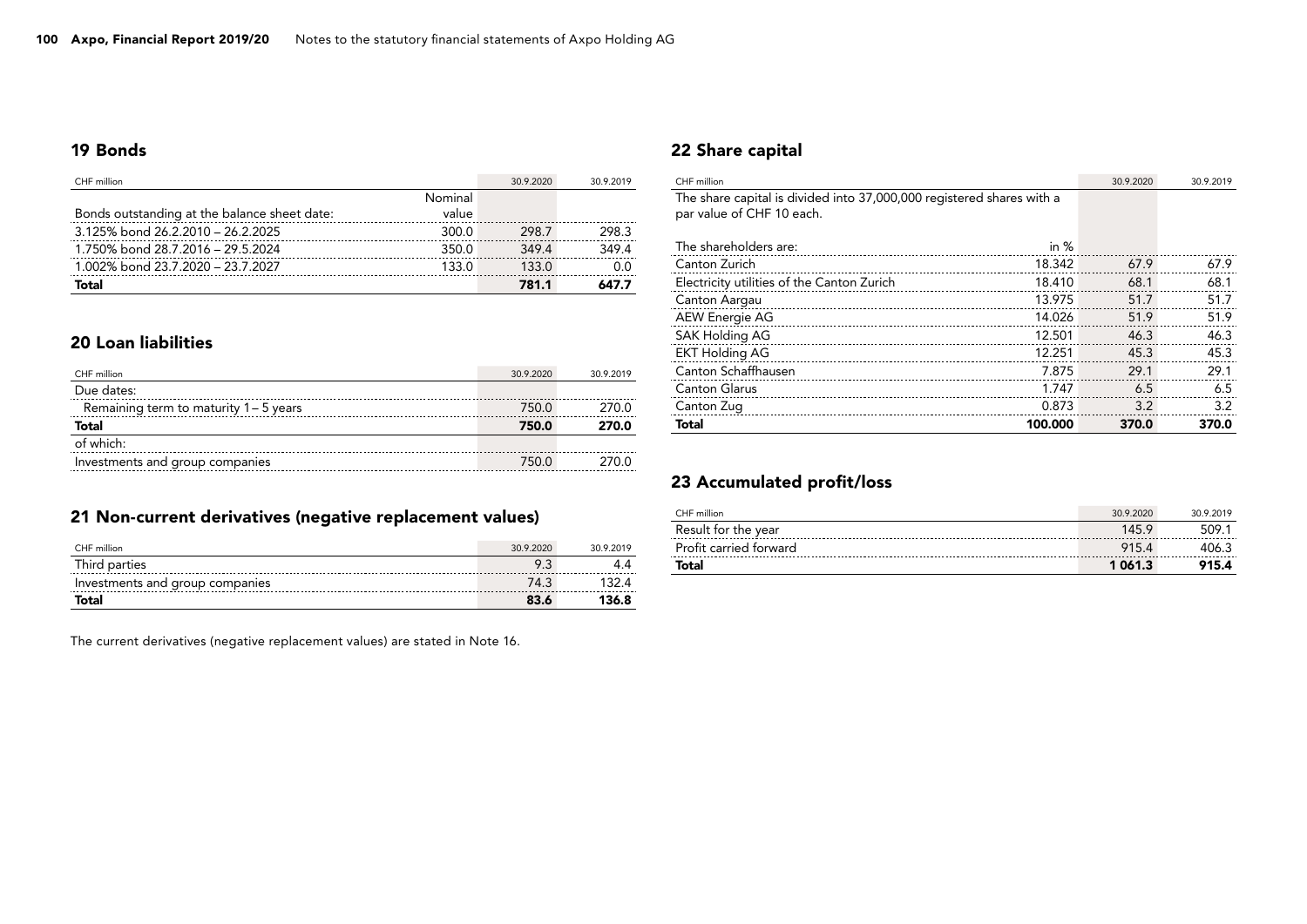## 19 Bonds

| CHF million | | 30.9.2020 | 30.9.2019 |
|---|---|---|---|
| Bonds outstanding at the balance sheet date: | Nominal value | | |
| 3.125% bond 26.2.2010 – 26.2.2025 | 300.0 | 298.7 | 298.3 |
| 1.750% bond 28.7.2016 – 29.5.2024 | 350.0 | 349.4 | 349.4 |
| 1.002% bond 23.7.2020 – 23.7.2027 | 133.0 | 133.0 | 0.0 |
| **Total** | | **781.1** | **647.7** |

## 20 Loan liabilities

| CHF million | 30.9.2020 | 30.9.2019 |
|---|---|---|
| Due dates: | | |
| Remaining term to maturity 1 – 5 years | 750.0 | 270.0 |
| **Total** | **750.0** | **270.0** |
| of which: | | |
| Investments and group companies | 750.0 | 270.0 |

## 21 Non-current derivatives (negative replacement values)

| CHF million | 30.9.2020 | 30.9.2019 |
|---|---|---|
| Third parties | 9.3 | 4.4 |
| Investments and group companies | 74.3 | 132.4 |
| **Total** | **83.6** | **136.8** |

The current derivatives (negative replacement values) are stated in Note 16.

## 22 Share capital

| CHF million | | 30.9.2020 | 30.9.2019 |
|---|---|---|---|
| The share capital is divided into 37,000,000 registered shares with a par value of CHF 10 each. | | | |
| The shareholders are: | in % | | |
| Canton Zurich | 18.342 | 67.9 | 67.9 |
| Electricity utilities of the Canton Zurich | 18.410 | 68.1 | 68.1 |
| Canton Aargau | 13.975 | 51.7 | 51.7 |
| AEW Energie AG | 14.026 | 51.9 | 51.9 |
| SAK Holding AG | 12.501 | 46.3 | 46.3 |
| EKT Holding AG | 12.251 | 45.3 | 45.3 |
| Canton Schaffhausen | 7.875 | 29.1 | 29.1 |
| Canton Glarus | 1.747 | 6.5 | 6.5 |
| Canton Zug | 0.873 | 3.2 | 3.2 |
| **Total** | **100.000** | **370.0** | **370.0** |

## 23 Accumulated profit/loss

| CHF million | 30.9.2020 | 30.9.2019 |
|---|---|---|
| Result for the year | 145.9 | 509.1 |
| Profit carried forward | 915.4 | 406.3 |
| **Total** | **1 061.3** | **915.4** |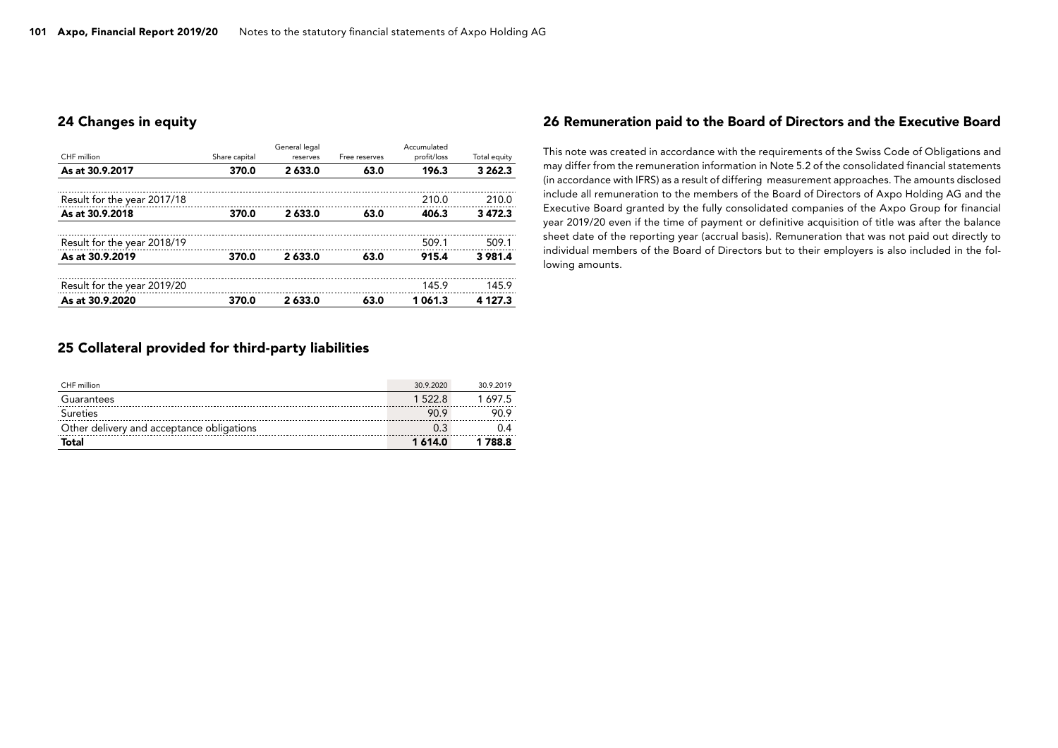## 24 Changes in equity

| CHF million | Share capital | General legal reserves | Free reserves | Accumulated profit/loss | Total equity |
|---|---|---|---|---|---|
| **As at 30.9.2017** | **370.0** | **2 633.0** | **63.0** | **196.3** | **3 262.3** |
| Result for the year 2017/18 | | | | 210.0 | 210.0 |
| **As at 30.9.2018** | **370.0** | **2 633.0** | **63.0** | **406.3** | **3 472.3** |
| Result for the year 2018/19 | | | | 509.1 | 509.1 |
| **As at 30.9.2019** | **370.0** | **2 633.0** | **63.0** | **915.4** | **3 981.4** |
| Result for the year 2019/20 | | | | 145.9 | 145.9 |
| **As at 30.9.2020** | **370.0** | **2 633.0** | **63.0** | **1 061.3** | **4 127.3** |

## 25 Collateral provided for third-party liabilities

| CHF million | 30.9.2020 | 30.9.2019 |
|---|---|---|
| Guarantees | 1 522.8 | 1 697.5 |
| Sureties | 90.9 | 90.9 |
| Other delivery and acceptance obligations | 0.3 | 0.4 |
| **Total** | **1 614.0** | **1 788.8** |

## 26 Remuneration paid to the Board of Directors and the Executive Board

This note was created in accordance with the requirements of the Swiss Code of Obligations and may differ from the remuneration information in Note 5.2 of the consolidated financial statements (in accordance with IFRS) as a result of differing measurement approaches. The amounts disclosed include all remuneration to the members of the Board of Directors of Axpo Holding AG and the Executive Board granted by the fully consolidated companies of the Axpo Group for financial year 2019/20 even if the time of payment or definitive acquisition of title was after the balance sheet date of the reporting year (accrual basis). Remuneration that was not paid out directly to individual members of the Board of Directors but to their employers is also included in the following amounts.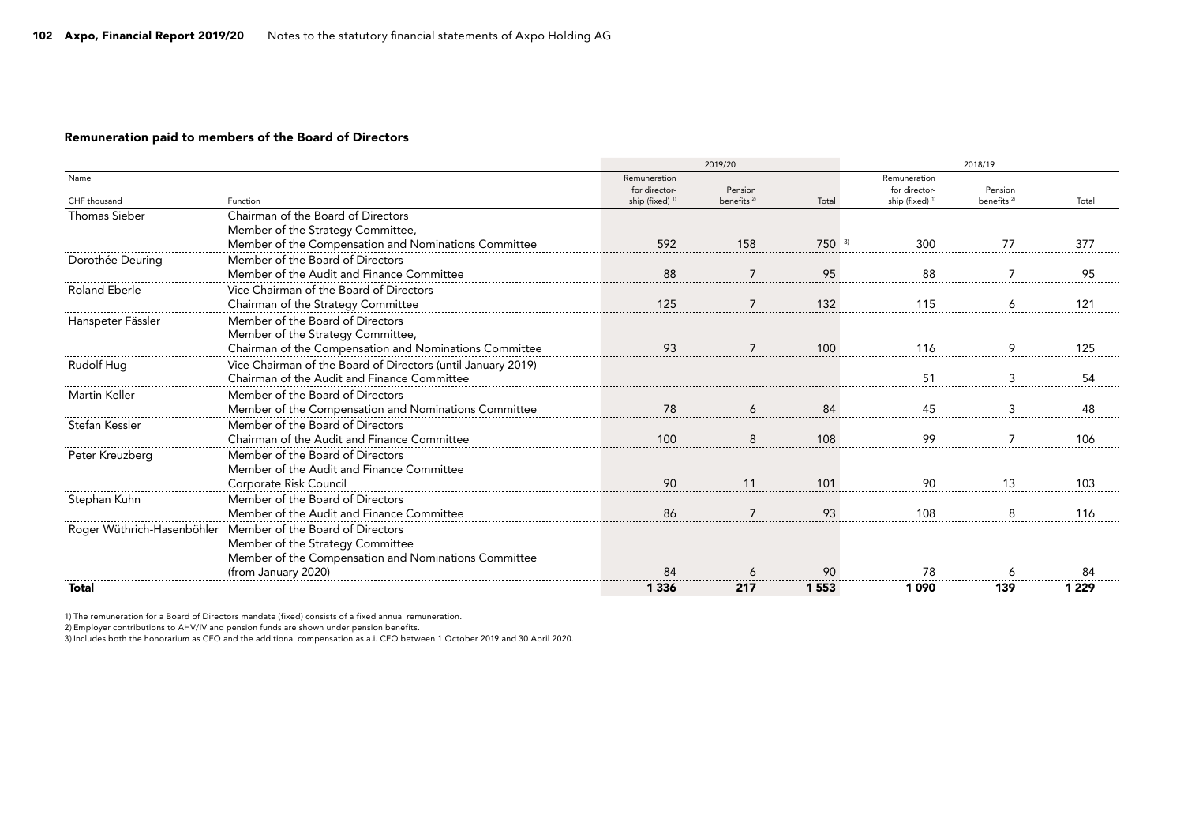## Remuneration paid to members of the Board of Directors

| Name | | 2019/20 | | | 2018/19 | | |
|---|---|---|---|---|---|---|---|
| CHF thousand | Function | Remuneration for directorship (fixed) [1] | Pension benefits [2] | Total | Remuneration for directorship (fixed) [1] | Pension benefits [2] | Total |
| Thomas Sieber | Chairman of the Board of Directors<br>Member of the Strategy Committee,<br>Member of the Compensation and Nominations Committee | 592 | 158 | 750 [3] | 300 | 77 | 377 |
| Dorothée Deuring | Member of the Board of Directors<br>Member of the Audit and Finance Committee | 88 | 7 | 95 | 88 | 7 | 95 |
| Roland Eberle | Vice Chairman of the Board of Directors<br>Chairman of the Strategy Committee | 125 | 7 | 132 | 115 | 6 | 121 |
| Hanspeter Fässler | Member of the Board of Directors<br>Member of the Strategy Committee,<br>Chairman of the Compensation and Nominations Committee | 93 | 7 | 100 | 116 | 9 | 125 |
| Rudolf Hug | Vice Chairman of the Board of Directors (until January 2019)<br>Chairman of the Audit and Finance Committee | | | | 51 | 3 | 54 |
| Martin Keller | Member of the Board of Directors<br>Member of the Compensation and Nominations Committee | 78 | 6 | 84 | 45 | 3 | 48 |
| Stefan Kessler | Member of the Board of Directors<br>Chairman of the Audit and Finance Committee | 100 | 8 | 108 | 99 | 7 | 106 |
| Peter Kreuzberg | Member of the Board of Directors<br>Member of the Audit and Finance Committee<br>Corporate Risk Council | 90 | 11 | 101 | 90 | 13 | 103 |
| Stephan Kuhn | Member of the Board of Directors<br>Member of the Audit and Finance Committee | 86 | 7 | 93 | 108 | 8 | 116 |
| Roger Wüthrich-Hasenböhler | Member of the Board of Directors<br>Member of the Strategy Committee<br>Member of the Compensation and Nominations Committee<br>(from January 2020) | 84 | 6 | 90 | 78 | 6 | 84 |
| **Total** | | **1 336** | **217** | **1 553** | **1 090** | **139** | **1 229** |

1) The remuneration for a Board of Directors mandate (fixed) consists of a fixed annual remuneration.
2) Employer contributions to AHV/IV and pension funds are shown under pension benefits.
3) Includes both the honorarium as CEO and the additional compensation as a.i. CEO between 1 October 2019 and 30 April 2020.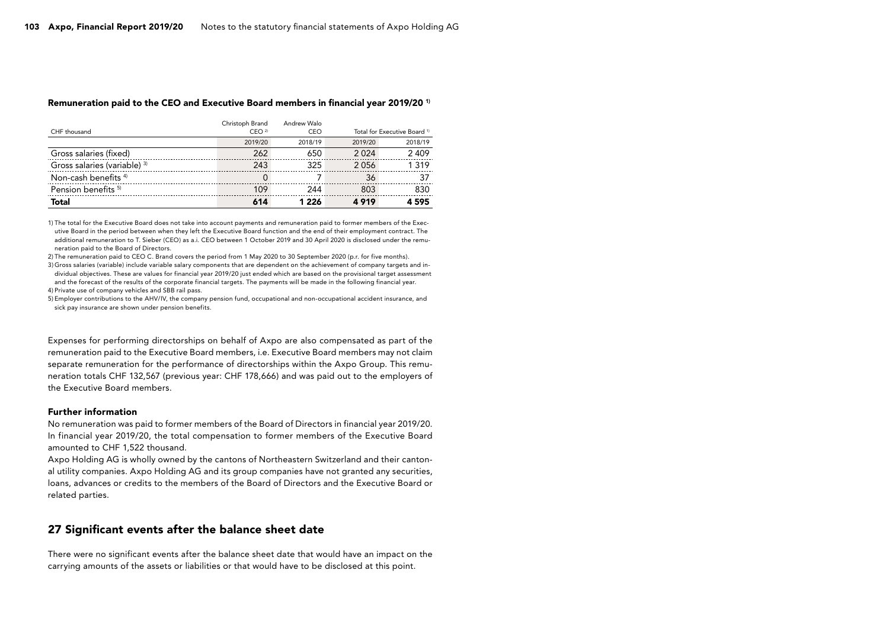#### Remuneration paid to the CEO and Executive Board members in financial year 2019/20 [1)]

| CHF thousand | Christoph Brand CEO [2)] | Andrew Walo CEO | Total for Executive Board [1)] | |
|---|---|---|---|---|
| | 2019/20 | 2018/19 | 2019/20 | 2018/19 |
| Gross salaries (fixed) | 262 | 650 | 2 024 | 2 409 |
| Gross salaries (variable) [3)] | 243 | 325 | 2 056 | 1 319 |
| Non-cash benefits [4)] | 0 | 7 | 36 | 37 |
| Pension benefits [5)] | 109 | 244 | 803 | 830 |
| **Total** | **614** | **1 226** | **4 919** | **4 595** |

1) The total for the Executive Board does not take into account payments and remuneration paid to former members of the Executive Board in the period between when they left the Executive Board function and the end of their employment contract. The additional remuneration to T. Sieber (CEO) as a.i. CEO between 1 October 2019 and 30 April 2020 is disclosed under the remuneration paid to the Board of Directors.

2) The remuneration paid to CEO C. Brand covers the period from 1 May 2020 to 30 September 2020 (p.r. for five months).

3) Gross salaries (variable) include variable salary components that are dependent on the achievement of company targets and individual objectives. These are values for financial year 2019/20 just ended which are based on the provisional target assessment and the forecast of the results of the corporate financial targets. The payments will be made in the following financial year.

4) Private use of company vehicles and SBB rail pass.

5) Employer contributions to the AHV/IV, the company pension fund, occupational and non-occupational accident insurance, and sick pay insurance are shown under pension benefits.

Expenses for performing directorships on behalf of Axpo are also compensated as part of the remuneration paid to the Executive Board members, i.e. Executive Board members may not claim separate remuneration for the performance of directorships within the Axpo Group. This remuneration totals CHF 132,567 (previous year: CHF 178,666) and was paid out to the employers of the Executive Board members.

#### Further information

No remuneration was paid to former members of the Board of Directors in financial year 2019/20. In financial year 2019/20, the total compensation to former members of the Executive Board amounted to CHF 1,522 thousand.

Axpo Holding AG is wholly owned by the cantons of Northeastern Switzerland and their cantonal utility companies. Axpo Holding AG and its group companies have not granted any securities, loans, advances or credits to the members of the Board of Directors and the Executive Board or related parties.

## 27 Significant events after the balance sheet date

There were no significant events after the balance sheet date that would have an impact on the carrying amounts of the assets or liabilities or that would have to be disclosed at this point.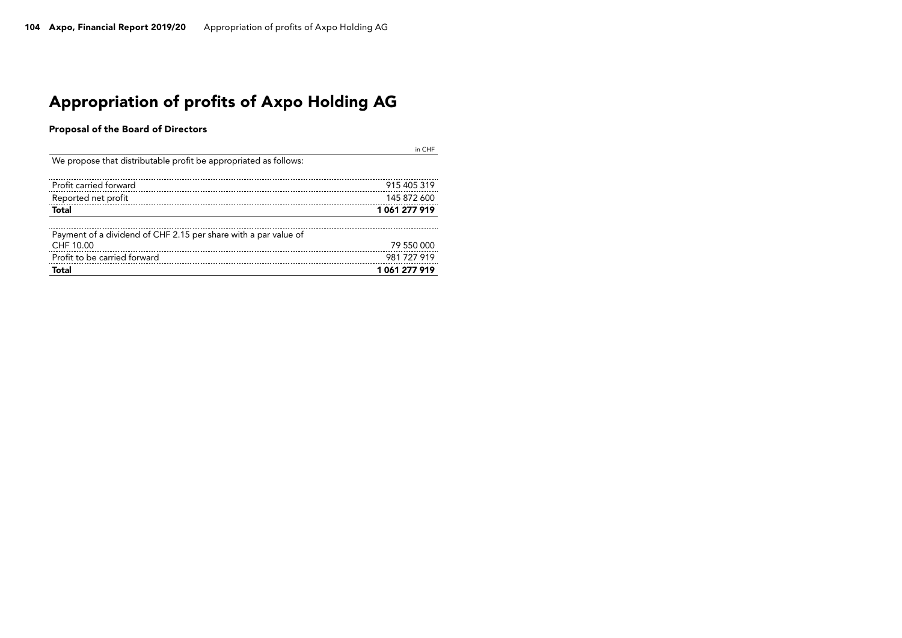# Appropriation of profits of Axpo Holding AG

### Proposal of the Board of Directors

| | in CHF |
|---|---|
| We propose that distributable profit be appropriated as follows: | |
| Profit carried forward | 915 405 319 |
| Reported net profit | 145 872 600 |
| **Total** | **1 061 277 919** |
| Payment of a dividend of CHF 2.15 per share with a par value of CHF 10.00 | 79 550 000 |
| Profit to be carried forward | 981 727 919 |
| **Total** | **1 061 277 919** |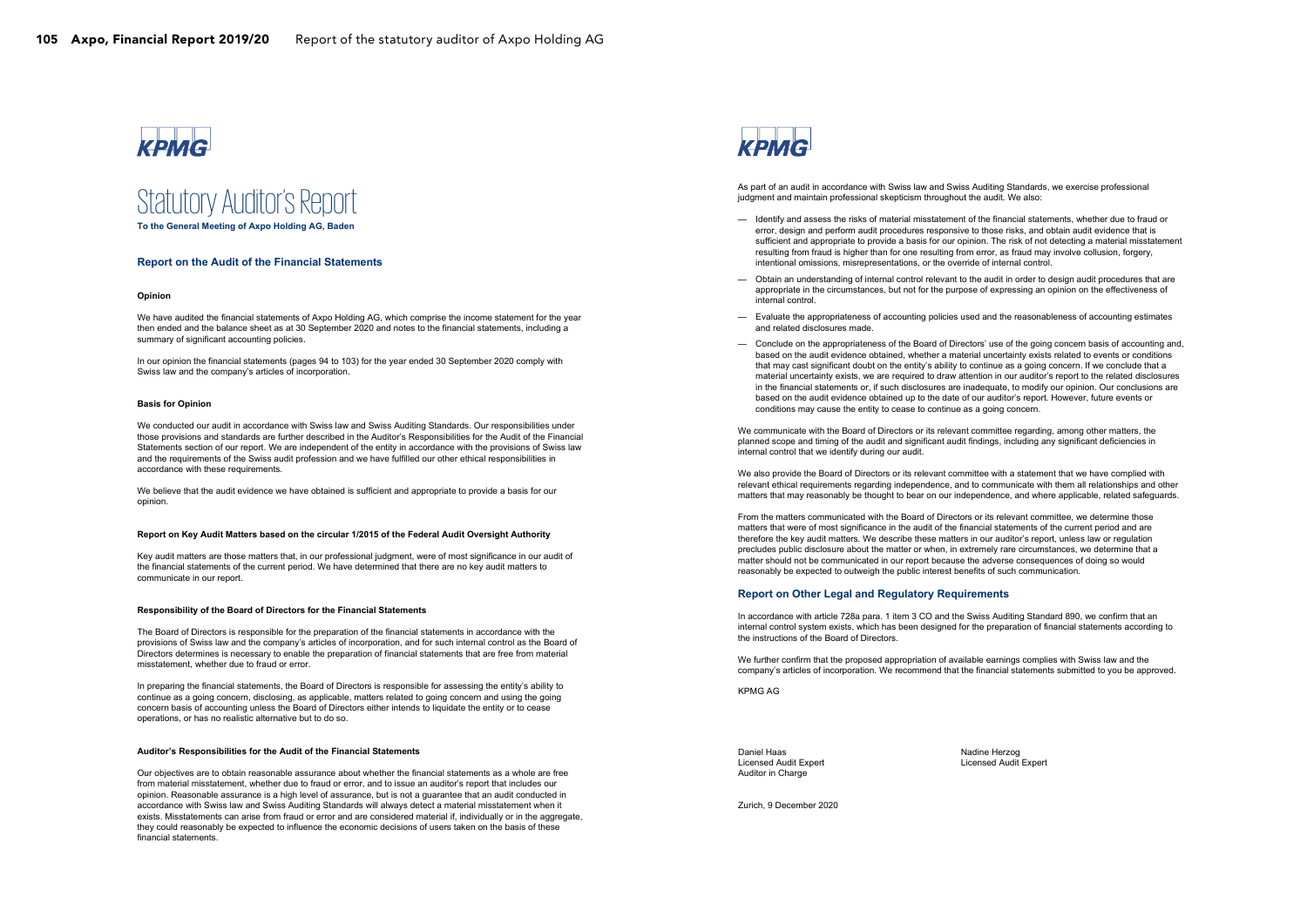# Statutory Auditor's Report

**To the General Meeting of Axpo Holding AG, Baden**

## Report on the Audit of the Financial Statements

#### Opinion

We have audited the financial statements of Axpo Holding AG, which comprise the income statement for the year then ended and the balance sheet as at 30 September 2020 and notes to the financial statements, including a summary of significant accounting policies.

In our opinion the financial statements (pages 94 to 103) for the year ended 30 September 2020 comply with Swiss law and the company's articles of incorporation.

#### Basis for Opinion

We conducted our audit in accordance with Swiss law and Swiss Auditing Standards. Our responsibilities under those provisions and standards are further described in the Auditor's Responsibilities for the Audit of the Financial Statements section of our report. We are independent of the entity in accordance with the provisions of Swiss law and the requirements of the Swiss audit profession and we have fulfilled our other ethical responsibilities in accordance with these requirements.

We believe that the audit evidence we have obtained is sufficient and appropriate to provide a basis for our opinion.

#### Report on Key Audit Matters based on the circular 1/2015 of the Federal Audit Oversight Authority

Key audit matters are those matters that, in our professional judgment, were of most significance in our audit of the financial statements of the current period. We have determined that there are no key audit matters to communicate in our report.

#### Responsibility of the Board of Directors for the Financial Statements

The Board of Directors is responsible for the preparation of the financial statements in accordance with the provisions of Swiss law and the company's articles of incorporation, and for such internal control as the Board of Directors determines is necessary to enable the preparation of financial statements that are free from material misstatement, whether due to fraud or error.

In preparing the financial statements, the Board of Directors is responsible for assessing the entity's ability to continue as a going concern, disclosing, as applicable, matters related to going concern and using the going concern basis of accounting unless the Board of Directors either intends to liquidate the entity or to cease operations, or has no realistic alternative but to do so.

#### Auditor's Responsibilities for the Audit of the Financial Statements

Our objectives are to obtain reasonable assurance about whether the financial statements as a whole are free from material misstatement, whether due to fraud or error, and to issue an auditor's report that includes our opinion. Reasonable assurance is a high level of assurance, but is not a guarantee that an audit conducted in accordance with Swiss law and Swiss Auditing Standards will always detect a material misstatement when it exists. Misstatements can arise from fraud or error and are considered material if, individually or in the aggregate, they could reasonably be expected to influence the economic decisions of users taken on the basis of these financial statements.

As part of an audit in accordance with Swiss law and Swiss Auditing Standards, we exercise professional judgment and maintain professional skepticism throughout the audit. We also:

- Identify and assess the risks of material misstatement of the financial statements, whether due to fraud or error, design and perform audit procedures responsive to those risks, and obtain audit evidence that is sufficient and appropriate to provide a basis for our opinion. The risk of not detecting a material misstatement resulting from fraud is higher than for one resulting from error, as fraud may involve collusion, forgery, intentional omissions, misrepresentations, or the override of internal control.
- Obtain an understanding of internal control relevant to the audit in order to design audit procedures that are appropriate in the circumstances, but not for the purpose of expressing an opinion on the effectiveness of internal control.
- Evaluate the appropriateness of accounting policies used and the reasonableness of accounting estimates and related disclosures made.
- Conclude on the appropriateness of the Board of Directors' use of the going concern basis of accounting and, based on the audit evidence obtained, whether a material uncertainty exists related to events or conditions that may cast significant doubt on the entity's ability to continue as a going concern. If we conclude that a material uncertainty exists, we are required to draw attention in our auditor's report to the related disclosures in the financial statements or, if such disclosures are inadequate, to modify our opinion. Our conclusions are based on the audit evidence obtained up to the date of our auditor's report. However, future events or conditions may cause the entity to cease to continue as a going concern.

We communicate with the Board of Directors or its relevant committee regarding, among other matters, the planned scope and timing of the audit and significant audit findings, including any significant deficiencies in internal control that we identify during our audit.

We also provide the Board of Directors or its relevant committee with a statement that we have complied with relevant ethical requirements regarding independence, and to communicate with them all relationships and other matters that may reasonably be thought to bear on our independence, and where applicable, related safeguards.

From the matters communicated with the Board of Directors or its relevant committee, we determine those matters that were of most significance in the audit of the financial statements of the current period and are therefore the key audit matters. We describe these matters in our auditor's report, unless law or regulation precludes public disclosure about the matter or when, in extremely rare circumstances, we determine that a matter should not be communicated in our report because the adverse consequences of doing so would reasonably be expected to outweigh the public interest benefits of such communication.

## Report on Other Legal and Regulatory Requirements

In accordance with article 728a para. 1 item 3 CO and the Swiss Auditing Standard 890, we confirm that an internal control system exists, which has been designed for the preparation of financial statements according to the instructions of the Board of Directors.

We further confirm that the proposed appropriation of available earnings complies with Swiss law and the company's articles of incorporation. We recommend that the financial statements submitted to you be approved.

KPMG AG

Daniel Haas
Licensed Audit Expert
Auditor in Charge

Nadine Herzog
Licensed Audit Expert

Zurich, 9 December 2020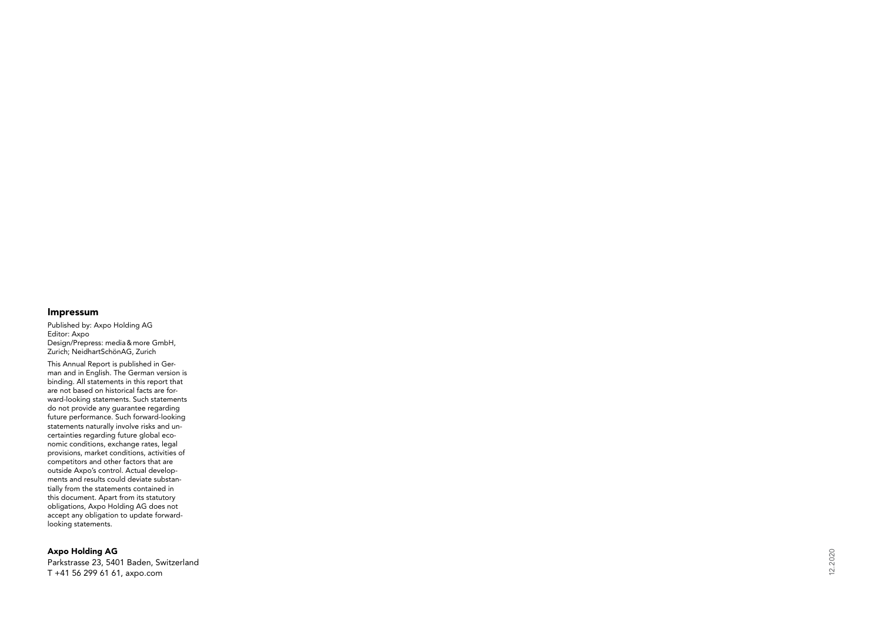## Impressum

Published by: Axpo Holding AG
Editor: Axpo
Design/Prepress: media & more GmbH, Zurich; NeidhartSchönAG, Zurich

This Annual Report is published in German and in English. The German version is binding. All statements in this report that are not based on historical facts are forward-looking statements. Such statements do not provide any guarantee regarding future performance. Such forward-looking statements naturally involve risks and uncertainties regarding future global economic conditions, exchange rates, legal provisions, market conditions, activities of competitors and other factors that are outside Axpo's control. Actual developments and results could deviate substantially from the statements contained in this document. Apart from its statutory obligations, Axpo Holding AG does not accept any obligation to update forward-looking statements.

**Axpo Holding AG**
Parkstrasse 23, 5401 Baden, Switzerland
T +41 56 299 61 61, axpo.com

12.2020